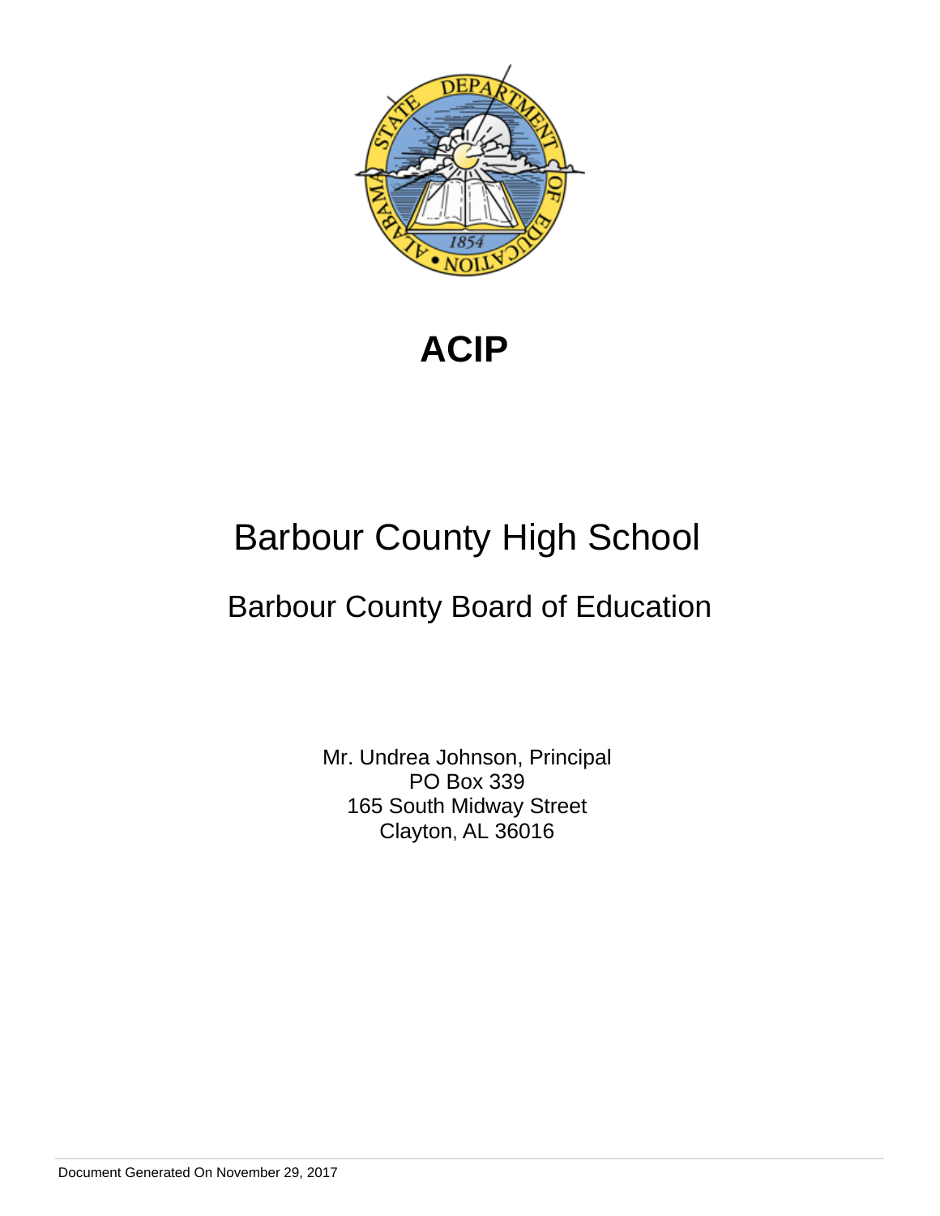# ACIP

## Barbour County High School

### Barbour County Board of Education

Mr. Undrea Johnson, Principal
PO Box 339
165 South Midway Street
Clayton, AL 36016

Document Generated On November 29, 2017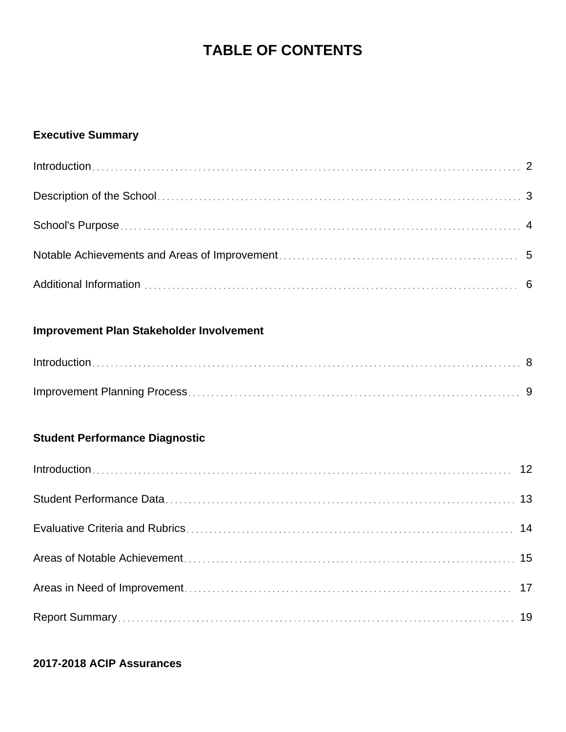# TABLE OF CONTENTS

**Executive Summary**

Introduction . . . . . 2

Description of the School . . . . . 3

School's Purpose . . . . . 4

Notable Achievements and Areas of Improvement . . . . . 5

Additional Information . . . . . 6

**Improvement Plan Stakeholder Involvement**

Introduction . . . . . 8

Improvement Planning Process . . . . . 9

**Student Performance Diagnostic**

Introduction . . . . . 12

Student Performance Data . . . . . 13

Evaluative Criteria and Rubrics . . . . . 14

Areas of Notable Achievement . . . . . 15

Areas in Need of Improvement . . . . . 17

Report Summary . . . . . 19

**2017-2018 ACIP Assurances**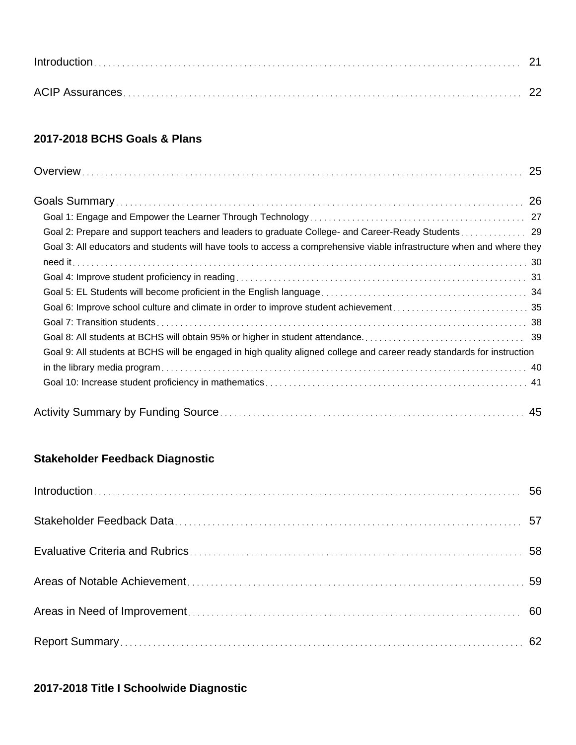Introduction ... 21

ACIP Assurances ... 22

### 2017-2018 BCHS Goals & Plans

Overview ... 25

Goals Summary ... 26

- Goal 1: Engage and Empower the Learner Through Technology ... 27
- Goal 2: Prepare and support teachers and leaders to graduate College- and Career-Ready Students ... 29
- Goal 3: All educators and students will have tools to access a comprehensive viable infrastructure when and where they need it ... 30
- Goal 4: Improve student proficiency in reading ... 31
- Goal 5: EL Students will become proficient in the English language ... 34
- Goal 6: Improve school culture and climate in order to improve student achievement ... 35
- Goal 7: Transition students ... 38
- Goal 8: All students at BCHS will obtain 95% or higher in student attendance. ... 39
- Goal 9: All students at BCHS will be engaged in high quality aligned college and career ready standards for instruction in the library media program ... 40
- Goal 10: Increase student proficiency in mathematics ... 41

Activity Summary by Funding Source ... 45

### Stakeholder Feedback Diagnostic

Introduction ... 56

Stakeholder Feedback Data ... 57

Evaluative Criteria and Rubrics ... 58

Areas of Notable Achievement ... 59

Areas in Need of Improvement ... 60

Report Summary ... 62

### 2017-2018 Title I Schoolwide Diagnostic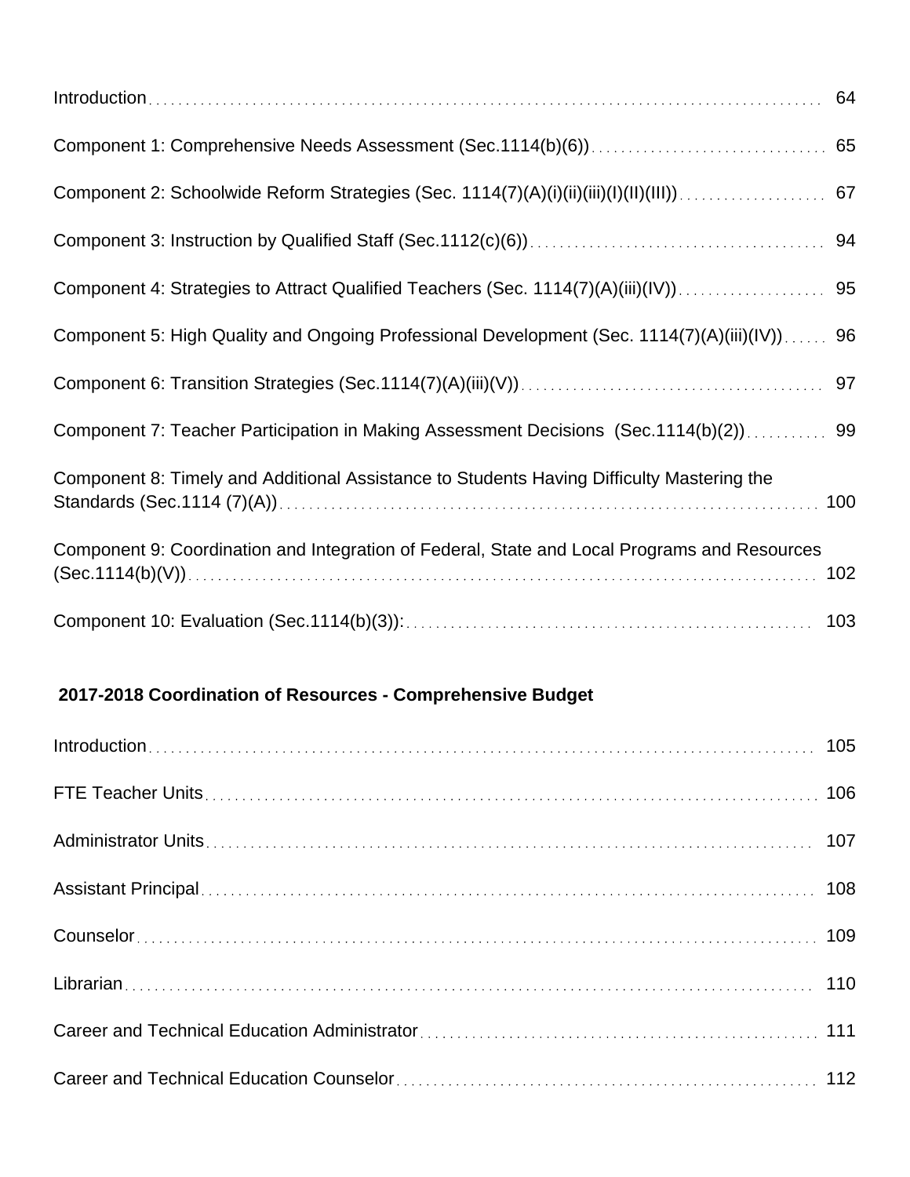Introduction ........ 64

Component 1: Comprehensive Needs Assessment (Sec.1114(b)(6)) ........ 65

Component 2: Schoolwide Reform Strategies (Sec. 1114(7)(A)(i)(ii)(iii)(I)(II)(III)) ........ 67

Component 3: Instruction by Qualified Staff (Sec.1112(c)(6)) ........ 94

Component 4: Strategies to Attract Qualified Teachers (Sec. 1114(7)(A)(iii)(IV)) ........ 95

Component 5: High Quality and Ongoing Professional Development (Sec. 1114(7)(A)(iii)(IV)) ........ 96

Component 6: Transition Strategies (Sec.1114(7)(A)(iii)(V)) ........ 97

Component 7: Teacher Participation in Making Assessment Decisions (Sec.1114(b)(2)) ........ 99

Component 8: Timely and Additional Assistance to Students Having Difficulty Mastering the Standards (Sec.1114 (7)(A)) ........ 100

Component 9: Coordination and Integration of Federal, State and Local Programs and Resources (Sec.1114(b)(V)) ........ 102

Component 10: Evaluation (Sec.1114(b)(3)): ........ 103

**2017-2018 Coordination of Resources - Comprehensive Budget**

Introduction ........ 105

FTE Teacher Units ........ 106

Administrator Units ........ 107

Assistant Principal ........ 108

Counselor ........ 109

Librarian ........ 110

Career and Technical Education Administrator ........ 111

Career and Technical Education Counselor ........ 112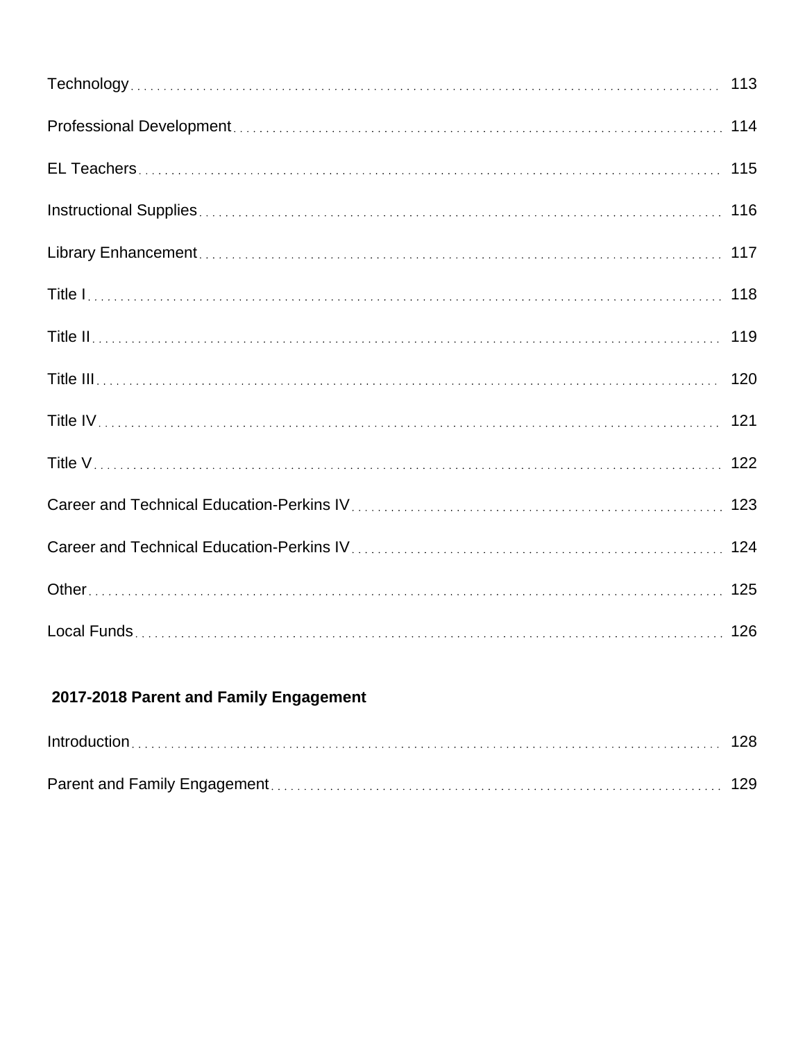Technology . . . . . . . . . . 113

Professional Development . . . . . . . . . . 114

EL Teachers . . . . . . . . . . 115

Instructional Supplies . . . . . . . . . . 116

Library Enhancement . . . . . . . . . . 117

Title I . . . . . . . . . . 118

Title II . . . . . . . . . . 119

Title III . . . . . . . . . . 120

Title IV . . . . . . . . . . 121

Title V . . . . . . . . . . 122

Career and Technical Education-Perkins IV . . . . . . . . . . 123

Career and Technical Education-Perkins IV . . . . . . . . . . 124

Other . . . . . . . . . . 125

Local Funds . . . . . . . . . . 126

**2017-2018 Parent and Family Engagement**

Introduction . . . . . . . . . . 128

Parent and Family Engagement . . . . . . . . . . 129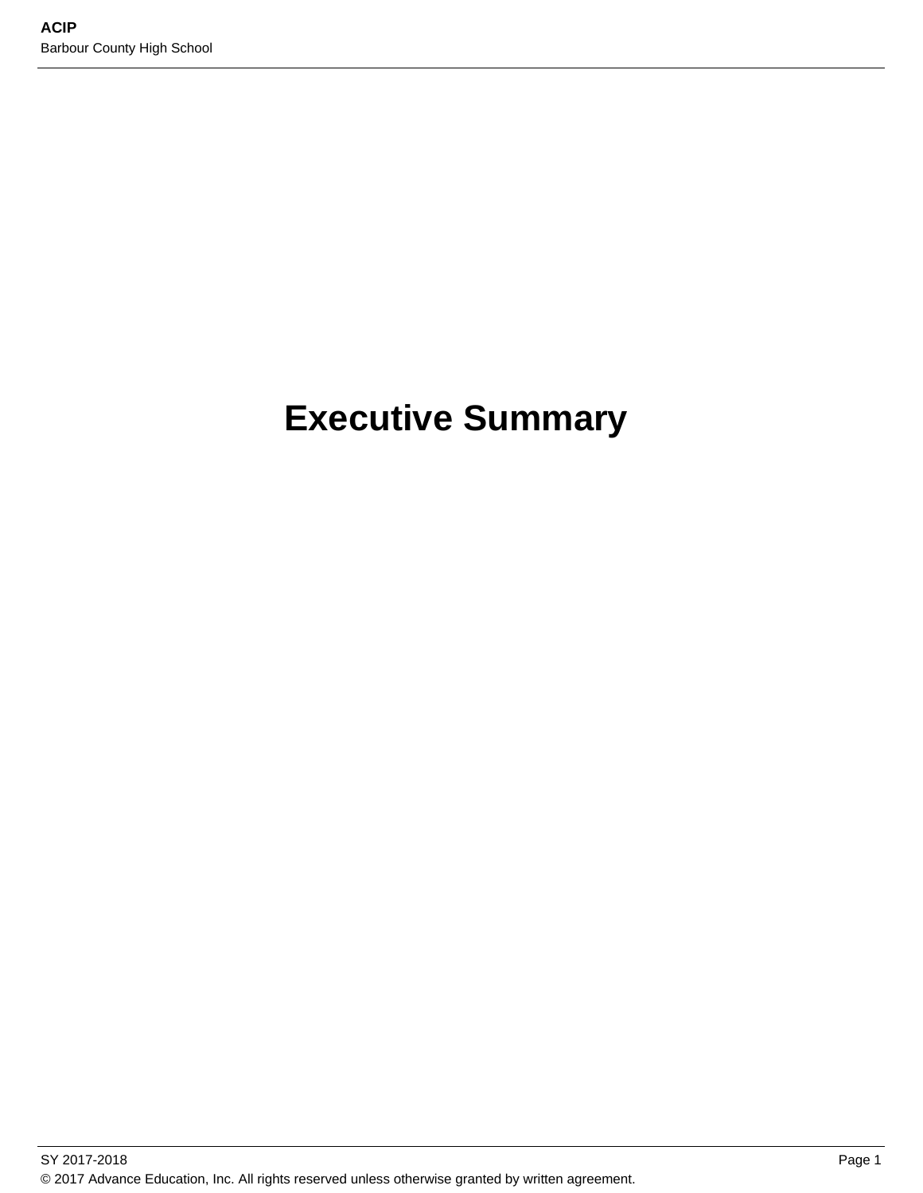# Executive Summary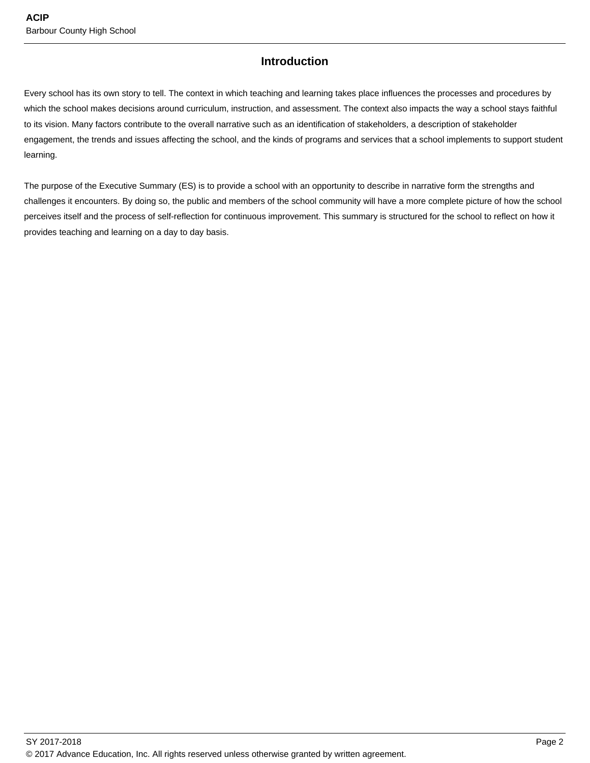# Introduction

Every school has its own story to tell. The context in which teaching and learning takes place influences the processes and procedures by which the school makes decisions around curriculum, instruction, and assessment. The context also impacts the way a school stays faithful to its vision. Many factors contribute to the overall narrative such as an identification of stakeholders, a description of stakeholder engagement, the trends and issues affecting the school, and the kinds of programs and services that a school implements to support student learning.

The purpose of the Executive Summary (ES) is to provide a school with an opportunity to describe in narrative form the strengths and challenges it encounters. By doing so, the public and members of the school community will have a more complete picture of how the school perceives itself and the process of self-reflection for continuous improvement. This summary is structured for the school to reflect on how it provides teaching and learning on a day to day basis.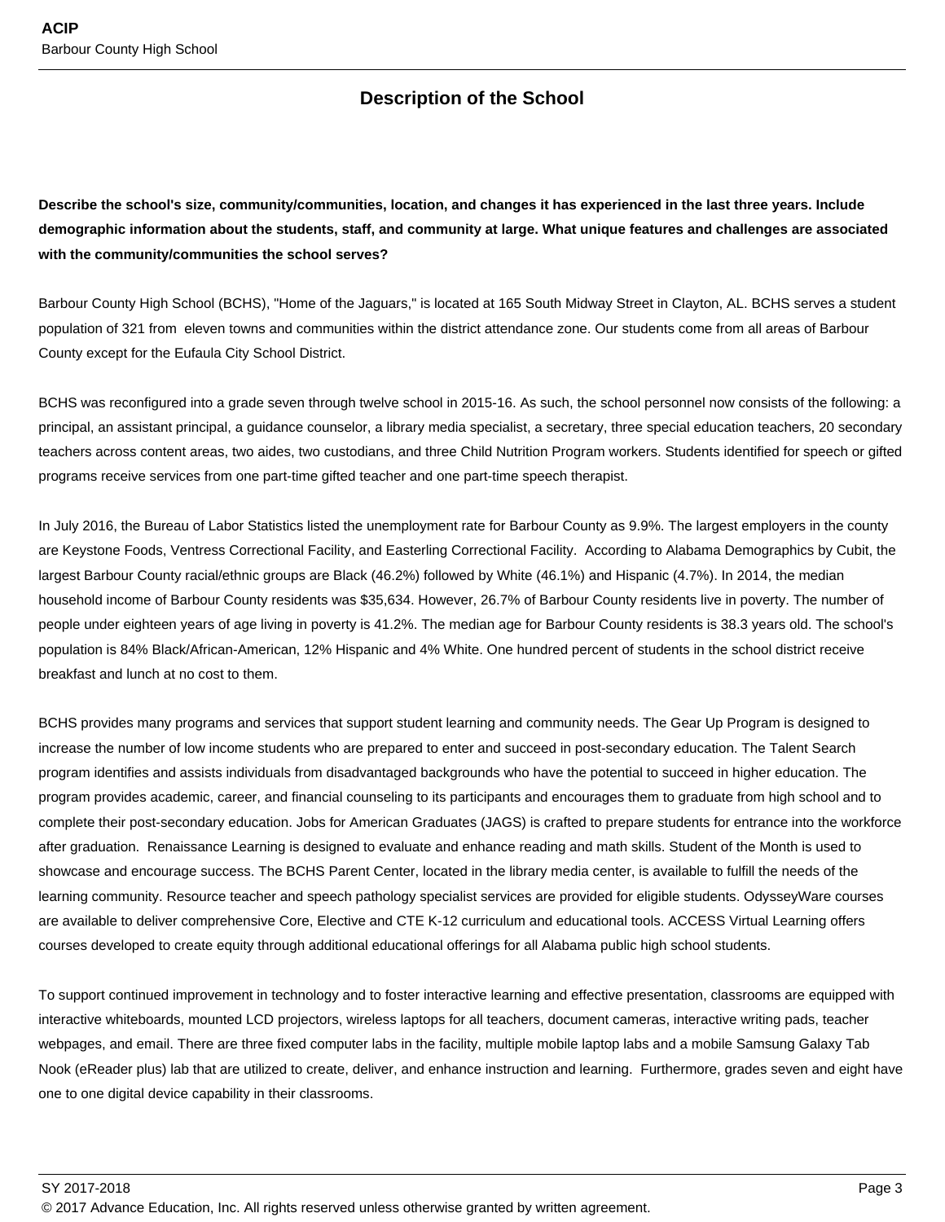## Description of the School

**Describe the school's size, community/communities, location, and changes it has experienced in the last three years. Include demographic information about the students, staff, and community at large. What unique features and challenges are associated with the community/communities the school serves?**

Barbour County High School (BCHS), "Home of the Jaguars," is located at 165 South Midway Street in Clayton, AL. BCHS serves a student population of 321 from eleven towns and communities within the district attendance zone. Our students come from all areas of Barbour County except for the Eufaula City School District.

BCHS was reconfigured into a grade seven through twelve school in 2015-16. As such, the school personnel now consists of the following: a principal, an assistant principal, a guidance counselor, a library media specialist, a secretary, three special education teachers, 20 secondary teachers across content areas, two aides, two custodians, and three Child Nutrition Program workers. Students identified for speech or gifted programs receive services from one part-time gifted teacher and one part-time speech therapist.

In July 2016, the Bureau of Labor Statistics listed the unemployment rate for Barbour County as 9.9%. The largest employers in the county are Keystone Foods, Ventress Correctional Facility, and Easterling Correctional Facility. According to Alabama Demographics by Cubit, the largest Barbour County racial/ethnic groups are Black (46.2%) followed by White (46.1%) and Hispanic (4.7%). In 2014, the median household income of Barbour County residents was $35,634. However, 26.7% of Barbour County residents live in poverty. The number of people under eighteen years of age living in poverty is 41.2%. The median age for Barbour County residents is 38.3 years old. The school's population is 84% Black/African-American, 12% Hispanic and 4% White. One hundred percent of students in the school district receive breakfast and lunch at no cost to them.

BCHS provides many programs and services that support student learning and community needs. The Gear Up Program is designed to increase the number of low income students who are prepared to enter and succeed in post-secondary education. The Talent Search program identifies and assists individuals from disadvantaged backgrounds who have the potential to succeed in higher education. The program provides academic, career, and financial counseling to its participants and encourages them to graduate from high school and to complete their post-secondary education. Jobs for American Graduates (JAGS) is crafted to prepare students for entrance into the workforce after graduation. Renaissance Learning is designed to evaluate and enhance reading and math skills. Student of the Month is used to showcase and encourage success. The BCHS Parent Center, located in the library media center, is available to fulfill the needs of the learning community. Resource teacher and speech pathology specialist services are provided for eligible students. OdysseyWare courses are available to deliver comprehensive Core, Elective and CTE K-12 curriculum and educational tools. ACCESS Virtual Learning offers courses developed to create equity through additional educational offerings for all Alabama public high school students.

To support continued improvement in technology and to foster interactive learning and effective presentation, classrooms are equipped with interactive whiteboards, mounted LCD projectors, wireless laptops for all teachers, document cameras, interactive writing pads, teacher webpages, and email. There are three fixed computer labs in the facility, multiple mobile laptop labs and a mobile Samsung Galaxy Tab Nook (eReader plus) lab that are utilized to create, deliver, and enhance instruction and learning. Furthermore, grades seven and eight have one to one digital device capability in their classrooms.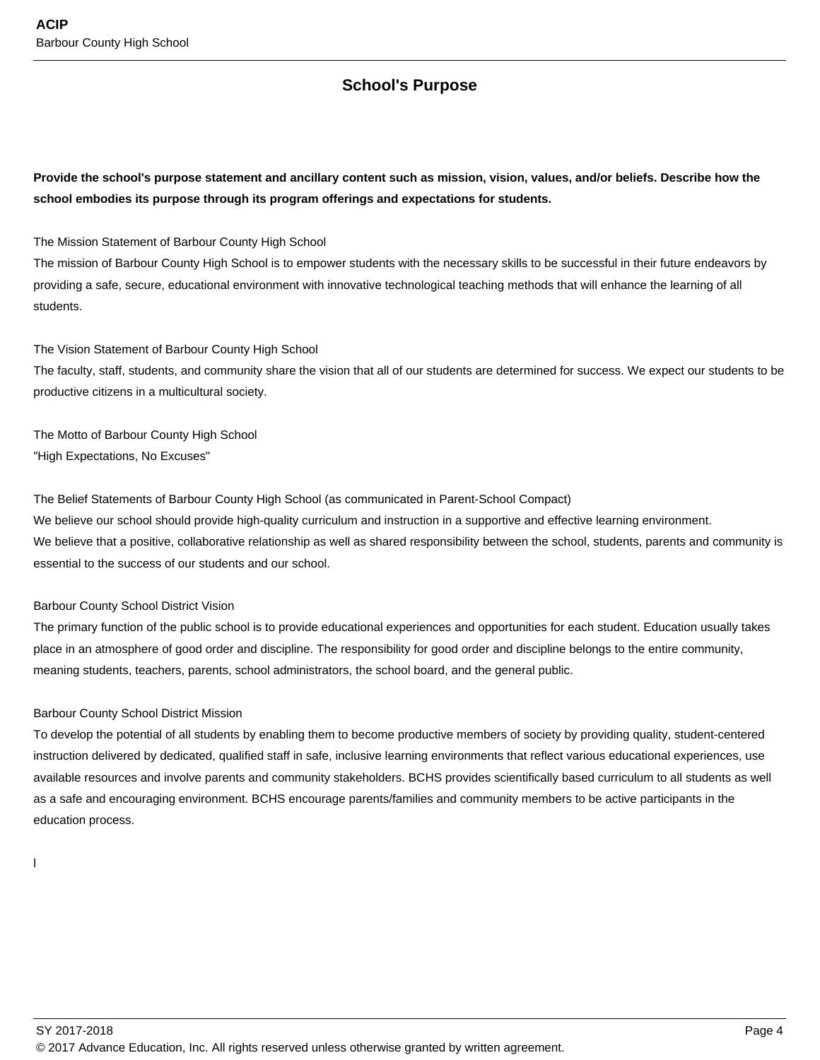## School's Purpose

**Provide the school's purpose statement and ancillary content such as mission, vision, values, and/or beliefs. Describe how the school embodies its purpose through its program offerings and expectations for students.**

The Mission Statement of Barbour County High School
The mission of Barbour County High School is to empower students with the necessary skills to be successful in their future endeavors by providing a safe, secure, educational environment with innovative technological teaching methods that will enhance the learning of all students.

The Vision Statement of Barbour County High School
The faculty, staff, students, and community share the vision that all of our students are determined for success. We expect our students to be productive citizens in a multicultural society.

The Motto of Barbour County High School
"High Expectations, No Excuses"

The Belief Statements of Barbour County High School (as communicated in Parent-School Compact)
We believe our school should provide high-quality curriculum and instruction in a supportive and effective learning environment.
We believe that a positive, collaborative relationship as well as shared responsibility between the school, students, parents and community is essential to the success of our students and our school.

Barbour County School District Vision
The primary function of the public school is to provide educational experiences and opportunities for each student. Education usually takes place in an atmosphere of good order and discipline. The responsibility for good order and discipline belongs to the entire community, meaning students, teachers, parents, school administrators, the school board, and the general public.

Barbour County School District Mission
To develop the potential of all students by enabling them to become productive members of society by providing quality, student-centered instruction delivered by dedicated, qualified staff in safe, inclusive learning environments that reflect various educational experiences, use available resources and involve parents and community stakeholders. BCHS provides scientifically based curriculum to all students as well as a safe and encouraging environment. BCHS encourage parents/families and community members to be active participants in the education process.

l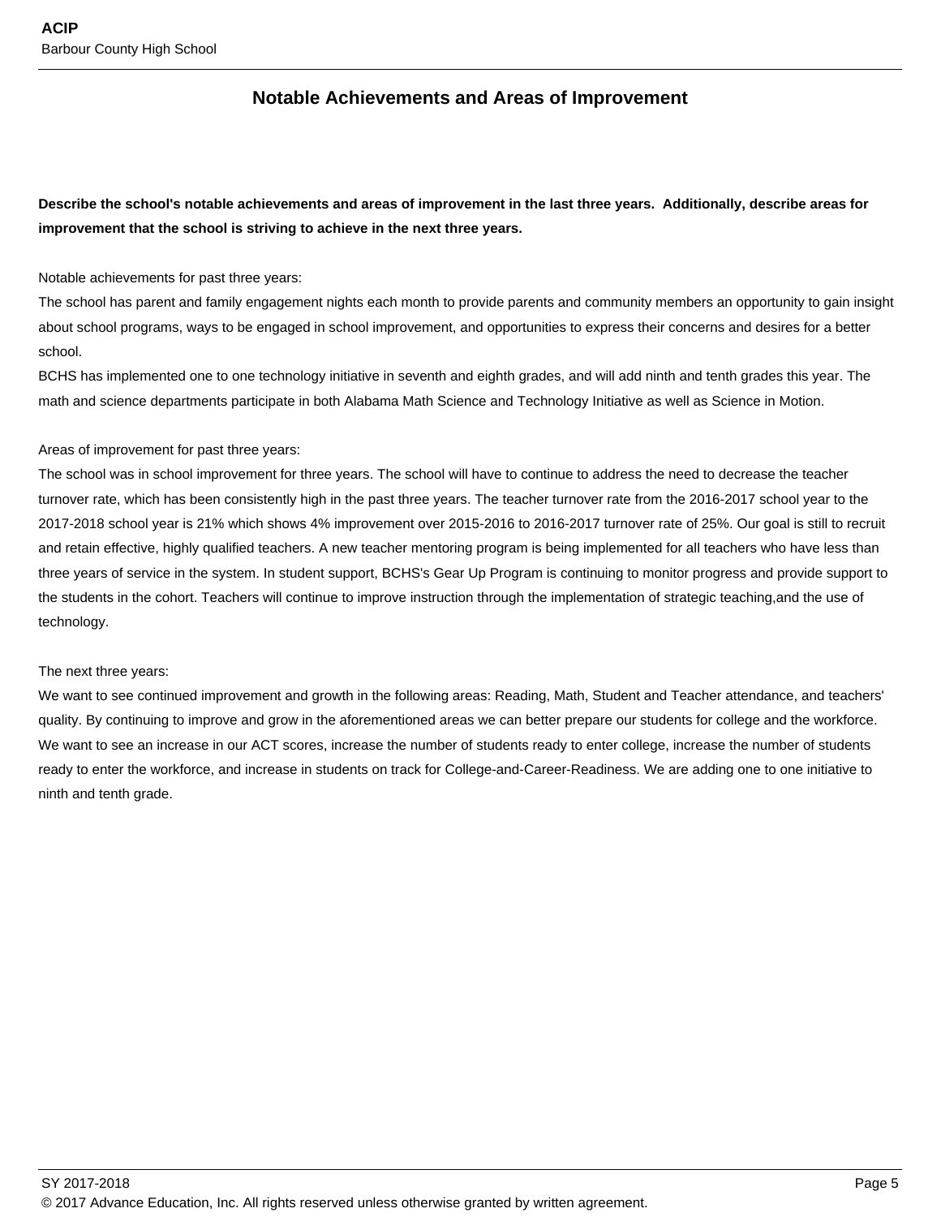## Notable Achievements and Areas of Improvement

**Describe the school's notable achievements and areas of improvement in the last three years. Additionally, describe areas for improvement that the school is striving to achieve in the next three years.**

Notable achievements for past three years:
The school has parent and family engagement nights each month to provide parents and community members an opportunity to gain insight about school programs, ways to be engaged in school improvement, and opportunities to express their concerns and desires for a better school.
BCHS has implemented one to one technology initiative in seventh and eighth grades, and will add ninth and tenth grades this year. The math and science departments participate in both Alabama Math Science and Technology Initiative as well as Science in Motion.

Areas of improvement for past three years:
The school was in school improvement for three years. The school will have to continue to address the need to decrease the teacher turnover rate, which has been consistently high in the past three years. The teacher turnover rate from the 2016-2017 school year to the 2017-2018 school year is 21% which shows 4% improvement over 2015-2016 to 2016-2017 turnover rate of 25%. Our goal is still to recruit and retain effective, highly qualified teachers. A new teacher mentoring program is being implemented for all teachers who have less than three years of service in the system. In student support, BCHS's Gear Up Program is continuing to monitor progress and provide support to the students in the cohort. Teachers will continue to improve instruction through the implementation of strategic teaching,and the use of technology.

The next three years:
We want to see continued improvement and growth in the following areas: Reading, Math, Student and Teacher attendance, and teachers' quality. By continuing to improve and grow in the aforementioned areas we can better prepare our students for college and the workforce. We want to see an increase in our ACT scores, increase the number of students ready to enter college, increase the number of students ready to enter the workforce, and increase in students on track for College-and-Career-Readiness. We are adding one to one initiative to ninth and tenth grade.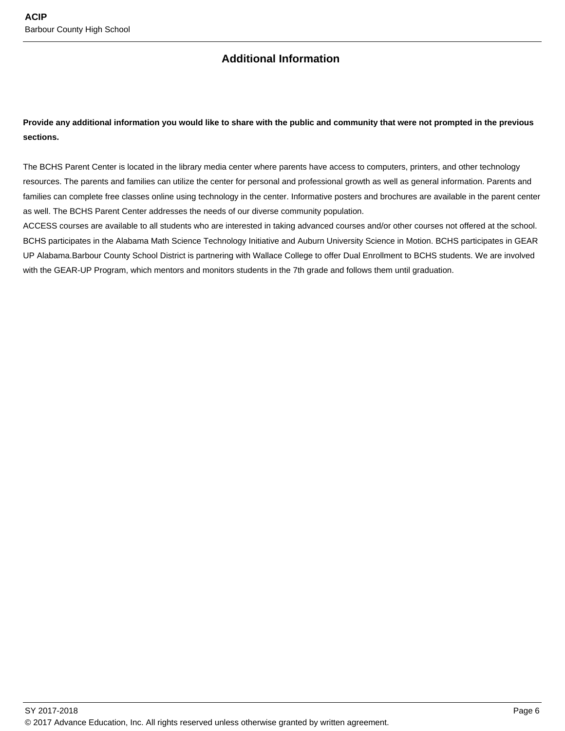## Additional Information

**Provide any additional information you would like to share with the public and community that were not prompted in the previous sections.**

The BCHS Parent Center is located in the library media center where parents have access to computers, printers, and other technology resources. The parents and families can utilize the center for personal and professional growth as well as general information. Parents and families can complete free classes online using technology in the center. Informative posters and brochures are available in the parent center as well. The BCHS Parent Center addresses the needs of our diverse community population.
ACCESS courses are available to all students who are interested in taking advanced courses and/or other courses not offered at the school. BCHS participates in the Alabama Math Science Technology Initiative and Auburn University Science in Motion. BCHS participates in GEAR UP Alabama.Barbour County School District is partnering with Wallace College to offer Dual Enrollment to BCHS students. We are involved with the GEAR-UP Program, which mentors and monitors students in the 7th grade and follows them until graduation.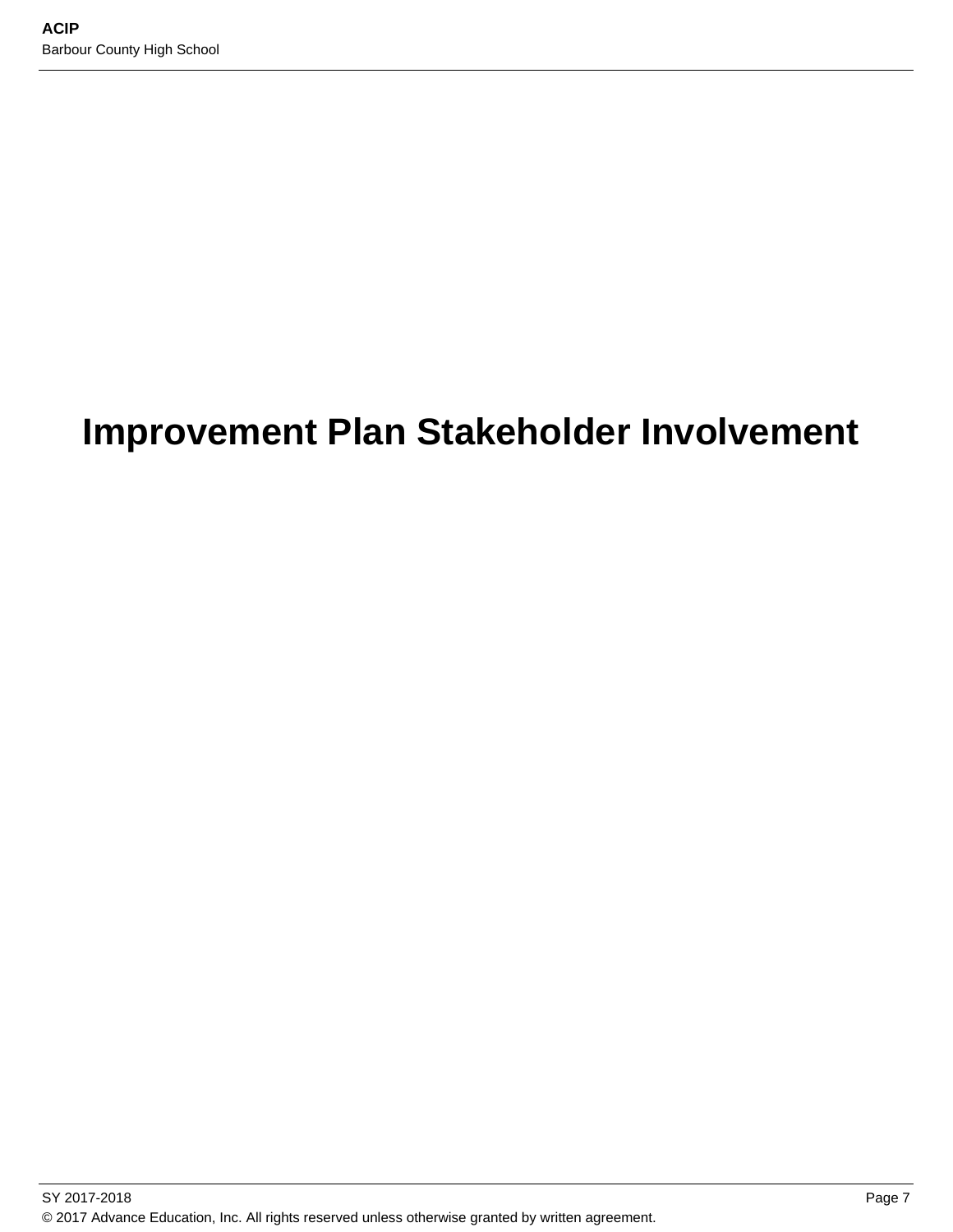# Improvement Plan Stakeholder Involvement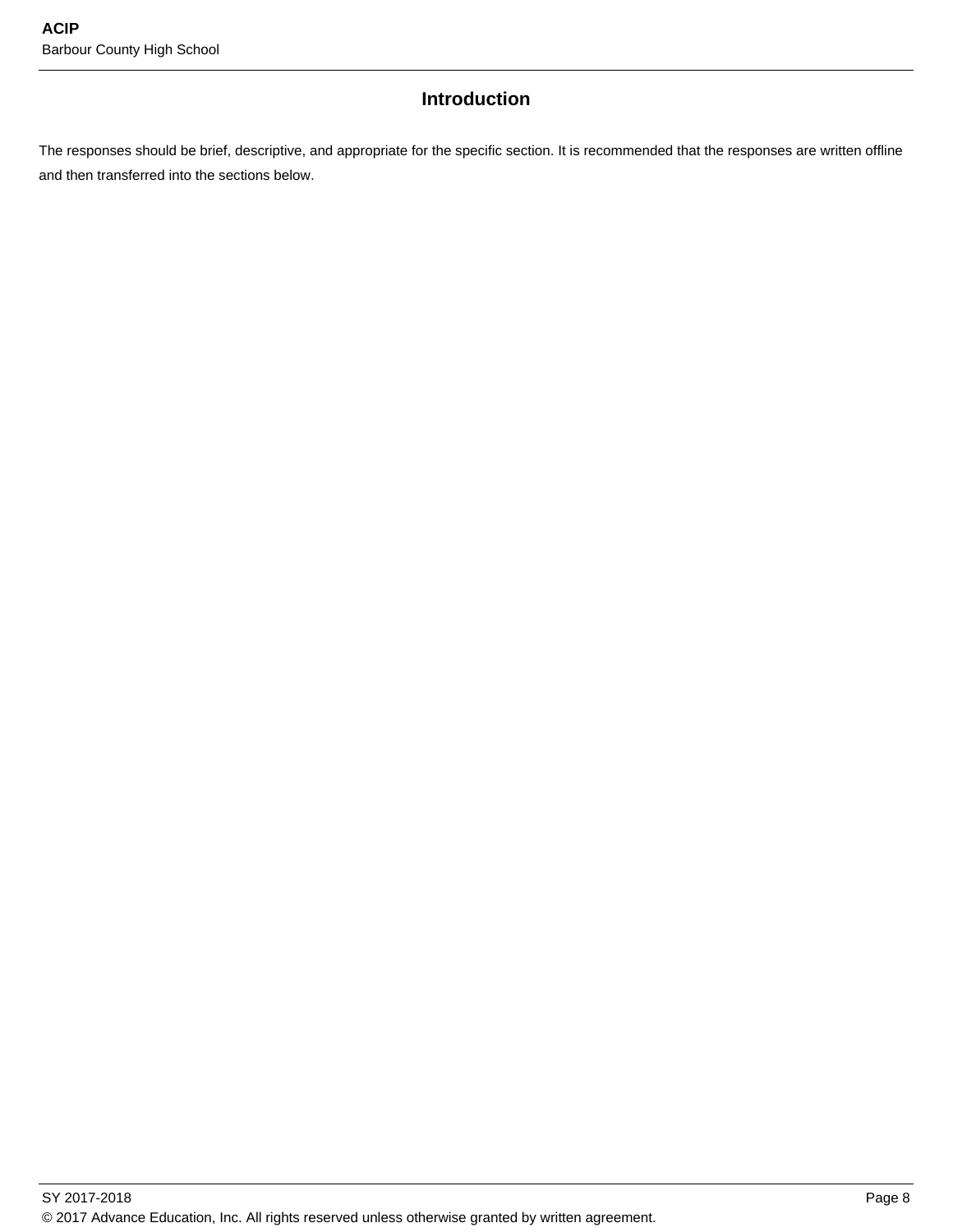## Introduction

The responses should be brief, descriptive, and appropriate for the specific section. It is recommended that the responses are written offline and then transferred into the sections below.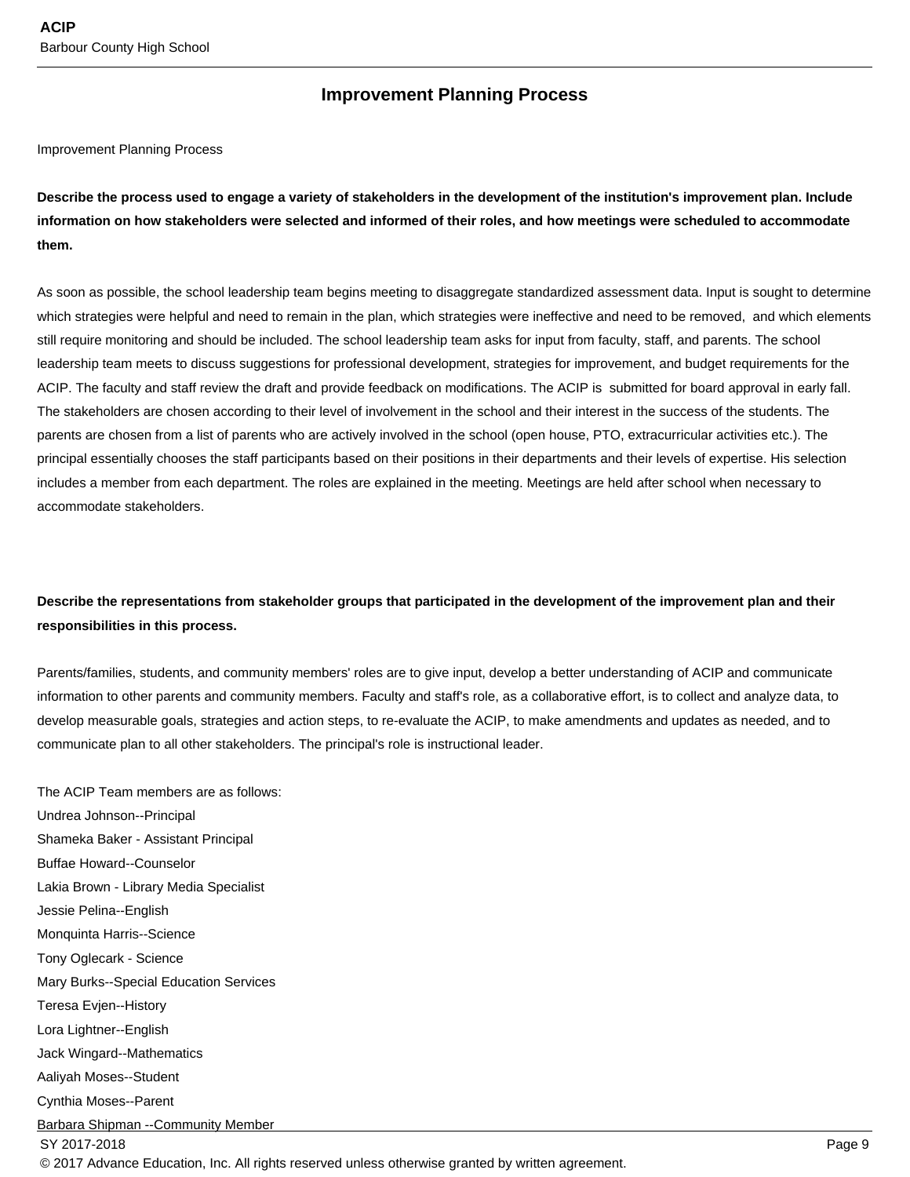## Improvement Planning Process

Improvement Planning Process

**Describe the process used to engage a variety of stakeholders in the development of the institution's improvement plan. Include information on how stakeholders were selected and informed of their roles, and how meetings were scheduled to accommodate them.**

As soon as possible, the school leadership team begins meeting to disaggregate standardized assessment data. Input is sought to determine which strategies were helpful and need to remain in the plan, which strategies were ineffective and need to be removed, and which elements still require monitoring and should be included. The school leadership team asks for input from faculty, staff, and parents. The school leadership team meets to discuss suggestions for professional development, strategies for improvement, and budget requirements for the ACIP. The faculty and staff review the draft and provide feedback on modifications. The ACIP is submitted for board approval in early fall. The stakeholders are chosen according to their level of involvement in the school and their interest in the success of the students. The parents are chosen from a list of parents who are actively involved in the school (open house, PTO, extracurricular activities etc.). The principal essentially chooses the staff participants based on their positions in their departments and their levels of expertise. His selection includes a member from each department. The roles are explained in the meeting. Meetings are held after school when necessary to accommodate stakeholders.

**Describe the representations from stakeholder groups that participated in the development of the improvement plan and their responsibilities in this process.**

Parents/families, students, and community members' roles are to give input, develop a better understanding of ACIP and communicate information to other parents and community members. Faculty and staff's role, as a collaborative effort, is to collect and analyze data, to develop measurable goals, strategies and action steps, to re-evaluate the ACIP, to make amendments and updates as needed, and to communicate plan to all other stakeholders. The principal's role is instructional leader.

The ACIP Team members are as follows:
Undrea Johnson--Principal
Shameka Baker - Assistant Principal
Buffae Howard--Counselor
Lakia Brown - Library Media Specialist
Jessie Pelina--English
Monquinta Harris--Science
Tony Oglecark - Science
Mary Burks--Special Education Services
Teresa Evjen--History
Lora Lightner--English
Jack Wingard--Mathematics
Aaliyah Moses--Student
Cynthia Moses--Parent
Barbara Shipman --Community Member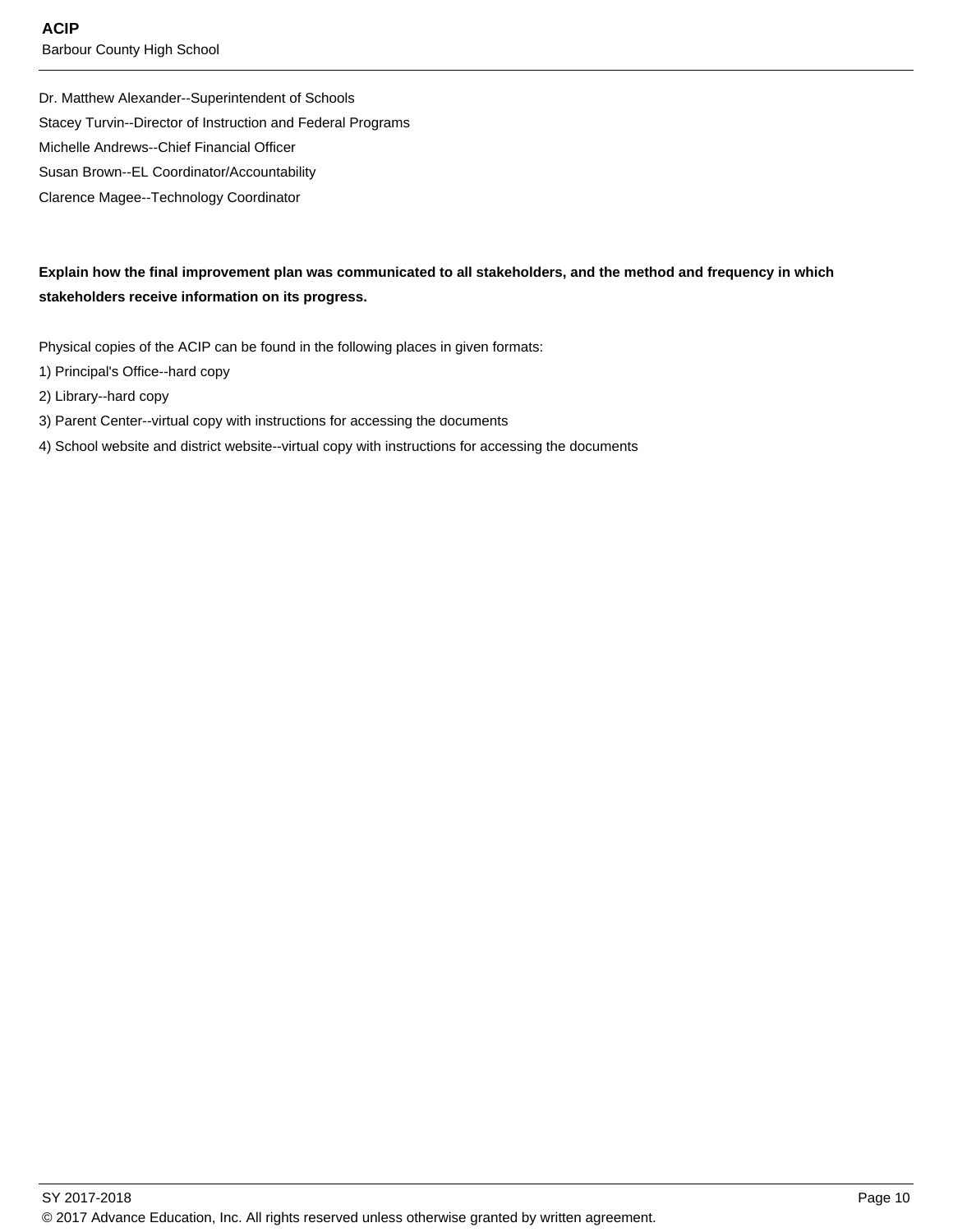Dr. Matthew Alexander--Superintendent of Schools

Stacey Turvin--Director of Instruction and Federal Programs

Michelle Andrews--Chief Financial Officer

Susan Brown--EL Coordinator/Accountability

Clarence Magee--Technology Coordinator

**Explain how the final improvement plan was communicated to all stakeholders, and the method and frequency in which stakeholders receive information on its progress.**

Physical copies of the ACIP can be found in the following places in given formats:

1) Principal's Office--hard copy
2) Library--hard copy
3) Parent Center--virtual copy with instructions for accessing the documents
4) School website and district website--virtual copy with instructions for accessing the documents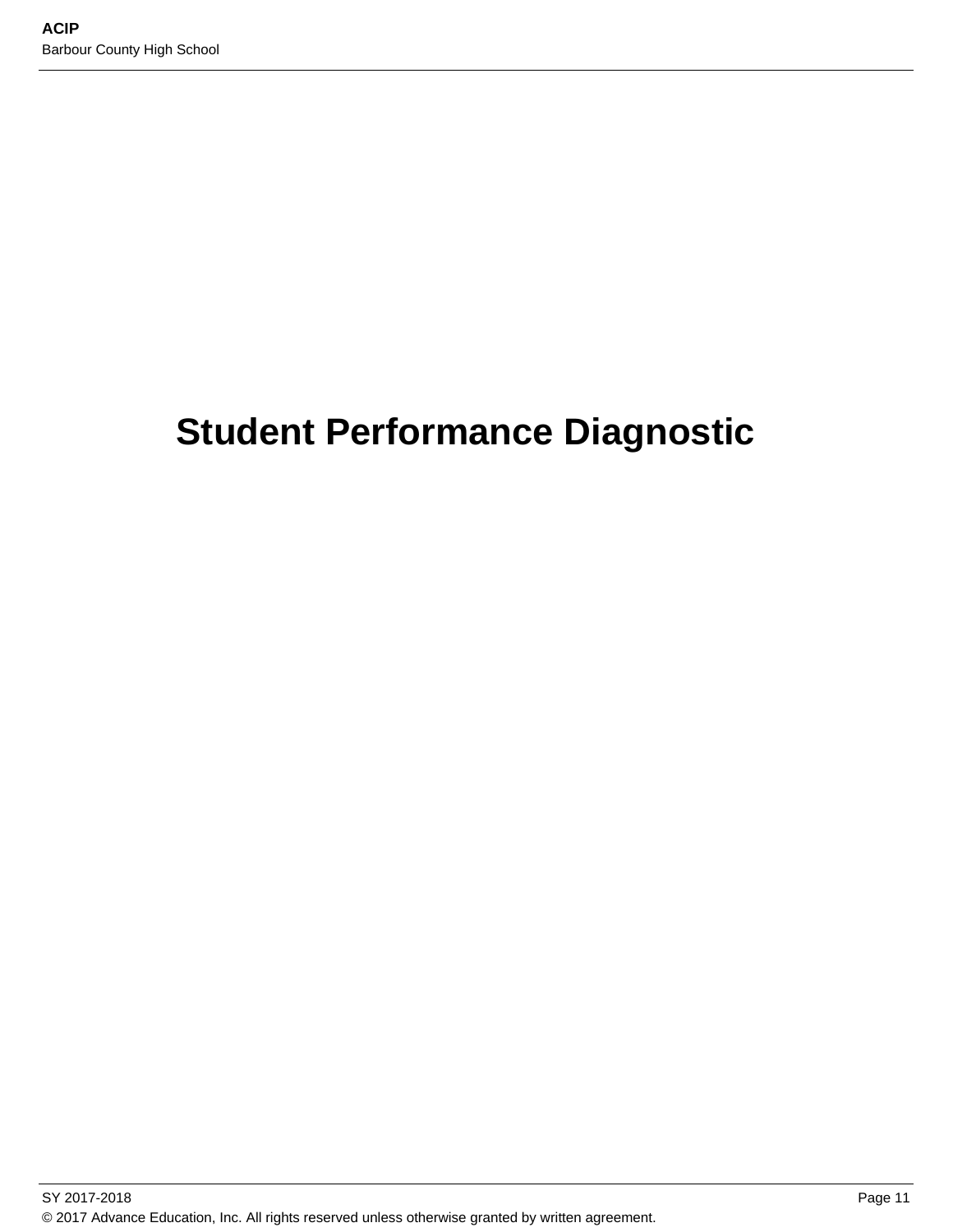# Student Performance Diagnostic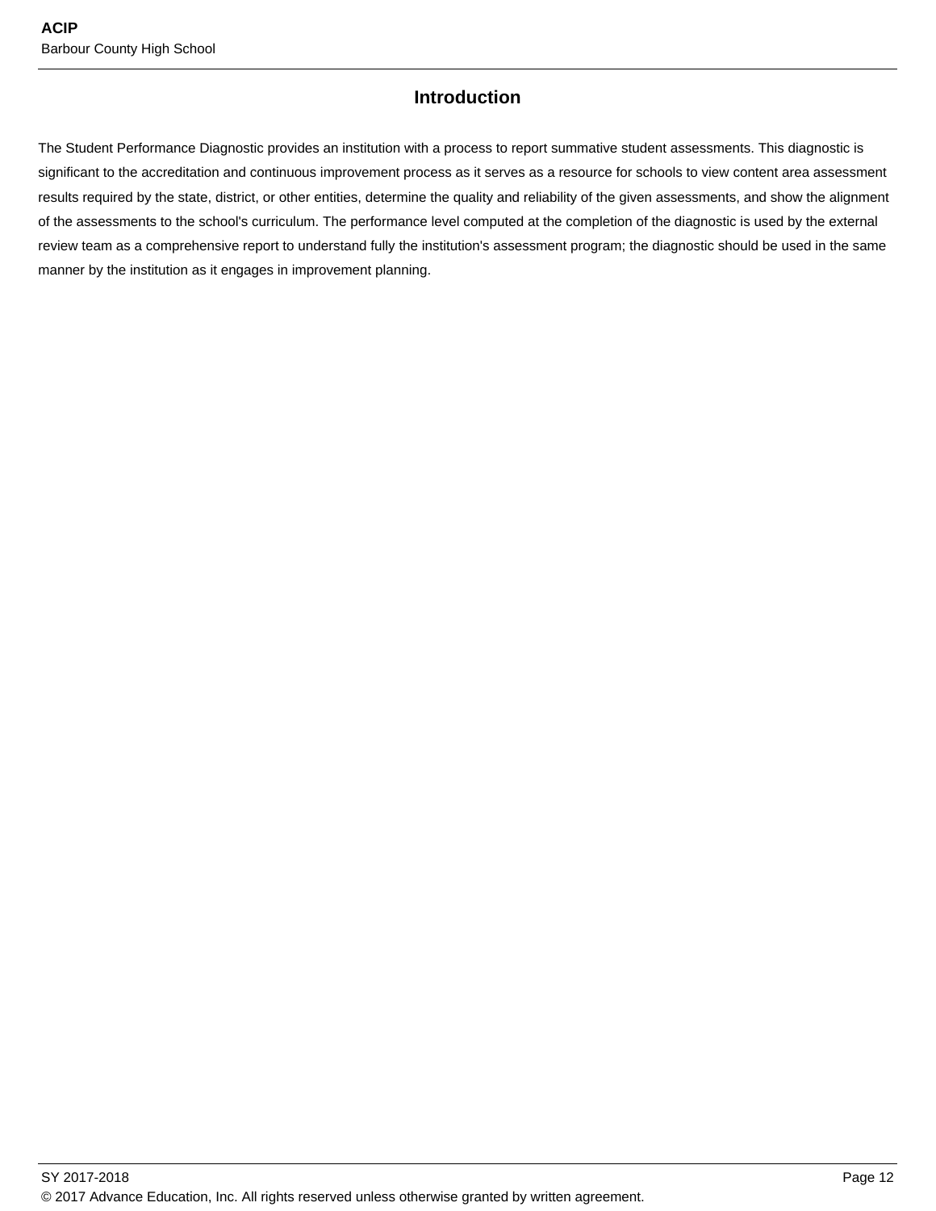## Introduction

The Student Performance Diagnostic provides an institution with a process to report summative student assessments. This diagnostic is significant to the accreditation and continuous improvement process as it serves as a resource for schools to view content area assessment results required by the state, district, or other entities, determine the quality and reliability of the given assessments, and show the alignment of the assessments to the school's curriculum. The performance level computed at the completion of the diagnostic is used by the external review team as a comprehensive report to understand fully the institution's assessment program; the diagnostic should be used in the same manner by the institution as it engages in improvement planning.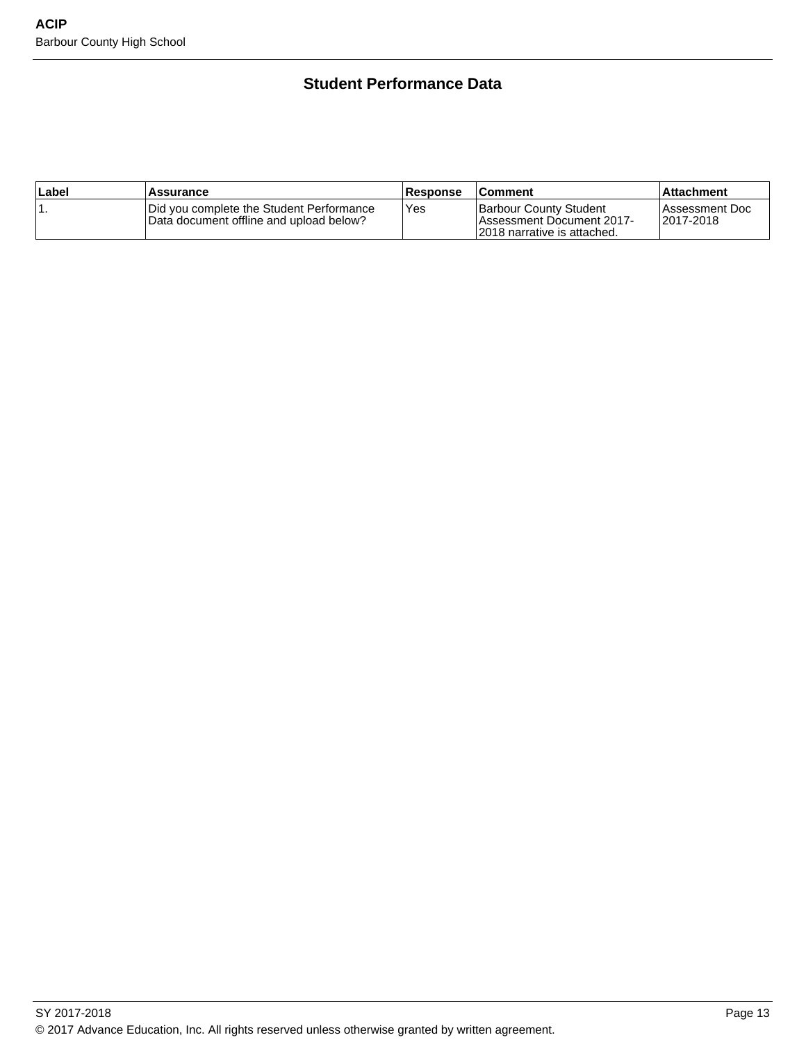## Student Performance Data

| Label | Assurance | Response | Comment | Attachment |
| --- | --- | --- | --- | --- |
| 1. | Did you complete the Student Performance Data document offline and upload below? | Yes | Barbour County Student Assessment Document 2017-2018 narrative is attached. | Assessment Doc 2017-2018 |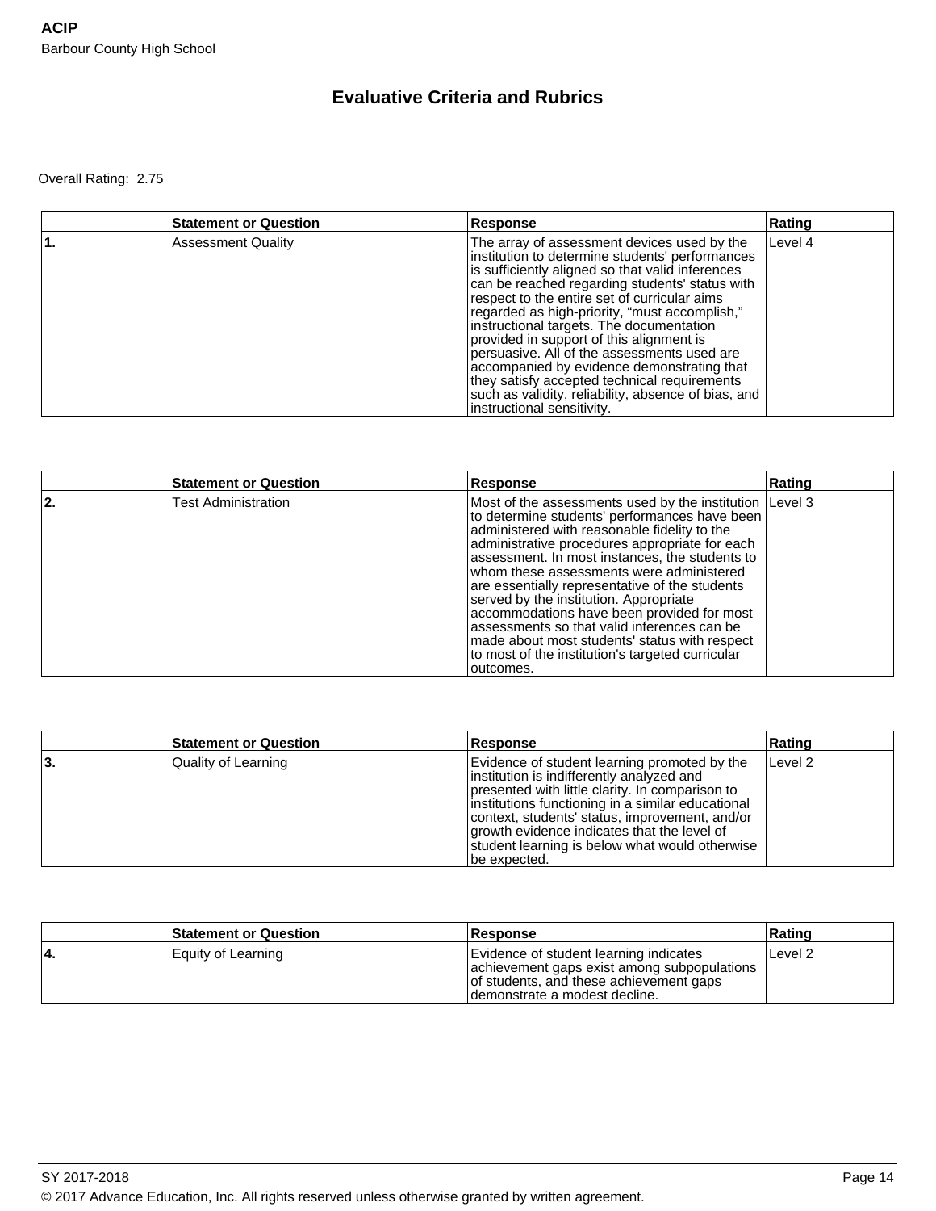## Evaluative Criteria and Rubrics

Overall Rating: 2.75

| | Statement or Question | Response | Rating |
|---|---|---|---|
| **1.** | Assessment Quality | The array of assessment devices used by the institution to determine students' performances is sufficiently aligned so that valid inferences can be reached regarding students' status with respect to the entire set of curricular aims regarded as high-priority, “must accomplish,” instructional targets. The documentation provided in support of this alignment is persuasive. All of the assessments used are accompanied by evidence demonstrating that they satisfy accepted technical requirements such as validity, reliability, absence of bias, and instructional sensitivity. | Level 4 |

| | Statement or Question | Response | Rating |
|---|---|---|---|
| **2.** | Test Administration | Most of the assessments used by the institution to determine students' performances have been administered with reasonable fidelity to the administrative procedures appropriate for each assessment. In most instances, the students to whom these assessments were administered are essentially representative of the students served by the institution. Appropriate accommodations have been provided for most assessments so that valid inferences can be made about most students' status with respect to most of the institution's targeted curricular outcomes. | Level 3 |

| | Statement or Question | Response | Rating |
|---|---|---|---|
| **3.** | Quality of Learning | Evidence of student learning promoted by the institution is indifferently analyzed and presented with little clarity. In comparison to institutions functioning in a similar educational context, students' status, improvement, and/or growth evidence indicates that the level of student learning is below what would otherwise be expected. | Level 2 |

| | Statement or Question | Response | Rating |
|---|---|---|---|
| **4.** | Equity of Learning | Evidence of student learning indicates achievement gaps exist among subpopulations of students, and these achievement gaps demonstrate a modest decline. | Level 2 |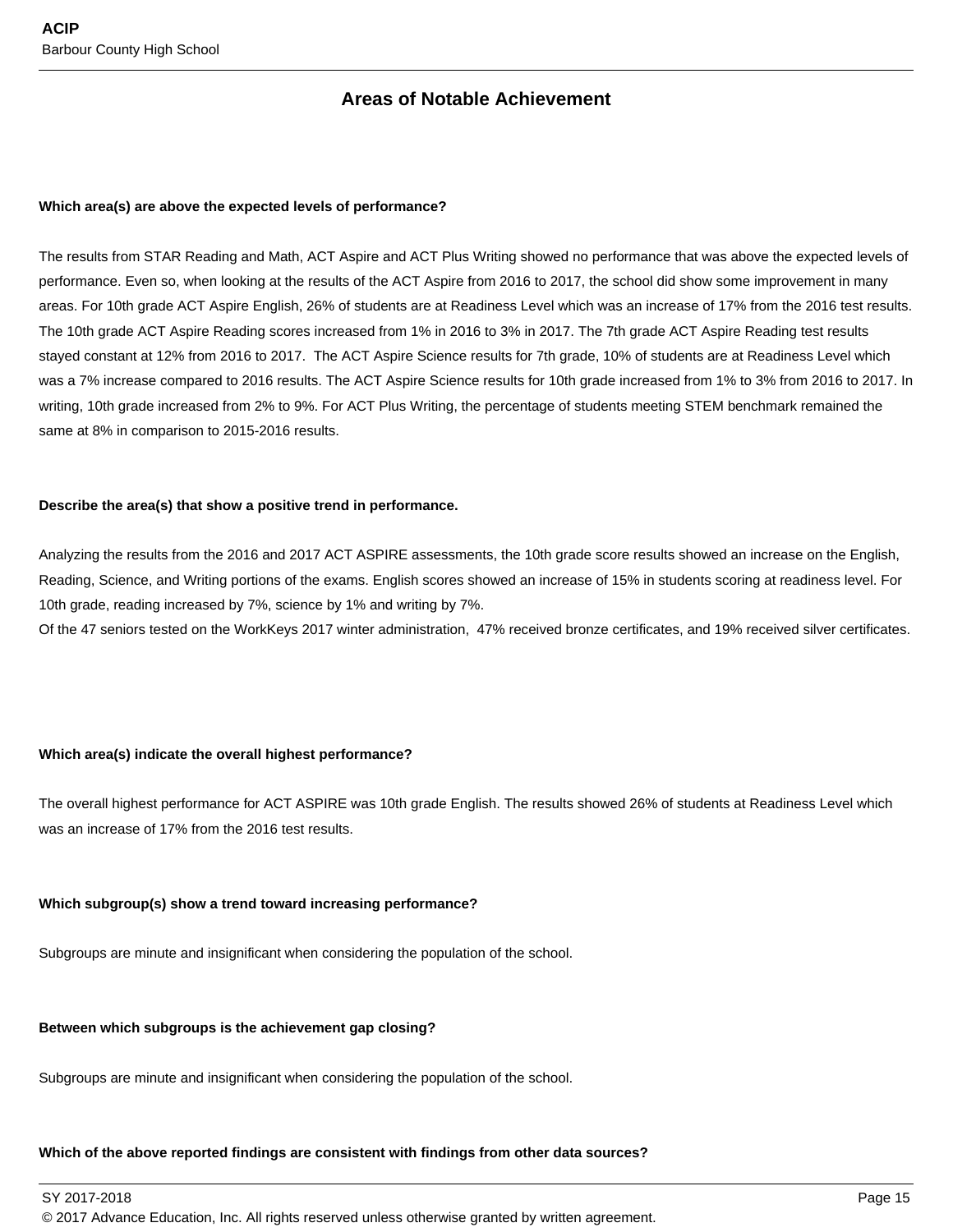## Areas of Notable Achievement

**Which area(s) are above the expected levels of performance?**

The results from STAR Reading and Math, ACT Aspire and ACT Plus Writing showed no performance that was above the expected levels of performance. Even so, when looking at the results of the ACT Aspire from 2016 to 2017, the school did show some improvement in many areas. For 10th grade ACT Aspire English, 26% of students are at Readiness Level which was an increase of 17% from the 2016 test results. The 10th grade ACT Aspire Reading scores increased from 1% in 2016 to 3% in 2017. The 7th grade ACT Aspire Reading test results stayed constant at 12% from 2016 to 2017. The ACT Aspire Science results for 7th grade, 10% of students are at Readiness Level which was a 7% increase compared to 2016 results. The ACT Aspire Science results for 10th grade increased from 1% to 3% from 2016 to 2017. In writing, 10th grade increased from 2% to 9%. For ACT Plus Writing, the percentage of students meeting STEM benchmark remained the same at 8% in comparison to 2015-2016 results.

**Describe the area(s) that show a positive trend in performance.**

Analyzing the results from the 2016 and 2017 ACT ASPIRE assessments, the 10th grade score results showed an increase on the English, Reading, Science, and Writing portions of the exams. English scores showed an increase of 15% in students scoring at readiness level. For 10th grade, reading increased by 7%, science by 1% and writing by 7%.
Of the 47 seniors tested on the WorkKeys 2017 winter administration, 47% received bronze certificates, and 19% received silver certificates.

**Which area(s) indicate the overall highest performance?**

The overall highest performance for ACT ASPIRE was 10th grade English. The results showed 26% of students at Readiness Level which was an increase of 17% from the 2016 test results.

**Which subgroup(s) show a trend toward increasing performance?**

Subgroups are minute and insignificant when considering the population of the school.

**Between which subgroups is the achievement gap closing?**

Subgroups are minute and insignificant when considering the population of the school.

**Which of the above reported findings are consistent with findings from other data sources?**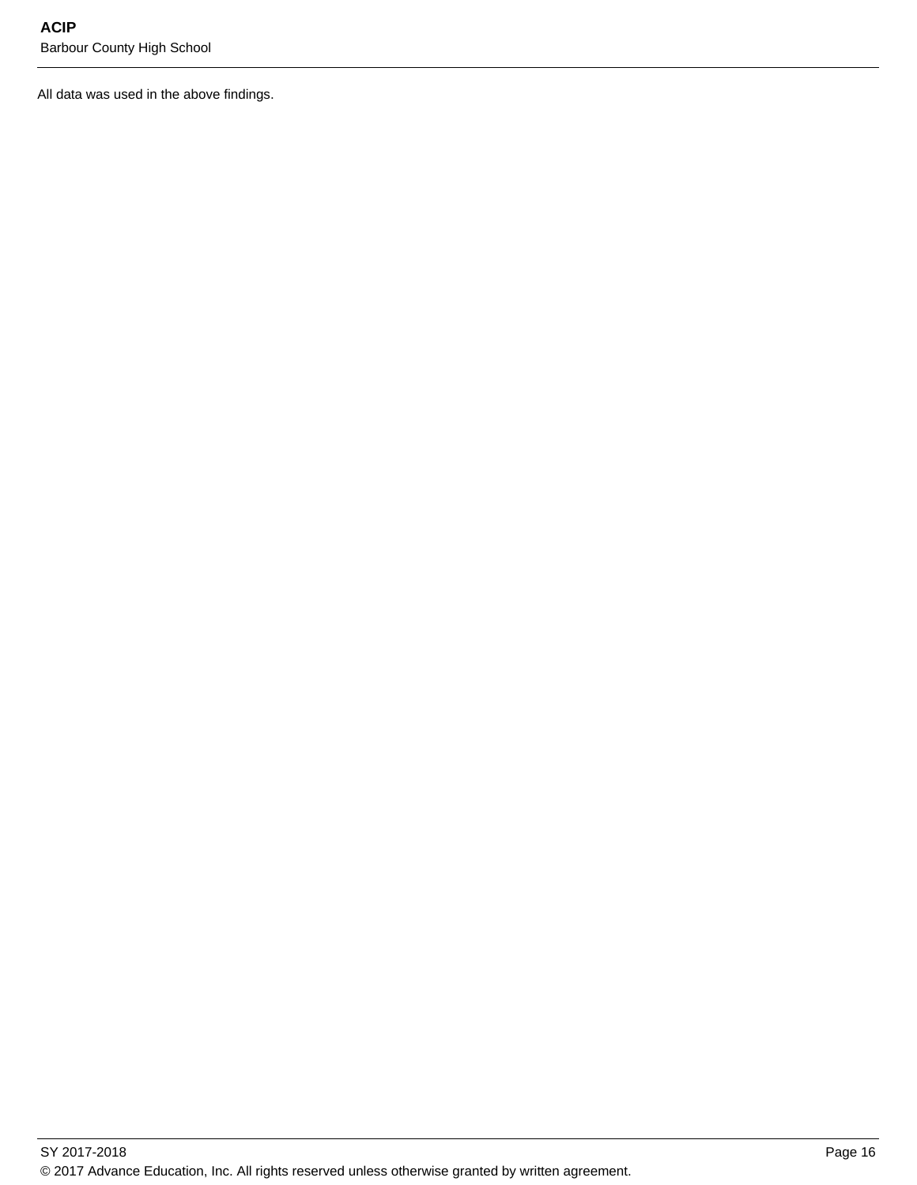All data was used in the above findings.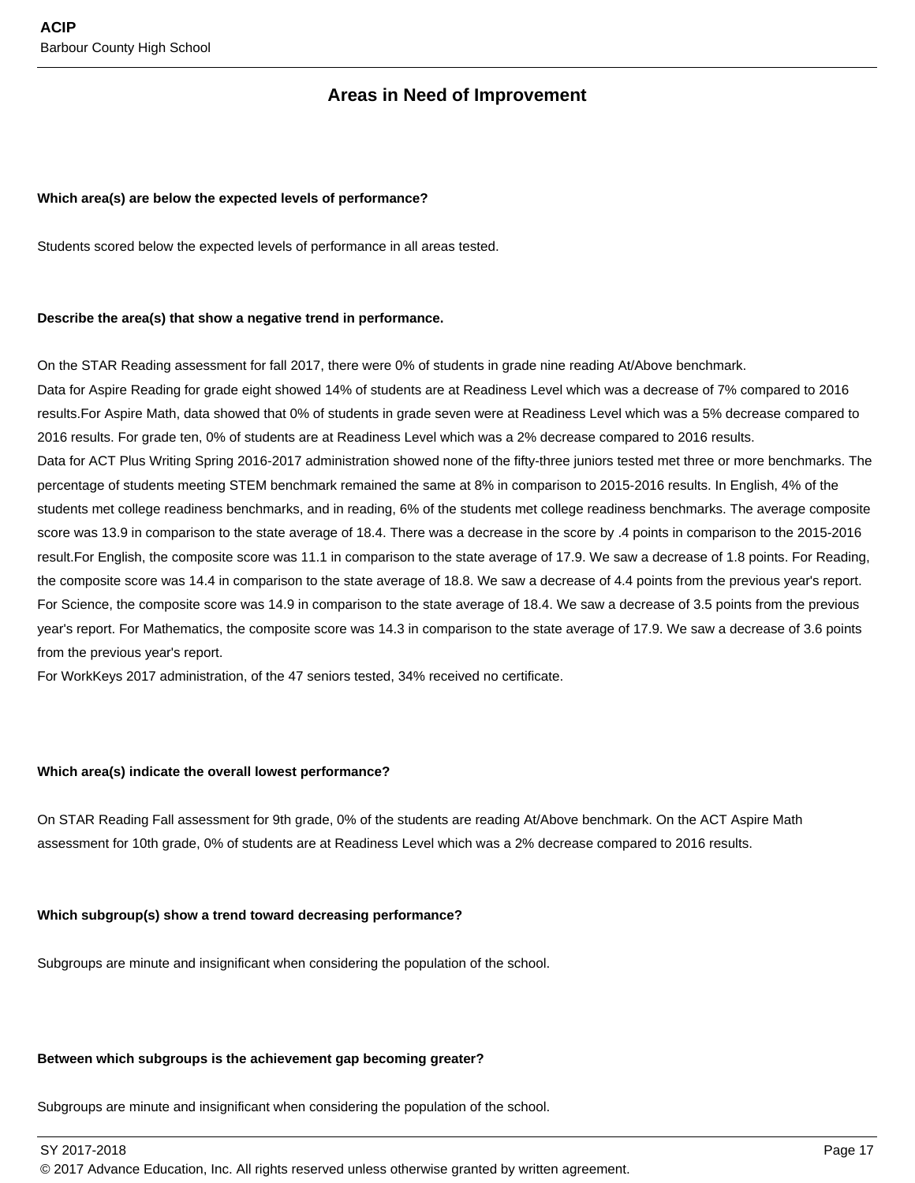## Areas in Need of Improvement

**Which area(s) are below the expected levels of performance?**

Students scored below the expected levels of performance in all areas tested.

**Describe the area(s) that show a negative trend in performance.**

On the STAR Reading assessment for fall 2017, there were 0% of students in grade nine reading At/Above benchmark.
Data for Aspire Reading for grade eight showed 14% of students are at Readiness Level which was a decrease of 7% compared to 2016 results.For Aspire Math, data showed that 0% of students in grade seven were at Readiness Level which was a 5% decrease compared to 2016 results. For grade ten, 0% of students are at Readiness Level which was a 2% decrease compared to 2016 results.
Data for ACT Plus Writing Spring 2016-2017 administration showed none of the fifty-three juniors tested met three or more benchmarks. The percentage of students meeting STEM benchmark remained the same at 8% in comparison to 2015-2016 results. In English, 4% of the students met college readiness benchmarks, and in reading, 6% of the students met college readiness benchmarks. The average composite score was 13.9 in comparison to the state average of 18.4. There was a decrease in the score by .4 points in comparison to the 2015-2016 result.For English, the composite score was 11.1 in comparison to the state average of 17.9. We saw a decrease of 1.8 points. For Reading, the composite score was 14.4 in comparison to the state average of 18.8. We saw a decrease of 4.4 points from the previous year's report. For Science, the composite score was 14.9 in comparison to the state average of 18.4. We saw a decrease of 3.5 points from the previous year's report. For Mathematics, the composite score was 14.3 in comparison to the state average of 17.9. We saw a decrease of 3.6 points from the previous year's report.
For WorkKeys 2017 administration, of the 47 seniors tested, 34% received no certificate.

**Which area(s) indicate the overall lowest performance?**

On STAR Reading Fall assessment for 9th grade, 0% of the students are reading At/Above benchmark. On the ACT Aspire Math assessment for 10th grade, 0% of students are at Readiness Level which was a 2% decrease compared to 2016 results.

**Which subgroup(s) show a trend toward decreasing performance?**

Subgroups are minute and insignificant when considering the population of the school.

**Between which subgroups is the achievement gap becoming greater?**

Subgroups are minute and insignificant when considering the population of the school.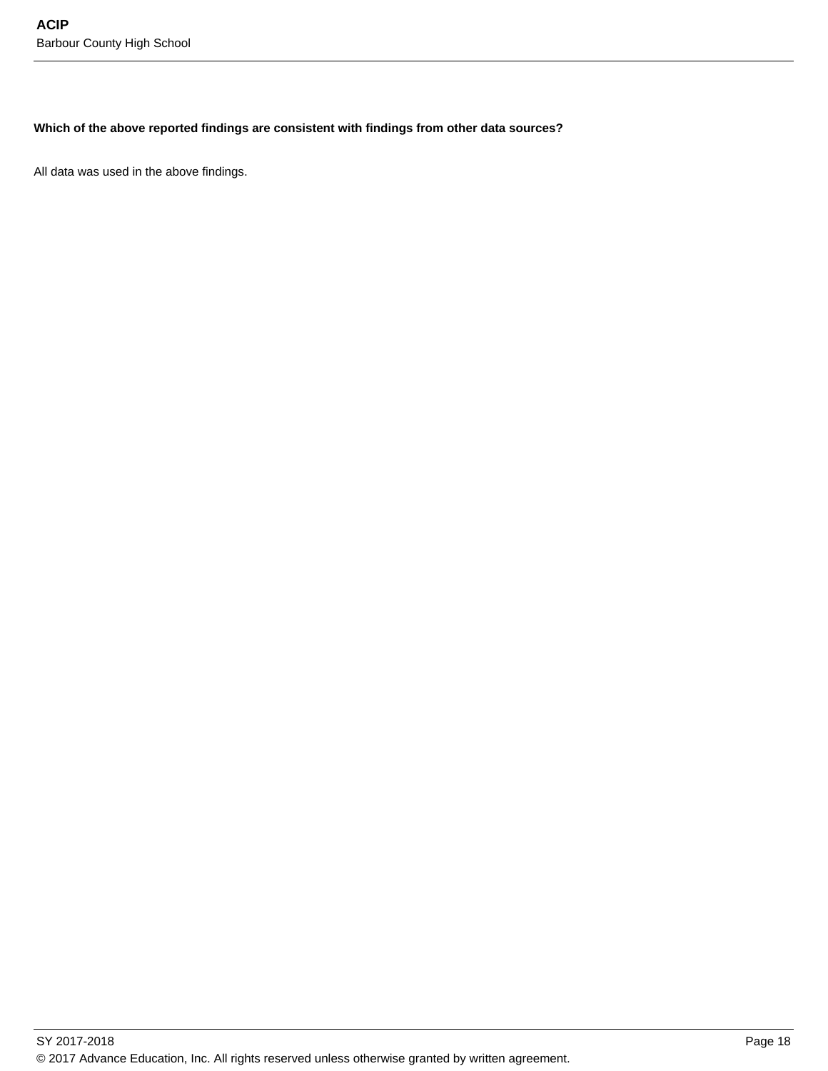**Which of the above reported findings are consistent with findings from other data sources?**

All data was used in the above findings.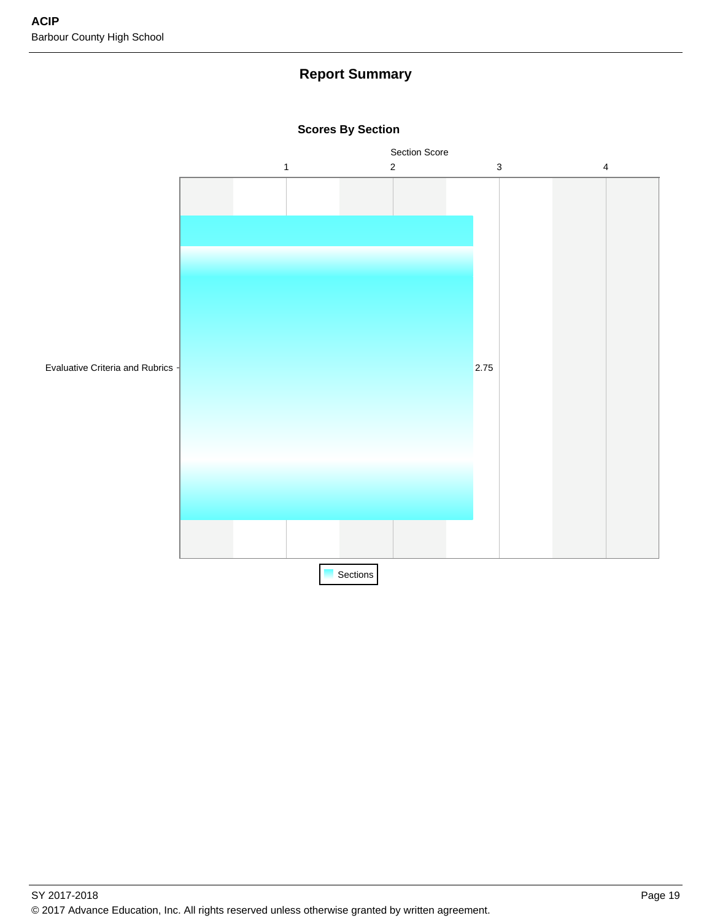## Report Summary

### Scores By Section

| Section | Section Score |
|---|---|
| Evaluative Criteria and Rubrics | 2.75 |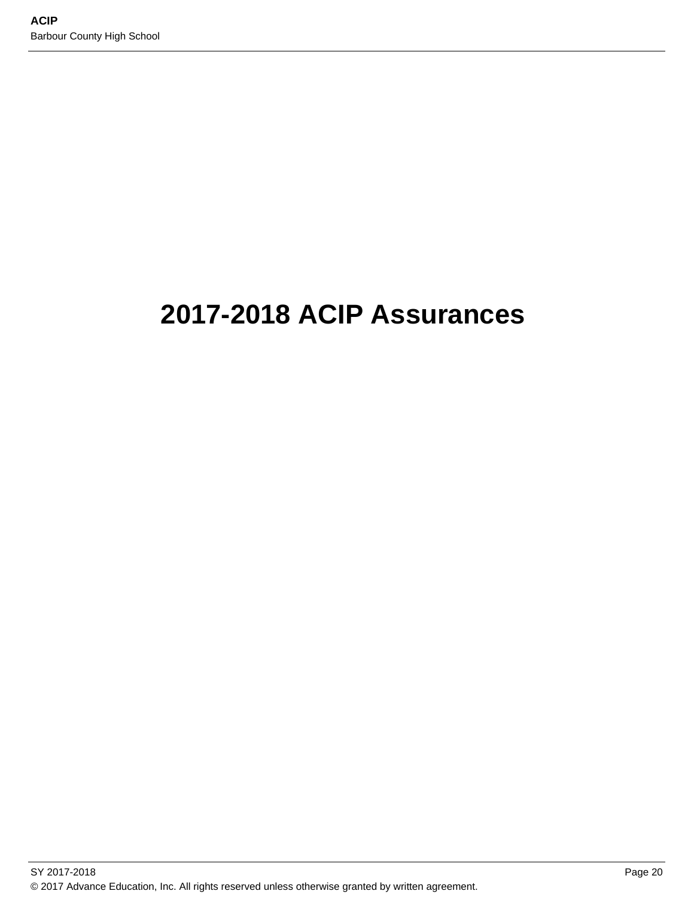# 2017-2018 ACIP Assurances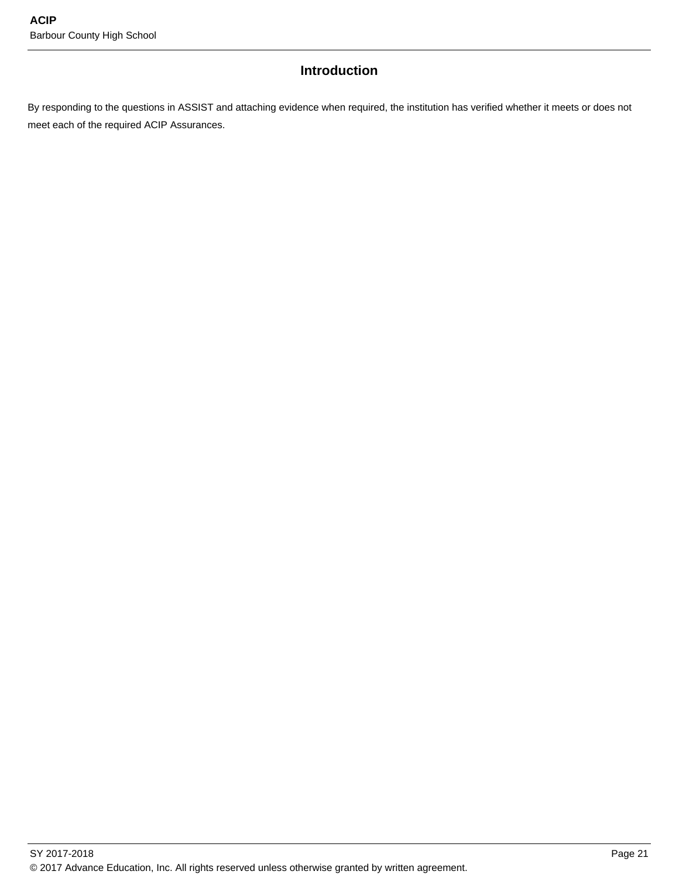## Introduction

By responding to the questions in ASSIST and attaching evidence when required, the institution has verified whether it meets or does not meet each of the required ACIP Assurances.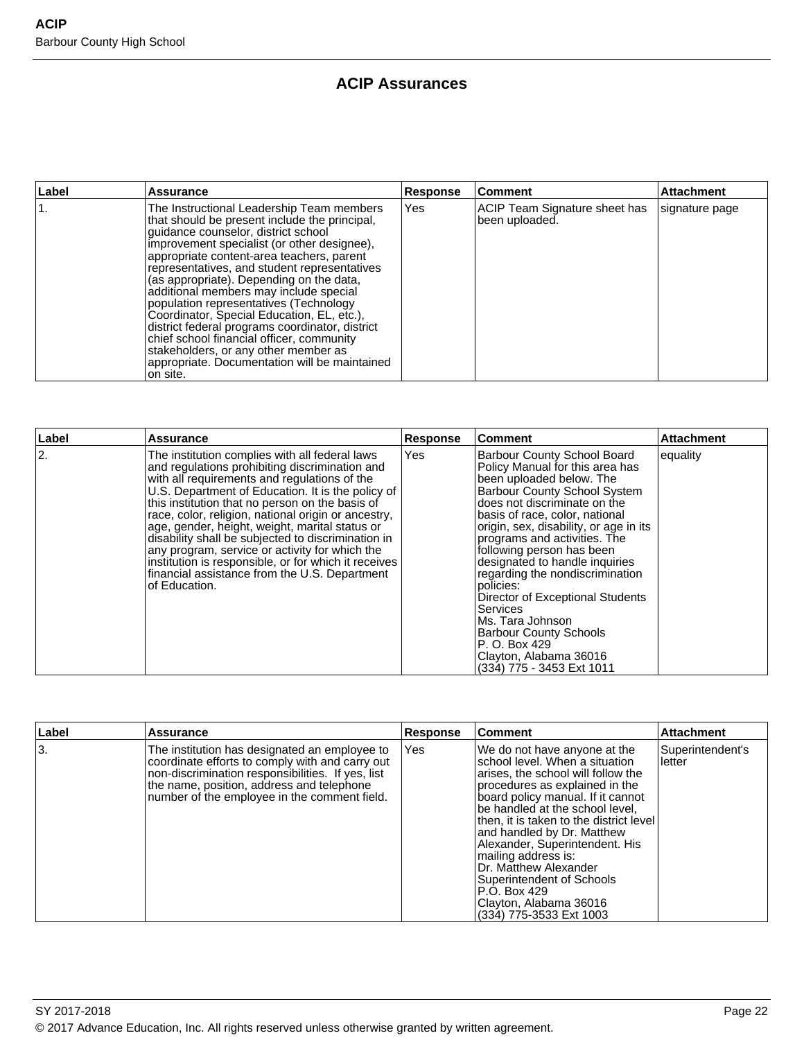# ACIP Assurances

| Label | Assurance | Response | Comment | Attachment |
|---|---|---|---|---|
| 1. | The Instructional Leadership Team members that should be present include the principal, guidance counselor, district school improvement specialist (or other designee), appropriate content-area teachers, parent representatives, and student representatives (as appropriate). Depending on the data, additional members may include special population representatives (Technology Coordinator, Special Education, EL, etc.), district federal programs coordinator, district chief school financial officer, community stakeholders, or any other member as appropriate. Documentation will be maintained on site. | Yes | ACIP Team Signature sheet has been uploaded. | signature page |

| Label | Assurance | Response | Comment | Attachment |
|---|---|---|---|---|
| 2. | The institution complies with all federal laws and regulations prohibiting discrimination and with all requirements and regulations of the U.S. Department of Education. It is the policy of this institution that no person on the basis of race, color, religion, national origin or ancestry, age, gender, height, weight, marital status or disability shall be subjected to discrimination in any program, service or activity for which the institution is responsible, or for which it receives financial assistance from the U.S. Department of Education. | Yes | Barbour County School Board Policy Manual for this area has been uploaded below. The Barbour County School System does not discriminate on the basis of race, color, national origin, sex, disability, or age in its programs and activities. The following person has been designated to handle inquiries regarding the nondiscrimination policies:<br>Director of Exceptional Students Services<br>Ms. Tara Johnson<br>Barbour County Schools<br>P. O. Box 429<br>Clayton, Alabama 36016<br>(334) 775 - 3453 Ext 1011 | equality |

| Label | Assurance | Response | Comment | Attachment |
|---|---|---|---|---|
| 3. | The institution has designated an employee to coordinate efforts to comply with and carry out non-discrimination responsibilities. If yes, list the name, position, address and telephone number of the employee in the comment field. | Yes | We do not have anyone at the school level. When a situation arises, the school will follow the procedures as explained in the board policy manual. If it cannot be handled at the school level, then, it is taken to the district level and handled by Dr. Matthew Alexander, Superintendent. His mailing address is:<br>Dr. Matthew Alexander<br>Superintendent of Schools<br>P.O. Box 429<br>Clayton, Alabama 36016<br>(334) 775-3533 Ext 1003 | Superintendent's letter |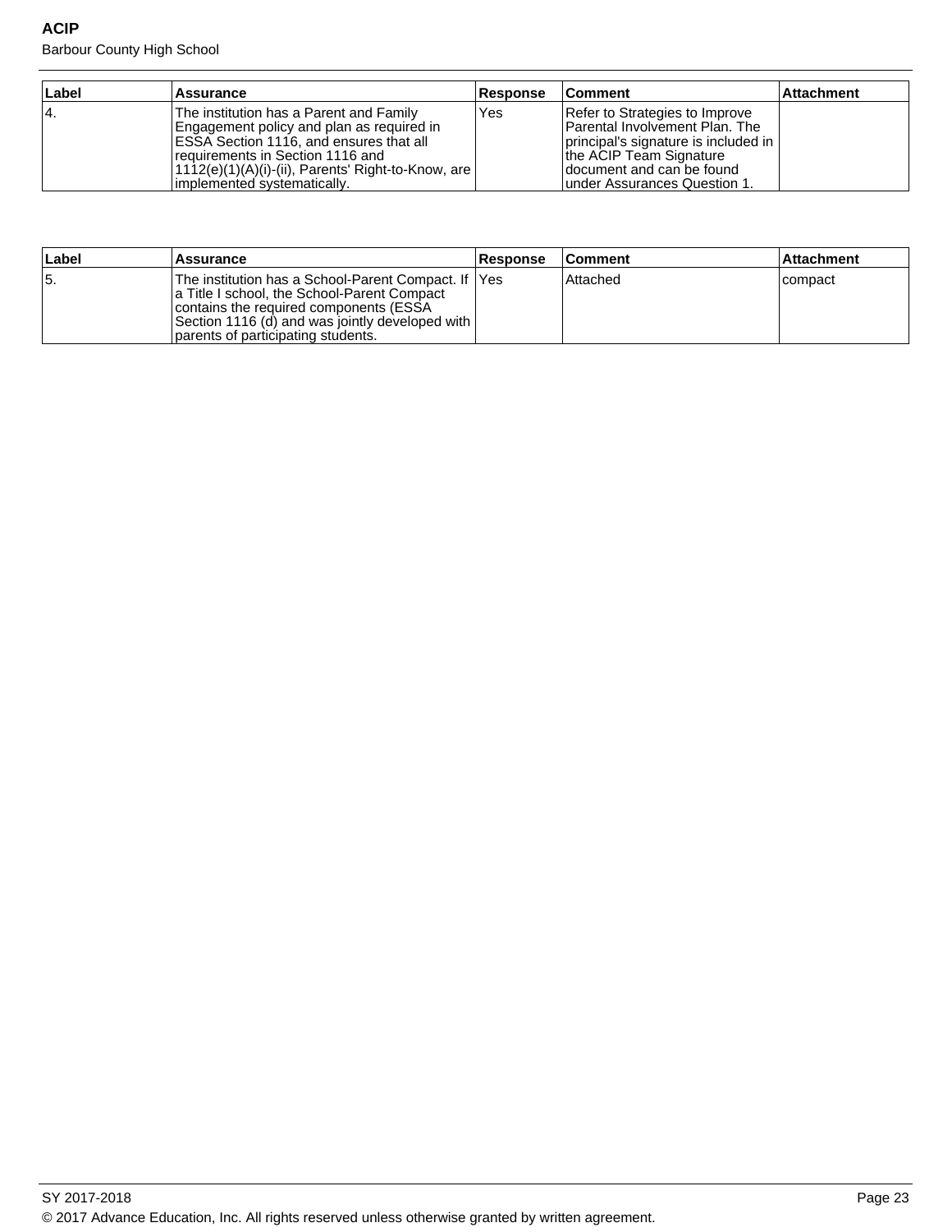| Label | Assurance | Response | Comment | Attachment |
| --- | --- | --- | --- | --- |
| 4. | The institution has a Parent and Family Engagement policy and plan as required in ESSA Section 1116, and ensures that all requirements in Section 1116 and 1112(e)(1)(A)(i)-(ii), Parents' Right-to-Know, are implemented systematically. | Yes | Refer to Strategies to Improve Parental Involvement Plan. The principal's signature is included in the ACIP Team Signature document and can be found under Assurances Question 1. | |

| Label | Assurance | Response | Comment | Attachment |
| --- | --- | --- | --- | --- |
| 5. | The institution has a School-Parent Compact. If a Title I school, the School-Parent Compact contains the required components (ESSA Section 1116 (d) and was jointly developed with parents of participating students. | Yes | Attached | compact |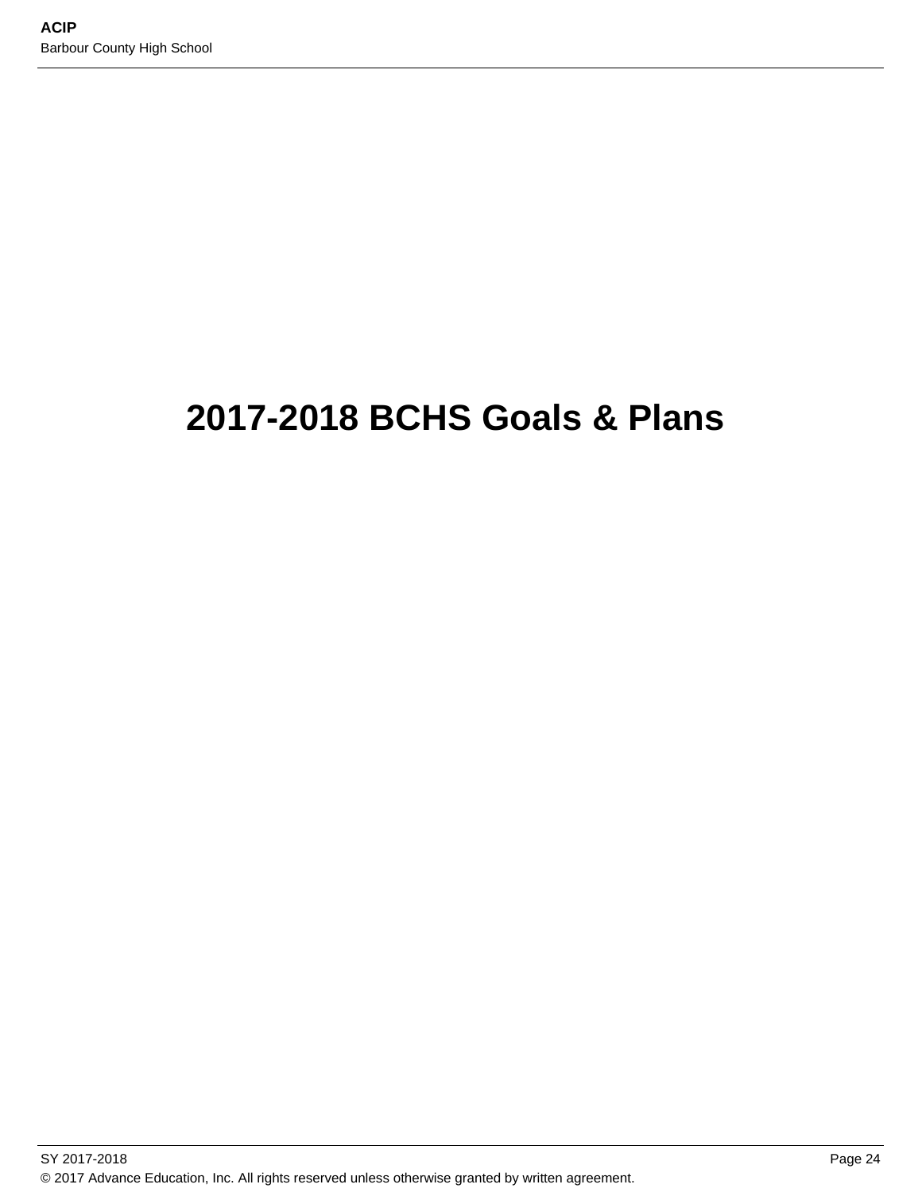# 2017-2018 BCHS Goals & Plans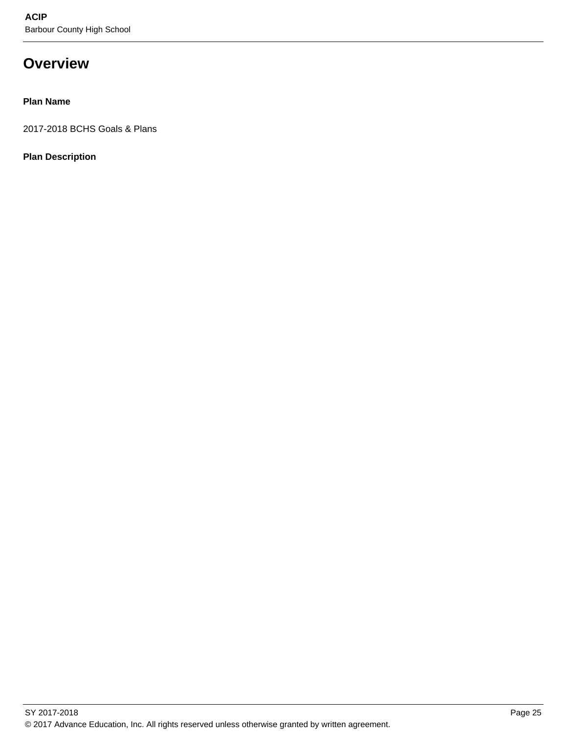# Overview

**Plan Name**

2017-2018 BCHS Goals & Plans

**Plan Description**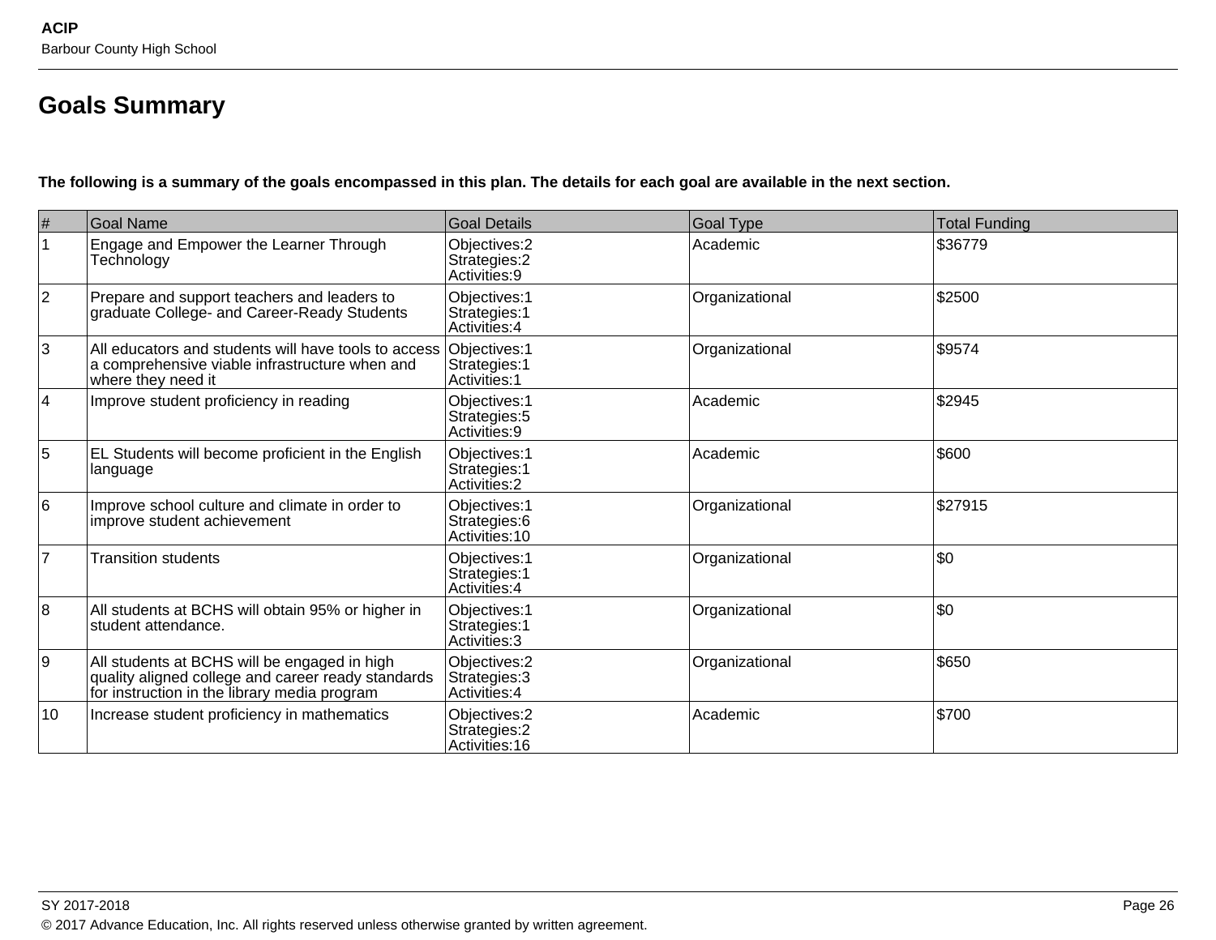## Goals Summary

**The following is a summary of the goals encompassed in this plan. The details for each goal are available in the next section.**

| # | Goal Name | Goal Details | Goal Type | Total Funding |
|---|---|---|---|---|
| 1 | Engage and Empower the Learner Through Technology | Objectives:2<br>Strategies:2<br>Activities:9 | Academic | $36779 |
| 2 | Prepare and support teachers and leaders to graduate College- and Career-Ready Students | Objectives:1<br>Strategies:1<br>Activities:4 | Organizational | $2500 |
| 3 | All educators and students will have tools to access a comprehensive viable infrastructure when and where they need it | Objectives:1<br>Strategies:1<br>Activities:1 | Organizational | $9574 |
| 4 | Improve student proficiency in reading | Objectives:1<br>Strategies:5<br>Activities:9 | Academic | $2945 |
| 5 | EL Students will become proficient in the English language | Objectives:1<br>Strategies:1<br>Activities:2 | Academic | $600 |
| 6 | Improve school culture and climate in order to improve student achievement | Objectives:1<br>Strategies:6<br>Activities:10 | Organizational | $27915 |
| 7 | Transition students | Objectives:1<br>Strategies:1<br>Activities:4 | Organizational | $0 |
| 8 | All students at BCHS will obtain 95% or higher in student attendance. | Objectives:1<br>Strategies:1<br>Activities:3 | Organizational | $0 |
| 9 | All students at BCHS will be engaged in high quality aligned college and career ready standards for instruction in the library media program | Objectives:2<br>Strategies:3<br>Activities:4 | Organizational | $650 |
| 10 | Increase student proficiency in mathematics | Objectives:2<br>Strategies:2<br>Activities:16 | Academic | $700 |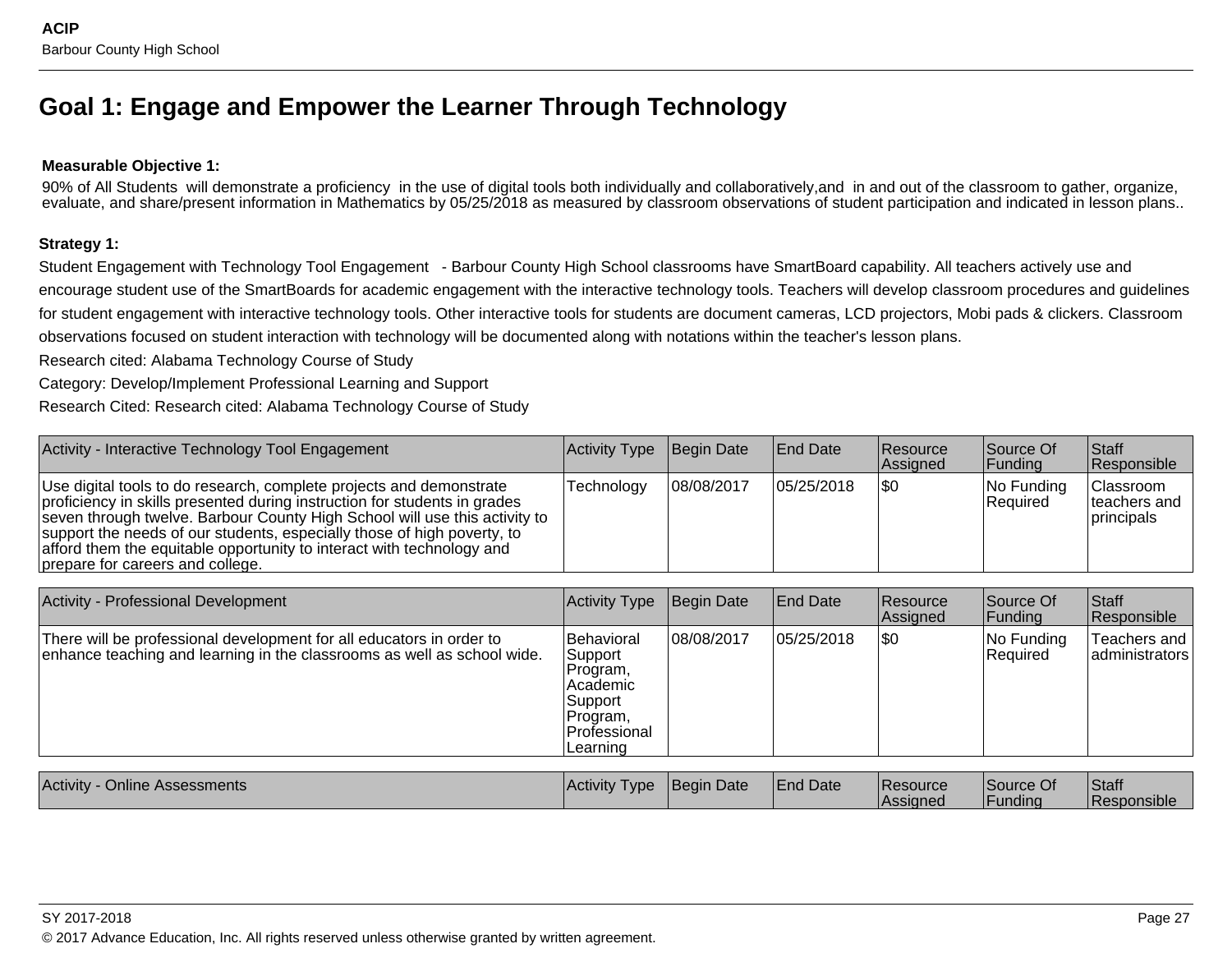## Goal 1: Engage and Empower the Learner Through Technology

**Measurable Objective 1:**

90% of All Students will demonstrate a proficiency in the use of digital tools both individually and collaboratively,and in and out of the classroom to gather, organize, evaluate, and share/present information in Mathematics by 05/25/2018 as measured by classroom observations of student participation and indicated in lesson plans..

**Strategy 1:**

Student Engagement with Technology Tool Engagement - Barbour County High School classrooms have SmartBoard capability. All teachers actively use and encourage student use of the SmartBoards for academic engagement with the interactive technology tools. Teachers will develop classroom procedures and guidelines for student engagement with interactive technology tools. Other interactive tools for students are document cameras, LCD projectors, Mobi pads & clickers. Classroom observations focused on student interaction with technology will be documented along with notations within the teacher's lesson plans.

Research cited: Alabama Technology Course of Study

Category: Develop/Implement Professional Learning and Support

Research Cited: Research cited: Alabama Technology Course of Study

| Activity - Interactive Technology Tool Engagement | Activity Type | Begin Date | End Date | Resource Assigned | Source Of Funding | Staff Responsible |
|---|---|---|---|---|---|---|
| Use digital tools to do research, complete projects and demonstrate proficiency in skills presented during instruction for students in grades seven through twelve. Barbour County High School will use this activity to support the needs of our students, especially those of high poverty, to afford them the equitable opportunity to interact with technology and prepare for careers and college. | Technology | 08/08/2017 | 05/25/2018 | $0 | No Funding Required | Classroom teachers and principals |

| Activity - Professional Development | Activity Type | Begin Date | End Date | Resource Assigned | Source Of Funding | Staff Responsible |
|---|---|---|---|---|---|---|
| There will be professional development for all educators in order to enhance teaching and learning in the classrooms as well as school wide. | Behavioral Support Program, Academic Support Program, Professional Learning | 08/08/2017 | 05/25/2018 | $0 | No Funding Required | Teachers and administrators |

| Activity - Online Assessments | Activity Type | Begin Date | End Date | Resource Assigned | Source Of Funding | Staff Responsible |
|---|---|---|---|---|---|---|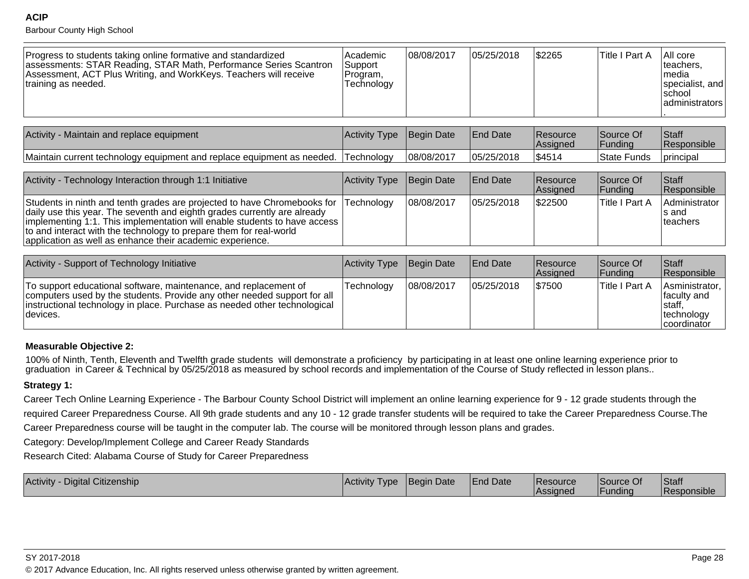| | | | | | | |
|---|---|---|---|---|---|---|
| Progress to students taking online formative and standardized assessments: STAR Reading, STAR Math, Performance Series Scantron Assessment, ACT Plus Writing, and WorkKeys. Teachers will receive training as needed. | Academic Support Program, Technology | 08/08/2017 | 05/25/2018 | $2265 | Title I Part A | All core teachers, media specialist, and school administrators. |

| Activity - Maintain and replace equipment | Activity Type | Begin Date | End Date | Resource Assigned | Source Of Funding | Staff Responsible |
|---|---|---|---|---|---|---|
| Maintain current technology equipment and replace equipment as needed. | Technology | 08/08/2017 | 05/25/2018 | $4514 | State Funds | principal |

| Activity - Technology Interaction through 1:1 Initiative | Activity Type | Begin Date | End Date | Resource Assigned | Source Of Funding | Staff Responsible |
|---|---|---|---|---|---|---|
| Students in ninth and tenth grades are projected to have Chromebooks for daily use this year. The seventh and eighth grades currently are already implementing 1:1. This implementation will enable students to have access to and interact with the technology to prepare them for real-world application as well as enhance their academic experience. | Technology | 08/08/2017 | 05/25/2018 | $22500 | Title I Part A | Administrators and teachers |

| Activity - Support of Technology Initiative | Activity Type | Begin Date | End Date | Resource Assigned | Source Of Funding | Staff Responsible |
|---|---|---|---|---|---|---|
| To support educational software, maintenance, and replacement of computers used by the students. Provide any other needed support for all instructional technology in place. Purchase as needed other technological devices. | Technology | 08/08/2017 | 05/25/2018 | $7500 | Title I Part A | Asministrator, faculty and staff, technology coordinator |

**Measurable Objective 2:**

100% of Ninth, Tenth, Eleventh and Twelfth grade students will demonstrate a proficiency by participating in at least one online learning experience prior to graduation in Career & Technical by 05/25/2018 as measured by school records and implementation of the Course of Study reflected in lesson plans..

**Strategy 1:**

Career Tech Online Learning Experience - The Barbour County School District will implement an online learning experience for 9 - 12 grade students through the required Career Preparedness Course. All 9th grade students and any 10 - 12 grade transfer students will be required to take the Career Preparedness Course.The Career Preparedness course will be taught in the computer lab. The course will be monitored through lesson plans and grades.

Category: Develop/Implement College and Career Ready Standards

Research Cited: Alabama Course of Study for Career Preparedness

| Activity - Digital Citizenship | Activity Type | Begin Date | End Date | Resource Assigned | Source Of Funding | Staff Responsible |
|---|---|---|---|---|---|---|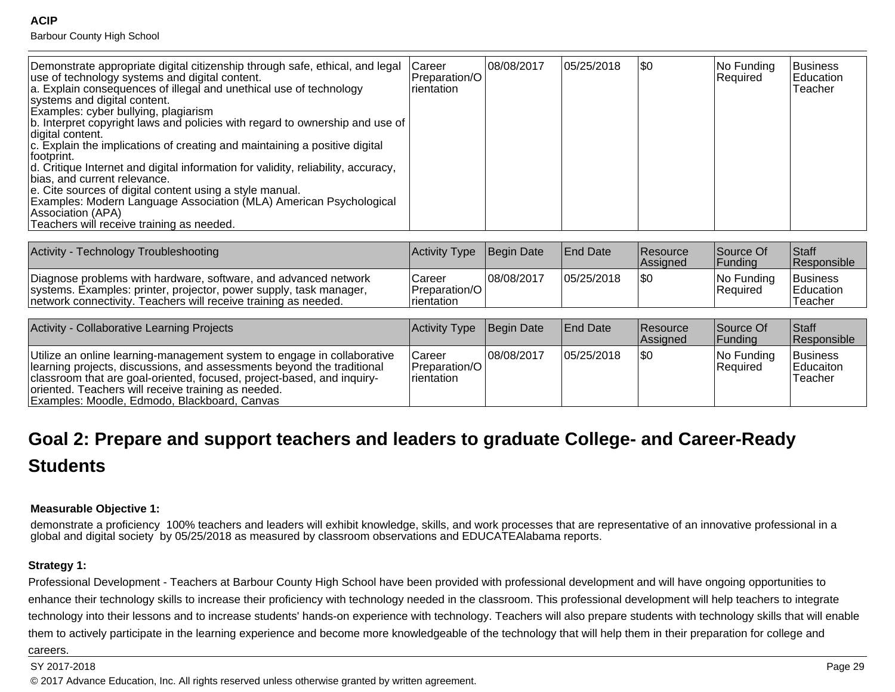| | | | | | | |
|---|---|---|---|---|---|---|
| Demonstrate appropriate digital citizenship through safe, ethical, and legal use of technology systems and digital content.<br>a. Explain consequences of illegal and unethical use of technology systems and digital content.<br>Examples: cyber bullying, plagiarism<br>b. Interpret copyright laws and policies with regard to ownership and use of digital content.<br>c. Explain the implications of creating and maintaining a positive digital footprint.<br>d. Critique Internet and digital information for validity, reliability, accuracy, bias, and current relevance.<br>e. Cite sources of digital content using a style manual.<br>Examples: Modern Language Association (MLA) American Psychological Association (APA)<br>Teachers will receive training as needed. | Career Preparation/Orientation | 08/08/2017 | 05/25/2018 | $0 | No Funding Required | Business Education Teacher |

| Activity - Technology Troubleshooting | Activity Type | Begin Date | End Date | Resource Assigned | Source Of Funding | Staff Responsible |
|---|---|---|---|---|---|---|
| Diagnose problems with hardware, software, and advanced network systems. Examples: printer, projector, power supply, task manager, network connectivity. Teachers will receive training as needed. | Career Preparation/Orientation | 08/08/2017 | 05/25/2018 | $0 | No Funding Required | Business Education Teacher |

| Activity - Collaborative Learning Projects | Activity Type | Begin Date | End Date | Resource Assigned | Source Of Funding | Staff Responsible |
|---|---|---|---|---|---|---|
| Utilize an online learning-management system to engage in collaborative learning projects, discussions, and assessments beyond the traditional classroom that are goal-oriented, focused, project-based, and inquiry-oriented. Teachers will receive training as needed.<br>Examples: Moodle, Edmodo, Blackboard, Canvas | Career Preparation/Orientation | 08/08/2017 | 05/25/2018 | $0 | No Funding Required | Business Educaiton Teacher |

## Goal 2: Prepare and support teachers and leaders to graduate College- and Career-Ready Students

**Measurable Objective 1:**

demonstrate a proficiency 100% teachers and leaders will exhibit knowledge, skills, and work processes that are representative of an innovative professional in a global and digital society by 05/25/2018 as measured by classroom observations and EDUCATEAlabama reports.

**Strategy 1:**

Professional Development - Teachers at Barbour County High School have been provided with professional development and will have ongoing opportunities to enhance their technology skills to increase their proficiency with technology needed in the classroom. This professional development will help teachers to integrate technology into their lessons and to increase students' hands-on experience with technology. Teachers will also prepare students with technology skills that will enable them to actively participate in the learning experience and become more knowledgeable of the technology that will help them in their preparation for college and careers.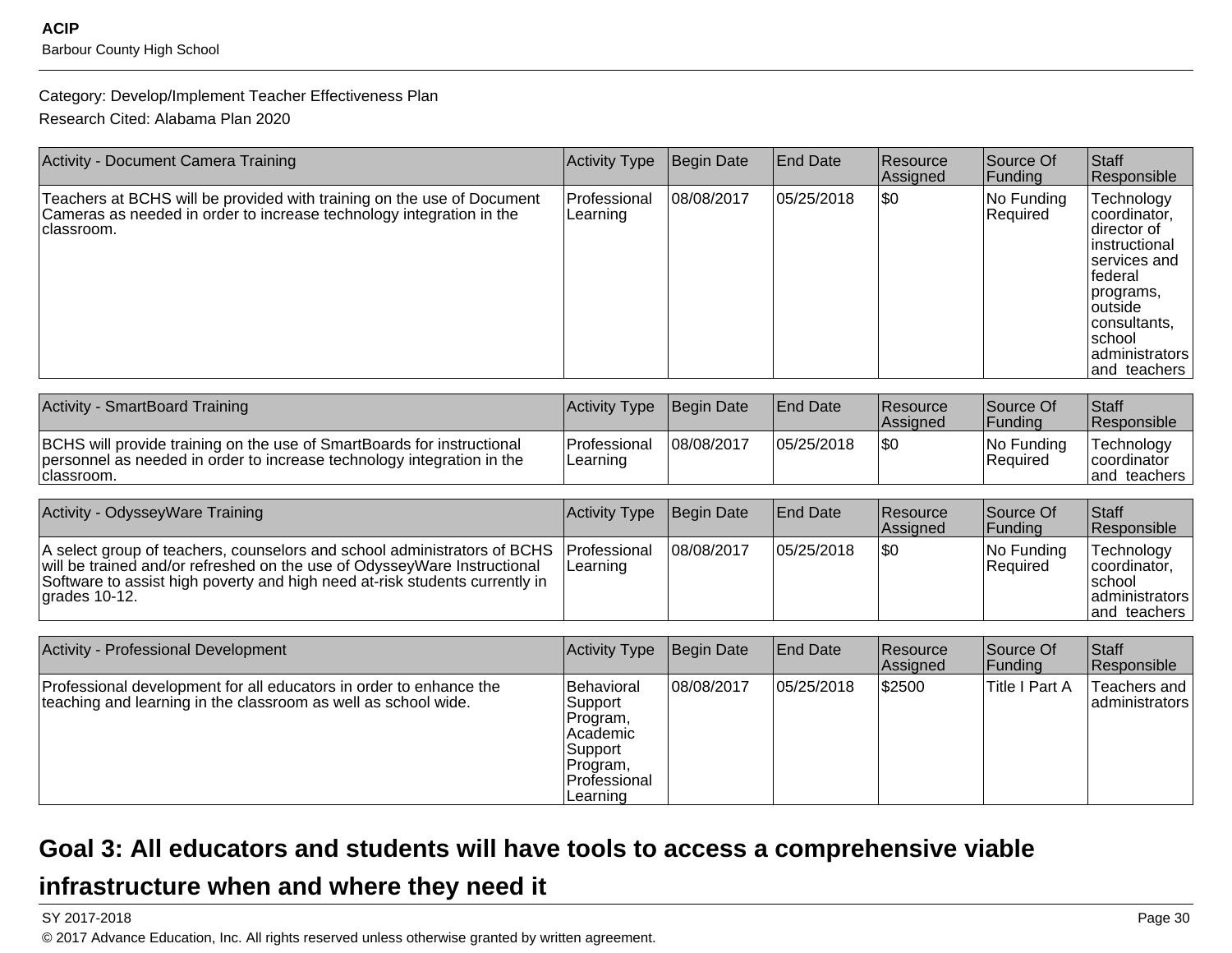Category: Develop/Implement Teacher Effectiveness Plan

Research Cited: Alabama Plan 2020

| Activity - Document Camera Training | Activity Type | Begin Date | End Date | Resource Assigned | Source Of Funding | Staff Responsible |
|---|---|---|---|---|---|---|
| Teachers at BCHS will be provided with training on the use of Document Cameras as needed in order to increase technology integration in the classroom. | Professional Learning | 08/08/2017 | 05/25/2018 | $0 | No Funding Required | Technology coordinator, director of instructional services and federal programs, outside consultants, school administrators and teachers |

| Activity - SmartBoard Training | Activity Type | Begin Date | End Date | Resource Assigned | Source Of Funding | Staff Responsible |
|---|---|---|---|---|---|---|
| BCHS will provide training on the use of SmartBoards for instructional personnel as needed in order to increase technology integration in the classroom. | Professional Learning | 08/08/2017 | 05/25/2018 | $0 | No Funding Required | Technology coordinator and teachers |

| Activity - OdysseyWare Training | Activity Type | Begin Date | End Date | Resource Assigned | Source Of Funding | Staff Responsible |
|---|---|---|---|---|---|---|
| A select group of teachers, counselors and school administrators of BCHS will be trained and/or refreshed on the use of OdysseyWare Instructional Software to assist high poverty and high need at-risk students currently in grades 10-12. | Professional Learning | 08/08/2017 | 05/25/2018 | $0 | No Funding Required | Technology coordinator, school administrators and teachers |

| Activity - Professional Development | Activity Type | Begin Date | End Date | Resource Assigned | Source Of Funding | Staff Responsible |
|---|---|---|---|---|---|---|
| Professional development for all educators in order to enhance the teaching and learning in the classroom as well as school wide. | Behavioral Support Program, Academic Support Program, Professional Learning | 08/08/2017 | 05/25/2018 | $2500 | Title I Part A | Teachers and administrators |

## Goal 3: All educators and students will have tools to access a comprehensive viable infrastructure when and where they need it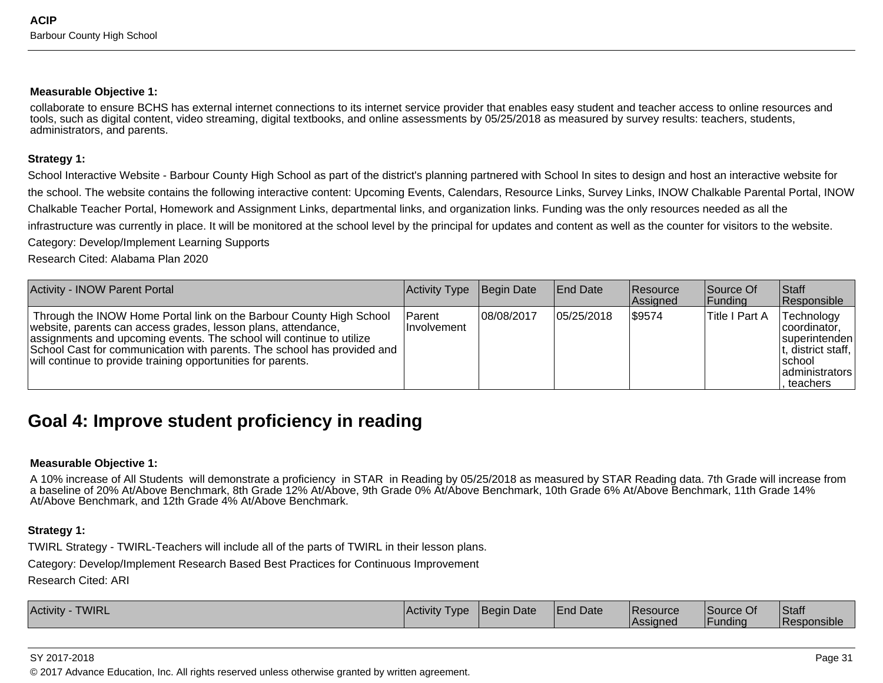**Measurable Objective 1:**

collaborate to ensure BCHS has external internet connections to its internet service provider that enables easy student and teacher access to online resources and tools, such as digital content, video streaming, digital textbooks, and online assessments by 05/25/2018 as measured by survey results: teachers, students, administrators, and parents.

**Strategy 1:**

School Interactive Website - Barbour County High School as part of the district's planning partnered with School In sites to design and host an interactive website for the school. The website contains the following interactive content: Upcoming Events, Calendars, Resource Links, Survey Links, INOW Chalkable Parental Portal, INOW Chalkable Teacher Portal, Homework and Assignment Links, departmental links, and organization links. Funding was the only resources needed as all the infrastructure was currently in place. It will be monitored at the school level by the principal for updates and content as well as the counter for visitors to the website.

Category: Develop/Implement Learning Supports

Research Cited: Alabama Plan 2020

| Activity - INOW Parent Portal | Activity Type | Begin Date | End Date | Resource Assigned | Source Of Funding | Staff Responsible |
|---|---|---|---|---|---|---|
| Through the INOW Home Portal link on the Barbour County High School website, parents can access grades, lesson plans, attendance, assignments and upcoming events. The school will continue to utilize School Cast for communication with parents. The school has provided and will continue to provide training opportunities for parents. | Parent Involvement | 08/08/2017 | 05/25/2018 | $9574 | Title I Part A | Technology coordinator, superintendent, district staff, school administrators, teachers |

## Goal 4: Improve student proficiency in reading

**Measurable Objective 1:**

A 10% increase of All Students will demonstrate a proficiency in STAR in Reading by 05/25/2018 as measured by STAR Reading data. 7th Grade will increase from a baseline of 20% At/Above Benchmark, 8th Grade 12% At/Above, 9th Grade 0% At/Above Benchmark, 10th Grade 6% At/Above Benchmark, 11th Grade 14% At/Above Benchmark, and 12th Grade 4% At/Above Benchmark.

**Strategy 1:**

TWIRL Strategy - TWIRL-Teachers will include all of the parts of TWIRL in their lesson plans.

Category: Develop/Implement Research Based Best Practices for Continuous Improvement

Research Cited: ARI

| Activity - TWIRL | Activity Type | Begin Date | End Date | Resource Assigned | Source Of Funding | Staff Responsible |
|---|---|---|---|---|---|---|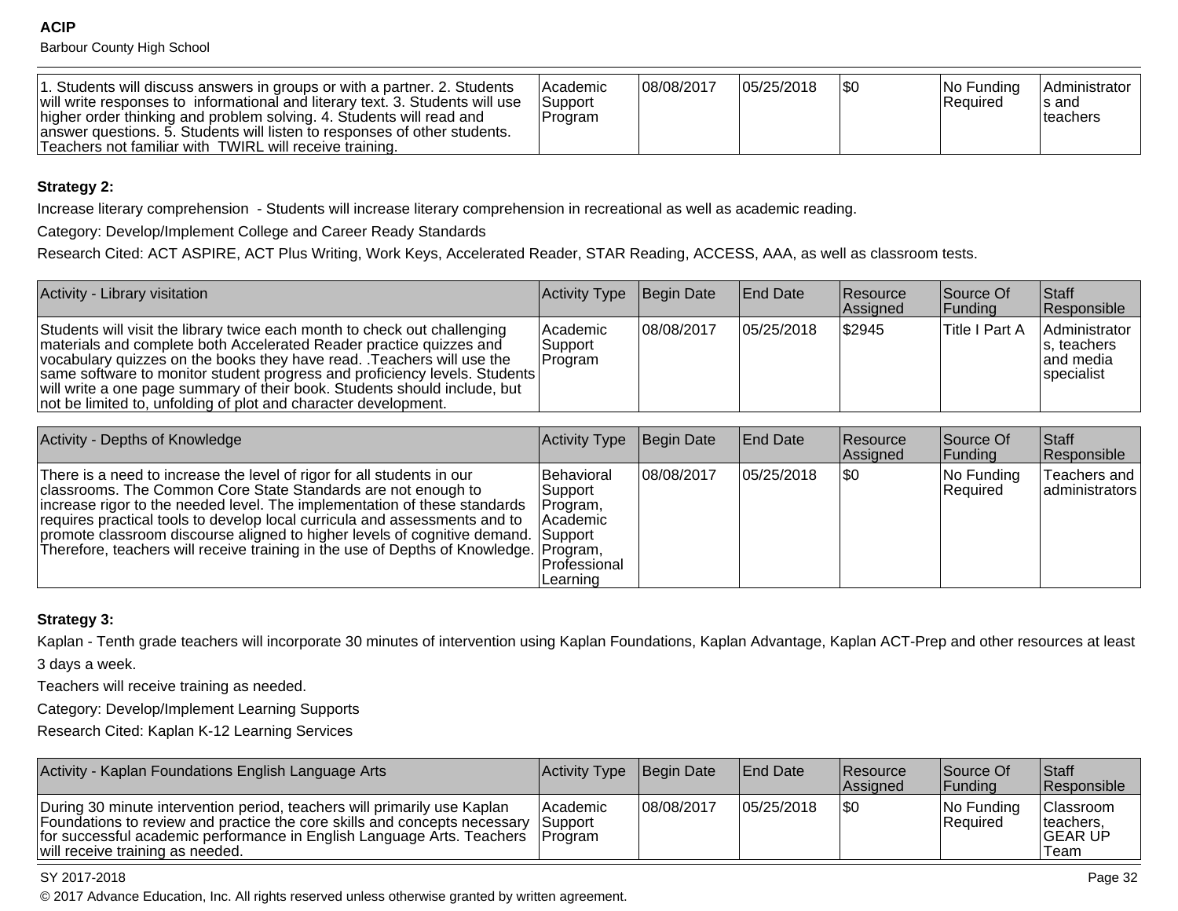| | | | | | | |
|---|---|---|---|---|---|---|
| 1. Students will discuss answers in groups or with a partner. 2. Students will write responses to informational and literary text. 3. Students will use higher order thinking and problem solving. 4. Students will read and answer questions. 5. Students will listen to responses of other students. Teachers not familiar with TWIRL will receive training. | Academic Support Program | 08/08/2017 | 05/25/2018 | $0 | No Funding Required | Administrators and teachers |

**Strategy 2:**

Increase literary comprehension - Students will increase literary comprehension in recreational as well as academic reading.

Category: Develop/Implement College and Career Ready Standards

Research Cited: ACT ASPIRE, ACT Plus Writing, Work Keys, Accelerated Reader, STAR Reading, ACCESS, AAA, as well as classroom tests.

| Activity - Library visitation | Activity Type | Begin Date | End Date | Resource Assigned | Source Of Funding | Staff Responsible |
|---|---|---|---|---|---|---|
| Students will visit the library twice each month to check out challenging materials and complete both Accelerated Reader practice quizzes and vocabulary quizzes on the books they have read. .Teachers will use the same software to monitor student progress and proficiency levels. Students will write a one page summary of their book. Students should include, but not be limited to, unfolding of plot and character development. | Academic Support Program | 08/08/2017 | 05/25/2018 | $2945 | Title I Part A | Administrators, teachers and media specialist |

| Activity - Depths of Knowledge | Activity Type | Begin Date | End Date | Resource Assigned | Source Of Funding | Staff Responsible |
|---|---|---|---|---|---|---|
| There is a need to increase the level of rigor for all students in our classrooms. The Common Core State Standards are not enough to increase rigor to the needed level. The implementation of these standards requires practical tools to develop local curricula and assessments and to promote classroom discourse aligned to higher levels of cognitive demand. Therefore, teachers will receive training in the use of Depths of Knowledge. | Behavioral Support Program, Academic Support Program, Professional Learning | 08/08/2017 | 05/25/2018 | $0 | No Funding Required | Teachers and administrators |

**Strategy 3:**

Kaplan - Tenth grade teachers will incorporate 30 minutes of intervention using Kaplan Foundations, Kaplan Advantage, Kaplan ACT-Prep and other resources at least 3 days a week.

Teachers will receive training as needed.

Category: Develop/Implement Learning Supports

Research Cited: Kaplan K-12 Learning Services

| Activity - Kaplan Foundations English Language Arts | Activity Type | Begin Date | End Date | Resource Assigned | Source Of Funding | Staff Responsible |
|---|---|---|---|---|---|---|
| During 30 minute intervention period, teachers will primarily use Kaplan Foundations to review and practice the core skills and concepts necessary for successful academic performance in English Language Arts. Teachers will receive training as needed. | Academic Support Program | 08/08/2017 | 05/25/2018 | $0 | No Funding Required | Classroom teachers, GEAR UP Team |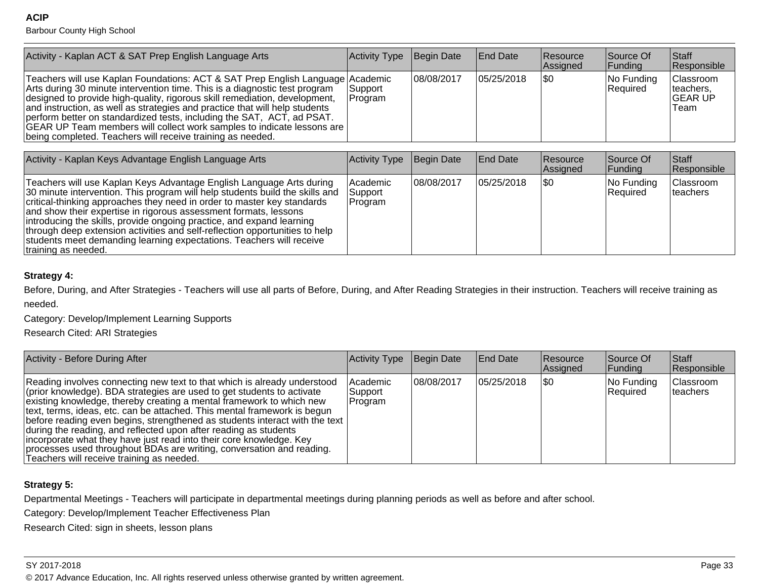| Activity - Kaplan ACT & SAT Prep English Language Arts | Activity Type | Begin Date | End Date | Resource Assigned | Source Of Funding | Staff Responsible |
|---|---|---|---|---|---|---|
| Teachers will use Kaplan Foundations: ACT & SAT Prep English Language Arts during 30 minute intervention time. This is a diagnostic test program designed to provide high-quality, rigorous skill remediation, development, and instruction, as well as strategies and practice that will help students perform better on standardized tests, including the SAT, ACT, ad PSAT. GEAR UP Team members will collect work samples to indicate lessons are being completed. Teachers will receive training as needed. | Academic Support Program | 08/08/2017 | 05/25/2018 | $0 | No Funding Required | Classroom teachers, GEAR UP Team |

| Activity - Kaplan Keys Advantage English Language Arts | Activity Type | Begin Date | End Date | Resource Assigned | Source Of Funding | Staff Responsible |
|---|---|---|---|---|---|---|
| Teachers will use Kaplan Keys Advantage English Language Arts during 30 minute intervention. This program will help students build the skills and critical-thinking approaches they need in order to master key standards and show their expertise in rigorous assessment formats, lessons introducing the skills, provide ongoing practice, and expand learning through deep extension activities and self-reflection opportunities to help students meet demanding learning expectations. Teachers will receive training as needed. | Academic Support Program | 08/08/2017 | 05/25/2018 | $0 | No Funding Required | Classroom teachers |

**Strategy 4:**

Before, During, and After Strategies - Teachers will use all parts of Before, During, and After Reading Strategies in their instruction. Teachers will receive training as needed.

Category: Develop/Implement Learning Supports

Research Cited: ARI Strategies

| Activity - Before During After | Activity Type | Begin Date | End Date | Resource Assigned | Source Of Funding | Staff Responsible |
|---|---|---|---|---|---|---|
| Reading involves connecting new text to that which is already understood (prior knowledge). BDA strategies are used to get students to activate existing knowledge, thereby creating a mental framework to which new text, terms, ideas, etc. can be attached. This mental framework is begun before reading even begins, strengthened as students interact with the text during the reading, and reflected upon after reading as students incorporate what they have just read into their core knowledge. Key processes used throughout BDAs are writing, conversation and reading. Teachers will receive training as needed. | Academic Support Program | 08/08/2017 | 05/25/2018 | $0 | No Funding Required | Classroom teachers |

**Strategy 5:**

Departmental Meetings - Teachers will participate in departmental meetings during planning periods as well as before and after school.

Category: Develop/Implement Teacher Effectiveness Plan

Research Cited: sign in sheets, lesson plans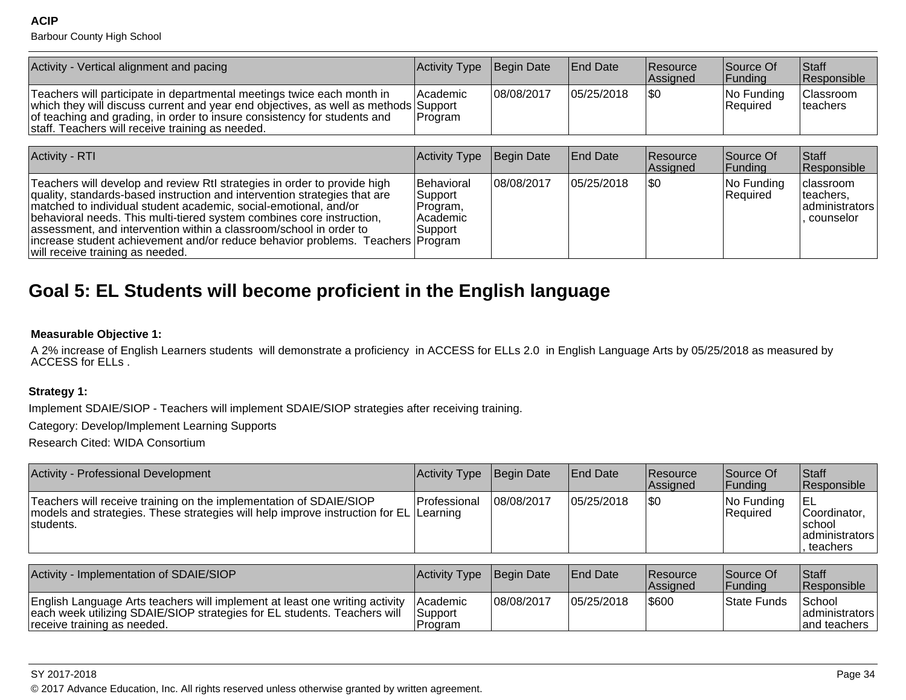| Activity - Vertical alignment and pacing | Activity Type | Begin Date | End Date | Resource Assigned | Source Of Funding | Staff Responsible |
|---|---|---|---|---|---|---|
| Teachers will participate in departmental meetings twice each month in which they will discuss current and year end objectives, as well as methods of teaching and grading, in order to insure consistency for students and staff. Teachers will receive training as needed. | Academic Support Program | 08/08/2017 | 05/25/2018 | $0 | No Funding Required | Classroom teachers |

| Activity - RTI | Activity Type | Begin Date | End Date | Resource Assigned | Source Of Funding | Staff Responsible |
|---|---|---|---|---|---|---|
| Teachers will develop and review RtI strategies in order to provide high quality, standards-based instruction and intervention strategies that are matched to individual student academic, social-emotional, and/or behavioral needs. This multi-tiered system combines core instruction, assessment, and intervention within a classroom/school in order to increase student achievement and/or reduce behavior problems.  Teachers will receive training as needed. | Behavioral Support Program, Academic Support Program | 08/08/2017 | 05/25/2018 | $0 | No Funding Required | classroom teachers, administrators, counselor |

## Goal 5: EL Students will become proficient in the English language

**Measurable Objective 1:**

A 2% increase of English Learners students  will demonstrate a proficiency  in ACCESS for ELLs 2.0  in English Language Arts by 05/25/2018 as measured by ACCESS for ELLs .

**Strategy 1:**

Implement SDAIE/SIOP - Teachers will implement SDAIE/SIOP strategies after receiving training.

Category: Develop/Implement Learning Supports

Research Cited: WIDA Consortium

| Activity - Professional Development | Activity Type | Begin Date | End Date | Resource Assigned | Source Of Funding | Staff Responsible |
|---|---|---|---|---|---|---|
| Teachers will receive training on the implementation of SDAIE/SIOP models and strategies. These strategies will help improve instruction for EL students. | Professional Learning | 08/08/2017 | 05/25/2018 | $0 | No Funding Required | EL Coordinator, school administrators, teachers |

| Activity - Implementation of SDAIE/SIOP | Activity Type | Begin Date | End Date | Resource Assigned | Source Of Funding | Staff Responsible |
|---|---|---|---|---|---|---|
| English Language Arts teachers will implement at least one writing activity each week utilizing SDAIE/SIOP strategies for EL students. Teachers will receive training as needed. | Academic Support Program | 08/08/2017 | 05/25/2018 | $600 | State Funds | School administrators and teachers |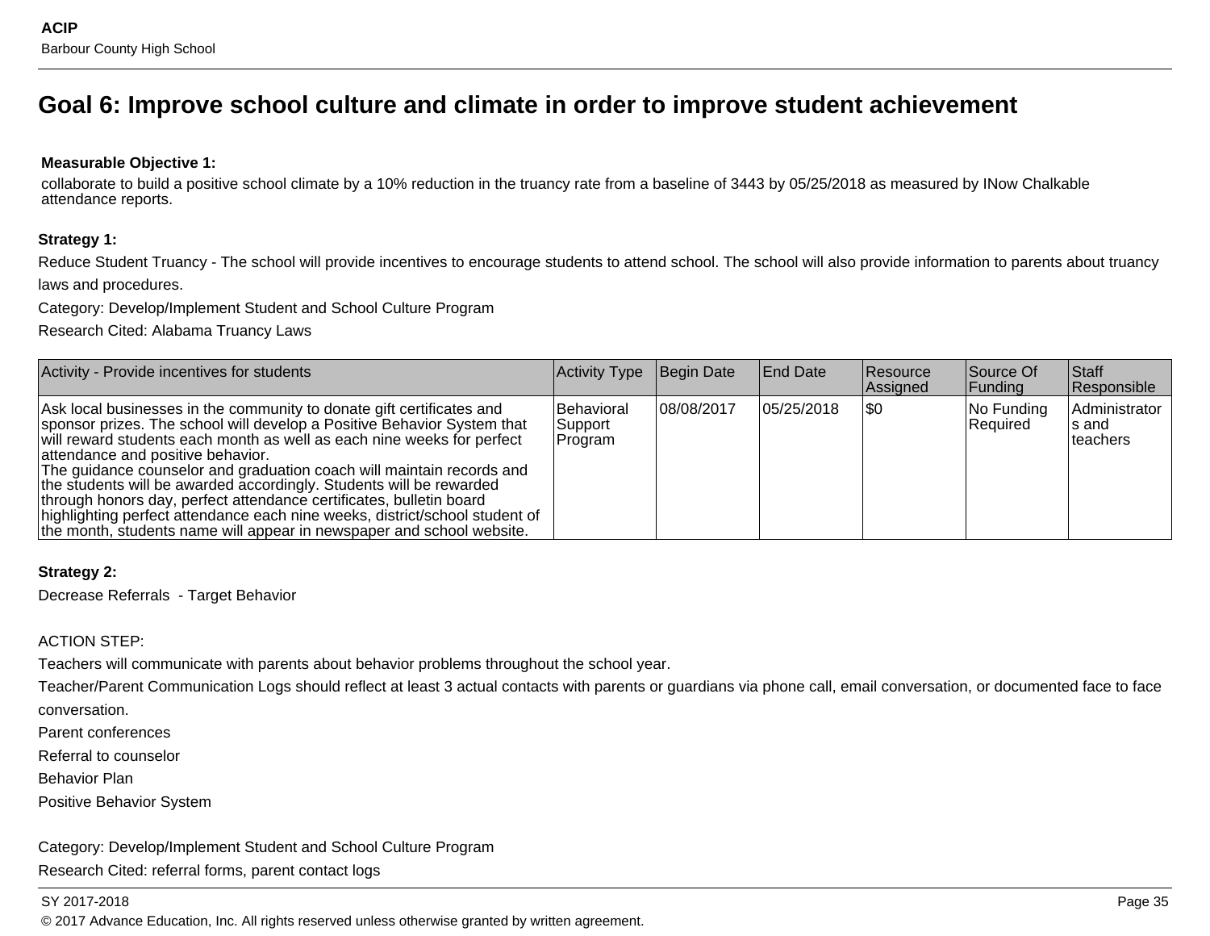## Goal 6: Improve school culture and climate in order to improve student achievement

**Measurable Objective 1:**

collaborate to build a positive school climate by a 10% reduction in the truancy rate from a baseline of 3443 by 05/25/2018 as measured by INow Chalkable attendance reports.

**Strategy 1:**

Reduce Student Truancy - The school will provide incentives to encourage students to attend school. The school will also provide information to parents about truancy laws and procedures.

Category: Develop/Implement Student and School Culture Program

Research Cited: Alabama Truancy Laws

| Activity - Provide incentives for students | Activity Type | Begin Date | End Date | Resource Assigned | Source Of Funding | Staff Responsible |
|---|---|---|---|---|---|---|
| Ask local businesses in the community to donate gift certificates and sponsor prizes. The school will develop a Positive Behavior System that will reward students each month as well as each nine weeks for perfect attendance and positive behavior.<br>The guidance counselor and graduation coach will maintain records and the students will be awarded accordingly. Students will be rewarded through honors day, perfect attendance certificates, bulletin board highlighting perfect attendance each nine weeks, district/school student of the month, students name will appear in newspaper and school website. | Behavioral Support Program | 08/08/2017 | 05/25/2018 | $0 | No Funding Required | Administrators and teachers |

**Strategy 2:**

Decrease Referrals - Target Behavior

ACTION STEP:

Teachers will communicate with parents about behavior problems throughout the school year.

Teacher/Parent Communication Logs should reflect at least 3 actual contacts with parents or guardians via phone call, email conversation, or documented face to face conversation.

Parent conferences

Referral to counselor

Behavior Plan

Positive Behavior System

Category: Develop/Implement Student and School Culture Program

Research Cited: referral forms, parent contact logs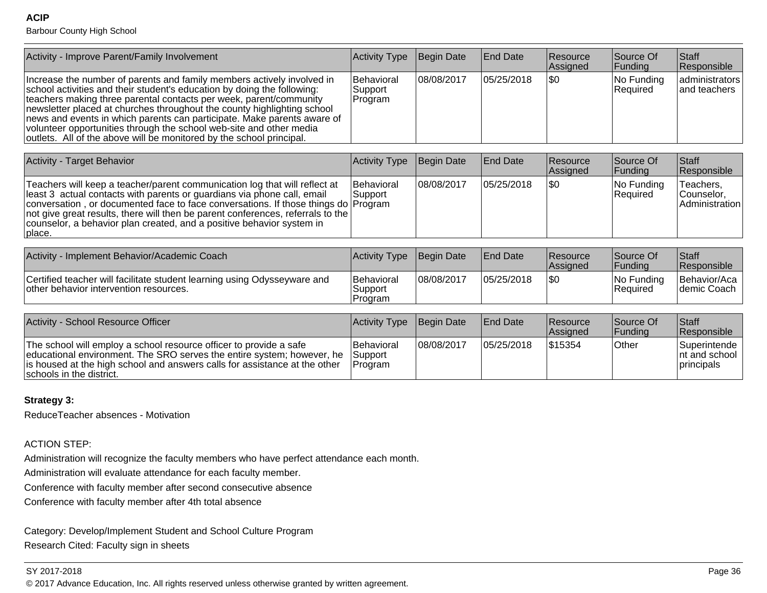| Activity - Improve Parent/Family Involvement | Activity Type | Begin Date | End Date | Resource Assigned | Source Of Funding | Staff Responsible |
|---|---|---|---|---|---|---|
| Increase the number of parents and family members actively involved in school activities and their student's education by doing the following: teachers making three parental contacts per week, parent/community newsletter placed at churches throughout the county highlighting school news and events in which parents can participate. Make parents aware of volunteer opportunities through the school web-site and other media outlets.  All of the above will be monitored by the school principal. | Behavioral Support Program | 08/08/2017 | 05/25/2018 | $0 | No Funding Required | administrators and teachers |

| Activity - Target Behavior | Activity Type | Begin Date | End Date | Resource Assigned | Source Of Funding | Staff Responsible |
|---|---|---|---|---|---|---|
| Teachers will keep a teacher/parent communication log that will reflect at least 3  actual contacts with parents or guardians via phone call, email conversation , or documented face to face conversations. If those things do not give great results, there will then be parent conferences, referrals to the counselor, a behavior plan created, and a positive behavior system in place. | Behavioral Support Program | 08/08/2017 | 05/25/2018 | $0 | No Funding Required | Teachers, Counselor, Administration |

| Activity - Implement Behavior/Academic Coach | Activity Type | Begin Date | End Date | Resource Assigned | Source Of Funding | Staff Responsible |
|---|---|---|---|---|---|---|
| Certified teacher will facilitate student learning using Odysseyware and other behavior intervention resources. | Behavioral Support Program | 08/08/2017 | 05/25/2018 | $0 | No Funding Required | Behavior/Academic Coach |

| Activity - School Resource Officer | Activity Type | Begin Date | End Date | Resource Assigned | Source Of Funding | Staff Responsible |
|---|---|---|---|---|---|---|
| The school will employ a school resource officer to provide a safe educational environment. The SRO serves the entire system; however, he is housed at the high school and answers calls for assistance at the other schools in the district. | Behavioral Support Program | 08/08/2017 | 05/25/2018 | $15354 | Other | Superintendent and school principals |

**Strategy 3:**

ReduceTeacher absences - Motivation

ACTION STEP:

Administration will recognize the faculty members who have perfect attendance each month.

Administration will evaluate attendance for each faculty member.

Conference with faculty member after second consecutive absence

Conference with faculty member after 4th total absence

Category: Develop/Implement Student and School Culture Program

Research Cited: Faculty sign in sheets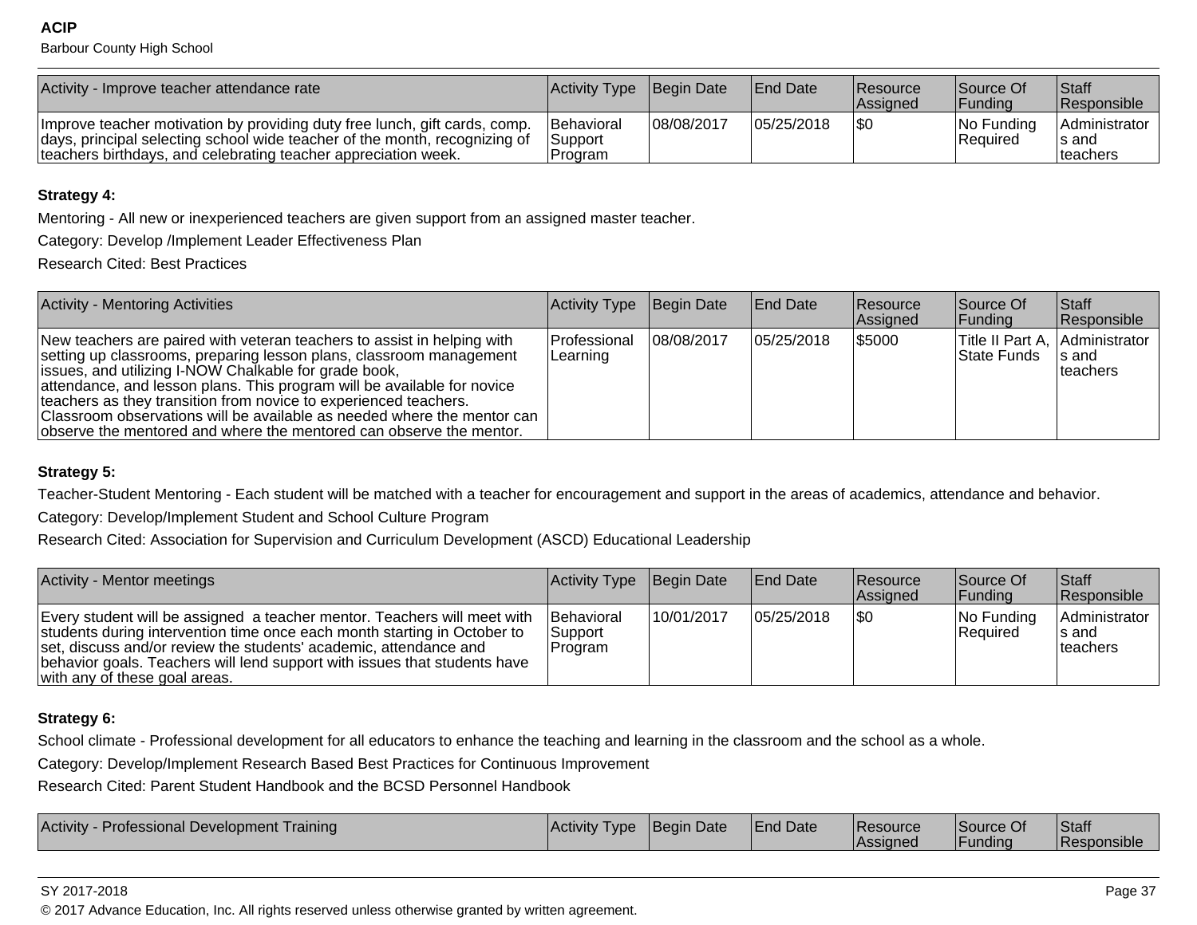| Activity - Improve teacher attendance rate | Activity Type | Begin Date | End Date | Resource Assigned | Source Of Funding | Staff Responsible |
|---|---|---|---|---|---|---|
| Improve teacher motivation by providing duty free lunch, gift cards, comp. days, principal selecting school wide teacher of the month, recognizing of teachers birthdays, and celebrating teacher appreciation week. | Behavioral Support Program | 08/08/2017 | 05/25/2018 | $0 | No Funding Required | Administrators and teachers |

**Strategy 4:**

Mentoring - All new or inexperienced teachers are given support from an assigned master teacher.

Category: Develop /Implement Leader Effectiveness Plan

Research Cited: Best Practices

| Activity - Mentoring Activities | Activity Type | Begin Date | End Date | Resource Assigned | Source Of Funding | Staff Responsible |
|---|---|---|---|---|---|---|
| New teachers are paired with veteran teachers to assist in helping with setting up classrooms, preparing lesson plans, classroom management issues, and utilizing I-NOW Chalkable for grade book, attendance, and lesson plans. This program will be available for novice teachers as they transition from novice to experienced teachers. Classroom observations will be available as needed where the mentor can observe the mentored and where the mentored can observe the mentor. | Professional Learning | 08/08/2017 | 05/25/2018 | $5000 | Title II Part A, State Funds | Administrators and teachers |

**Strategy 5:**

Teacher-Student Mentoring - Each student will be matched with a teacher for encouragement and support in the areas of academics, attendance and behavior.

Category: Develop/Implement Student and School Culture Program

Research Cited: Association for Supervision and Curriculum Development (ASCD) Educational Leadership

| Activity - Mentor meetings | Activity Type | Begin Date | End Date | Resource Assigned | Source Of Funding | Staff Responsible |
|---|---|---|---|---|---|---|
| Every student will be assigned a teacher mentor. Teachers will meet with students during intervention time once each month starting in October to set, discuss and/or review the students' academic, attendance and behavior goals. Teachers will lend support with issues that students have with any of these goal areas. | Behavioral Support Program | 10/01/2017 | 05/25/2018 | $0 | No Funding Required | Administrators and teachers |

**Strategy 6:**

School climate - Professional development for all educators to enhance the teaching and learning in the classroom and the school as a whole.

Category: Develop/Implement Research Based Best Practices for Continuous Improvement

Research Cited: Parent Student Handbook and the BCSD Personnel Handbook

| Activity - Professional Development Training | Activity Type | Begin Date | End Date | Resource Assigned | Source Of Funding | Staff Responsible |
|---|---|---|---|---|---|---|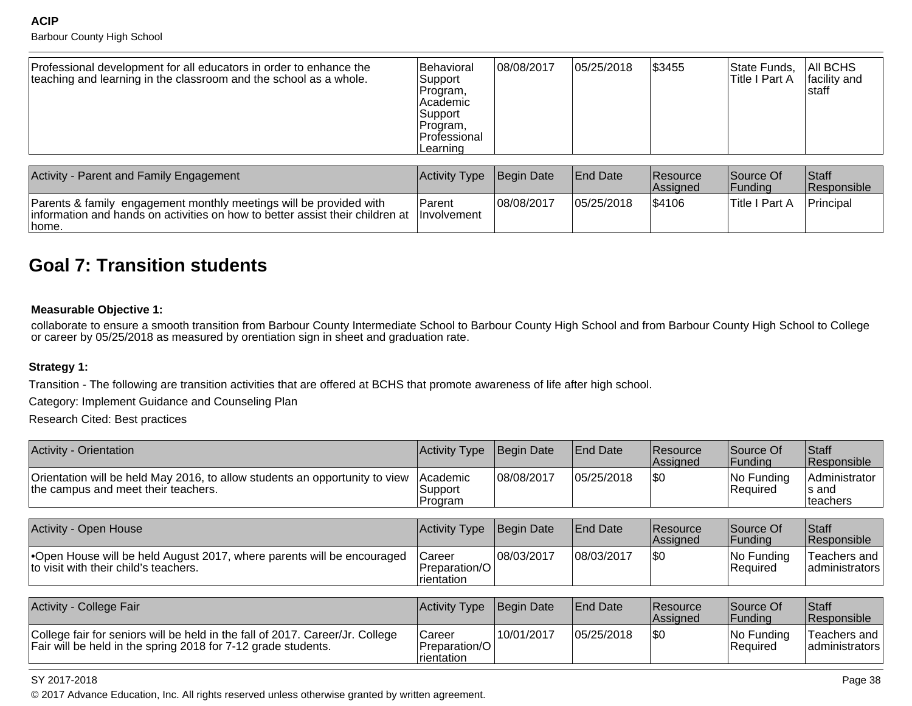| Professional development for all educators in order to enhance the teaching and learning in the classroom and the school as a whole. | Behavioral Support Program, Academic Support Program, Professional Learning | 08/08/2017 | 05/25/2018 | $3455 | State Funds, Title I Part A | All BCHS facility and staff |
|---|---|---|---|---|---|---|

| Activity - Parent and Family Engagement | Activity Type | Begin Date | End Date | Resource Assigned | Source Of Funding | Staff Responsible |
|---|---|---|---|---|---|---|
| Parents & family  engagement monthly meetings will be provided with information and hands on activities on how to better assist their children at home. | Parent Involvement | 08/08/2017 | 05/25/2018 | $4106 | Title I Part A | Principal |

## Goal 7: Transition students

**Measurable Objective 1:**

collaborate to ensure a smooth transition from Barbour County Intermediate School to Barbour County High School and from Barbour County High School to College or career by 05/25/2018 as measured by orentiation sign in sheet and graduation rate.

**Strategy 1:**

Transition - The following are transition activities that are offered at BCHS that promote awareness of life after high school.

Category: Implement Guidance and Counseling Plan

Research Cited: Best practices

| Activity - Orientation | Activity Type | Begin Date | End Date | Resource Assigned | Source Of Funding | Staff Responsible |
|---|---|---|---|---|---|---|
| Orientation will be held May 2016, to allow students an opportunity to view the campus and meet their teachers. | Academic Support Program | 08/08/2017 | 05/25/2018 | $0 | No Funding Required | Administrators and teachers |

| Activity - Open House | Activity Type | Begin Date | End Date | Resource Assigned | Source Of Funding | Staff Responsible |
|---|---|---|---|---|---|---|
| •Open House will be held August 2017, where parents will be encouraged to visit with their child's teachers. | Career Preparation/Orientation | 08/03/2017 | 08/03/2017 | $0 | No Funding Required | Teachers and administrators |

| Activity - College Fair | Activity Type | Begin Date | End Date | Resource Assigned | Source Of Funding | Staff Responsible |
|---|---|---|---|---|---|---|
| College fair for seniors will be held in the fall of 2017. Career/Jr. College Fair will be held in the spring 2018 for 7-12 grade students. | Career Preparation/Orientation | 10/01/2017 | 05/25/2018 | $0 | No Funding Required | Teachers and administrators |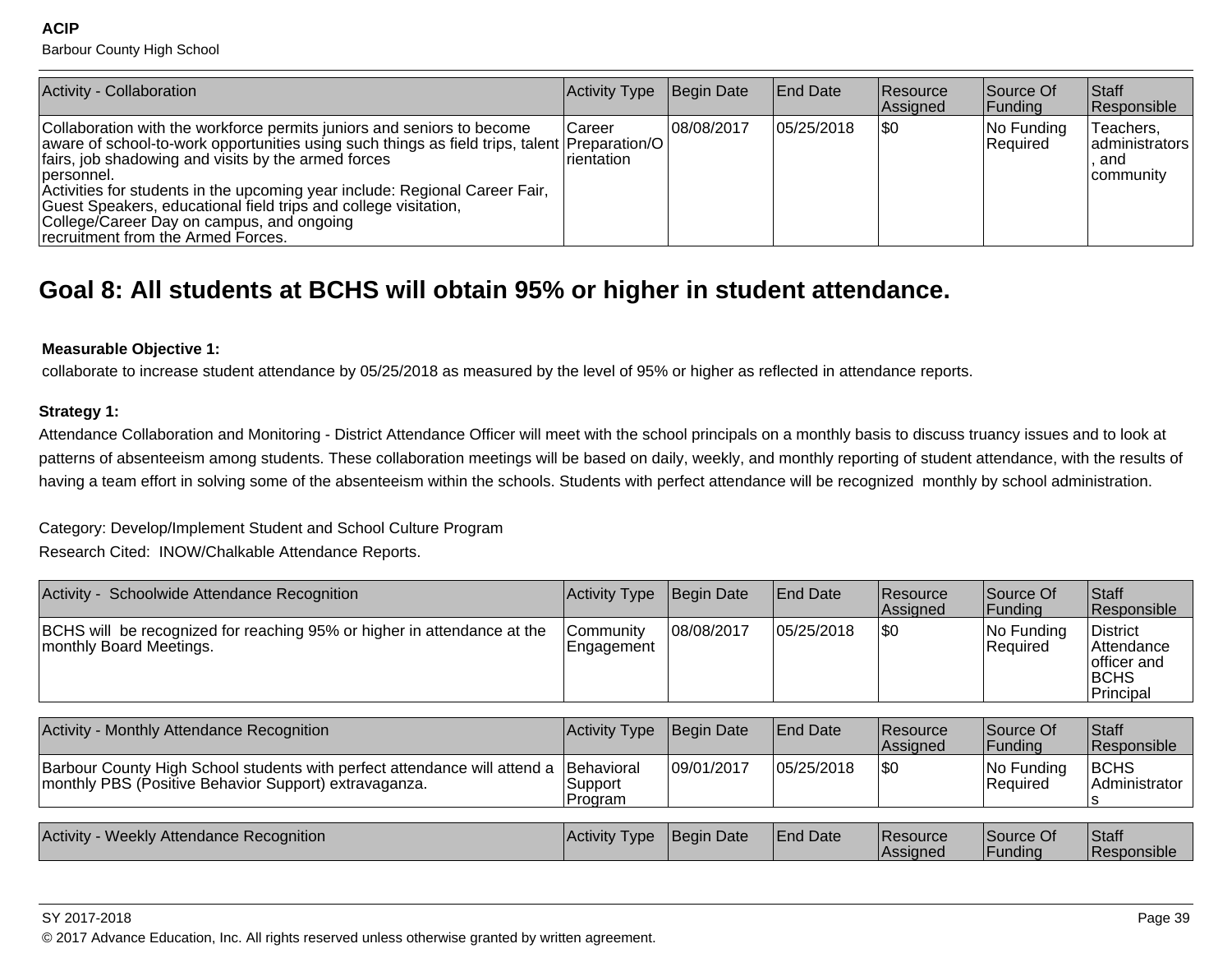| Activity - Collaboration | Activity Type | Begin Date | End Date | Resource Assigned | Source Of Funding | Staff Responsible |
|---|---|---|---|---|---|---|
| Collaboration with the workforce permits juniors and seniors to become aware of school-to-work opportunities using such things as field trips, talent fairs, job shadowing and visits by the armed forces personnel. Activities for students in the upcoming year include: Regional Career Fair, Guest Speakers, educational field trips and college visitation, College/Career Day on campus, and ongoing recruitment from the Armed Forces. | Career Preparation/Orientation | 08/08/2017 | 05/25/2018 | $0 | No Funding Required | Teachers, administrators, and community |

# Goal 8: All students at BCHS will obtain 95% or higher in student attendance.

**Measurable Objective 1:**

collaborate to increase student attendance by 05/25/2018 as measured by the level of 95% or higher as reflected in attendance reports.

**Strategy 1:**

Attendance Collaboration and Monitoring - District Attendance Officer will meet with the school principals on a monthly basis to discuss truancy issues and to look at patterns of absenteeism among students. These collaboration meetings will be based on daily, weekly, and monthly reporting of student attendance, with the results of having a team effort in solving some of the absenteeism within the schools. Students with perfect attendance will be recognized monthly by school administration.

Category: Develop/Implement Student and School Culture Program

Research Cited: INOW/Chalkable Attendance Reports.

| Activity - Schoolwide Attendance Recognition | Activity Type | Begin Date | End Date | Resource Assigned | Source Of Funding | Staff Responsible |
|---|---|---|---|---|---|---|
| BCHS will be recognized for reaching 95% or higher in attendance at the monthly Board Meetings. | Community Engagement | 08/08/2017 | 05/25/2018 | $0 | No Funding Required | District Attendance officer and BCHS Principal |

| Activity - Monthly Attendance Recognition | Activity Type | Begin Date | End Date | Resource Assigned | Source Of Funding | Staff Responsible |
|---|---|---|---|---|---|---|
| Barbour County High School students with perfect attendance will attend a monthly PBS (Positive Behavior Support) extravaganza. | Behavioral Support Program | 09/01/2017 | 05/25/2018 | $0 | No Funding Required | BCHS Administrators |

| Activity - Weekly Attendance Recognition | Activity Type | Begin Date | End Date | Resource Assigned | Source Of Funding | Staff Responsible |
|---|---|---|---|---|---|---|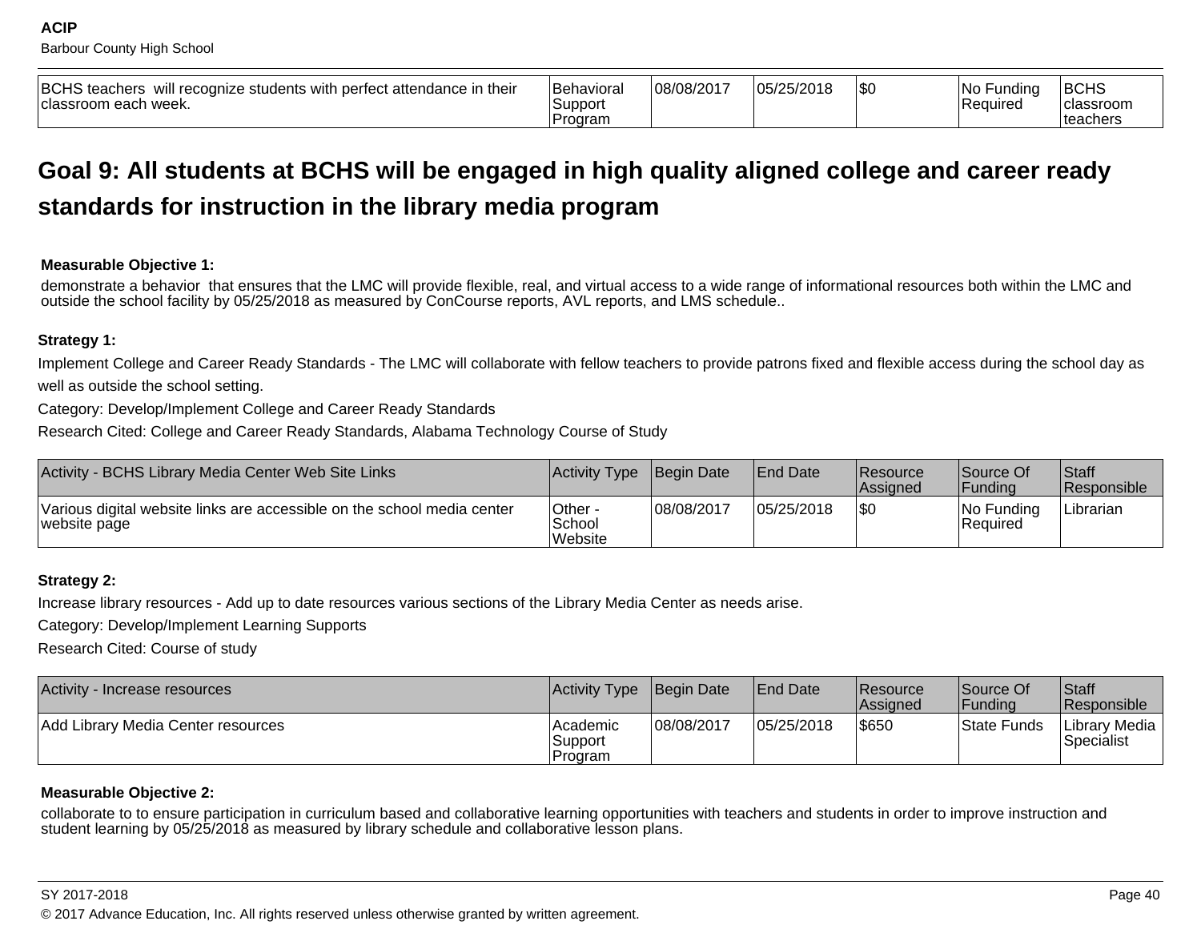| BCHS teachers will recognize students with perfect attendance in their classroom each week. | Behavioral Support Program | 08/08/2017 | 05/25/2018 | $0 | No Funding Required | BCHS classroom teachers |
|---|---|---|---|---|---|---|

## Goal 9: All students at BCHS will be engaged in high quality aligned college and career ready standards for instruction in the library media program

**Measurable Objective 1:**

demonstrate a behavior that ensures that the LMC will provide flexible, real, and virtual access to a wide range of informational resources both within the LMC and outside the school facility by 05/25/2018 as measured by ConCourse reports, AVL reports, and LMS schedule..

**Strategy 1:**

Implement College and Career Ready Standards - The LMC will collaborate with fellow teachers to provide patrons fixed and flexible access during the school day as well as outside the school setting.

Category: Develop/Implement College and Career Ready Standards

Research Cited: College and Career Ready Standards, Alabama Technology Course of Study

| Activity - BCHS Library Media Center Web Site Links | Activity Type | Begin Date | End Date | Resource Assigned | Source Of Funding | Staff Responsible |
|---|---|---|---|---|---|---|
| Various digital website links are accessible on the school media center website page | Other - School Website | 08/08/2017 | 05/25/2018 | $0 | No Funding Required | Librarian |

**Strategy 2:**

Increase library resources - Add up to date resources various sections of the Library Media Center as needs arise.

Category: Develop/Implement Learning Supports

Research Cited: Course of study

| Activity - Increase resources | Activity Type | Begin Date | End Date | Resource Assigned | Source Of Funding | Staff Responsible |
|---|---|---|---|---|---|---|
| Add Library Media Center resources | Academic Support Program | 08/08/2017 | 05/25/2018 | $650 | State Funds | Library Media Specialist |

**Measurable Objective 2:**

collaborate to to ensure participation in curriculum based and collaborative learning opportunities with teachers and students in order to improve instruction and student learning by 05/25/2018 as measured by library schedule and collaborative lesson plans.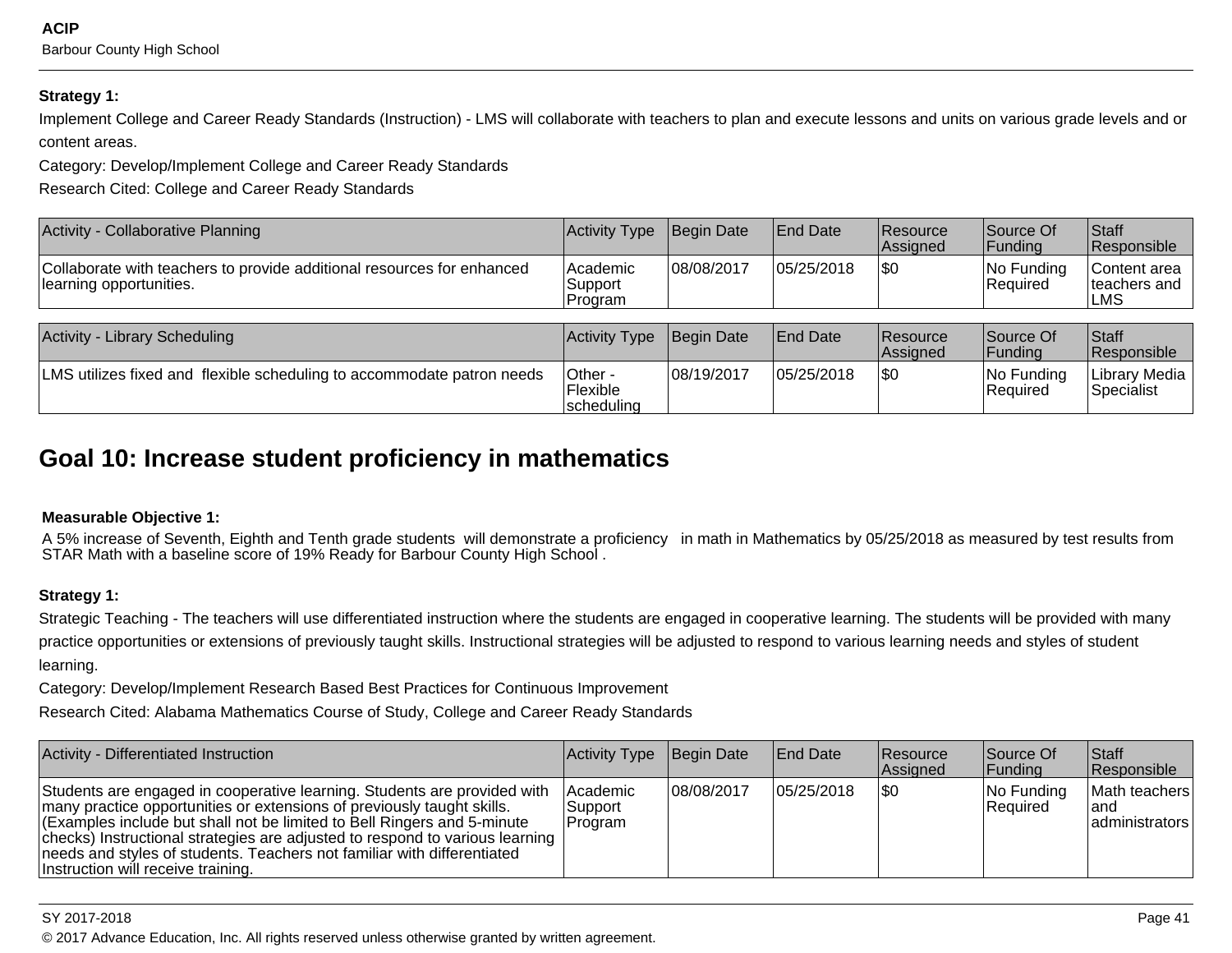**Strategy 1:**

Implement College and Career Ready Standards (Instruction) - LMS will collaborate with teachers to plan and execute lessons and units on various grade levels and or content areas.

Category: Develop/Implement College and Career Ready Standards

Research Cited: College and Career Ready Standards

| Activity - Collaborative Planning | Activity Type | Begin Date | End Date | Resource Assigned | Source Of Funding | Staff Responsible |
|---|---|---|---|---|---|---|
| Collaborate with teachers to provide additional resources for enhanced learning opportunities. | Academic Support Program | 08/08/2017 | 05/25/2018 | $0 | No Funding Required | Content area teachers and LMS |

| Activity - Library Scheduling | Activity Type | Begin Date | End Date | Resource Assigned | Source Of Funding | Staff Responsible |
|---|---|---|---|---|---|---|
| LMS utilizes fixed and flexible scheduling to accommodate patron needs | Other - Flexible scheduling | 08/19/2017 | 05/25/2018 | $0 | No Funding Required | Library Media Specialist |

## Goal 10: Increase student proficiency in mathematics

**Measurable Objective 1:**

A 5% increase of Seventh, Eighth and Tenth grade students will demonstrate a proficiency in math in Mathematics by 05/25/2018 as measured by test results from STAR Math with a baseline score of 19% Ready for Barbour County High School .

**Strategy 1:**

Strategic Teaching - The teachers will use differentiated instruction where the students are engaged in cooperative learning. The students will be provided with many practice opportunities or extensions of previously taught skills. Instructional strategies will be adjusted to respond to various learning needs and styles of student learning.

Category: Develop/Implement Research Based Best Practices for Continuous Improvement

Research Cited: Alabama Mathematics Course of Study, College and Career Ready Standards

| Activity - Differentiated Instruction | Activity Type | Begin Date | End Date | Resource Assigned | Source Of Funding | Staff Responsible |
|---|---|---|---|---|---|---|
| Students are engaged in cooperative learning. Students are provided with many practice opportunities or extensions of previously taught skills. (Examples include but shall not be limited to Bell Ringers and 5-minute checks) Instructional strategies are adjusted to respond to various learning needs and styles of students. Teachers not familiar with differentiated Instruction will receive training. | Academic Support Program | 08/08/2017 | 05/25/2018 | $0 | No Funding Required | Math teachers and administrators |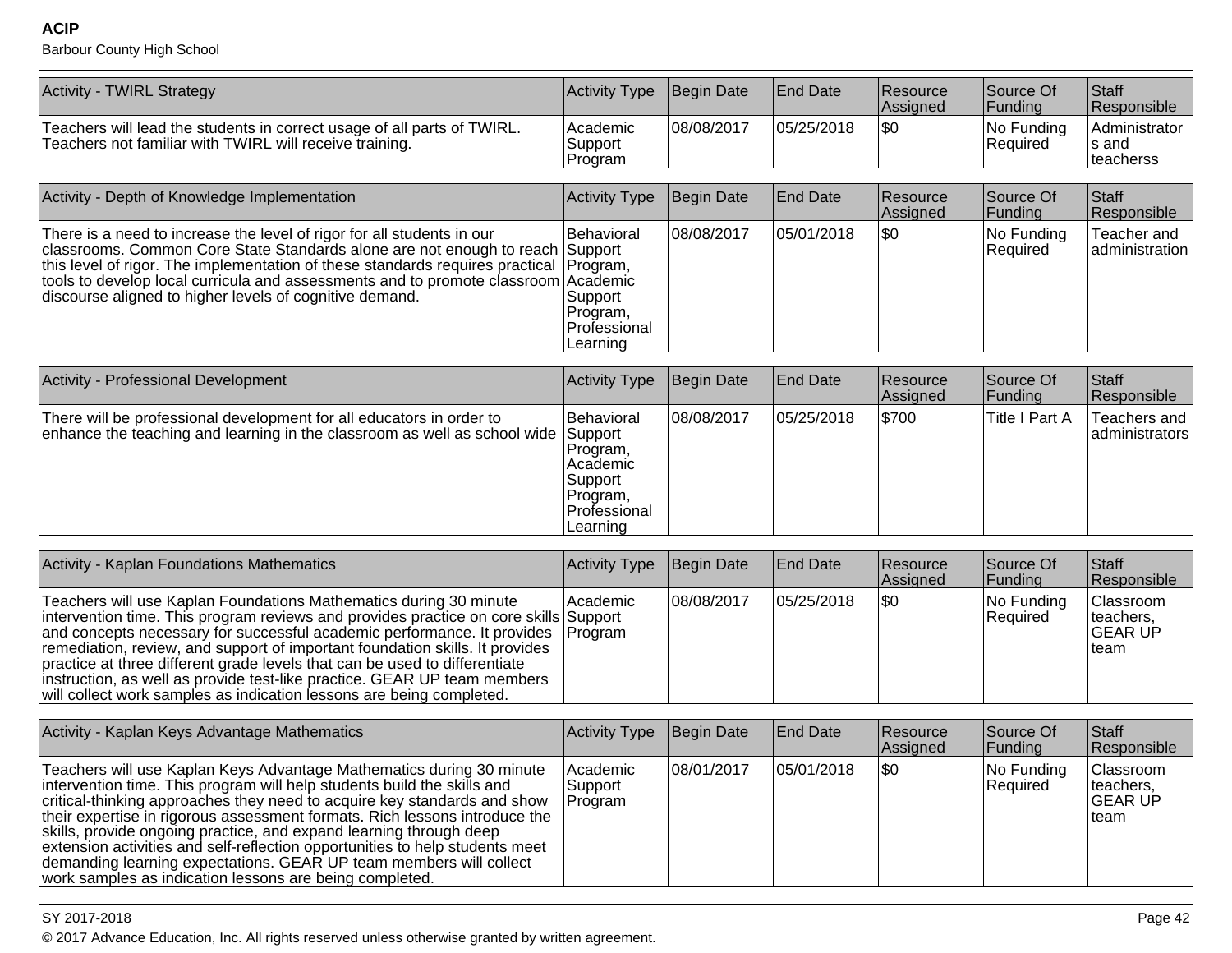| Activity - TWIRL Strategy | Activity Type | Begin Date | End Date | Resource Assigned | Source Of Funding | Staff Responsible |
|---|---|---|---|---|---|---|
| Teachers will lead the students in correct usage of all parts of TWIRL. Teachers not familiar with TWIRL will receive training. | Academic Support Program | 08/08/2017 | 05/25/2018 | $0 | No Funding Required | Administrators and teacherss |

| Activity - Depth of Knowledge Implementation | Activity Type | Begin Date | End Date | Resource Assigned | Source Of Funding | Staff Responsible |
|---|---|---|---|---|---|---|
| There is a need to increase the level of rigor for all students in our classrooms. Common Core State Standards alone are not enough to reach this level of rigor. The implementation of these standards requires practical tools to develop local curricula and assessments and to promote classroom discourse aligned to higher levels of cognitive demand. | Behavioral Support Program, Academic Support Program, Professional Learning | 08/08/2017 | 05/01/2018 | $0 | No Funding Required | Teacher and administration |

| Activity - Professional Development | Activity Type | Begin Date | End Date | Resource Assigned | Source Of Funding | Staff Responsible |
|---|---|---|---|---|---|---|
| There will be professional development for all educators in order to enhance the teaching and learning in the classroom as well as school wide | Behavioral Support Program, Academic Support Program, Professional Learning | 08/08/2017 | 05/25/2018 | $700 | Title I Part A | Teachers and administrators |

| Activity - Kaplan Foundations Mathematics | Activity Type | Begin Date | End Date | Resource Assigned | Source Of Funding | Staff Responsible |
|---|---|---|---|---|---|---|
| Teachers will use Kaplan Foundations Mathematics during 30 minute intervention time. This program reviews and provides practice on core skills and concepts necessary for successful academic performance. It provides remediation, review, and support of important foundation skills. It provides practice at three different grade levels that can be used to differentiate instruction, as well as provide test-like practice. GEAR UP team members will collect work samples as indication lessons are being completed. | Academic Support Program | 08/08/2017 | 05/25/2018 | $0 | No Funding Required | Classroom teachers, GEAR UP team |

| Activity - Kaplan Keys Advantage Mathematics | Activity Type | Begin Date | End Date | Resource Assigned | Source Of Funding | Staff Responsible |
|---|---|---|---|---|---|---|
| Teachers will use Kaplan Keys Advantage Mathematics during 30 minute intervention time. This program will help students build the skills and critical-thinking approaches they need to acquire key standards and show their expertise in rigorous assessment formats. Rich lessons introduce the skills, provide ongoing practice, and expand learning through deep extension activities and self-reflection opportunities to help students meet demanding learning expectations. GEAR UP team members will collect work samples as indication lessons are being completed. | Academic Support Program | 08/01/2017 | 05/01/2018 | $0 | No Funding Required | Classroom teachers, GEAR UP team |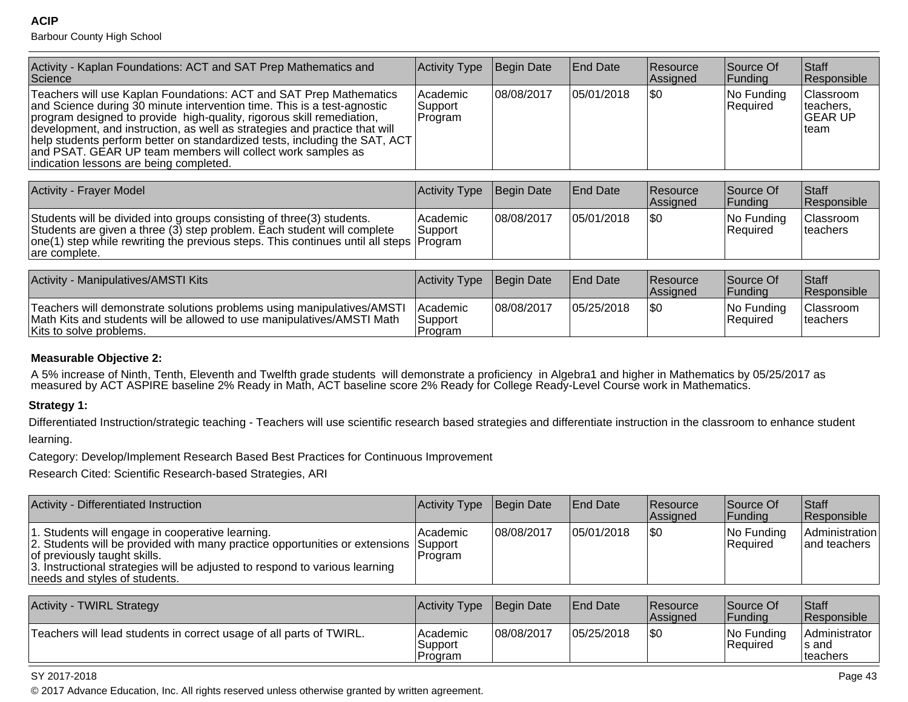| Activity - Kaplan Foundations: ACT and SAT Prep Mathematics and Science | Activity Type | Begin Date | End Date | Resource Assigned | Source Of Funding | Staff Responsible |
|---|---|---|---|---|---|---|
| Teachers will use Kaplan Foundations: ACT and SAT Prep Mathematics and Science during 30 minute intervention time. This is a test-agnostic program designed to provide high-quality, rigorous skill remediation, development, and instruction, as well as strategies and practice that will help students perform better on standardized tests, including the SAT, ACT and PSAT. GEAR UP team members will collect work samples as indication lessons are being completed. | Academic Support Program | 08/08/2017 | 05/01/2018 | $0 | No Funding Required | Classroom teachers, GEAR UP team |

| Activity - Frayer Model | Activity Type | Begin Date | End Date | Resource Assigned | Source Of Funding | Staff Responsible |
|---|---|---|---|---|---|---|
| Students will be divided into groups consisting of three(3) students. Students are given a three (3) step problem. Each student will complete one(1) step while rewriting the previous steps. This continues until all steps are complete. | Academic Support Program | 08/08/2017 | 05/01/2018 | $0 | No Funding Required | Classroom teachers |

| Activity - Manipulatives/AMSTI Kits | Activity Type | Begin Date | End Date | Resource Assigned | Source Of Funding | Staff Responsible |
|---|---|---|---|---|---|---|
| Teachers will demonstrate solutions problems using manipulatives/AMSTI Math Kits and students will be allowed to use manipulatives/AMSTI Math Kits to solve problems. | Academic Support Program | 08/08/2017 | 05/25/2018 | $0 | No Funding Required | Classroom teachers |

**Measurable Objective 2:**

A 5% increase of Ninth, Tenth, Eleventh and Twelfth grade students will demonstrate a proficiency in Algebra1 and higher in Mathematics by 05/25/2017 as measured by ACT ASPIRE baseline 2% Ready in Math, ACT baseline score 2% Ready for College Ready-Level Course work in Mathematics.

**Strategy 1:**

Differentiated Instruction/strategic teaching - Teachers will use scientific research based strategies and differentiate instruction in the classroom to enhance student learning.

Category: Develop/Implement Research Based Best Practices for Continuous Improvement

Research Cited: Scientific Research-based Strategies, ARI

| Activity - Differentiated Instruction | Activity Type | Begin Date | End Date | Resource Assigned | Source Of Funding | Staff Responsible |
|---|---|---|---|---|---|---|
| 1. Students will engage in cooperative learning.<br>2. Students will be provided with many practice opportunities or extensions of previously taught skills.<br>3. Instructional strategies will be adjusted to respond to various learning needs and styles of students. | Academic Support Program | 08/08/2017 | 05/01/2018 | $0 | No Funding Required | Administration and teachers |

| Activity - TWIRL Strategy | Activity Type | Begin Date | End Date | Resource Assigned | Source Of Funding | Staff Responsible |
|---|---|---|---|---|---|---|
| Teachers will lead students in correct usage of all parts of TWIRL. | Academic Support Program | 08/08/2017 | 05/25/2018 | $0 | No Funding Required | Administrators and teachers |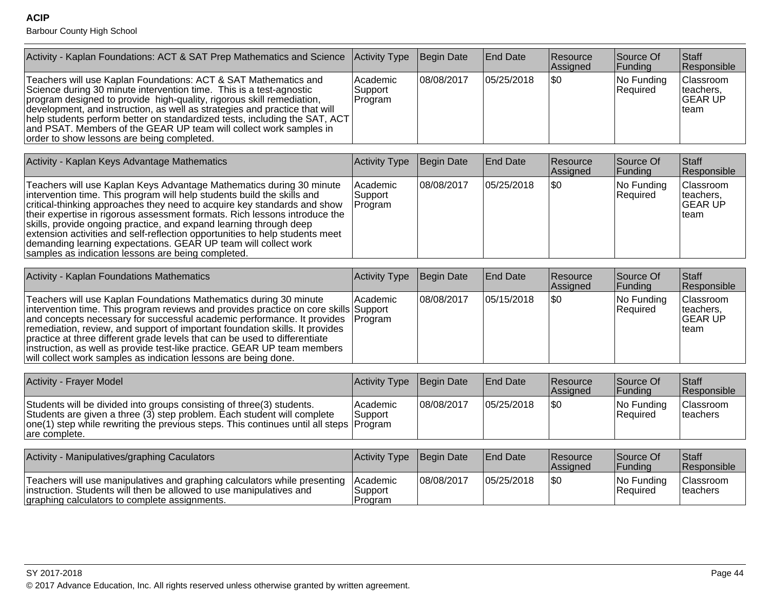| Activity - Kaplan Foundations: ACT & SAT Prep Mathematics and Science | Activity Type | Begin Date | End Date | Resource Assigned | Source Of Funding | Staff Responsible |
|---|---|---|---|---|---|---|
| Teachers will use Kaplan Foundations: ACT & SAT Mathematics and Science during 30 minute intervention time. This is a test-agnostic program designed to provide high-quality, rigorous skill remediation, development, and instruction, as well as strategies and practice that will help students perform better on standardized tests, including the SAT, ACT and PSAT. Members of the GEAR UP team will collect work samples in order to show lessons are being completed. | Academic Support Program | 08/08/2017 | 05/25/2018 | $0 | No Funding Required | Classroom teachers, GEAR UP team |

| Activity - Kaplan Keys Advantage Mathematics | Activity Type | Begin Date | End Date | Resource Assigned | Source Of Funding | Staff Responsible |
|---|---|---|---|---|---|---|
| Teachers will use Kaplan Keys Advantage Mathematics during 30 minute intervention time. This program will help students build the skills and critical-thinking approaches they need to acquire key standards and show their expertise in rigorous assessment formats. Rich lessons introduce the skills, provide ongoing practice, and expand learning through deep extension activities and self-reflection opportunities to help students meet demanding learning expectations. GEAR UP team will collect work samples as indication lessons are being completed. | Academic Support Program | 08/08/2017 | 05/25/2018 | $0 | No Funding Required | Classroom teachers, GEAR UP team |

| Activity - Kaplan Foundations Mathematics | Activity Type | Begin Date | End Date | Resource Assigned | Source Of Funding | Staff Responsible |
|---|---|---|---|---|---|---|
| Teachers will use Kaplan Foundations Mathematics during 30 minute intervention time. This program reviews and provides practice on core skills and concepts necessary for successful academic performance. It provides remediation, review, and support of important foundation skills. It provides practice at three different grade levels that can be used to differentiate instruction, as well as provide test-like practice. GEAR UP team members will collect work samples as indication lessons are being done. | Academic Support Program | 08/08/2017 | 05/15/2018 | $0 | No Funding Required | Classroom teachers, GEAR UP team |

| Activity - Frayer Model | Activity Type | Begin Date | End Date | Resource Assigned | Source Of Funding | Staff Responsible |
|---|---|---|---|---|---|---|
| Students will be divided into groups consisting of three(3) students. Students are given a three (3) step problem. Each student will complete one(1) step while rewriting the previous steps. This continues until all steps are complete. | Academic Support Program | 08/08/2017 | 05/25/2018 | $0 | No Funding Required | Classroom teachers |

| Activity - Manipulatives/graphing Caculators | Activity Type | Begin Date | End Date | Resource Assigned | Source Of Funding | Staff Responsible |
|---|---|---|---|---|---|---|
| Teachers will use manipulatives and graphing calculators while presenting instruction. Students will then be allowed to use manipulatives and graphing calculators to complete assignments. | Academic Support Program | 08/08/2017 | 05/25/2018 | $0 | No Funding Required | Classroom teachers |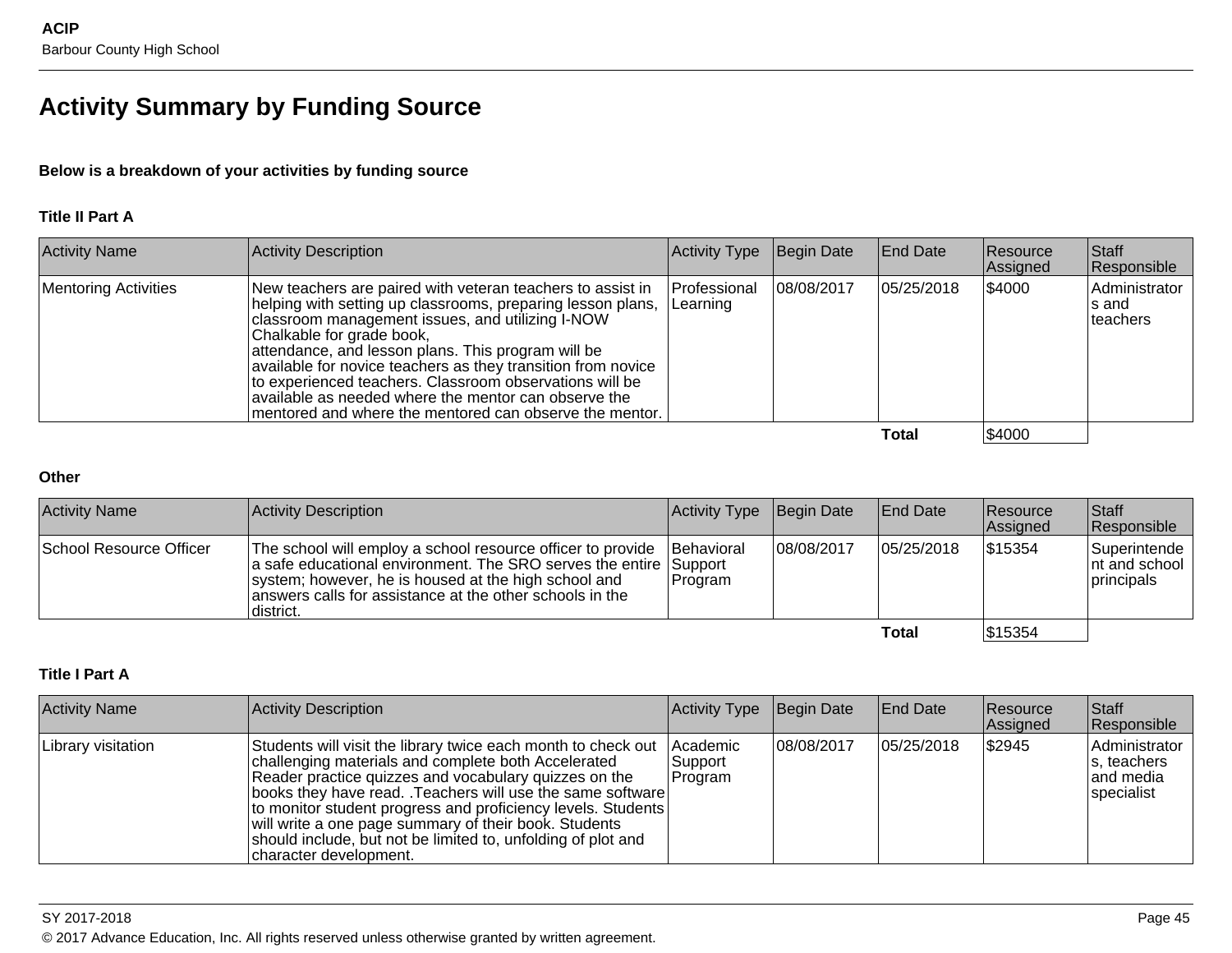# Activity Summary by Funding Source

**Below is a breakdown of your activities by funding source**

### Title II Part A

| Activity Name | Activity Description | Activity Type | Begin Date | End Date | Resource Assigned | Staff Responsible |
|---|---|---|---|---|---|---|
| Mentoring Activities | New teachers are paired with veteran teachers to assist in helping with setting up classrooms, preparing lesson plans, classroom management issues, and utilizing I-NOW Chalkable for grade book, attendance, and lesson plans. This program will be available for novice teachers as they transition from novice to experienced teachers. Classroom observations will be available as needed where the mentor can observe the mentored and where the mentored can observe the mentor. | Professional Learning | 08/08/2017 | 05/25/2018 | $4000 | Administrators and teachers |
| | | | | **Total** | $4000 | |

### Other

| Activity Name | Activity Description | Activity Type | Begin Date | End Date | Resource Assigned | Staff Responsible |
|---|---|---|---|---|---|---|
| School Resource Officer | The school will employ a school resource officer to provide a safe educational environment. The SRO serves the entire system; however, he is housed at the high school and answers calls for assistance at the other schools in the district. | Behavioral Support Program | 08/08/2017 | 05/25/2018 | $15354 | Superintendent and school principals |
| | | | | **Total** | $15354 | |

### Title I Part A

| Activity Name | Activity Description | Activity Type | Begin Date | End Date | Resource Assigned | Staff Responsible |
|---|---|---|---|---|---|---|
| Library visitation | Students will visit the library twice each month to check out challenging materials and complete both Accelerated Reader practice quizzes and vocabulary quizzes on the books they have read. .Teachers will use the same software to monitor student progress and proficiency levels. Students will write a one page summary of their book. Students should include, but not be limited to, unfolding of plot and character development. | Academic Support Program | 08/08/2017 | 05/25/2018 | $2945 | Administrators, teachers and media specialist |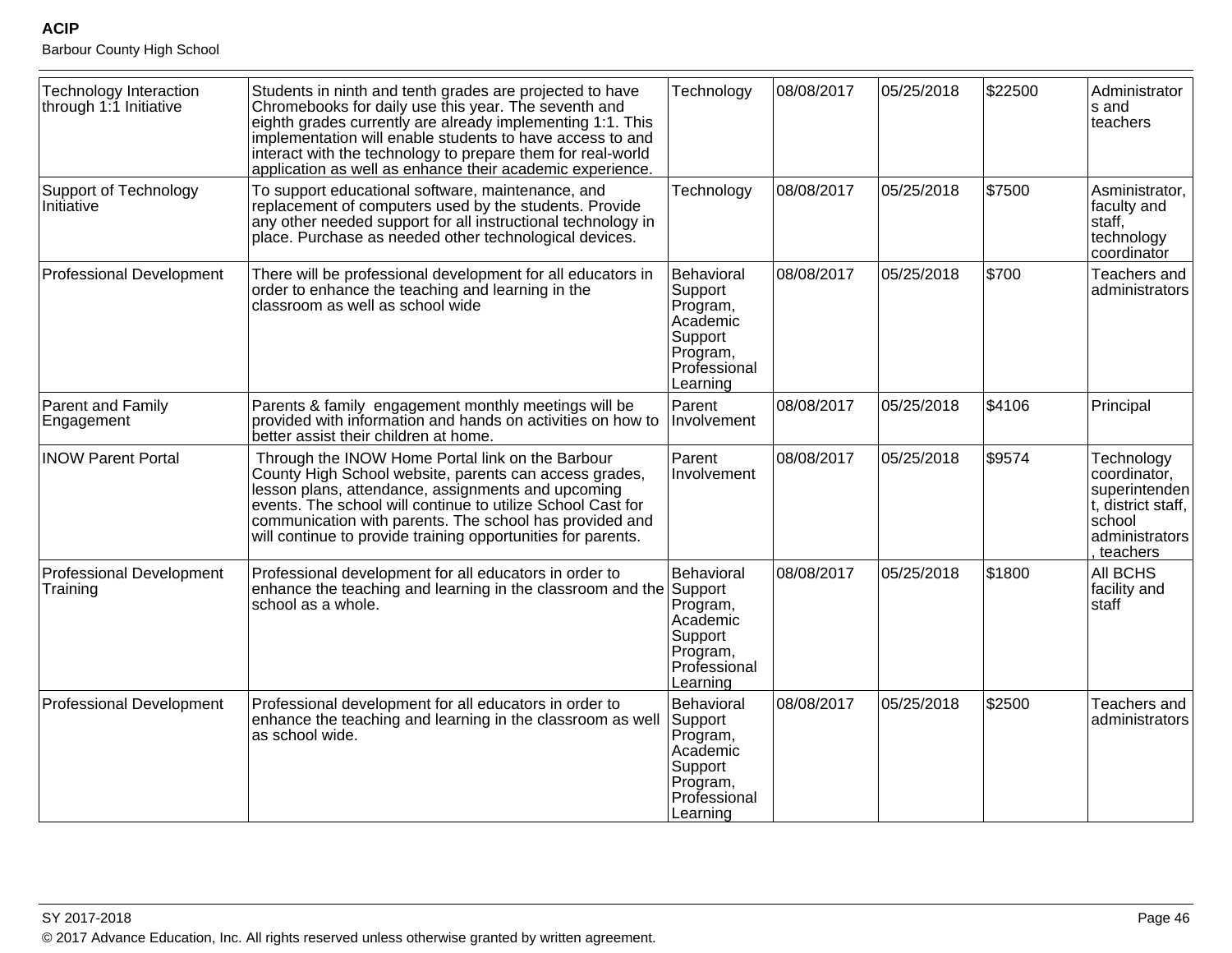| Technology Interaction through 1:1 Initiative | Students in ninth and tenth grades are projected to have Chromebooks for daily use this year. The seventh and eighth grades currently are already implementing 1:1. This implementation will enable students to have access to and interact with the technology to prepare them for real-world application as well as enhance their academic experience. | Technology | 08/08/2017 | 05/25/2018 | $22500 | Administrators and teachers |
|---|---|---|---|---|---|---|
| Support of Technology Initiative | To support educational software, maintenance, and replacement of computers used by the students. Provide any other needed support for all instructional technology in place. Purchase as needed other technological devices. | Technology | 08/08/2017 | 05/25/2018 | $7500 | Asministrator, faculty and staff, technology coordinator |
| Professional Development | There will be professional development for all educators in order to enhance the teaching and learning in the classroom as well as school wide | Behavioral Support Program, Academic Support Program, Professional Learning | 08/08/2017 | 05/25/2018 | $700 | Teachers and administrators |
| Parent and Family Engagement | Parents & family engagement monthly meetings will be provided with information and hands on activities on how to better assist their children at home. | Parent Involvement | 08/08/2017 | 05/25/2018 | $4106 | Principal |
| INOW Parent Portal | Through the INOW Home Portal link on the Barbour County High School website, parents can access grades, lesson plans, attendance, assignments and upcoming events. The school will continue to utilize School Cast for communication with parents. The school has provided and will continue to provide training opportunities for parents. | Parent Involvement | 08/08/2017 | 05/25/2018 | $9574 | Technology coordinator, superintendent, district staff, school administrators, teachers |
| Professional Development Training | Professional development for all educators in order to enhance the teaching and learning in the classroom and the school as a whole. | Behavioral Support Program, Academic Support Program, Professional Learning | 08/08/2017 | 05/25/2018 | $1800 | All BCHS facility and staff |
| Professional Development | Professional development for all educators in order to enhance the teaching and learning in the classroom as well as school wide. | Behavioral Support Program, Academic Support Program, Professional Learning | 08/08/2017 | 05/25/2018 | $2500 | Teachers and administrators |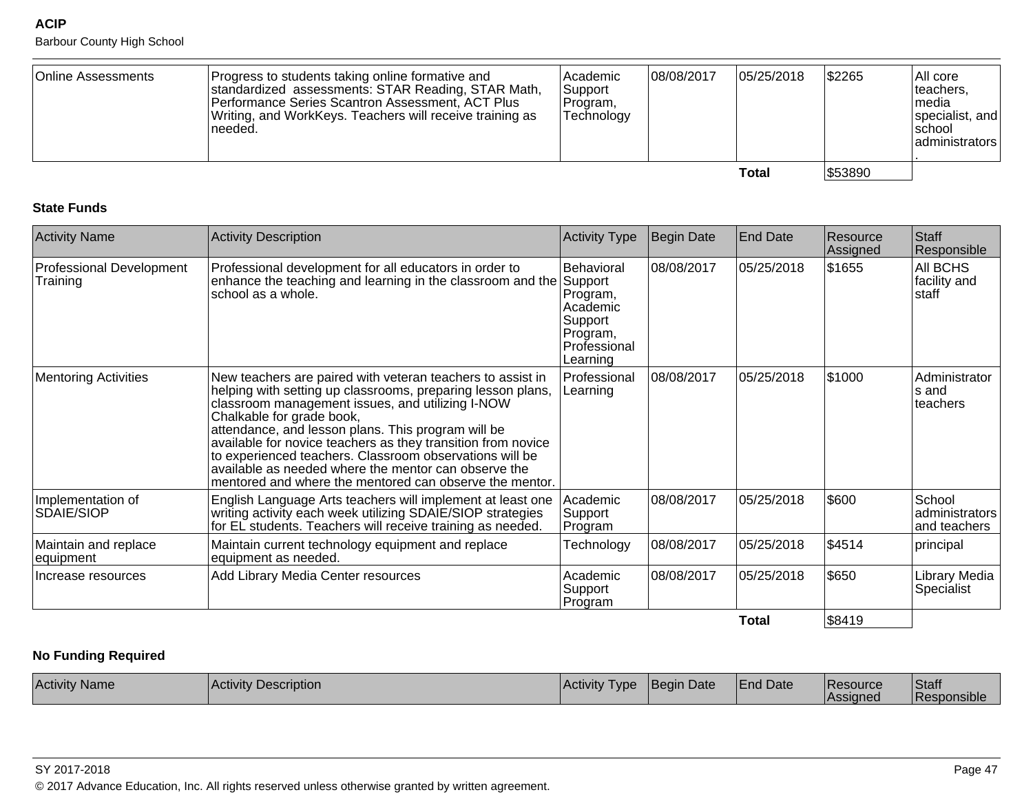| Online Assessments | Progress to students taking online formative and standardized assessments: STAR Reading, STAR Math, Performance Series Scantron Assessment, ACT Plus Writing, and WorkKeys. Teachers will receive training as needed. | Academic Support Program, Technology | 08/08/2017 | 05/25/2018 | $2265 | All core teachers, media specialist, and school administrators. |
|---|---|---|---|---|---|---|
| | | | | Total | $53890 | |

### State Funds

| Activity Name | Activity Description | Activity Type | Begin Date | End Date | Resource Assigned | Staff Responsible |
|---|---|---|---|---|---|---|
| Professional Development Training | Professional development for all educators in order to enhance the teaching and learning in the classroom and the school as a whole. | Behavioral Support Program, Academic Support Program, Professional Learning | 08/08/2017 | 05/25/2018 | $1655 | All BCHS facility and staff |
| Mentoring Activities | New teachers are paired with veteran teachers to assist in helping with setting up classrooms, preparing lesson plans, classroom management issues, and utilizing I-NOW Chalkable for grade book, attendance, and lesson plans. This program will be available for novice teachers as they transition from novice to experienced teachers. Classroom observations will be available as needed where the mentor can observe the mentored and where the mentored can observe the mentor. | Professional Learning | 08/08/2017 | 05/25/2018 | $1000 | Administrators and teachers |
| Implementation of SDAIE/SIOP | English Language Arts teachers will implement at least one writing activity each week utilizing SDAIE/SIOP strategies for EL students. Teachers will receive training as needed. | Academic Support Program | 08/08/2017 | 05/25/2018 | $600 | School administrators and teachers |
| Maintain and replace equipment | Maintain current technology equipment and replace equipment as needed. | Technology | 08/08/2017 | 05/25/2018 | $4514 | principal |
| Increase resources | Add Library Media Center resources | Academic Support Program | 08/08/2017 | 05/25/2018 | $650 | Library Media Specialist |
| | | | | Total | $8419 | |

### No Funding Required

| Activity Name | Activity Description | Activity Type | Begin Date | End Date | Resource Assigned | Staff Responsible |
|---|---|---|---|---|---|---|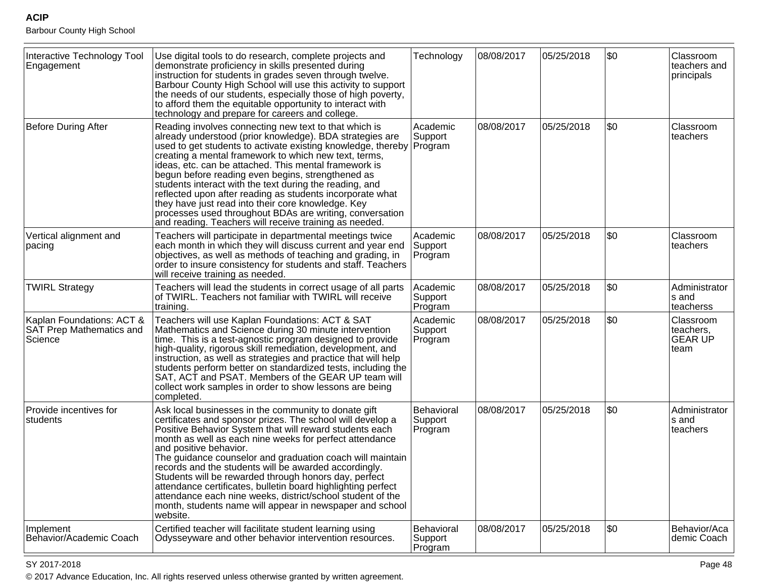| | | | | | | |
|---|---|---|---|---|---|---|
| Interactive Technology Tool Engagement | Use digital tools to do research, complete projects and demonstrate proficiency in skills presented during instruction for students in grades seven through twelve. Barbour County High School will use this activity to support the needs of our students, especially those of high poverty, to afford them the equitable opportunity to interact with technology and prepare for careers and college. | Technology | 08/08/2017 | 05/25/2018 | $0 | Classroom teachers and principals |
| Before During After | Reading involves connecting new text to that which is already understood (prior knowledge). BDA strategies are used to get students to activate existing knowledge, thereby creating a mental framework to which new text, terms, ideas, etc. can be attached. This mental framework is begun before reading even begins, strengthened as students interact with the text during the reading, and reflected upon after reading as students incorporate what they have just read into their core knowledge. Key processes used throughout BDAs are writing, conversation and reading. Teachers will receive training as needed. | Academic Support Program | 08/08/2017 | 05/25/2018 | $0 | Classroom teachers |
| Vertical alignment and pacing | Teachers will participate in departmental meetings twice each month in which they will discuss current and year end objectives, as well as methods of teaching and grading, in order to insure consistency for students and staff. Teachers will receive training as needed. | Academic Support Program | 08/08/2017 | 05/25/2018 | $0 | Classroom teachers |
| TWIRL Strategy | Teachers will lead the students in correct usage of all parts of TWIRL. Teachers not familiar with TWIRL will receive training. | Academic Support Program | 08/08/2017 | 05/25/2018 | $0 | Administrators and teacherss |
| Kaplan Foundations: ACT & SAT Prep Mathematics and Science | Teachers will use Kaplan Foundations: ACT & SAT Mathematics and Science during 30 minute intervention time. This is a test-agnostic program designed to provide high-quality, rigorous skill remediation, development, and instruction, as well as strategies and practice that will help students perform better on standardized tests, including the SAT, ACT and PSAT. Members of the GEAR UP team will collect work samples in order to show lessons are being completed. | Academic Support Program | 08/08/2017 | 05/25/2018 | $0 | Classroom teachers, GEAR UP team |
| Provide incentives for students | Ask local businesses in the community to donate gift certificates and sponsor prizes. The school will develop a Positive Behavior System that will reward students each month as well as each nine weeks for perfect attendance and positive behavior.<br>The guidance counselor and graduation coach will maintain records and the students will be awarded accordingly. Students will be rewarded through honors day, perfect attendance certificates, bulletin board highlighting perfect attendance each nine weeks, district/school student of the month, students name will appear in newspaper and school website. | Behavioral Support Program | 08/08/2017 | 05/25/2018 | $0 | Administrators and teachers |
| Implement Behavior/Academic Coach | Certified teacher will facilitate student learning using Odysseyware and other behavior intervention resources. | Behavioral Support Program | 08/08/2017 | 05/25/2018 | $0 | Behavior/Academic Coach |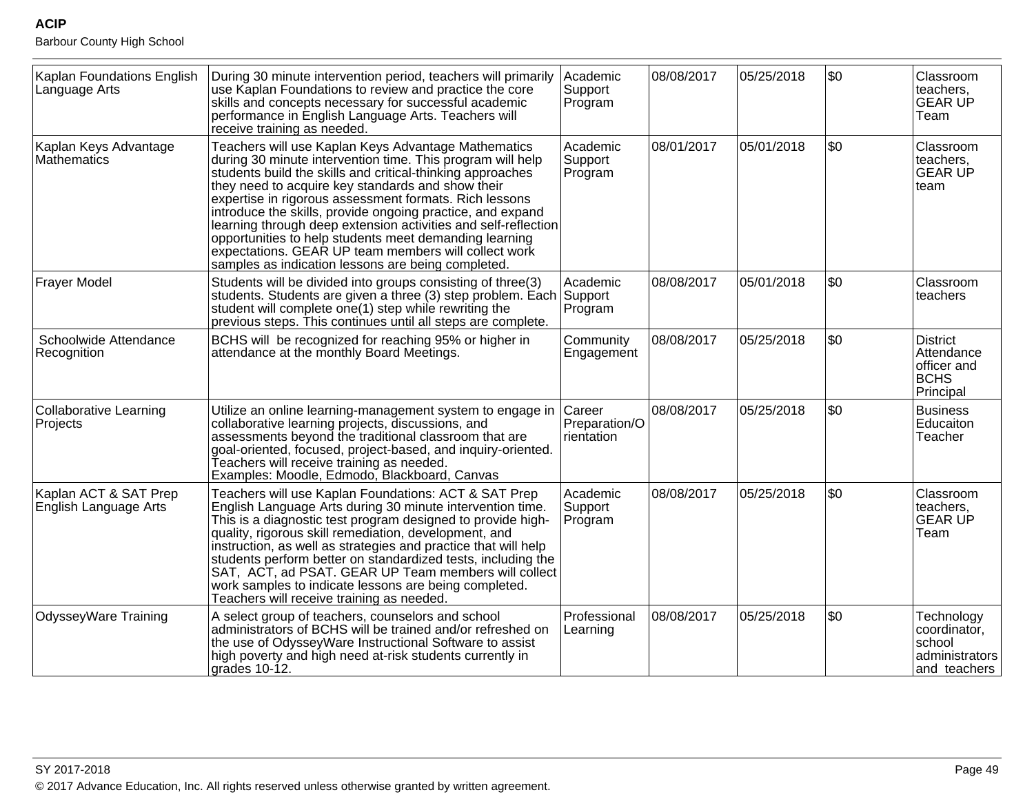| | | | | | | |
|---|---|---|---|---|---|---|
| Kaplan Foundations English Language Arts | During 30 minute intervention period, teachers will primarily use Kaplan Foundations to review and practice the core skills and concepts necessary for successful academic performance in English Language Arts. Teachers will receive training as needed. | Academic Support Program | 08/08/2017 | 05/25/2018 | $0 | Classroom teachers, GEAR UP Team |
| Kaplan Keys Advantage Mathematics | Teachers will use Kaplan Keys Advantage Mathematics during 30 minute intervention time. This program will help students build the skills and critical-thinking approaches they need to acquire key standards and show their expertise in rigorous assessment formats. Rich lessons introduce the skills, provide ongoing practice, and expand learning through deep extension activities and self-reflection opportunities to help students meet demanding learning expectations. GEAR UP team members will collect work samples as indication lessons are being completed. | Academic Support Program | 08/01/2017 | 05/01/2018 | $0 | Classroom teachers, GEAR UP team |
| Frayer Model | Students will be divided into groups consisting of three(3) students. Students are given a three (3) step problem. Each student will complete one(1) step while rewriting the previous steps. This continues until all steps are complete. | Academic Support Program | 08/08/2017 | 05/01/2018 | $0 | Classroom teachers |
| Schoolwide Attendance Recognition | BCHS will be recognized for reaching 95% or higher in attendance at the monthly Board Meetings. | Community Engagement | 08/08/2017 | 05/25/2018 | $0 | District Attendance officer and BCHS Principal |
| Collaborative Learning Projects | Utilize an online learning-management system to engage in collaborative learning projects, discussions, and assessments beyond the traditional classroom that are goal-oriented, focused, project-based, and inquiry-oriented. Teachers will receive training as needed.<br>Examples: Moodle, Edmodo, Blackboard, Canvas | Career Preparation/Orientation | 08/08/2017 | 05/25/2018 | $0 | Business Educaiton Teacher |
| Kaplan ACT & SAT Prep English Language Arts | Teachers will use Kaplan Foundations: ACT & SAT Prep English Language Arts during 30 minute intervention time. This is a diagnostic test program designed to provide high-quality, rigorous skill remediation, development, and instruction, as well as strategies and practice that will help students perform better on standardized tests, including the SAT, ACT, ad PSAT. GEAR UP Team members will collect work samples to indicate lessons are being completed. Teachers will receive training as needed. | Academic Support Program | 08/08/2017 | 05/25/2018 | $0 | Classroom teachers, GEAR UP Team |
| OdysseyWare Training | A select group of teachers, counselors and school administrators of BCHS will be trained and/or refreshed on the use of OdysseyWare Instructional Software to assist high poverty and high need at-risk students currently in grades 10-12. | Professional Learning | 08/08/2017 | 05/25/2018 | $0 | Technology coordinator, school administrators and teachers |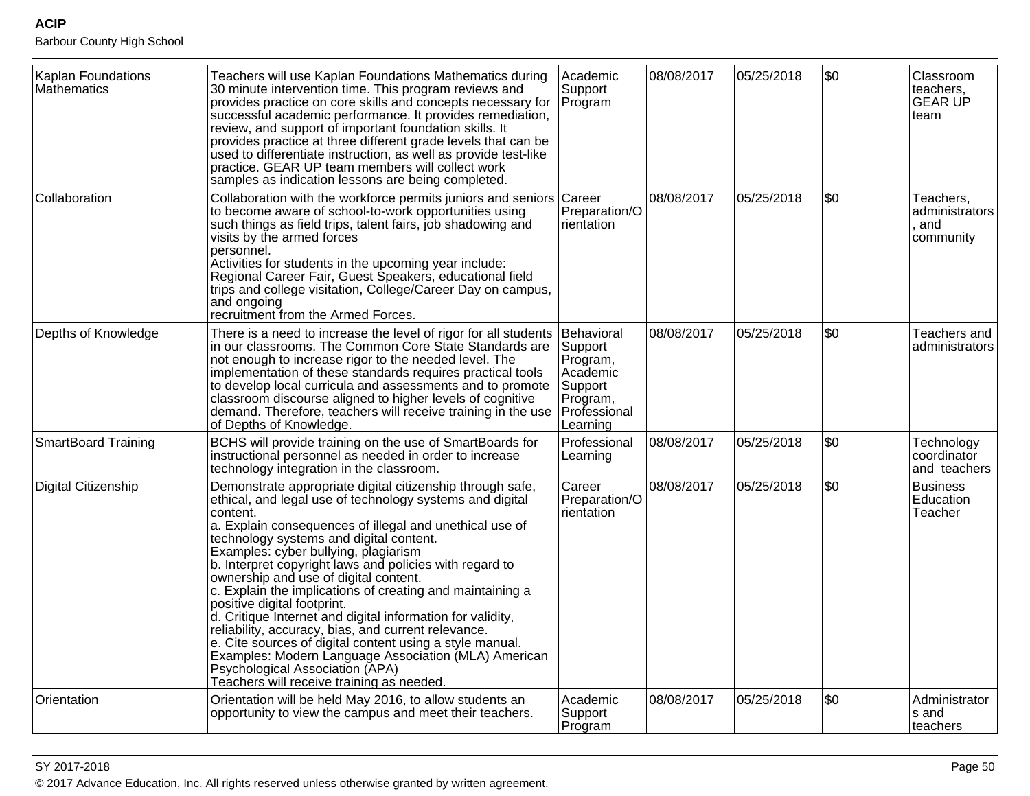| Kaplan Foundations Mathematics | Teachers will use Kaplan Foundations Mathematics during 30 minute intervention time. This program reviews and provides practice on core skills and concepts necessary for successful academic performance. It provides remediation, review, and support of important foundation skills. It provides practice at three different grade levels that can be used to differentiate instruction, as well as provide test-like practice. GEAR UP team members will collect work samples as indication lessons are being completed. | Academic Support Program | 08/08/2017 | 05/25/2018 | $0 | Classroom teachers, GEAR UP team |
|---|---|---|---|---|---|---|
| Collaboration | Collaboration with the workforce permits juniors and seniors to become aware of school-to-work opportunities using such things as field trips, talent fairs, job shadowing and visits by the armed forces personnel.<br>Activities for students in the upcoming year include: Regional Career Fair, Guest Speakers, educational field trips and college visitation, College/Career Day on campus, and ongoing recruitment from the Armed Forces. | Career Preparation/Orientation | 08/08/2017 | 05/25/2018 | $0 | Teachers, administrators, and community |
| Depths of Knowledge | There is a need to increase the level of rigor for all students in our classrooms. The Common Core State Standards are not enough to increase rigor to the needed level. The implementation of these standards requires practical tools to develop local curricula and assessments and to promote classroom discourse aligned to higher levels of cognitive demand. Therefore, teachers will receive training in the use of Depths of Knowledge. | Behavioral Support Program, Academic Support Program, Professional Learning | 08/08/2017 | 05/25/2018 | $0 | Teachers and administrators |
| SmartBoard Training | BCHS will provide training on the use of SmartBoards for instructional personnel as needed in order to increase technology integration in the classroom. | Professional Learning | 08/08/2017 | 05/25/2018 | $0 | Technology coordinator and teachers |
| Digital Citizenship | Demonstrate appropriate digital citizenship through safe, ethical, and legal use of technology systems and digital content.<br>a. Explain consequences of illegal and unethical use of technology systems and digital content.<br>Examples: cyber bullying, plagiarism<br>b. Interpret copyright laws and policies with regard to ownership and use of digital content.<br>c. Explain the implications of creating and maintaining a positive digital footprint.<br>d. Critique Internet and digital information for validity, reliability, accuracy, bias, and current relevance.<br>e. Cite sources of digital content using a style manual.<br>Examples: Modern Language Association (MLA) American Psychological Association (APA)<br>Teachers will receive training as needed. | Career Preparation/Orientation | 08/08/2017 | 05/25/2018 | $0 | Business Education Teacher |
| Orientation | Orientation will be held May 2016, to allow students an opportunity to view the campus and meet their teachers. | Academic Support Program | 08/08/2017 | 05/25/2018 | $0 | Administrators and teachers |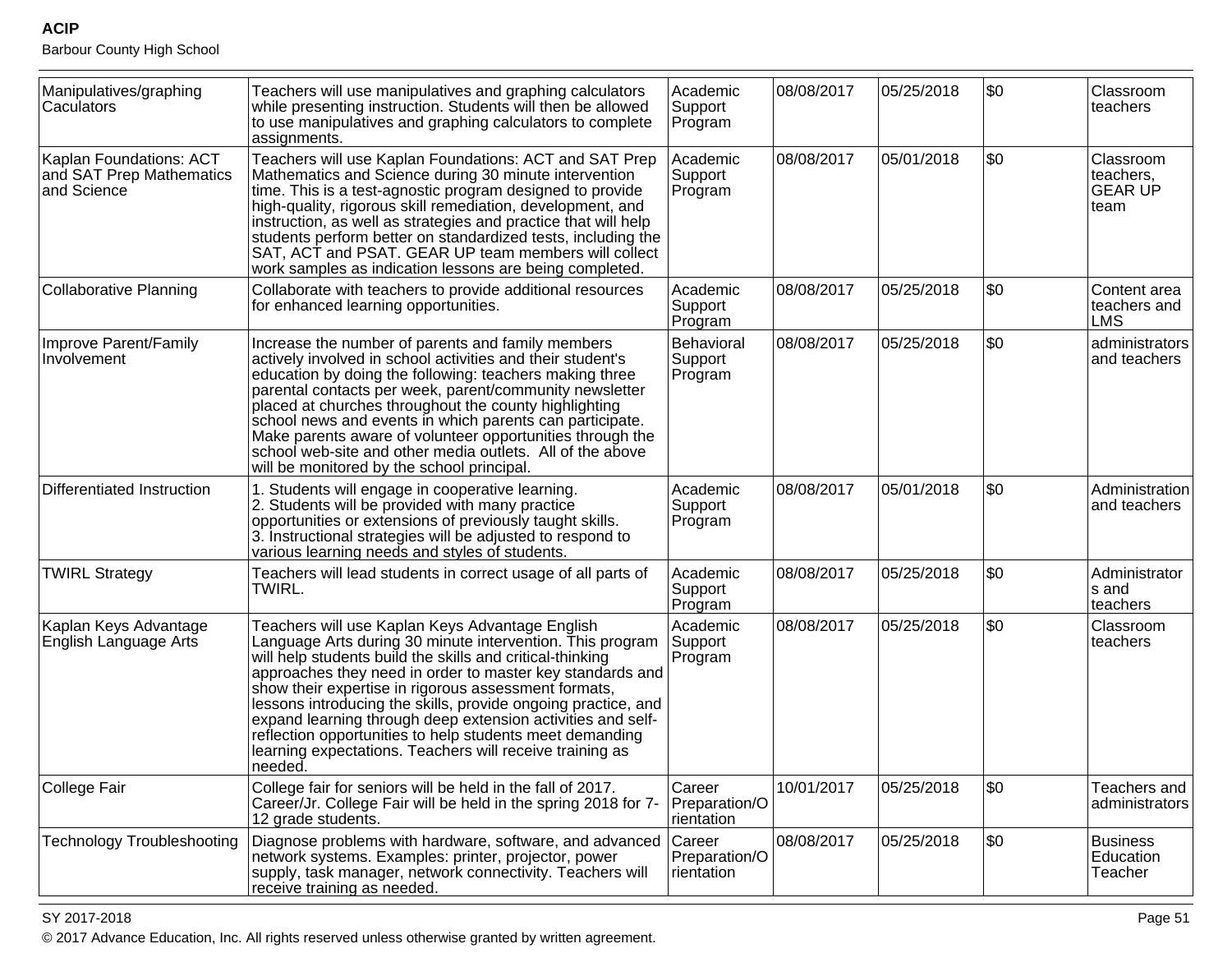| Manipulatives/graphing Caculators | Teachers will use manipulatives and graphing calculators while presenting instruction. Students will then be allowed to use manipulatives and graphing calculators to complete assignments. | Academic Support Program | 08/08/2017 | 05/25/2018 | $0 | Classroom teachers |
|---|---|---|---|---|---|---|
| Kaplan Foundations: ACT and SAT Prep Mathematics and Science | Teachers will use Kaplan Foundations: ACT and SAT Prep Mathematics and Science during 30 minute intervention time. This is a test-agnostic program designed to provide high-quality, rigorous skill remediation, development, and instruction, as well as strategies and practice that will help students perform better on standardized tests, including the SAT, ACT and PSAT. GEAR UP team members will collect work samples as indication lessons are being completed. | Academic Support Program | 08/08/2017 | 05/01/2018 | $0 | Classroom teachers, GEAR UP team |
| Collaborative Planning | Collaborate with teachers to provide additional resources for enhanced learning opportunities. | Academic Support Program | 08/08/2017 | 05/25/2018 | $0 | Content area teachers and LMS |
| Improve Parent/Family Involvement | Increase the number of parents and family members actively involved in school activities and their student's education by doing the following: teachers making three parental contacts per week, parent/community newsletter placed at churches throughout the county highlighting school news and events in which parents can participate. Make parents aware of volunteer opportunities through the school web-site and other media outlets. All of the above will be monitored by the school principal. | Behavioral Support Program | 08/08/2017 | 05/25/2018 | $0 | administrators and teachers |
| Differentiated Instruction | 1. Students will engage in cooperative learning.<br>2. Students will be provided with many practice opportunities or extensions of previously taught skills.<br>3. Instructional strategies will be adjusted to respond to various learning needs and styles of students. | Academic Support Program | 08/08/2017 | 05/01/2018 | $0 | Administration and teachers |
| TWIRL Strategy | Teachers will lead students in correct usage of all parts of TWIRL. | Academic Support Program | 08/08/2017 | 05/25/2018 | $0 | Administrators and teachers |
| Kaplan Keys Advantage English Language Arts | Teachers will use Kaplan Keys Advantage English Language Arts during 30 minute intervention. This program will help students build the skills and critical-thinking approaches they need in order to master key standards and show their expertise in rigorous assessment formats, lessons introducing the skills, provide ongoing practice, and expand learning through deep extension activities and self-reflection opportunities to help students meet demanding learning expectations. Teachers will receive training as needed. | Academic Support Program | 08/08/2017 | 05/25/2018 | $0 | Classroom teachers |
| College Fair | College fair for seniors will be held in the fall of 2017. Career/Jr. College Fair will be held in the spring 2018 for 7-12 grade students. | Career Preparation/Orientation | 10/01/2017 | 05/25/2018 | $0 | Teachers and administrators |
| Technology Troubleshooting | Diagnose problems with hardware, software, and advanced network systems. Examples: printer, projector, power supply, task manager, network connectivity. Teachers will receive training as needed. | Career Preparation/Orientation | 08/08/2017 | 05/25/2018 | $0 | Business Education Teacher |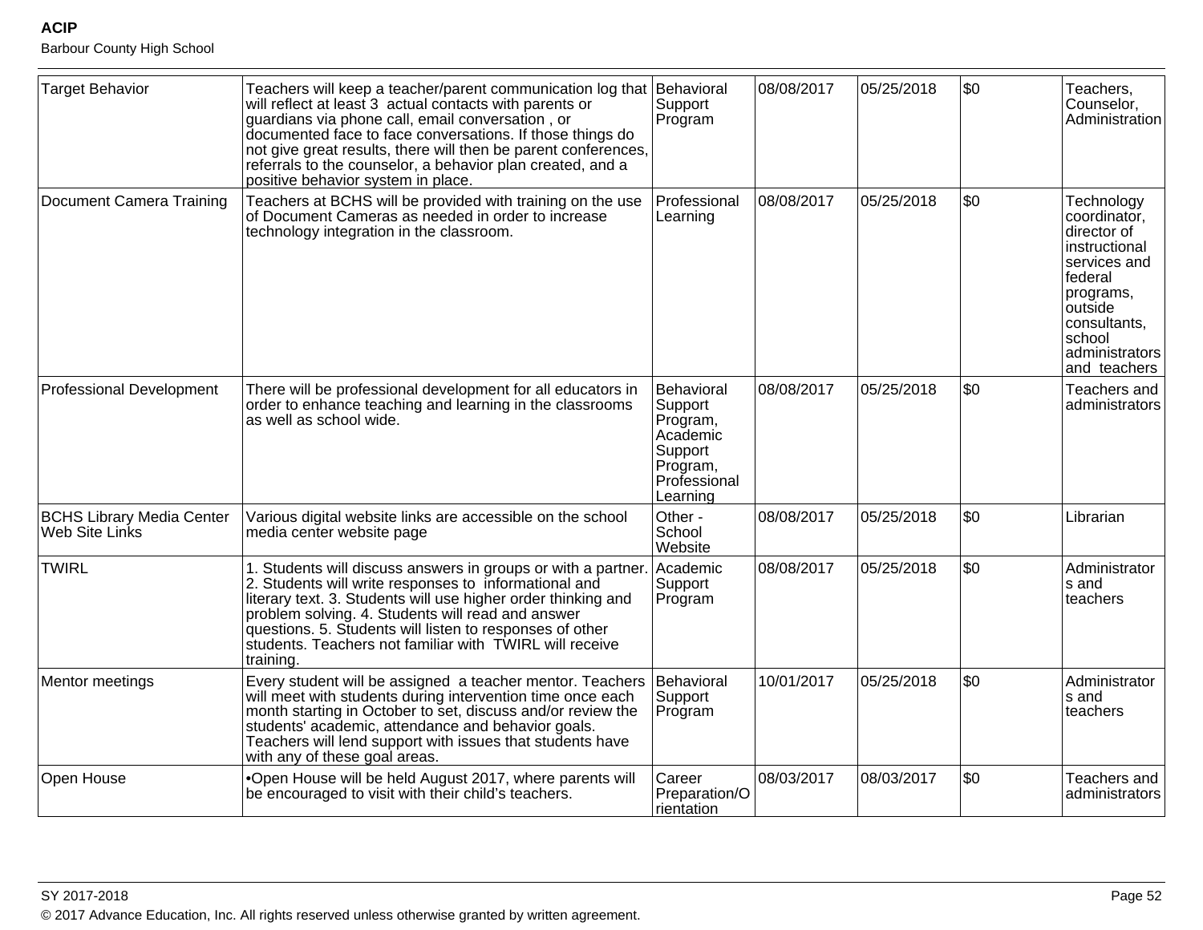| Target Behavior | Teachers will keep a teacher/parent communication log that will reflect at least 3 actual contacts with parents or guardians via phone call, email conversation , or documented face to face conversations. If those things do not give great results, there will then be parent conferences, referrals to the counselor, a behavior plan created, and a positive behavior system in place. | Behavioral Support Program | 08/08/2017 | 05/25/2018 | $0 | Teachers, Counselor, Administration |
|---|---|---|---|---|---|---|
| Document Camera Training | Teachers at BCHS will be provided with training on the use of Document Cameras as needed in order to increase technology integration in the classroom. | Professional Learning | 08/08/2017 | 05/25/2018 | $0 | Technology coordinator, director of instructional services and federal programs, outside consultants, school administrators and teachers |
| Professional Development | There will be professional development for all educators in order to enhance teaching and learning in the classrooms as well as school wide. | Behavioral Support Program, Academic Support Program, Professional Learning | 08/08/2017 | 05/25/2018 | $0 | Teachers and administrators |
| BCHS Library Media Center Web Site Links | Various digital website links are accessible on the school media center website page | Other - School Website | 08/08/2017 | 05/25/2018 | $0 | Librarian |
| TWIRL | 1. Students will discuss answers in groups or with a partner. 2. Students will write responses to informational and literary text. 3. Students will use higher order thinking and problem solving. 4. Students will read and answer questions. 5. Students will listen to responses of other students. Teachers not familiar with TWIRL will receive training. | Academic Support Program | 08/08/2017 | 05/25/2018 | $0 | Administrators and teachers |
| Mentor meetings | Every student will be assigned a teacher mentor. Teachers will meet with students during intervention time once each month starting in October to set, discuss and/or review the students' academic, attendance and behavior goals. Teachers will lend support with issues that students have with any of these goal areas. | Behavioral Support Program | 10/01/2017 | 05/25/2018 | $0 | Administrators and teachers |
| Open House | •Open House will be held August 2017, where parents will be encouraged to visit with their child's teachers. | Career Preparation/Orientation | 08/03/2017 | 08/03/2017 | $0 | Teachers and administrators |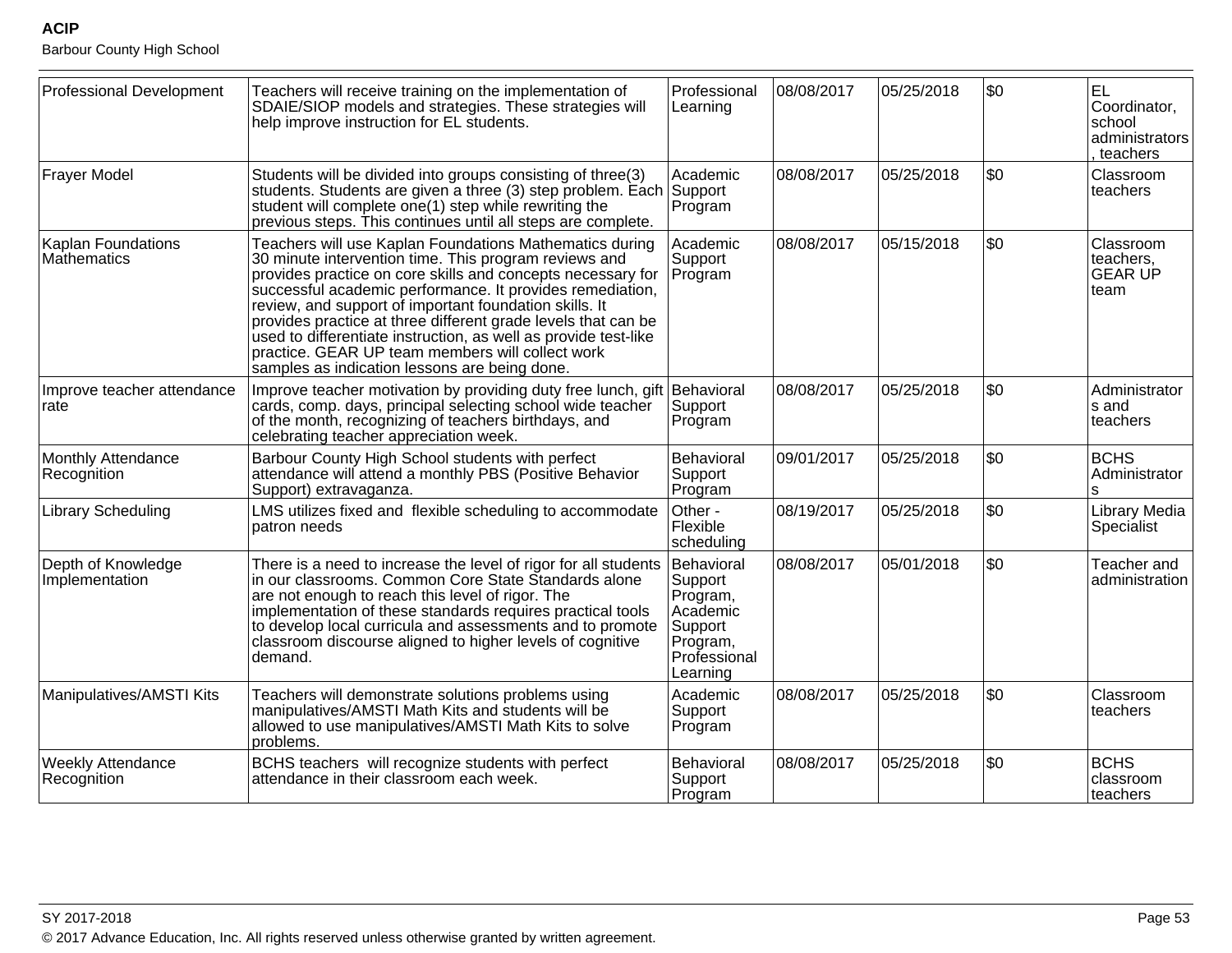| | | | | | | |
|---|---|---|---|---|---|---|
| Professional Development | Teachers will receive training on the implementation of SDAIE/SIOP models and strategies. These strategies will help improve instruction for EL students. | Professional Learning | 08/08/2017 | 05/25/2018 | $0 | EL Coordinator, school administrators, teachers |
| Frayer Model | Students will be divided into groups consisting of three(3) students. Students are given a three (3) step problem. Each student will complete one(1) step while rewriting the previous steps. This continues until all steps are complete. | Academic Support Program | 08/08/2017 | 05/25/2018 | $0 | Classroom teachers |
| Kaplan Foundations Mathematics | Teachers will use Kaplan Foundations Mathematics during 30 minute intervention time. This program reviews and provides practice on core skills and concepts necessary for successful academic performance. It provides remediation, review, and support of important foundation skills. It provides practice at three different grade levels that can be used to differentiate instruction, as well as provide test-like practice. GEAR UP team members will collect work samples as indication lessons are being done. | Academic Support Program | 08/08/2017 | 05/15/2018 | $0 | Classroom teachers, GEAR UP team |
| Improve teacher attendance rate | Improve teacher motivation by providing duty free lunch, gift cards, comp. days, principal selecting school wide teacher of the month, recognizing of teachers birthdays, and celebrating teacher appreciation week. | Behavioral Support Program | 08/08/2017 | 05/25/2018 | $0 | Administrators and teachers |
| Monthly Attendance Recognition | Barbour County High School students with perfect attendance will attend a monthly PBS (Positive Behavior Support) extravaganza. | Behavioral Support Program | 09/01/2017 | 05/25/2018 | $0 | BCHS Administrators |
| Library Scheduling | LMS utilizes fixed and flexible scheduling to accommodate patron needs | Other - Flexible scheduling | 08/19/2017 | 05/25/2018 | $0 | Library Media Specialist |
| Depth of Knowledge Implementation | There is a need to increase the level of rigor for all students in our classrooms. Common Core State Standards alone are not enough to reach this level of rigor. The implementation of these standards requires practical tools to develop local curricula and assessments and to promote classroom discourse aligned to higher levels of cognitive demand. | Behavioral Support Program, Academic Support Program, Professional Learning | 08/08/2017 | 05/01/2018 | $0 | Teacher and administration |
| Manipulatives/AMSTI Kits | Teachers will demonstrate solutions problems using manipulatives/AMSTI Math Kits and students will be allowed to use manipulatives/AMSTI Math Kits to solve problems. | Academic Support Program | 08/08/2017 | 05/25/2018 | $0 | Classroom teachers |
| Weekly Attendance Recognition | BCHS teachers will recognize students with perfect attendance in their classroom each week. | Behavioral Support Program | 08/08/2017 | 05/25/2018 | $0 | BCHS classroom teachers |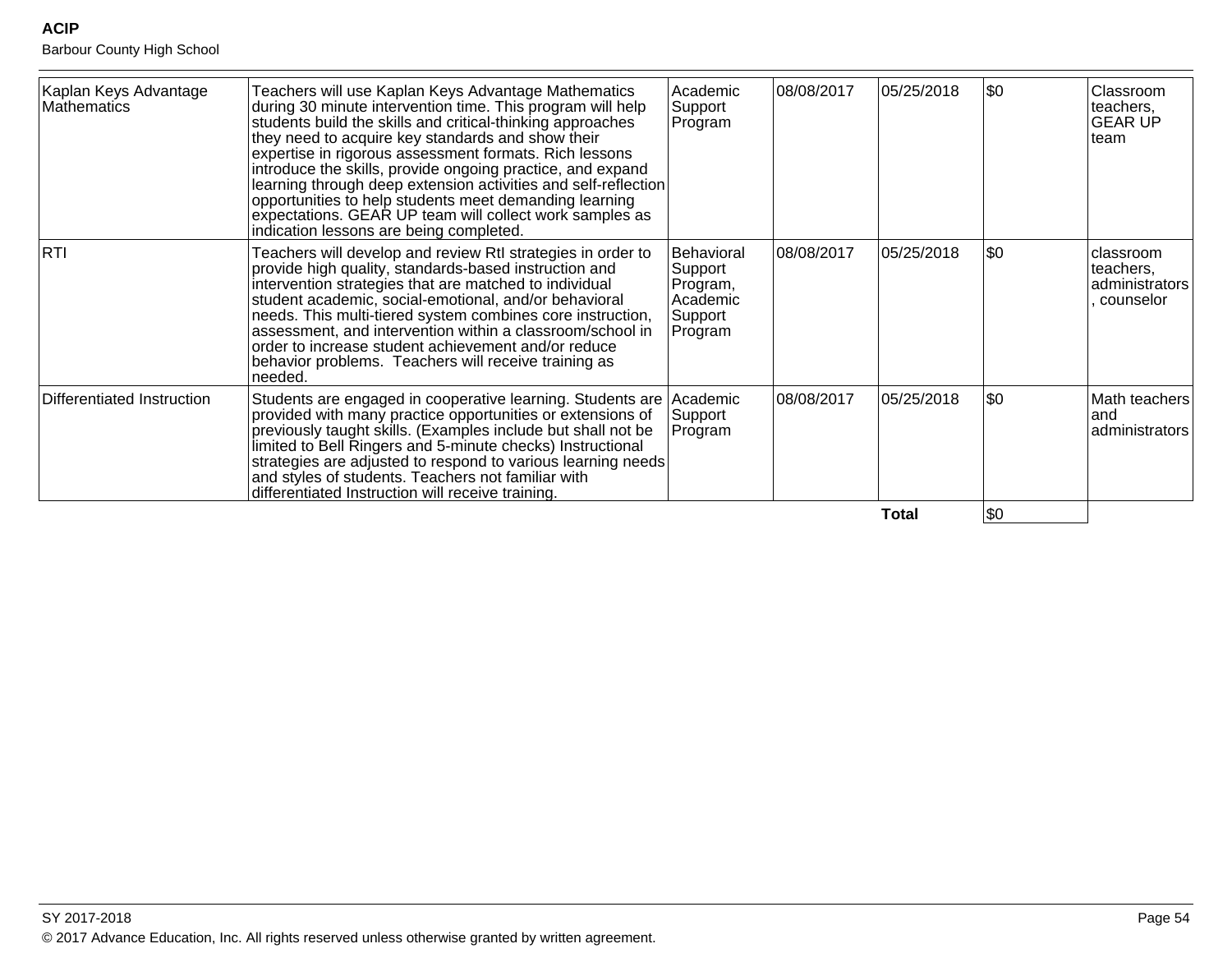| | | | | | | |
|---|---|---|---|---|---|---|
| Kaplan Keys Advantage Mathematics | Teachers will use Kaplan Keys Advantage Mathematics during 30 minute intervention time. This program will help students build the skills and critical-thinking approaches they need to acquire key standards and show their expertise in rigorous assessment formats. Rich lessons introduce the skills, provide ongoing practice, and expand learning through deep extension activities and self-reflection opportunities to help students meet demanding learning expectations. GEAR UP team will collect work samples as indication lessons are being completed. | Academic Support Program | 08/08/2017 | 05/25/2018 | $0 | Classroom teachers, GEAR UP team |
| RTI | Teachers will develop and review RtI strategies in order to provide high quality, standards-based instruction and intervention strategies that are matched to individual student academic, social-emotional, and/or behavioral needs. This multi-tiered system combines core instruction, assessment, and intervention within a classroom/school in order to increase student achievement and/or reduce behavior problems. Teachers will receive training as needed. | Behavioral Support Program, Academic Support Program | 08/08/2017 | 05/25/2018 | $0 | classroom teachers, administrators, counselor |
| Differentiated Instruction | Students are engaged in cooperative learning. Students are provided with many practice opportunities or extensions of previously taught skills. (Examples include but shall not be limited to Bell Ringers and 5-minute checks) Instructional strategies are adjusted to respond to various learning needs and styles of students. Teachers not familiar with differentiated Instruction will receive training. | Academic Support Program | 08/08/2017 | 05/25/2018 | $0 | Math teachers and administrators |
| | | | | **Total** | $0 | |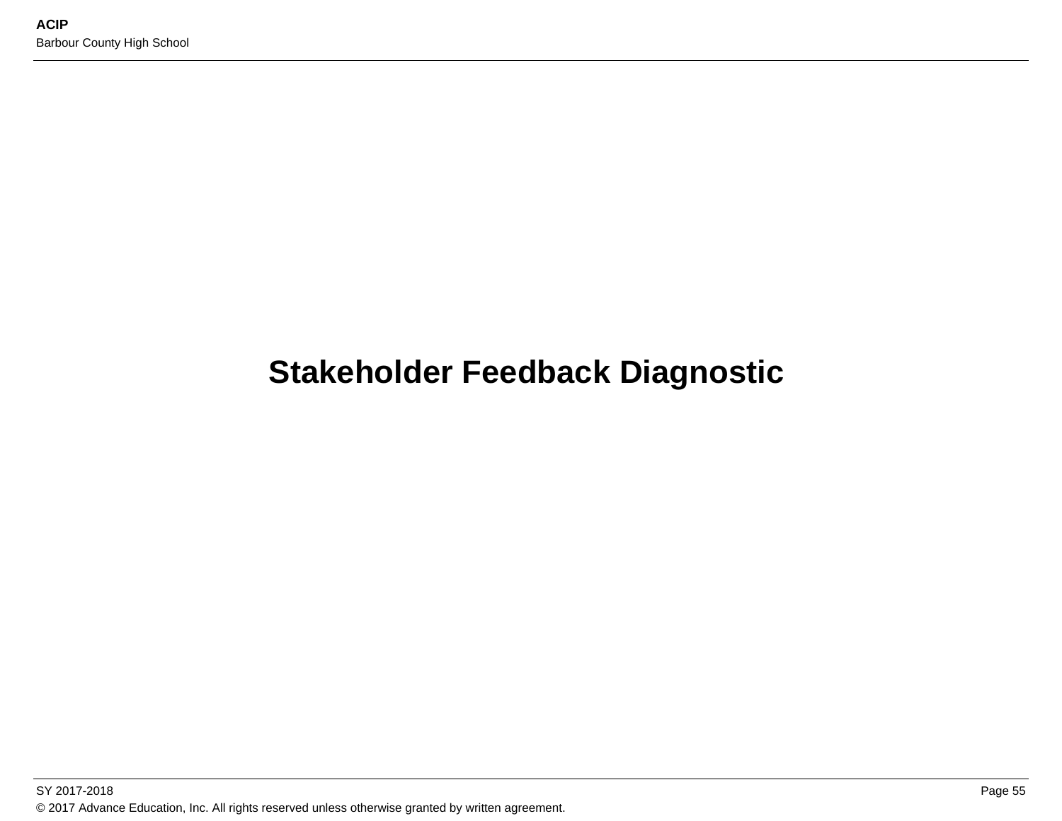# Stakeholder Feedback Diagnostic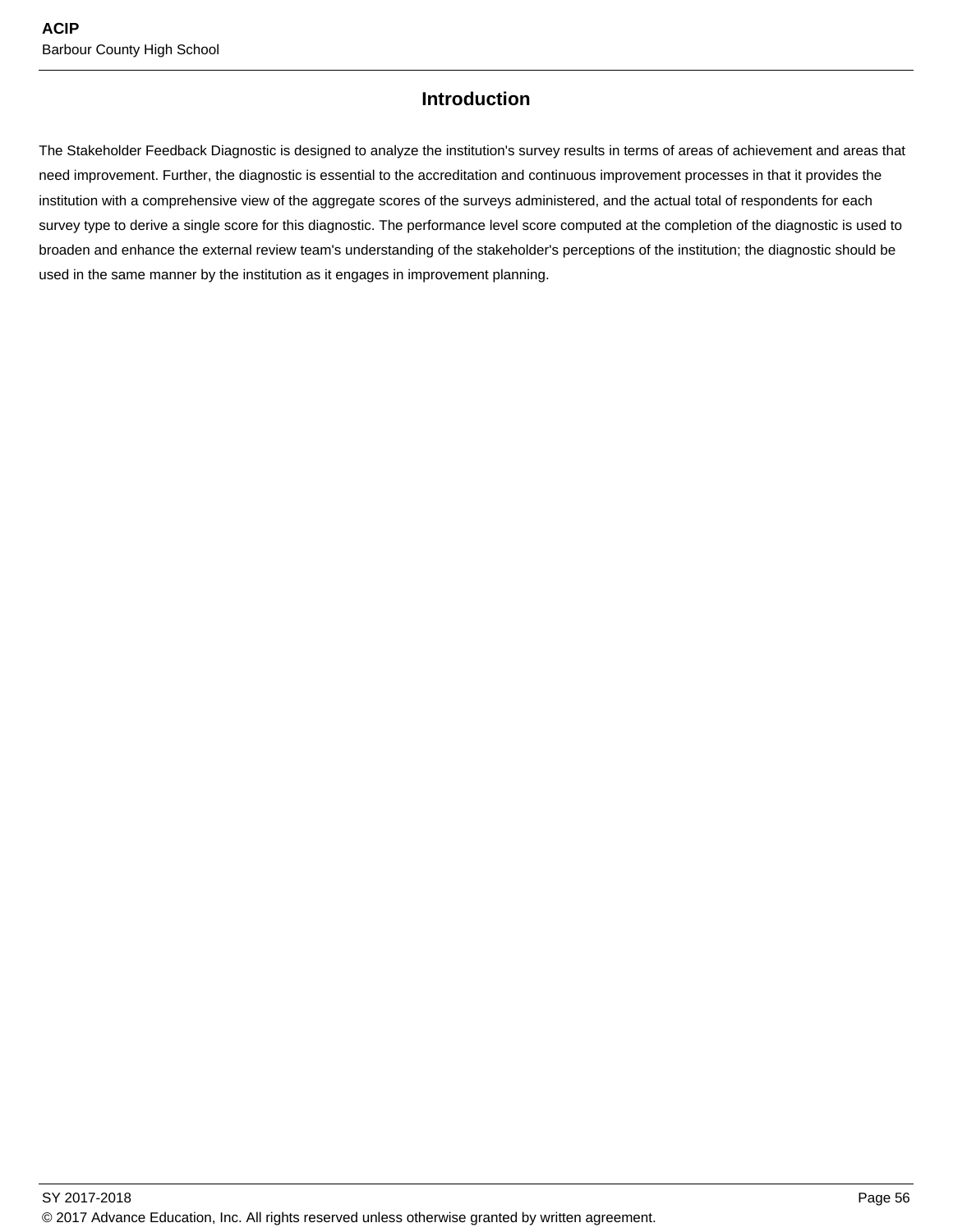## Introduction

The Stakeholder Feedback Diagnostic is designed to analyze the institution's survey results in terms of areas of achievement and areas that need improvement. Further, the diagnostic is essential to the accreditation and continuous improvement processes in that it provides the institution with a comprehensive view of the aggregate scores of the surveys administered, and the actual total of respondents for each survey type to derive a single score for this diagnostic. The performance level score computed at the completion of the diagnostic is used to broaden and enhance the external review team's understanding of the stakeholder's perceptions of the institution; the diagnostic should be used in the same manner by the institution as it engages in improvement planning.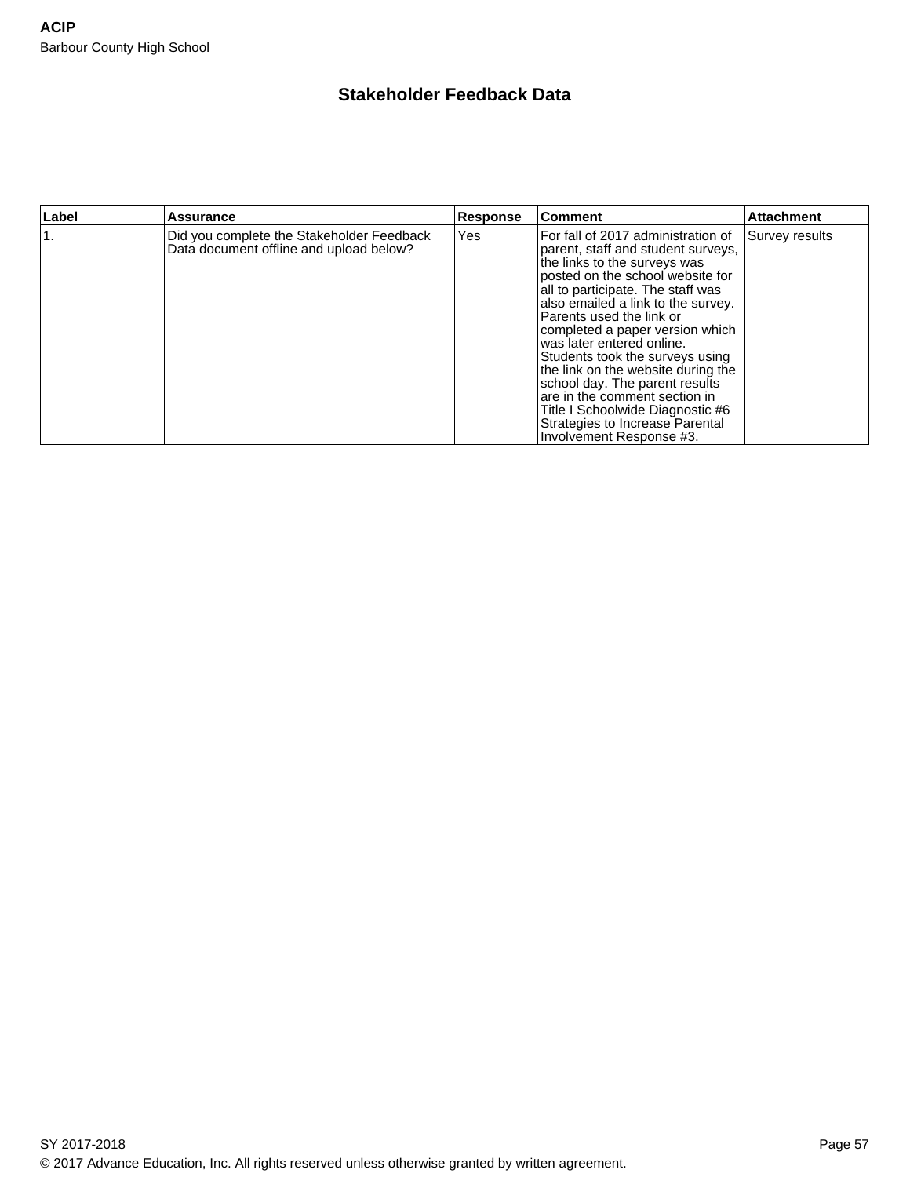## Stakeholder Feedback Data

| Label | Assurance | Response | Comment | Attachment |
| --- | --- | --- | --- | --- |
| 1. | Did you complete the Stakeholder Feedback Data document offline and upload below? | Yes | For fall of 2017 administration of parent, staff and student surveys, the links to the surveys was posted on the school website for all to participate. The staff was also emailed a link to the survey. Parents used the link or completed a paper version which was later entered online. Students took the surveys using the link on the website during the school day. The parent results are in the comment section in Title I Schoolwide Diagnostic #6 Strategies to Increase Parental Involvement Response #3. | Survey results |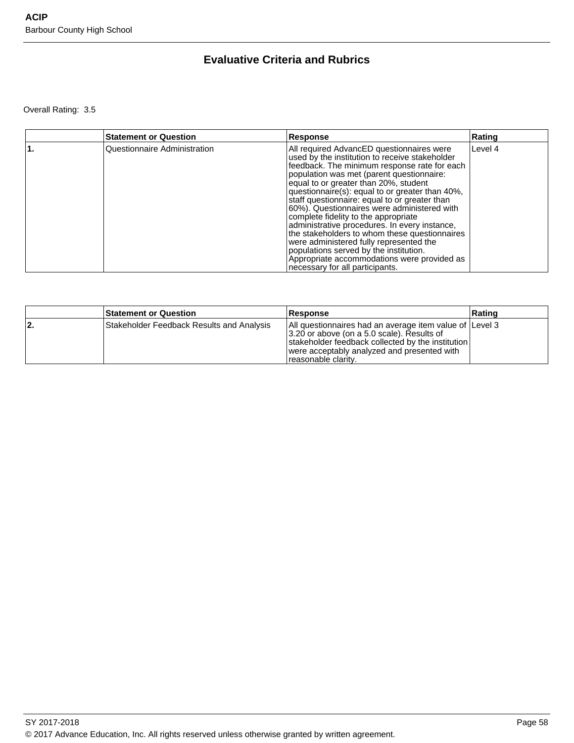## Evaluative Criteria and Rubrics

Overall Rating: 3.5

| | Statement or Question | Response | Rating |
|---|---|---|---|
| 1. | Questionnaire Administration | All required AdvancED questionnaires were used by the institution to receive stakeholder feedback. The minimum response rate for each population was met (parent questionnaire: equal to or greater than 20%, student questionnaire(s): equal to or greater than 40%, staff questionnaire: equal to or greater than 60%). Questionnaires were administered with complete fidelity to the appropriate administrative procedures. In every instance, the stakeholders to whom these questionnaires were administered fully represented the populations served by the institution. Appropriate accommodations were provided as necessary for all participants. | Level 4 |

| | Statement or Question | Response | Rating |
|---|---|---|---|
| 2. | Stakeholder Feedback Results and Analysis | All questionnaires had an average item value of 3.20 or above (on a 5.0 scale). Results of stakeholder feedback collected by the institution were acceptably analyzed and presented with reasonable clarity. | Level 3 |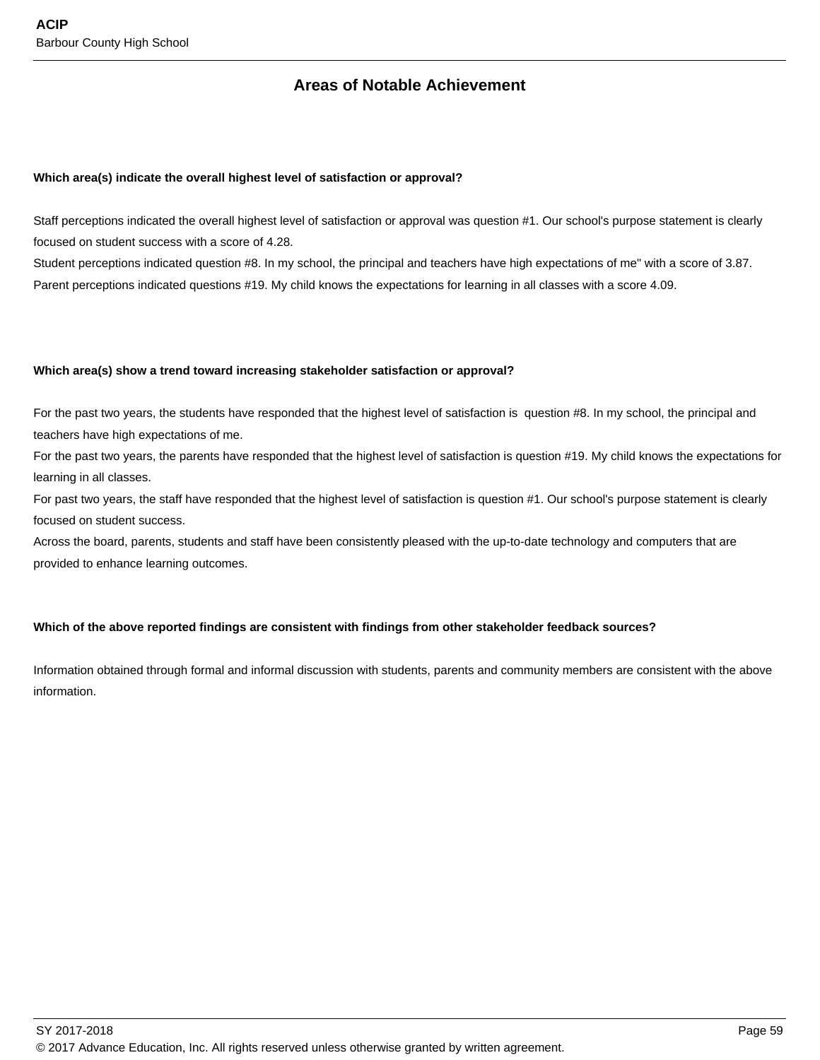## Areas of Notable Achievement

**Which area(s) indicate the overall highest level of satisfaction or approval?**

Staff perceptions indicated the overall highest level of satisfaction or approval was question #1. Our school's purpose statement is clearly focused on student success with a score of 4.28.
Student perceptions indicated question #8. In my school, the principal and teachers have high expectations of me" with a score of 3.87.
Parent perceptions indicated questions #19. My child knows the expectations for learning in all classes with a score 4.09.

**Which area(s) show a trend toward increasing stakeholder satisfaction or approval?**

For the past two years, the students have responded that the highest level of satisfaction is question #8. In my school, the principal and teachers have high expectations of me.
For the past two years, the parents have responded that the highest level of satisfaction is question #19. My child knows the expectations for learning in all classes.
For past two years, the staff have responded that the highest level of satisfaction is question #1. Our school's purpose statement is clearly focused on student success.
Across the board, parents, students and staff have been consistently pleased with the up-to-date technology and computers that are provided to enhance learning outcomes.

**Which of the above reported findings are consistent with findings from other stakeholder feedback sources?**

Information obtained through formal and informal discussion with students, parents and community members are consistent with the above information.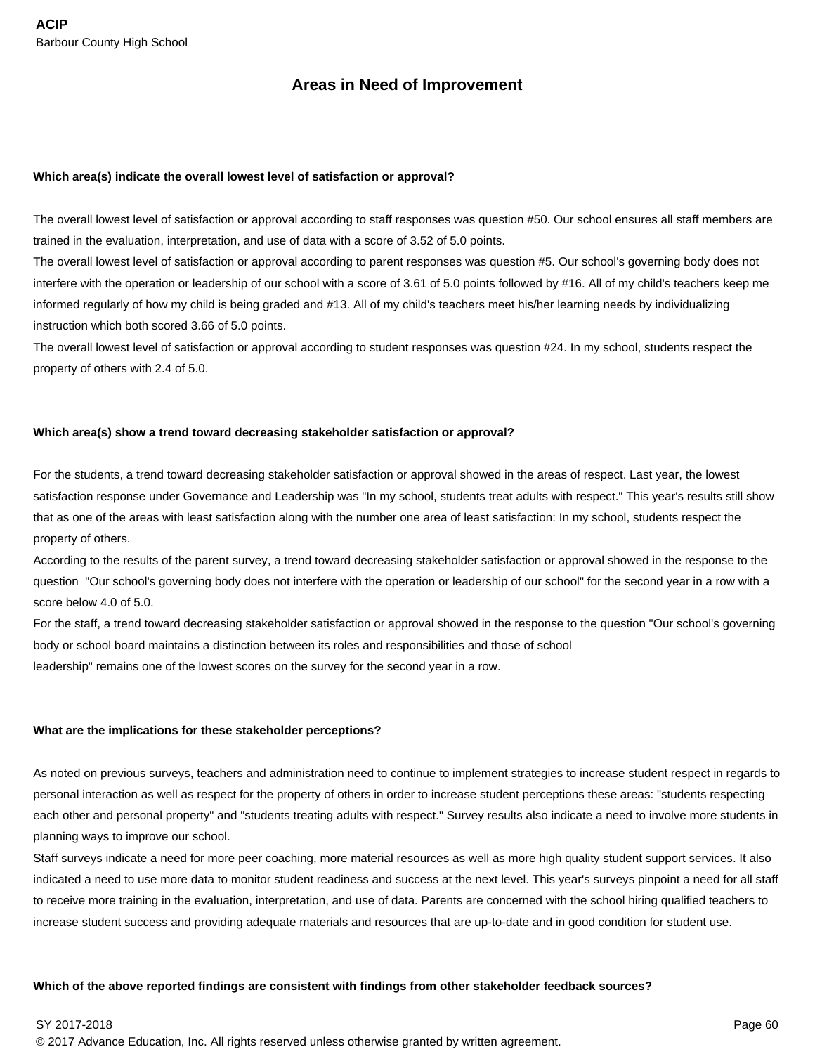## Areas in Need of Improvement

**Which area(s) indicate the overall lowest level of satisfaction or approval?**

The overall lowest level of satisfaction or approval according to staff responses was question #50. Our school ensures all staff members are trained in the evaluation, interpretation, and use of data with a score of 3.52 of 5.0 points.
The overall lowest level of satisfaction or approval according to parent responses was question #5. Our school's governing body does not interfere with the operation or leadership of our school with a score of 3.61 of 5.0 points followed by #16. All of my child's teachers keep me informed regularly of how my child is being graded and #13. All of my child's teachers meet his/her learning needs by individualizing instruction which both scored 3.66 of 5.0 points.
The overall lowest level of satisfaction or approval according to student responses was question #24. In my school, students respect the property of others with 2.4 of 5.0.

**Which area(s) show a trend toward decreasing stakeholder satisfaction or approval?**

For the students, a trend toward decreasing stakeholder satisfaction or approval showed in the areas of respect. Last year, the lowest satisfaction response under Governance and Leadership was "In my school, students treat adults with respect." This year's results still show that as one of the areas with least satisfaction along with the number one area of least satisfaction: In my school, students respect the property of others.
According to the results of the parent survey, a trend toward decreasing stakeholder satisfaction or approval showed in the response to the question "Our school's governing body does not interfere with the operation or leadership of our school" for the second year in a row with a score below 4.0 of 5.0.
For the staff, a trend toward decreasing stakeholder satisfaction or approval showed in the response to the question "Our school's governing body or school board maintains a distinction between its roles and responsibilities and those of school leadership" remains one of the lowest scores on the survey for the second year in a row.

**What are the implications for these stakeholder perceptions?**

As noted on previous surveys, teachers and administration need to continue to implement strategies to increase student respect in regards to personal interaction as well as respect for the property of others in order to increase student perceptions these areas: "students respecting each other and personal property" and "students treating adults with respect." Survey results also indicate a need to involve more students in planning ways to improve our school.
Staff surveys indicate a need for more peer coaching, more material resources as well as more high quality student support services. It also indicated a need to use more data to monitor student readiness and success at the next level. This year's surveys pinpoint a need for all staff to receive more training in the evaluation, interpretation, and use of data. Parents are concerned with the school hiring qualified teachers to increase student success and providing adequate materials and resources that are up-to-date and in good condition for student use.

**Which of the above reported findings are consistent with findings from other stakeholder feedback sources?**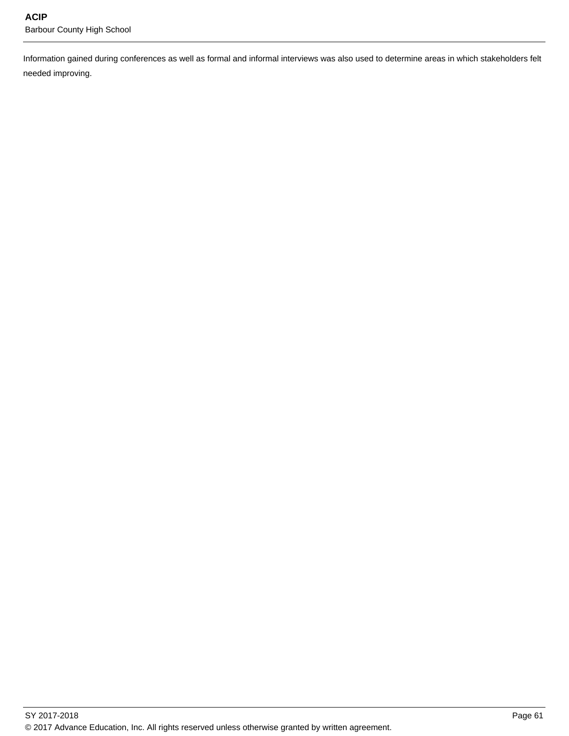Information gained during conferences as well as formal and informal interviews was also used to determine areas in which stakeholders felt needed improving.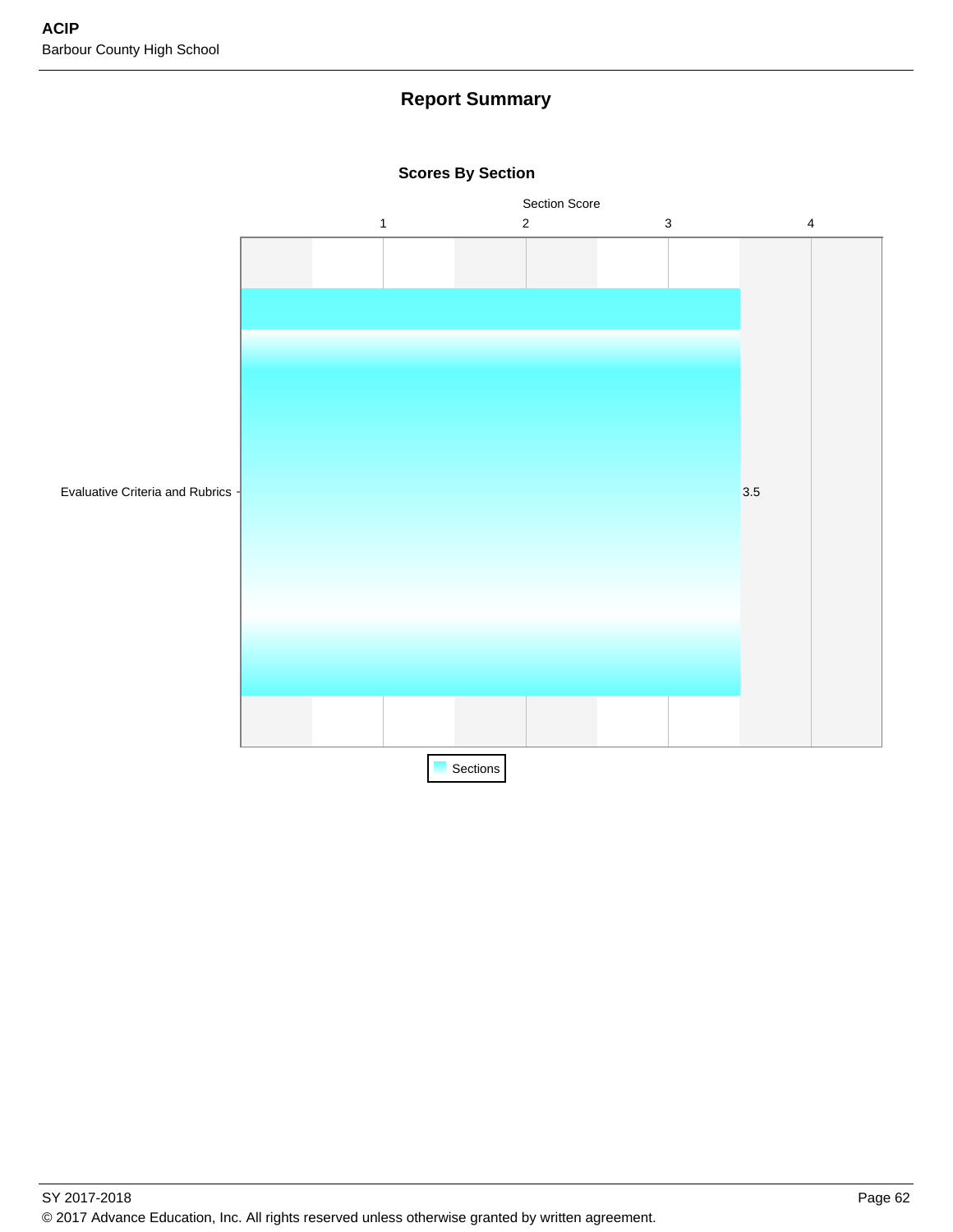## Report Summary

### Scores By Section

| Section | Section Score |
|---|---|
| Evaluative Criteria and Rubrics | 3.5 |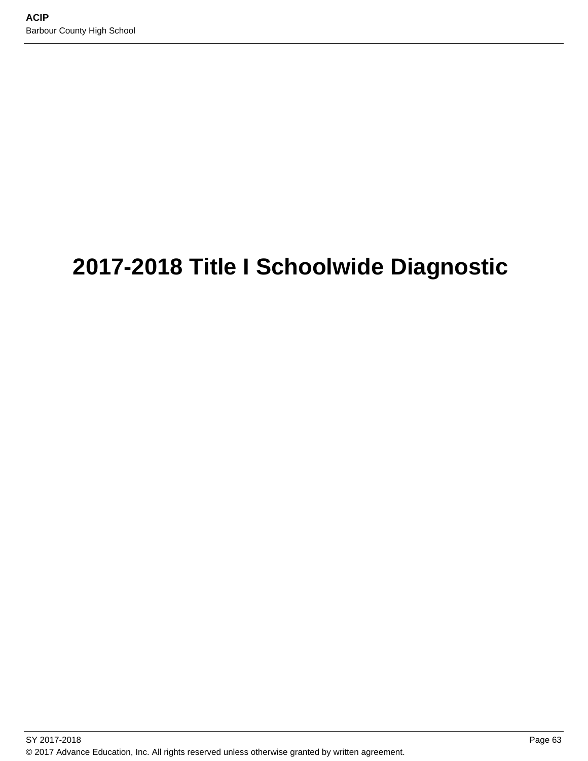# 2017-2018 Title I Schoolwide Diagnostic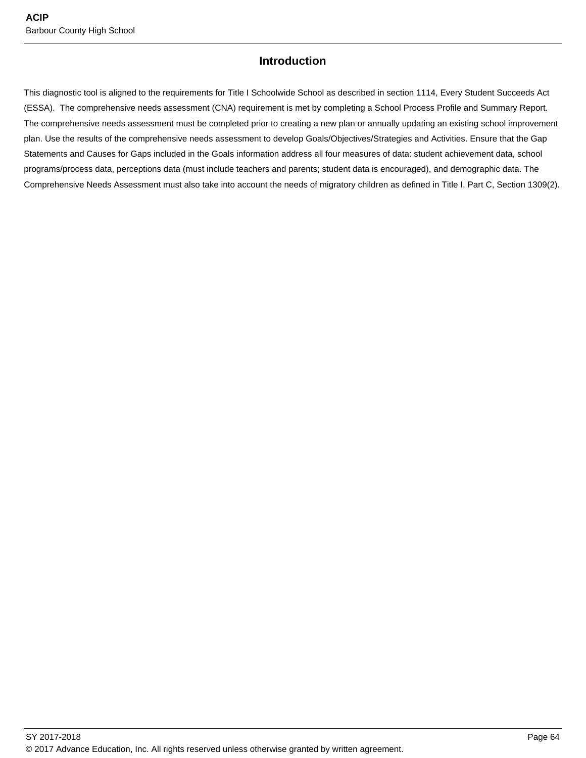## Introduction

This diagnostic tool is aligned to the requirements for Title I Schoolwide School as described in section 1114, Every Student Succeeds Act (ESSA).  The comprehensive needs assessment (CNA) requirement is met by completing a School Process Profile and Summary Report. The comprehensive needs assessment must be completed prior to creating a new plan or annually updating an existing school improvement plan. Use the results of the comprehensive needs assessment to develop Goals/Objectives/Strategies and Activities. Ensure that the Gap Statements and Causes for Gaps included in the Goals information address all four measures of data: student achievement data, school programs/process data, perceptions data (must include teachers and parents; student data is encouraged), and demographic data. The Comprehensive Needs Assessment must also take into account the needs of migratory children as defined in Title I, Part C, Section 1309(2).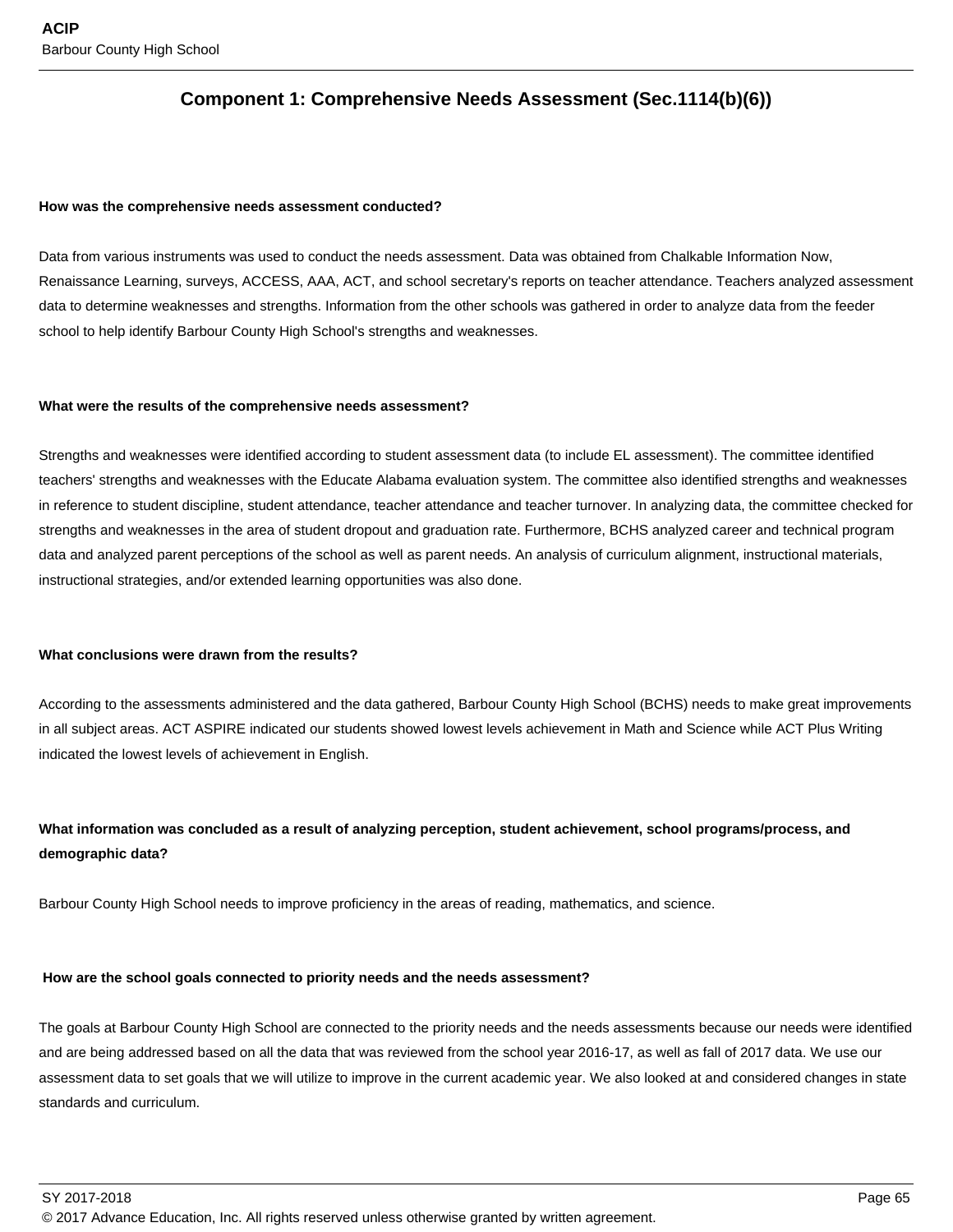## Component 1: Comprehensive Needs Assessment (Sec.1114(b)(6))

**How was the comprehensive needs assessment conducted?**

Data from various instruments was used to conduct the needs assessment. Data was obtained from Chalkable Information Now, Renaissance Learning, surveys, ACCESS, AAA, ACT, and school secretary's reports on teacher attendance. Teachers analyzed assessment data to determine weaknesses and strengths. Information from the other schools was gathered in order to analyze data from the feeder school to help identify Barbour County High School's strengths and weaknesses.

**What were the results of the comprehensive needs assessment?**

Strengths and weaknesses were identified according to student assessment data (to include EL assessment). The committee identified teachers' strengths and weaknesses with the Educate Alabama evaluation system. The committee also identified strengths and weaknesses in reference to student discipline, student attendance, teacher attendance and teacher turnover. In analyzing data, the committee checked for strengths and weaknesses in the area of student dropout and graduation rate. Furthermore, BCHS analyzed career and technical program data and analyzed parent perceptions of the school as well as parent needs. An analysis of curriculum alignment, instructional materials, instructional strategies, and/or extended learning opportunities was also done.

**What conclusions were drawn from the results?**

According to the assessments administered and the data gathered, Barbour County High School (BCHS) needs to make great improvements in all subject areas. ACT ASPIRE indicated our students showed lowest levels achievement in Math and Science while ACT Plus Writing indicated the lowest levels of achievement in English.

**What information was concluded as a result of analyzing perception, student achievement, school programs/process, and demographic data?**

Barbour County High School needs to improve proficiency in the areas of reading, mathematics, and science.

**How are the school goals connected to priority needs and the needs assessment?**

The goals at Barbour County High School are connected to the priority needs and the needs assessments because our needs were identified and are being addressed based on all the data that was reviewed from the school year 2016-17, as well as fall of 2017 data. We use our assessment data to set goals that we will utilize to improve in the current academic year. We also looked at and considered changes in state standards and curriculum.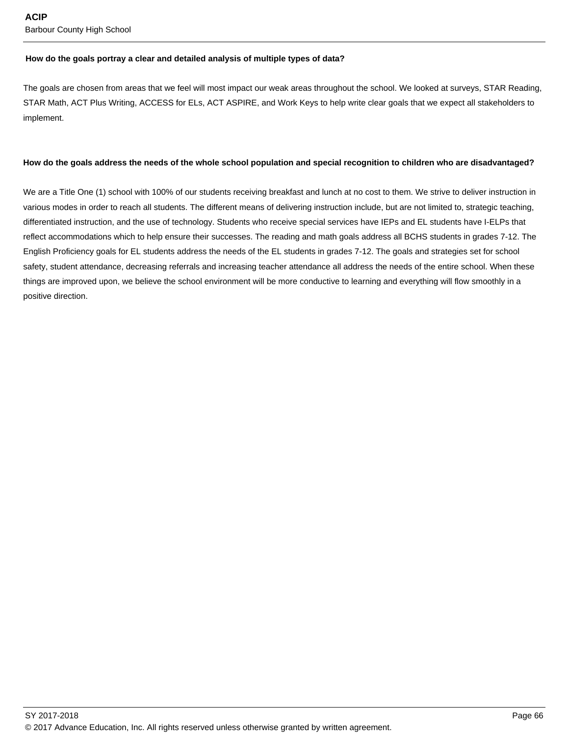**How do the goals portray a clear and detailed analysis of multiple types of data?**

The goals are chosen from areas that we feel will most impact our weak areas throughout the school. We looked at surveys, STAR Reading, STAR Math, ACT Plus Writing, ACCESS for ELs, ACT ASPIRE, and Work Keys to help write clear goals that we expect all stakeholders to implement.

**How do the goals address the needs of the whole school population and special recognition to children who are disadvantaged?**

We are a Title One (1) school with 100% of our students receiving breakfast and lunch at no cost to them. We strive to deliver instruction in various modes in order to reach all students. The different means of delivering instruction include, but are not limited to, strategic teaching, differentiated instruction, and the use of technology. Students who receive special services have IEPs and EL students have I-ELPs that reflect accommodations which to help ensure their successes. The reading and math goals address all BCHS students in grades 7-12. The English Proficiency goals for EL students address the needs of the EL students in grades 7-12. The goals and strategies set for school safety, student attendance, decreasing referrals and increasing teacher attendance all address the needs of the entire school. When these things are improved upon, we believe the school environment will be more conductive to learning and everything will flow smoothly in a positive direction.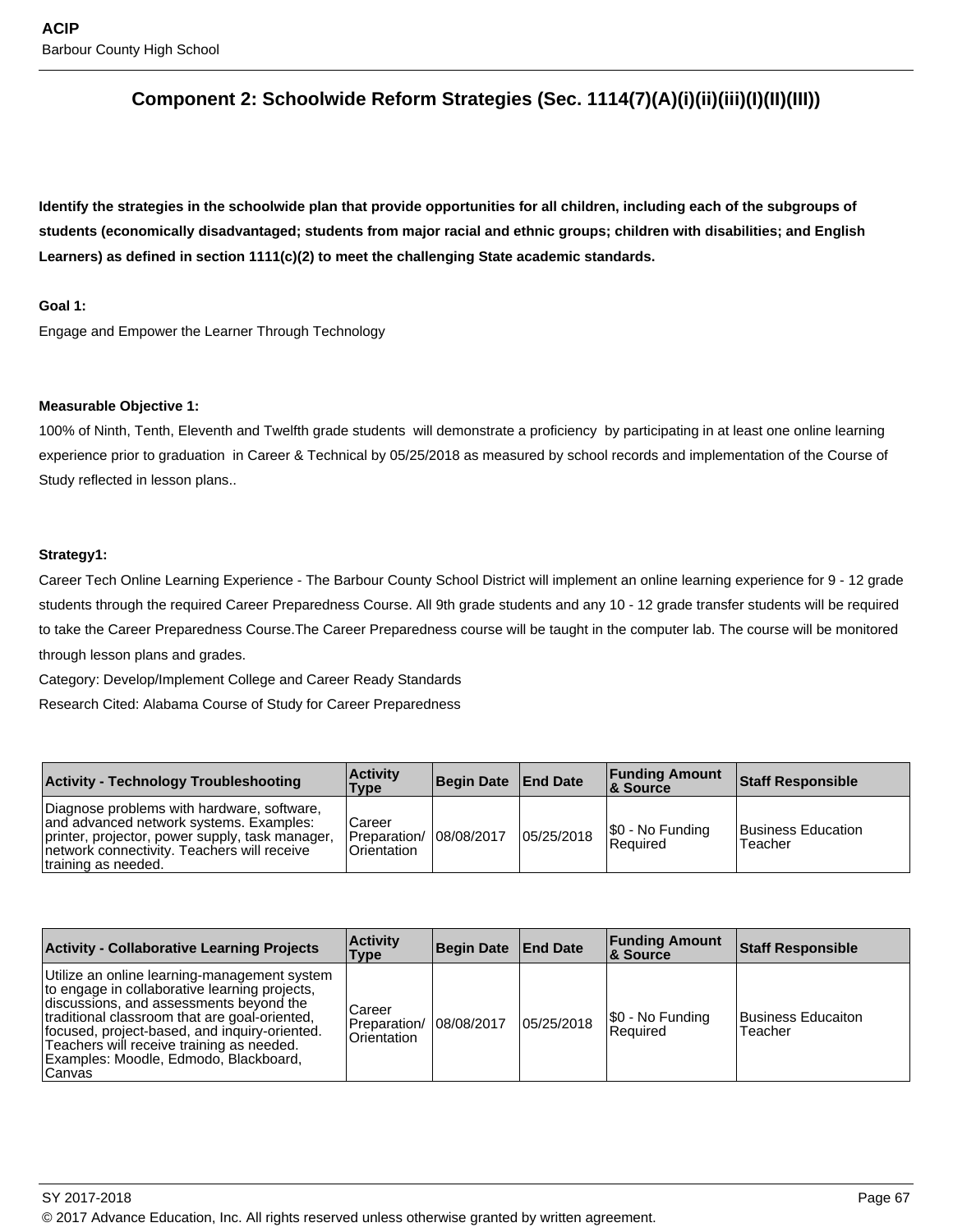## Component 2: Schoolwide Reform Strategies (Sec. 1114(7)(A)(i)(ii)(iii)(I)(II)(III))

**Identify the strategies in the schoolwide plan that provide opportunities for all children, including each of the subgroups of students (economically disadvantaged; students from major racial and ethnic groups; children with disabilities; and English Learners) as defined in section 1111(c)(2) to meet the challenging State academic standards.**

**Goal 1:**

Engage and Empower the Learner Through Technology

**Measurable Objective 1:**

100% of Ninth, Tenth, Eleventh and Twelfth grade students will demonstrate a proficiency by participating in at least one online learning experience prior to graduation in Career & Technical by 05/25/2018 as measured by school records and implementation of the Course of Study reflected in lesson plans..

**Strategy1:**

Career Tech Online Learning Experience - The Barbour County School District will implement an online learning experience for 9 - 12 grade students through the required Career Preparedness Course. All 9th grade students and any 10 - 12 grade transfer students will be required to take the Career Preparedness Course.The Career Preparedness course will be taught in the computer lab. The course will be monitored through lesson plans and grades.

Category: Develop/Implement College and Career Ready Standards

Research Cited: Alabama Course of Study for Career Preparedness

| Activity - Technology Troubleshooting | Activity Type | Begin Date | End Date | Funding Amount & Source | Staff Responsible |
|---|---|---|---|---|---|
| Diagnose problems with hardware, software, and advanced network systems. Examples: printer, projector, power supply, task manager, network connectivity. Teachers will receive training as needed. | Career Preparation/ Orientation | 08/08/2017 | 05/25/2018 | $0 - No Funding Required | Business Education Teacher |

| Activity - Collaborative Learning Projects | Activity Type | Begin Date | End Date | Funding Amount & Source | Staff Responsible |
|---|---|---|---|---|---|
| Utilize an online learning-management system to engage in collaborative learning projects, discussions, and assessments beyond the traditional classroom that are goal-oriented, focused, project-based, and inquiry-oriented. Teachers will receive training as needed. Examples: Moodle, Edmodo, Blackboard, Canvas | Career Preparation/ Orientation | 08/08/2017 | 05/25/2018 | $0 - No Funding Required | Business Educaiton Teacher |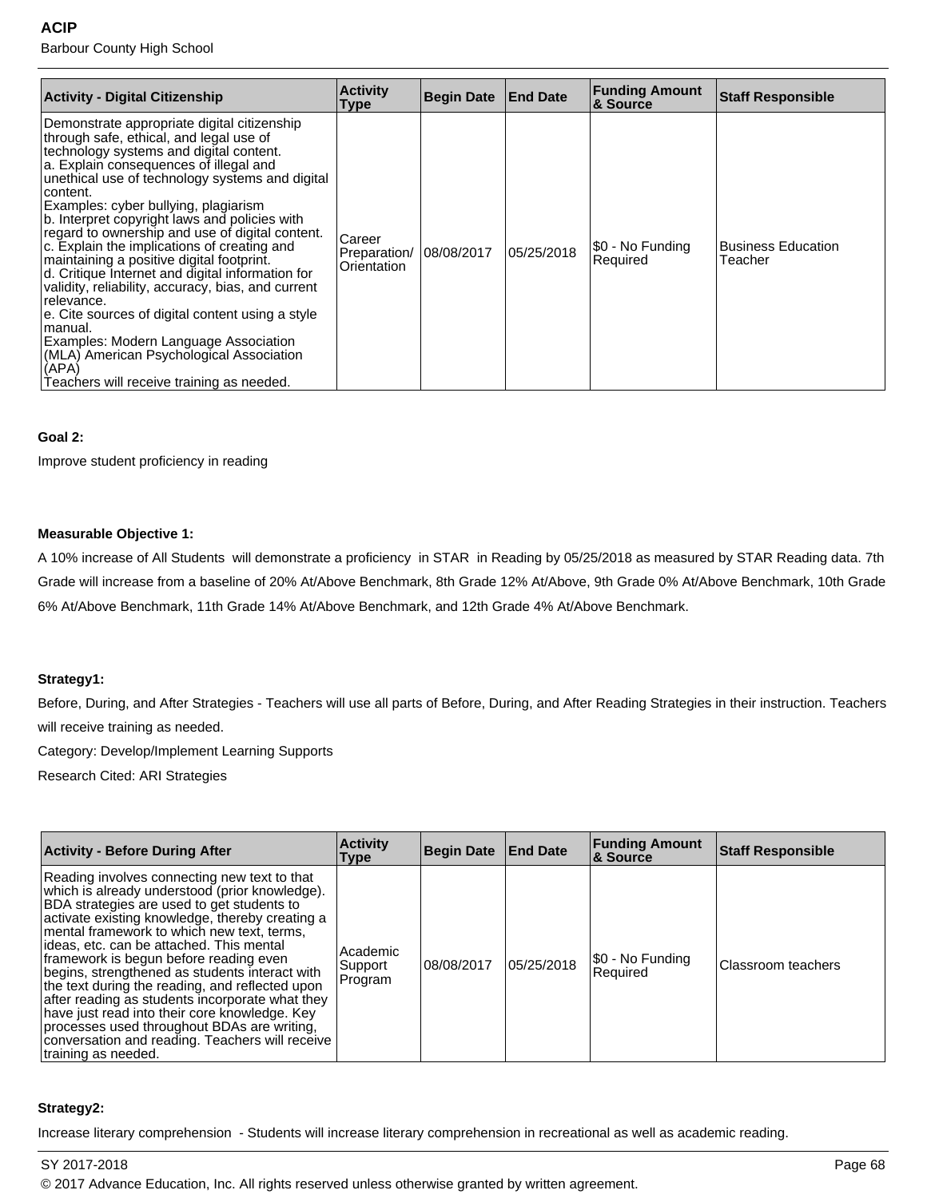| Activity - Digital Citizenship | Activity Type | Begin Date | End Date | Funding Amount & Source | Staff Responsible |
|---|---|---|---|---|---|
| Demonstrate appropriate digital citizenship through safe, ethical, and legal use of technology systems and digital content.<br>a. Explain consequences of illegal and unethical use of technology systems and digital content.<br>Examples: cyber bullying, plagiarism<br>b. Interpret copyright laws and policies with regard to ownership and use of digital content.<br>c. Explain the implications of creating and maintaining a positive digital footprint.<br>d. Critique Internet and digital information for validity, reliability, accuracy, bias, and current relevance.<br>e. Cite sources of digital content using a style manual.<br>Examples: Modern Language Association (MLA) American Psychological Association (APA)<br>Teachers will receive training as needed. | Career Preparation/ Orientation | 08/08/2017 | 05/25/2018 | $0 - No Funding Required | Business Education Teacher |

**Goal 2:**

Improve student proficiency in reading

**Measurable Objective 1:**

A 10% increase of All Students will demonstrate a proficiency in STAR in Reading by 05/25/2018 as measured by STAR Reading data. 7th Grade will increase from a baseline of 20% At/Above Benchmark, 8th Grade 12% At/Above, 9th Grade 0% At/Above Benchmark, 10th Grade 6% At/Above Benchmark, 11th Grade 14% At/Above Benchmark, and 12th Grade 4% At/Above Benchmark.

**Strategy1:**

Before, During, and After Strategies - Teachers will use all parts of Before, During, and After Reading Strategies in their instruction. Teachers will receive training as needed.

Category: Develop/Implement Learning Supports

Research Cited: ARI Strategies

| Activity - Before During After | Activity Type | Begin Date | End Date | Funding Amount & Source | Staff Responsible |
|---|---|---|---|---|---|
| Reading involves connecting new text to that which is already understood (prior knowledge). BDA strategies are used to get students to activate existing knowledge, thereby creating a mental framework to which new text, terms, ideas, etc. can be attached. This mental framework is begun before reading even begins, strengthened as students interact with the text during the reading, and reflected upon after reading as students incorporate what they have just read into their core knowledge. Key processes used throughout BDAs are writing, conversation and reading. Teachers will receive training as needed. | Academic Support Program | 08/08/2017 | 05/25/2018 | $0 - No Funding Required | Classroom teachers |

**Strategy2:**

Increase literary comprehension - Students will increase literary comprehension in recreational as well as academic reading.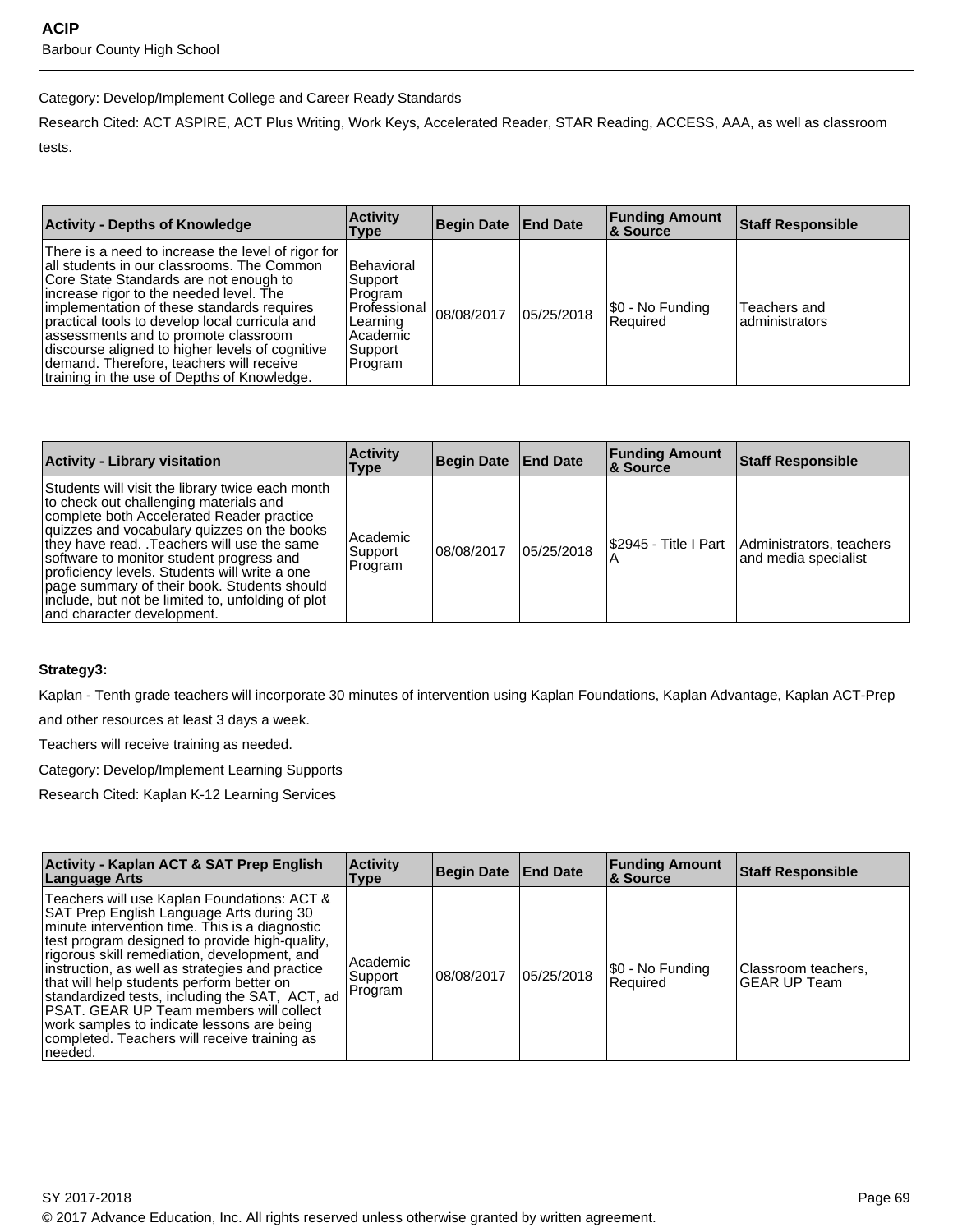Category: Develop/Implement College and Career Ready Standards

Research Cited: ACT ASPIRE, ACT Plus Writing, Work Keys, Accelerated Reader, STAR Reading, ACCESS, AAA, as well as classroom tests.

| Activity - Depths of Knowledge | Activity Type | Begin Date | End Date | Funding Amount & Source | Staff Responsible |
|---|---|---|---|---|---|
| There is a need to increase the level of rigor for all students in our classrooms. The Common Core State Standards are not enough to increase rigor to the needed level. The implementation of these standards requires practical tools to develop local curricula and assessments and to promote classroom discourse aligned to higher levels of cognitive demand. Therefore, teachers will receive training in the use of Depths of Knowledge. | Behavioral Support Program Professional Learning Academic Support Program | 08/08/2017 | 05/25/2018 | $0 - No Funding Required | Teachers and administrators |

| Activity - Library visitation | Activity Type | Begin Date | End Date | Funding Amount & Source | Staff Responsible |
|---|---|---|---|---|---|
| Students will visit the library twice each month to check out challenging materials and complete both Accelerated Reader practice quizzes and vocabulary quizzes on the books they have read. .Teachers will use the same software to monitor student progress and proficiency levels. Students will write a one page summary of their book. Students should include, but not be limited to, unfolding of plot and character development. | Academic Support Program | 08/08/2017 | 05/25/2018 | $2945 - Title I Part A | Administrators, teachers and media specialist |

**Strategy3:**

Kaplan - Tenth grade teachers will incorporate 30 minutes of intervention using Kaplan Foundations, Kaplan Advantage, Kaplan ACT-Prep and other resources at least 3 days a week.

Teachers will receive training as needed.

Category: Develop/Implement Learning Supports

Research Cited: Kaplan K-12 Learning Services

| Activity - Kaplan ACT & SAT Prep English Language Arts | Activity Type | Begin Date | End Date | Funding Amount & Source | Staff Responsible |
|---|---|---|---|---|---|
| Teachers will use Kaplan Foundations: ACT & SAT Prep English Language Arts during 30 minute intervention time. This is a diagnostic test program designed to provide high-quality, rigorous skill remediation, development, and instruction, as well as strategies and practice that will help students perform better on standardized tests, including the SAT, ACT, ad PSAT. GEAR UP Team members will collect work samples to indicate lessons are being completed. Teachers will receive training as needed. | Academic Support Program | 08/08/2017 | 05/25/2018 | $0 - No Funding Required | Classroom teachers, GEAR UP Team |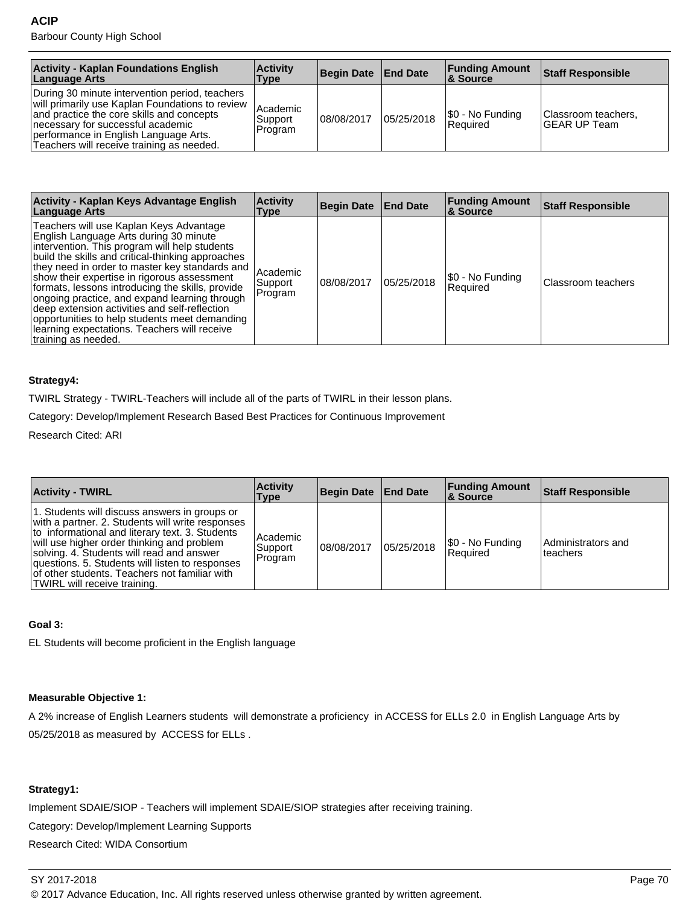| Activity - Kaplan Foundations English Language Arts | Activity Type | Begin Date | End Date | Funding Amount & Source | Staff Responsible |
| --- | --- | --- | --- | --- | --- |
| During 30 minute intervention period, teachers will primarily use Kaplan Foundations to review and practice the core skills and concepts necessary for successful academic performance in English Language Arts. Teachers will receive training as needed. | Academic Support Program | 08/08/2017 | 05/25/2018 | $0 - No Funding Required | Classroom teachers, GEAR UP Team |

| Activity - Kaplan Keys Advantage English Language Arts | Activity Type | Begin Date | End Date | Funding Amount & Source | Staff Responsible |
| --- | --- | --- | --- | --- | --- |
| Teachers will use Kaplan Keys Advantage English Language Arts during 30 minute intervention. This program will help students build the skills and critical-thinking approaches they need in order to master key standards and show their expertise in rigorous assessment formats, lessons introducing the skills, provide ongoing practice, and expand learning through deep extension activities and self-reflection opportunities to help students meet demanding learning expectations. Teachers will receive training as needed. | Academic Support Program | 08/08/2017 | 05/25/2018 | $0 - No Funding Required | Classroom teachers |

**Strategy4:**

TWIRL Strategy - TWIRL-Teachers will include all of the parts of TWIRL in their lesson plans.

Category: Develop/Implement Research Based Best Practices for Continuous Improvement

Research Cited: ARI

| Activity - TWIRL | Activity Type | Begin Date | End Date | Funding Amount & Source | Staff Responsible |
| --- | --- | --- | --- | --- | --- |
| 1. Students will discuss answers in groups or with a partner. 2. Students will write responses to informational and literary text. 3. Students will use higher order thinking and problem solving. 4. Students will read and answer questions. 5. Students will listen to responses of other students. Teachers not familiar with TWIRL will receive training. | Academic Support Program | 08/08/2017 | 05/25/2018 | $0 - No Funding Required | Administrators and teachers |

**Goal 3:**

EL Students will become proficient in the English language

**Measurable Objective 1:**

A 2% increase of English Learners students will demonstrate a proficiency in ACCESS for ELLs 2.0 in English Language Arts by 05/25/2018 as measured by ACCESS for ELLs .

**Strategy1:**

Implement SDAIE/SIOP - Teachers will implement SDAIE/SIOP strategies after receiving training.

Category: Develop/Implement Learning Supports

Research Cited: WIDA Consortium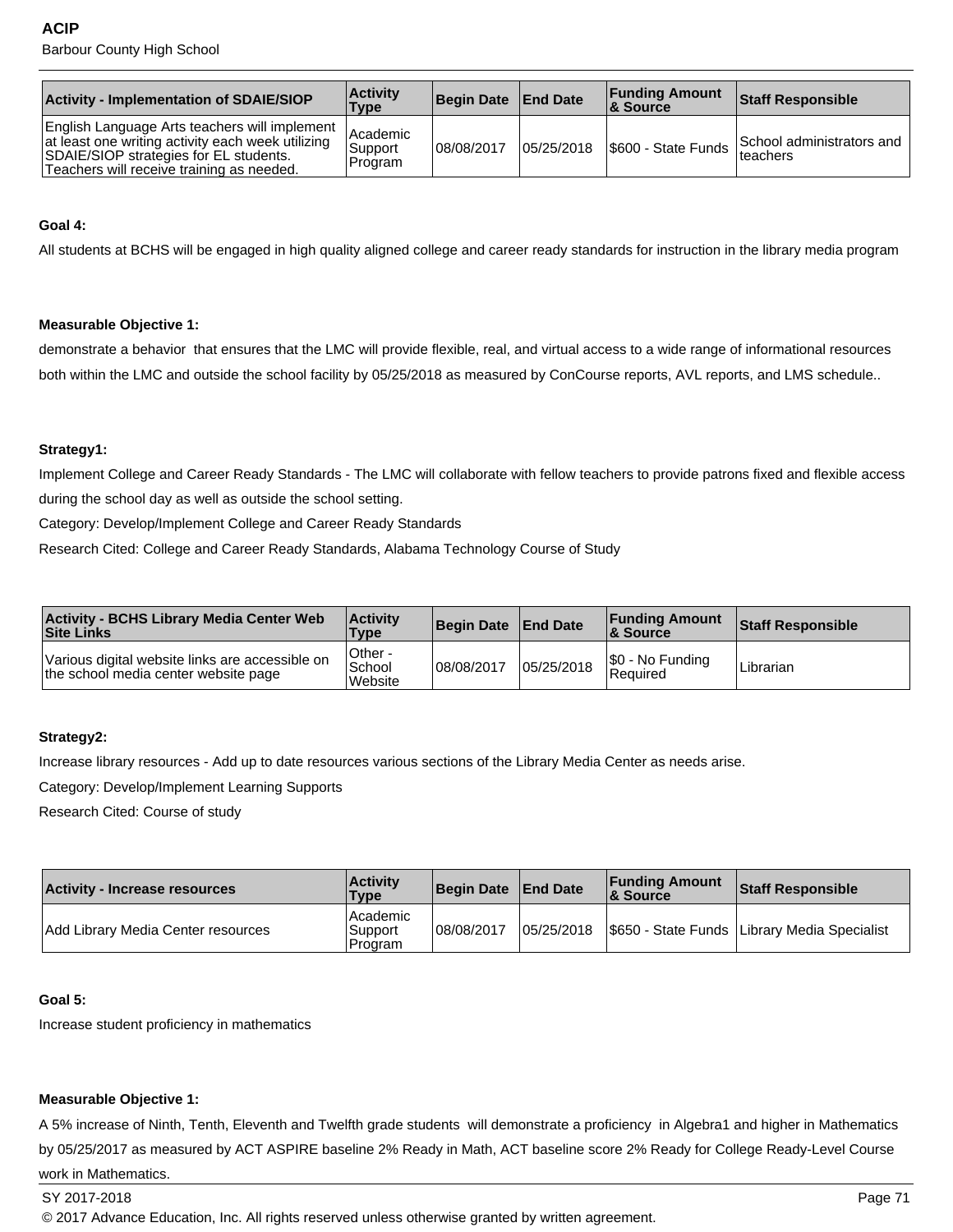| Activity - Implementation of SDAIE/SIOP | Activity Type | Begin Date | End Date | Funding Amount & Source | Staff Responsible |
|---|---|---|---|---|---|
| English Language Arts teachers will implement at least one writing activity each week utilizing SDAIE/SIOP strategies for EL students. Teachers will receive training as needed. | Academic Support Program | 08/08/2017 | 05/25/2018 | $600 - State Funds | School administrators and teachers |

**Goal 4:**

All students at BCHS will be engaged in high quality aligned college and career ready standards for instruction in the library media program

**Measurable Objective 1:**

demonstrate a behavior that ensures that the LMC will provide flexible, real, and virtual access to a wide range of informational resources both within the LMC and outside the school facility by 05/25/2018 as measured by ConCourse reports, AVL reports, and LMS schedule..

**Strategy1:**

Implement College and Career Ready Standards - The LMC will collaborate with fellow teachers to provide patrons fixed and flexible access during the school day as well as outside the school setting.

Category: Develop/Implement College and Career Ready Standards

Research Cited: College and Career Ready Standards, Alabama Technology Course of Study

| Activity - BCHS Library Media Center Web Site Links | Activity Type | Begin Date | End Date | Funding Amount & Source | Staff Responsible |
|---|---|---|---|---|---|
| Various digital website links are accessible on the school media center website page | Other - School Website | 08/08/2017 | 05/25/2018 | $0 - No Funding Required | Librarian |

**Strategy2:**

Increase library resources - Add up to date resources various sections of the Library Media Center as needs arise.

Category: Develop/Implement Learning Supports

Research Cited: Course of study

| Activity - Increase resources | Activity Type | Begin Date | End Date | Funding Amount & Source | Staff Responsible |
|---|---|---|---|---|---|
| Add Library Media Center resources | Academic Support Program | 08/08/2017 | 05/25/2018 | $650 - State Funds | Library Media Specialist |

**Goal 5:**

Increase student proficiency in mathematics

**Measurable Objective 1:**

A 5% increase of Ninth, Tenth, Eleventh and Twelfth grade students will demonstrate a proficiency in Algebra1 and higher in Mathematics by 05/25/2017 as measured by ACT ASPIRE baseline 2% Ready in Math, ACT baseline score 2% Ready for College Ready-Level Course work in Mathematics.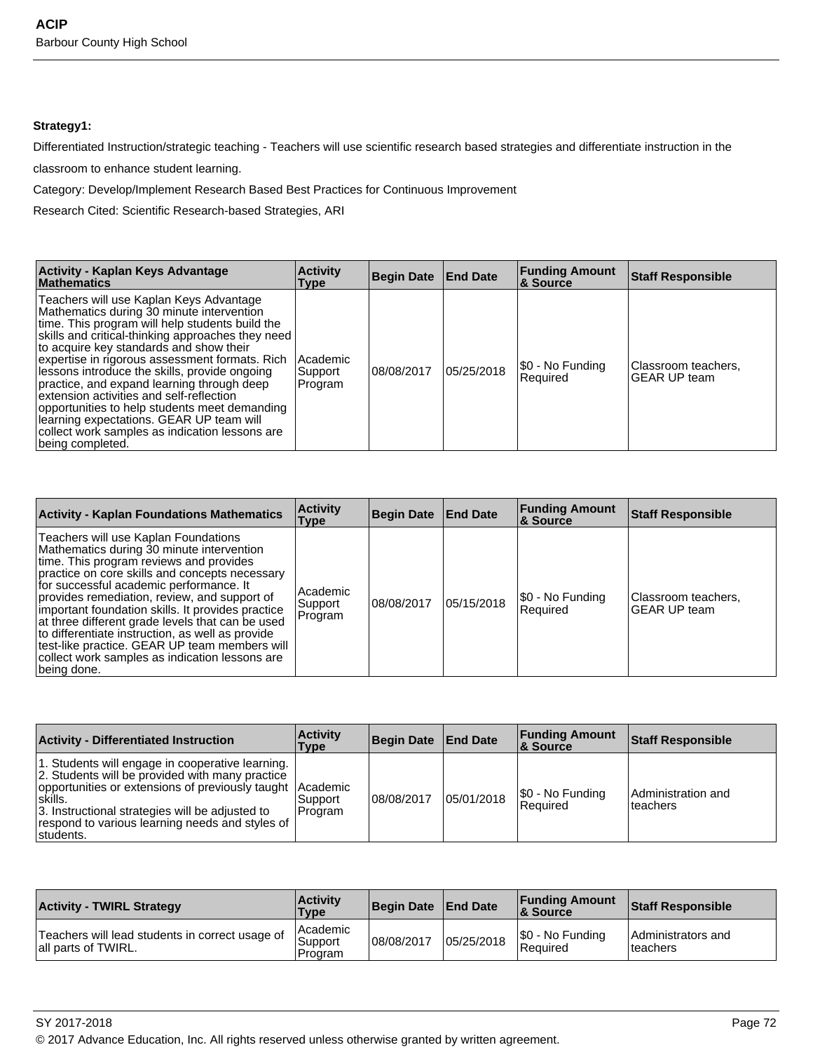**Strategy1:**

Differentiated Instruction/strategic teaching - Teachers will use scientific research based strategies and differentiate instruction in the classroom to enhance student learning.

Category: Develop/Implement Research Based Best Practices for Continuous Improvement

Research Cited: Scientific Research-based Strategies, ARI

| Activity - Kaplan Keys Advantage Mathematics | Activity Type | Begin Date | End Date | Funding Amount & Source | Staff Responsible |
|---|---|---|---|---|---|
| Teachers will use Kaplan Keys Advantage Mathematics during 30 minute intervention time. This program will help students build the skills and critical-thinking approaches they need to acquire key standards and show their expertise in rigorous assessment formats. Rich lessons introduce the skills, provide ongoing practice, and expand learning through deep extension activities and self-reflection opportunities to help students meet demanding learning expectations. GEAR UP team will collect work samples as indication lessons are being completed. | Academic Support Program | 08/08/2017 | 05/25/2018 | $0 - No Funding Required | Classroom teachers, GEAR UP team |

| Activity - Kaplan Foundations Mathematics | Activity Type | Begin Date | End Date | Funding Amount & Source | Staff Responsible |
|---|---|---|---|---|---|
| Teachers will use Kaplan Foundations Mathematics during 30 minute intervention time. This program reviews and provides practice on core skills and concepts necessary for successful academic performance. It provides remediation, review, and support of important foundation skills. It provides practice at three different grade levels that can be used to differentiate instruction, as well as provide test-like practice. GEAR UP team members will collect work samples as indication lessons are being done. | Academic Support Program | 08/08/2017 | 05/15/2018 | $0 - No Funding Required | Classroom teachers, GEAR UP team |

| Activity - Differentiated Instruction | Activity Type | Begin Date | End Date | Funding Amount & Source | Staff Responsible |
|---|---|---|---|---|---|
| 1. Students will engage in cooperative learning. 2. Students will be provided with many practice opportunities or extensions of previously taught skills. 3. Instructional strategies will be adjusted to respond to various learning needs and styles of students. | Academic Support Program | 08/08/2017 | 05/01/2018 | $0 - No Funding Required | Administration and teachers |

| Activity - TWIRL Strategy | Activity Type | Begin Date | End Date | Funding Amount & Source | Staff Responsible |
|---|---|---|---|---|---|
| Teachers will lead students in correct usage of all parts of TWIRL. | Academic Support Program | 08/08/2017 | 05/25/2018 | $0 - No Funding Required | Administrators and teachers |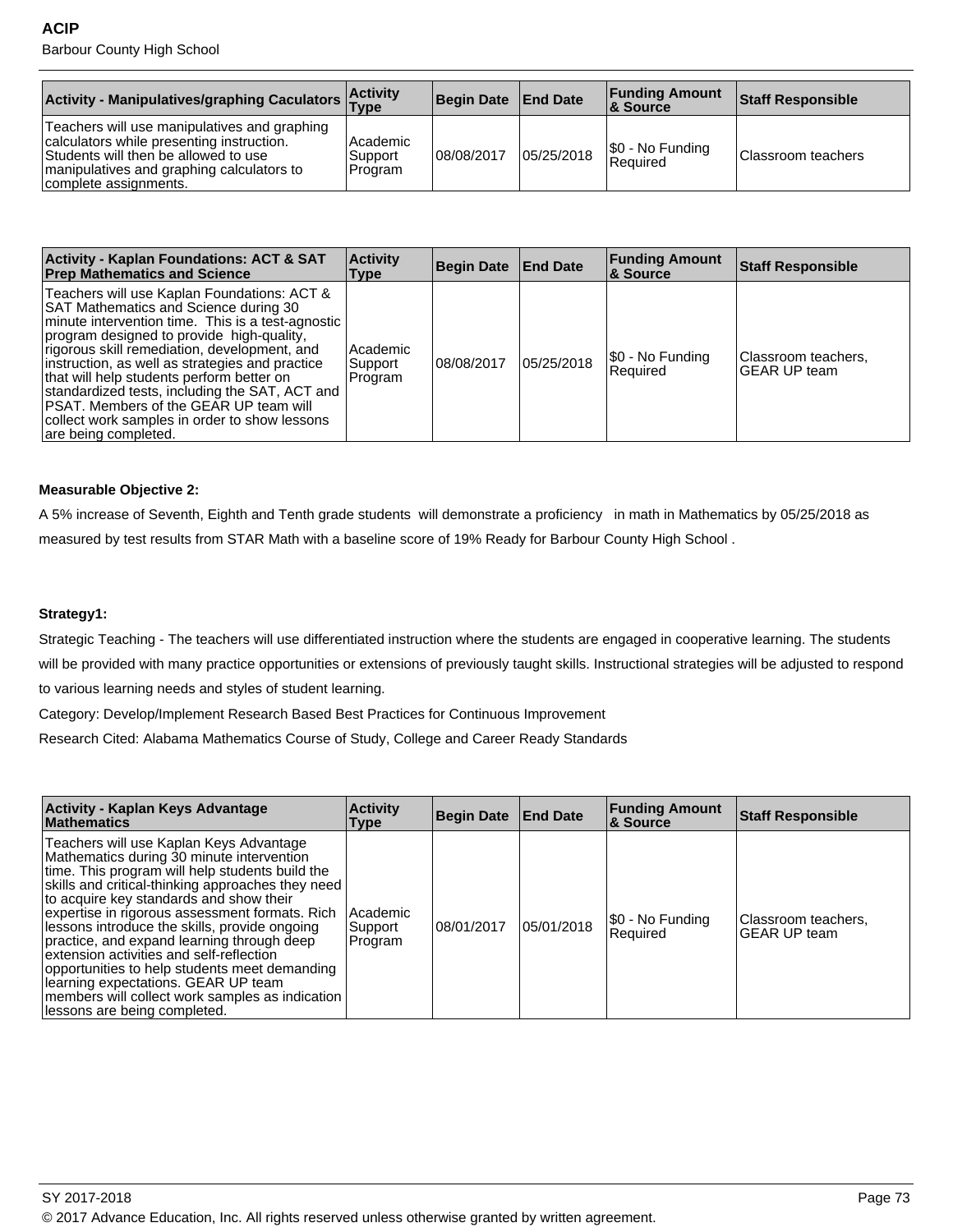| Activity - Manipulatives/graphing Caculators | Activity Type | Begin Date | End Date | Funding Amount & Source | Staff Responsible |
|---|---|---|---|---|---|
| Teachers will use manipulatives and graphing calculators while presenting instruction. Students will then be allowed to use manipulatives and graphing calculators to complete assignments. | Academic Support Program | 08/08/2017 | 05/25/2018 | $0 - No Funding Required | Classroom teachers |

| Activity - Kaplan Foundations: ACT & SAT Prep Mathematics and Science | Activity Type | Begin Date | End Date | Funding Amount & Source | Staff Responsible |
|---|---|---|---|---|---|
| Teachers will use Kaplan Foundations: ACT & SAT Mathematics and Science during 30 minute intervention time. This is a test-agnostic program designed to provide high-quality, rigorous skill remediation, development, and instruction, as well as strategies and practice that will help students perform better on standardized tests, including the SAT, ACT and PSAT. Members of the GEAR UP team will collect work samples in order to show lessons are being completed. | Academic Support Program | 08/08/2017 | 05/25/2018 | $0 - No Funding Required | Classroom teachers, GEAR UP team |

**Measurable Objective 2:**

A 5% increase of Seventh, Eighth and Tenth grade students will demonstrate a proficiency in math in Mathematics by 05/25/2018 as measured by test results from STAR Math with a baseline score of 19% Ready for Barbour County High School .

**Strategy1:**

Strategic Teaching - The teachers will use differentiated instruction where the students are engaged in cooperative learning. The students will be provided with many practice opportunities or extensions of previously taught skills. Instructional strategies will be adjusted to respond to various learning needs and styles of student learning.

Category: Develop/Implement Research Based Best Practices for Continuous Improvement

Research Cited: Alabama Mathematics Course of Study, College and Career Ready Standards

| Activity - Kaplan Keys Advantage Mathematics | Activity Type | Begin Date | End Date | Funding Amount & Source | Staff Responsible |
|---|---|---|---|---|---|
| Teachers will use Kaplan Keys Advantage Mathematics during 30 minute intervention time. This program will help students build the skills and critical-thinking approaches they need to acquire key standards and show their expertise in rigorous assessment formats. Rich lessons introduce the skills, provide ongoing practice, and expand learning through deep extension activities and self-reflection opportunities to help students meet demanding learning expectations. GEAR UP team members will collect work samples as indication lessons are being completed. | Academic Support Program | 08/01/2017 | 05/01/2018 | $0 - No Funding Required | Classroom teachers, GEAR UP team |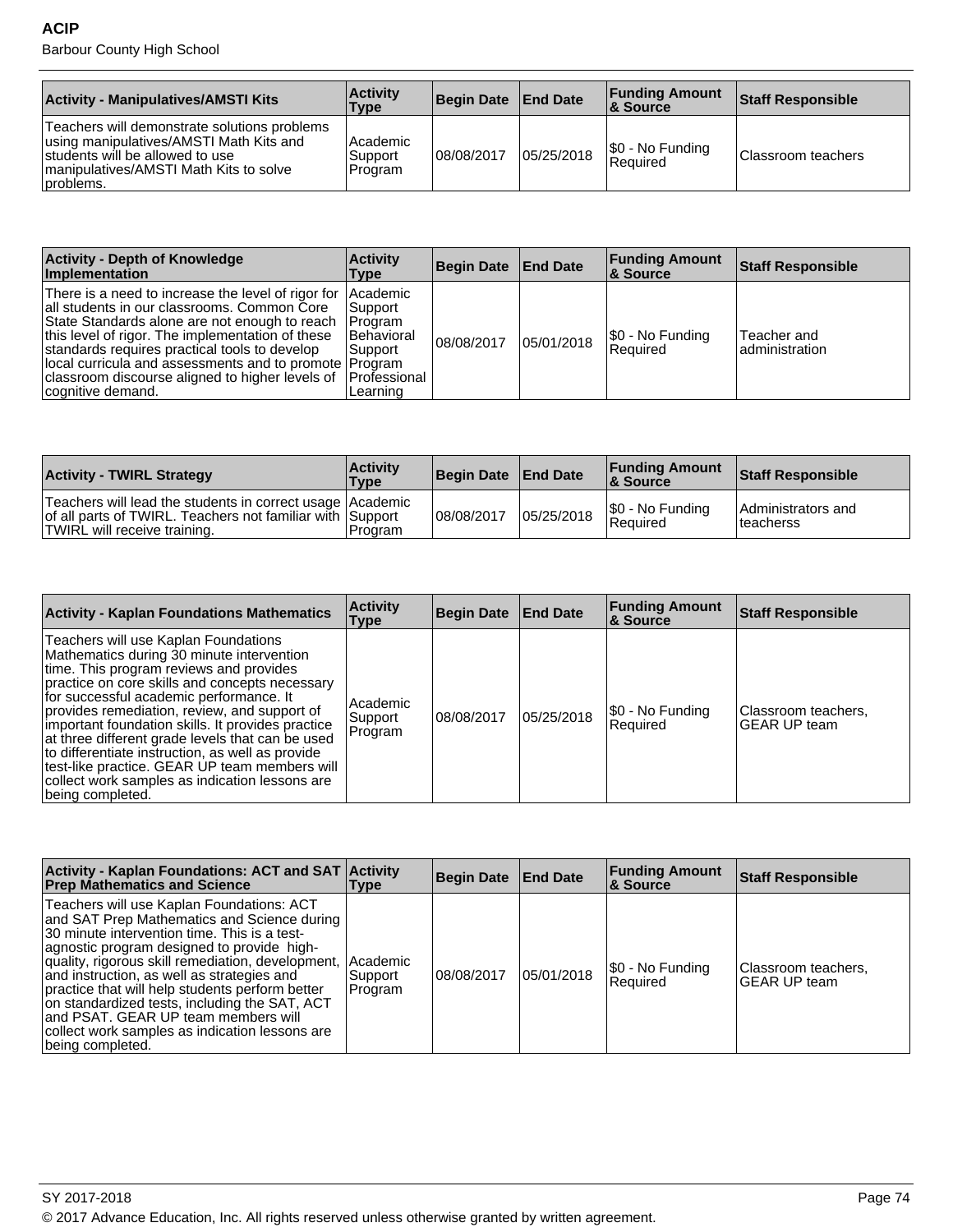| Activity - Manipulatives/AMSTI Kits | Activity Type | Begin Date | End Date | Funding Amount & Source | Staff Responsible |
|---|---|---|---|---|---|
| Teachers will demonstrate solutions problems using manipulatives/AMSTI Math Kits and students will be allowed to use manipulatives/AMSTI Math Kits to solve problems. | Academic Support Program | 08/08/2017 | 05/25/2018 | $0 - No Funding Required | Classroom teachers |

| Activity - Depth of Knowledge Implementation | Activity Type | Begin Date | End Date | Funding Amount & Source | Staff Responsible |
|---|---|---|---|---|---|
| There is a need to increase the level of rigor for all students in our classrooms. Common Core State Standards alone are not enough to reach this level of rigor. The implementation of these standards requires practical tools to develop local curricula and assessments and to promote classroom discourse aligned to higher levels of cognitive demand. | Academic Support Program Behavioral Support Program Professional Learning | 08/08/2017 | 05/01/2018 | $0 - No Funding Required | Teacher and administration |

| Activity - TWIRL Strategy | Activity Type | Begin Date | End Date | Funding Amount & Source | Staff Responsible |
|---|---|---|---|---|---|
| Teachers will lead the students in correct usage of all parts of TWIRL. Teachers not familiar with TWIRL will receive training. | Academic Support Program | 08/08/2017 | 05/25/2018 | $0 - No Funding Required | Administrators and teacherss |

| Activity - Kaplan Foundations Mathematics | Activity Type | Begin Date | End Date | Funding Amount & Source | Staff Responsible |
|---|---|---|---|---|---|
| Teachers will use Kaplan Foundations Mathematics during 30 minute intervention time. This program reviews and provides practice on core skills and concepts necessary for successful academic performance. It provides remediation, review, and support of important foundation skills. It provides practice at three different grade levels that can be used to differentiate instruction, as well as provide test-like practice. GEAR UP team members will collect work samples as indication lessons are being completed. | Academic Support Program | 08/08/2017 | 05/25/2018 | $0 - No Funding Required | Classroom teachers, GEAR UP team |

| Activity - Kaplan Foundations: ACT and SAT Prep Mathematics and Science | Activity Type | Begin Date | End Date | Funding Amount & Source | Staff Responsible |
|---|---|---|---|---|---|
| Teachers will use Kaplan Foundations: ACT and SAT Prep Mathematics and Science during 30 minute intervention time. This is a test-agnostic program designed to provide high-quality, rigorous skill remediation, development, and instruction, as well as strategies and practice that will help students perform better on standardized tests, including the SAT, ACT and PSAT. GEAR UP team members will collect work samples as indication lessons are being completed. | Academic Support Program | 08/08/2017 | 05/01/2018 | $0 - No Funding Required | Classroom teachers, GEAR UP team |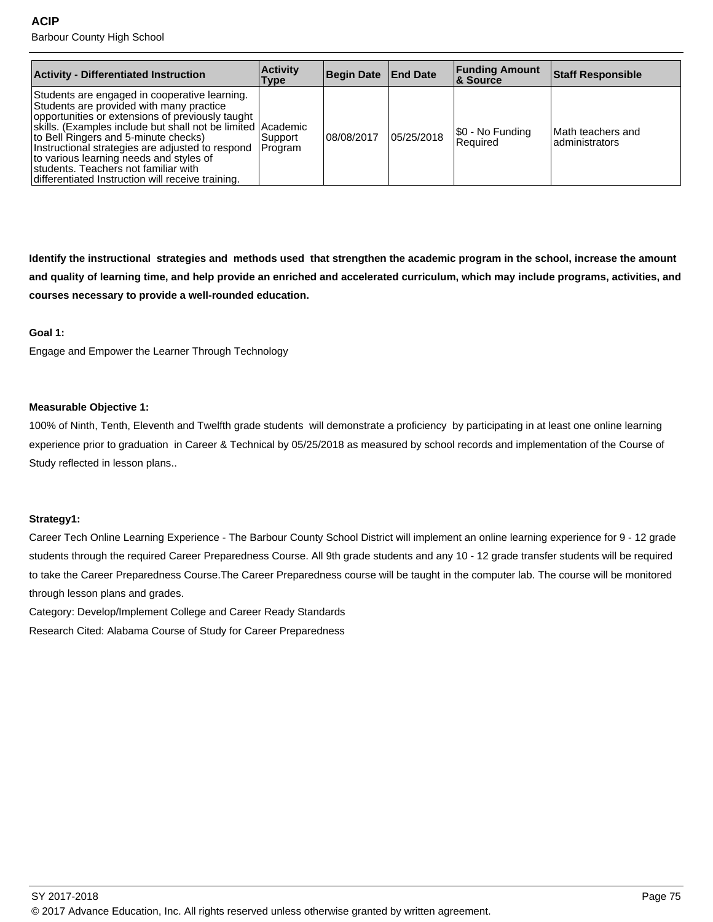| Activity - Differentiated Instruction | Activity Type | Begin Date | End Date | Funding Amount & Source | Staff Responsible |
|---|---|---|---|---|---|
| Students are engaged in cooperative learning. Students are provided with many practice opportunities or extensions of previously taught skills. (Examples include but shall not be limited to Bell Ringers and 5-minute checks) Instructional strategies are adjusted to respond to various learning needs and styles of students. Teachers not familiar with differentiated Instruction will receive training. | Academic Support Program | 08/08/2017 | 05/25/2018 | $0 - No Funding Required | Math teachers and administrators |

**Identify the instructional strategies and methods used that strengthen the academic program in the school, increase the amount and quality of learning time, and help provide an enriched and accelerated curriculum, which may include programs, activities, and courses necessary to provide a well-rounded education.**

**Goal 1:**

Engage and Empower the Learner Through Technology

**Measurable Objective 1:**

100% of Ninth, Tenth, Eleventh and Twelfth grade students will demonstrate a proficiency by participating in at least one online learning experience prior to graduation in Career & Technical by 05/25/2018 as measured by school records and implementation of the Course of Study reflected in lesson plans..

**Strategy1:**

Career Tech Online Learning Experience - The Barbour County School District will implement an online learning experience for 9 - 12 grade students through the required Career Preparedness Course. All 9th grade students and any 10 - 12 grade transfer students will be required to take the Career Preparedness Course.The Career Preparedness course will be taught in the computer lab. The course will be monitored through lesson plans and grades.

Category: Develop/Implement College and Career Ready Standards

Research Cited: Alabama Course of Study for Career Preparedness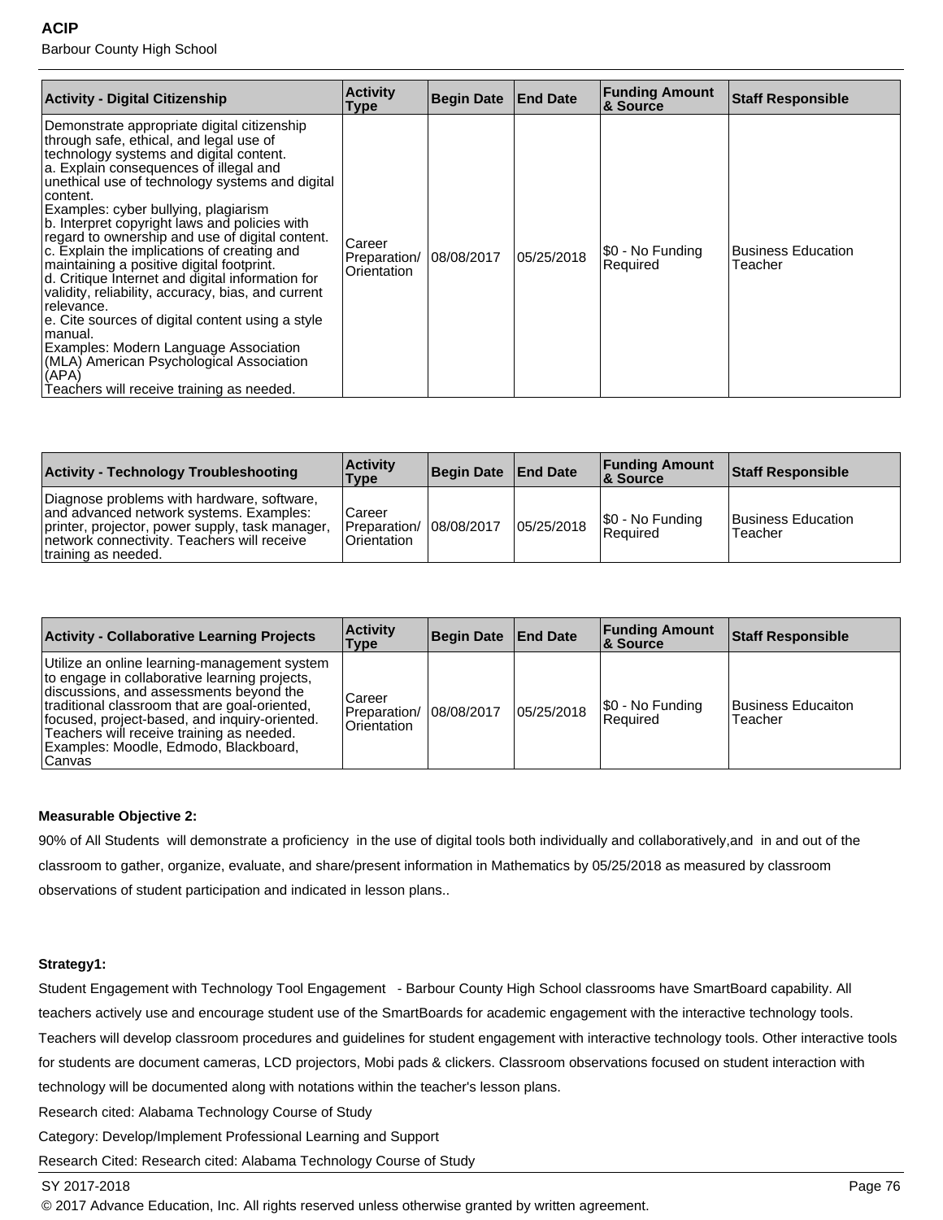| Activity - Digital Citizenship | Activity Type | Begin Date | End Date | Funding Amount & Source | Staff Responsible |
|---|---|---|---|---|---|
| Demonstrate appropriate digital citizenship through safe, ethical, and legal use of technology systems and digital content.<br>a. Explain consequences of illegal and unethical use of technology systems and digital content.<br>Examples: cyber bullying, plagiarism<br>b. Interpret copyright laws and policies with regard to ownership and use of digital content.<br>c. Explain the implications of creating and maintaining a positive digital footprint.<br>d. Critique Internet and digital information for validity, reliability, accuracy, bias, and current relevance.<br>e. Cite sources of digital content using a style manual.<br>Examples: Modern Language Association (MLA) American Psychological Association (APA)<br>Teachers will receive training as needed. | Career Preparation/ Orientation | 08/08/2017 | 05/25/2018 | $0 - No Funding Required | Business Education Teacher |

| Activity - Technology Troubleshooting | Activity Type | Begin Date | End Date | Funding Amount & Source | Staff Responsible |
|---|---|---|---|---|---|
| Diagnose problems with hardware, software, and advanced network systems. Examples: printer, projector, power supply, task manager, network connectivity. Teachers will receive training as needed. | Career Preparation/ Orientation | 08/08/2017 | 05/25/2018 | $0 - No Funding Required | Business Education Teacher |

| Activity - Collaborative Learning Projects | Activity Type | Begin Date | End Date | Funding Amount & Source | Staff Responsible |
|---|---|---|---|---|---|
| Utilize an online learning-management system to engage in collaborative learning projects, discussions, and assessments beyond the traditional classroom that are goal-oriented, focused, project-based, and inquiry-oriented. Teachers will receive training as needed. Examples: Moodle, Edmodo, Blackboard, Canvas | Career Preparation/ Orientation | 08/08/2017 | 05/25/2018 | $0 - No Funding Required | Business Educaiton Teacher |

**Measurable Objective 2:**

90% of All Students will demonstrate a proficiency in the use of digital tools both individually and collaboratively,and in and out of the classroom to gather, organize, evaluate, and share/present information in Mathematics by 05/25/2018 as measured by classroom observations of student participation and indicated in lesson plans..

**Strategy1:**

Student Engagement with Technology Tool Engagement - Barbour County High School classrooms have SmartBoard capability. All teachers actively use and encourage student use of the SmartBoards for academic engagement with the interactive technology tools. Teachers will develop classroom procedures and guidelines for student engagement with interactive technology tools. Other interactive tools for students are document cameras, LCD projectors, Mobi pads & clickers. Classroom observations focused on student interaction with technology will be documented along with notations within the teacher's lesson plans.

Research cited: Alabama Technology Course of Study

Category: Develop/Implement Professional Learning and Support

Research Cited: Research cited: Alabama Technology Course of Study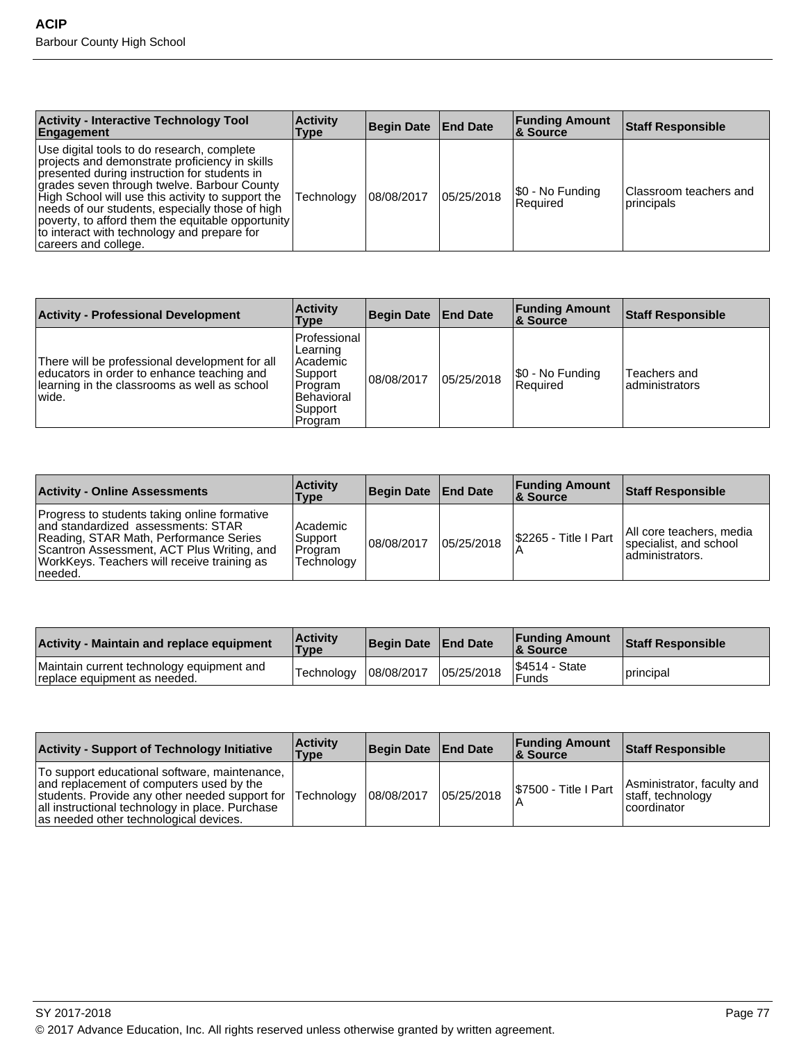| Activity - Interactive Technology Tool Engagement | Activity Type | Begin Date | End Date | Funding Amount & Source | Staff Responsible |
|---|---|---|---|---|---|
| Use digital tools to do research, complete projects and demonstrate proficiency in skills presented during instruction for students in grades seven through twelve. Barbour County High School will use this activity to support the needs of our students, especially those of high poverty, to afford them the equitable opportunity to interact with technology and prepare for careers and college. | Technology | 08/08/2017 | 05/25/2018 | $0 - No Funding Required | Classroom teachers and principals |

| Activity - Professional Development | Activity Type | Begin Date | End Date | Funding Amount & Source | Staff Responsible |
|---|---|---|---|---|---|
| There will be professional development for all educators in order to enhance teaching and learning in the classrooms as well as school wide. | Professional Learning Academic Support Program Behavioral Support Program | 08/08/2017 | 05/25/2018 | $0 - No Funding Required | Teachers and administrators |

| Activity - Online Assessments | Activity Type | Begin Date | End Date | Funding Amount & Source | Staff Responsible |
|---|---|---|---|---|---|
| Progress to students taking online formative and standardized assessments: STAR Reading, STAR Math, Performance Series Scantron Assessment, ACT Plus Writing, and WorkKeys. Teachers will receive training as needed. | Academic Support Program Technology | 08/08/2017 | 05/25/2018 | $2265 - Title I Part A | All core teachers, media specialist, and school administrators. |

| Activity - Maintain and replace equipment | Activity Type | Begin Date | End Date | Funding Amount & Source | Staff Responsible |
|---|---|---|---|---|---|
| Maintain current technology equipment and replace equipment as needed. | Technology | 08/08/2017 | 05/25/2018 | $4514 - State Funds | principal |

| Activity - Support of Technology Initiative | Activity Type | Begin Date | End Date | Funding Amount & Source | Staff Responsible |
|---|---|---|---|---|---|
| To support educational software, maintenance, and replacement of computers used by the students. Provide any other needed support for all instructional technology in place. Purchase as needed other technological devices. | Technology | 08/08/2017 | 05/25/2018 | $7500 - Title I Part A | Asministrator, faculty and staff, technology coordinator |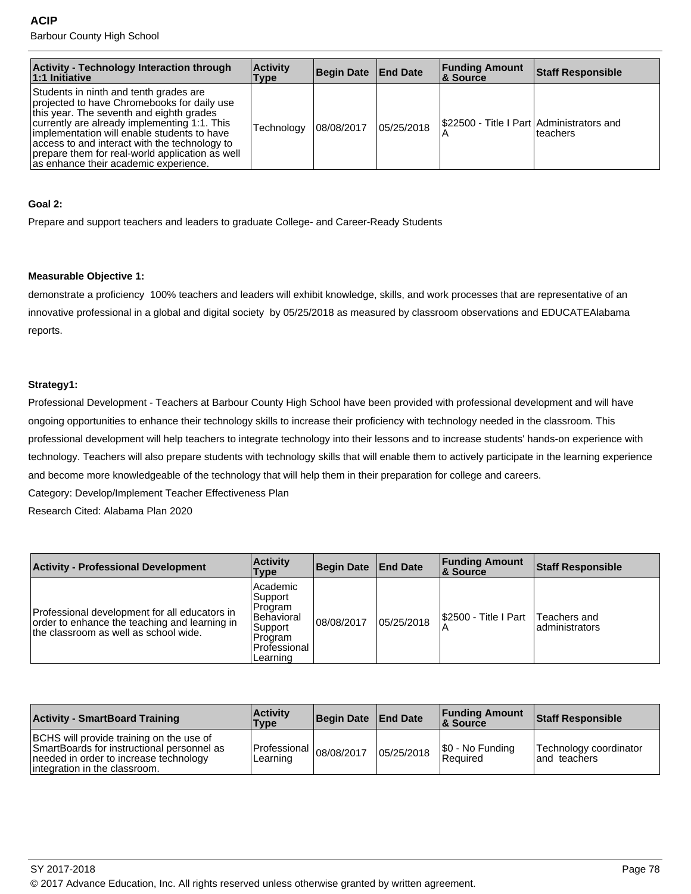| Activity - Technology Interaction through 1:1 Initiative | Activity Type | Begin Date | End Date | Funding Amount & Source | Staff Responsible |
|---|---|---|---|---|---|
| Students in ninth and tenth grades are projected to have Chromebooks for daily use this year. The seventh and eighth grades currently are already implementing 1:1. This implementation will enable students to have access to and interact with the technology to prepare them for real-world application as well as enhance their academic experience. | Technology | 08/08/2017 | 05/25/2018 | $22500 - Title I Part A | Administrators and teachers |

**Goal 2:**

Prepare and support teachers and leaders to graduate College- and Career-Ready Students

**Measurable Objective 1:**

demonstrate a proficiency 100% teachers and leaders will exhibit knowledge, skills, and work processes that are representative of an innovative professional in a global and digital society by 05/25/2018 as measured by classroom observations and EDUCATEAlabama reports.

**Strategy1:**

Professional Development - Teachers at Barbour County High School have been provided with professional development and will have ongoing opportunities to enhance their technology skills to increase their proficiency with technology needed in the classroom. This professional development will help teachers to integrate technology into their lessons and to increase students' hands-on experience with technology. Teachers will also prepare students with technology skills that will enable them to actively participate in the learning experience and become more knowledgeable of the technology that will help them in their preparation for college and careers.

Category: Develop/Implement Teacher Effectiveness Plan

Research Cited: Alabama Plan 2020

| Activity - Professional Development | Activity Type | Begin Date | End Date | Funding Amount & Source | Staff Responsible |
|---|---|---|---|---|---|
| Professional development for all educators in order to enhance the teaching and learning in the classroom as well as school wide. | Academic Support Program Behavioral Support Program Professional Learning | 08/08/2017 | 05/25/2018 | $2500 - Title I Part A | Teachers and administrators |

| Activity - SmartBoard Training | Activity Type | Begin Date | End Date | Funding Amount & Source | Staff Responsible |
|---|---|---|---|---|---|
| BCHS will provide training on the use of SmartBoards for instructional personnel as needed in order to increase technology integration in the classroom. | Professional Learning | 08/08/2017 | 05/25/2018 | $0 - No Funding Required | Technology coordinator and teachers |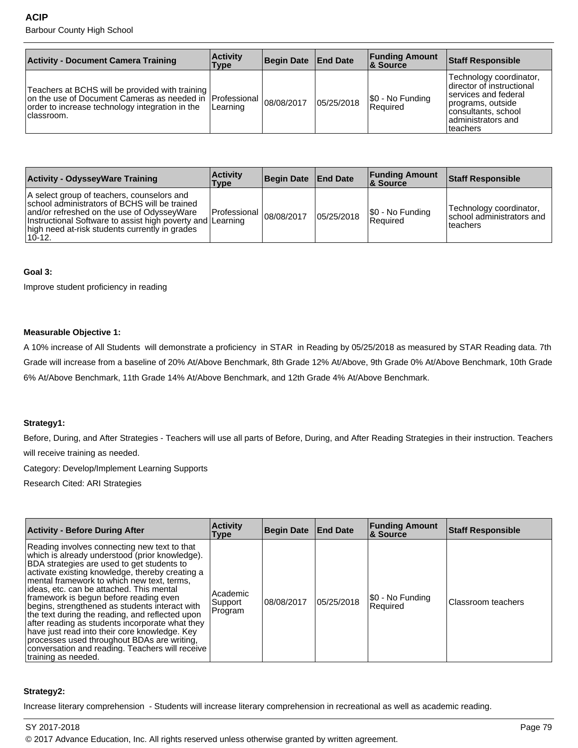| Activity - Document Camera Training | Activity Type | Begin Date | End Date | Funding Amount & Source | Staff Responsible |
|---|---|---|---|---|---|
| Teachers at BCHS will be provided with training on the use of Document Cameras as needed in order to increase technology integration in the classroom. | Professional Learning | 08/08/2017 | 05/25/2018 | $0 - No Funding Required | Technology coordinator, director of instructional services and federal programs, outside consultants, school administrators and teachers |

| Activity - OdysseyWare Training | Activity Type | Begin Date | End Date | Funding Amount & Source | Staff Responsible |
|---|---|---|---|---|---|
| A select group of teachers, counselors and school administrators of BCHS will be trained and/or refreshed on the use of OdysseyWare Instructional Software to assist high poverty and high need at-risk students currently in grades 10-12. | Professional Learning | 08/08/2017 | 05/25/2018 | $0 - No Funding Required | Technology coordinator, school administrators and teachers |

**Goal 3:**

Improve student proficiency in reading

**Measurable Objective 1:**

A 10% increase of All Students will demonstrate a proficiency in STAR in Reading by 05/25/2018 as measured by STAR Reading data. 7th Grade will increase from a baseline of 20% At/Above Benchmark, 8th Grade 12% At/Above, 9th Grade 0% At/Above Benchmark, 10th Grade 6% At/Above Benchmark, 11th Grade 14% At/Above Benchmark, and 12th Grade 4% At/Above Benchmark.

**Strategy1:**

Before, During, and After Strategies - Teachers will use all parts of Before, During, and After Reading Strategies in their instruction. Teachers will receive training as needed.

Category: Develop/Implement Learning Supports

Research Cited: ARI Strategies

| Activity - Before During After | Activity Type | Begin Date | End Date | Funding Amount & Source | Staff Responsible |
|---|---|---|---|---|---|
| Reading involves connecting new text to that which is already understood (prior knowledge). BDA strategies are used to get students to activate existing knowledge, thereby creating a mental framework to which new text, terms, ideas, etc. can be attached. This mental framework is begun before reading even begins, strengthened as students interact with the text during the reading, and reflected upon after reading as students incorporate what they have just read into their core knowledge. Key processes used throughout BDAs are writing, conversation and reading. Teachers will receive training as needed. | Academic Support Program | 08/08/2017 | 05/25/2018 | $0 - No Funding Required | Classroom teachers |

**Strategy2:**

Increase literary comprehension - Students will increase literary comprehension in recreational as well as academic reading.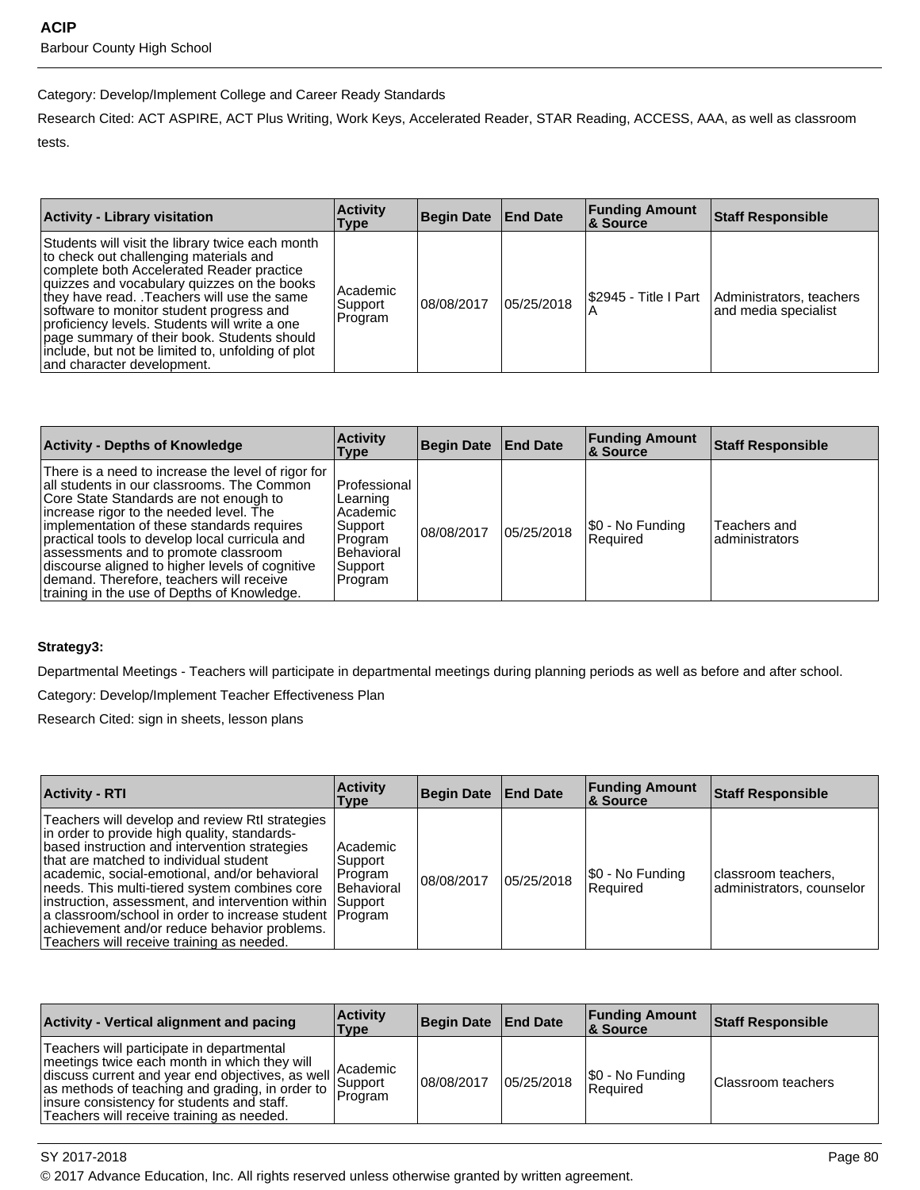Category: Develop/Implement College and Career Ready Standards

Research Cited: ACT ASPIRE, ACT Plus Writing, Work Keys, Accelerated Reader, STAR Reading, ACCESS, AAA, as well as classroom tests.

| Activity - Library visitation | Activity Type | Begin Date | End Date | Funding Amount & Source | Staff Responsible |
|---|---|---|---|---|---|
| Students will visit the library twice each month to check out challenging materials and complete both Accelerated Reader practice quizzes and vocabulary quizzes on the books they have read. .Teachers will use the same software to monitor student progress and proficiency levels. Students will write a one page summary of their book. Students should include, but not be limited to, unfolding of plot and character development. | Academic Support Program | 08/08/2017 | 05/25/2018 | $2945 - Title I Part A | Administrators, teachers and media specialist |

| Activity - Depths of Knowledge | Activity Type | Begin Date | End Date | Funding Amount & Source | Staff Responsible |
|---|---|---|---|---|---|
| There is a need to increase the level of rigor for all students in our classrooms. The Common Core State Standards are not enough to increase rigor to the needed level. The implementation of these standards requires practical tools to develop local curricula and assessments and to promote classroom discourse aligned to higher levels of cognitive demand. Therefore, teachers will receive training in the use of Depths of Knowledge. | Professional Learning Academic Support Program Behavioral Support Program | 08/08/2017 | 05/25/2018 | $0 - No Funding Required | Teachers and administrators |

**Strategy3:**

Departmental Meetings - Teachers will participate in departmental meetings during planning periods as well as before and after school.

Category: Develop/Implement Teacher Effectiveness Plan

Research Cited: sign in sheets, lesson plans

| Activity - RTI | Activity Type | Begin Date | End Date | Funding Amount & Source | Staff Responsible |
|---|---|---|---|---|---|
| Teachers will develop and review RtI strategies in order to provide high quality, standards-based instruction and intervention strategies that are matched to individual student academic, social-emotional, and/or behavioral needs. This multi-tiered system combines core instruction, assessment, and intervention within a classroom/school in order to increase student achievement and/or reduce behavior problems. Teachers will receive training as needed. | Academic Support Program Behavioral Support Program | 08/08/2017 | 05/25/2018 | $0 - No Funding Required | classroom teachers, administrators, counselor |

| Activity - Vertical alignment and pacing | Activity Type | Begin Date | End Date | Funding Amount & Source | Staff Responsible |
|---|---|---|---|---|---|
| Teachers will participate in departmental meetings twice each month in which they will discuss current and year end objectives, as well as methods of teaching and grading, in order to insure consistency for students and staff. Teachers will receive training as needed. | Academic Support Program | 08/08/2017 | 05/25/2018 | $0 - No Funding Required | Classroom teachers |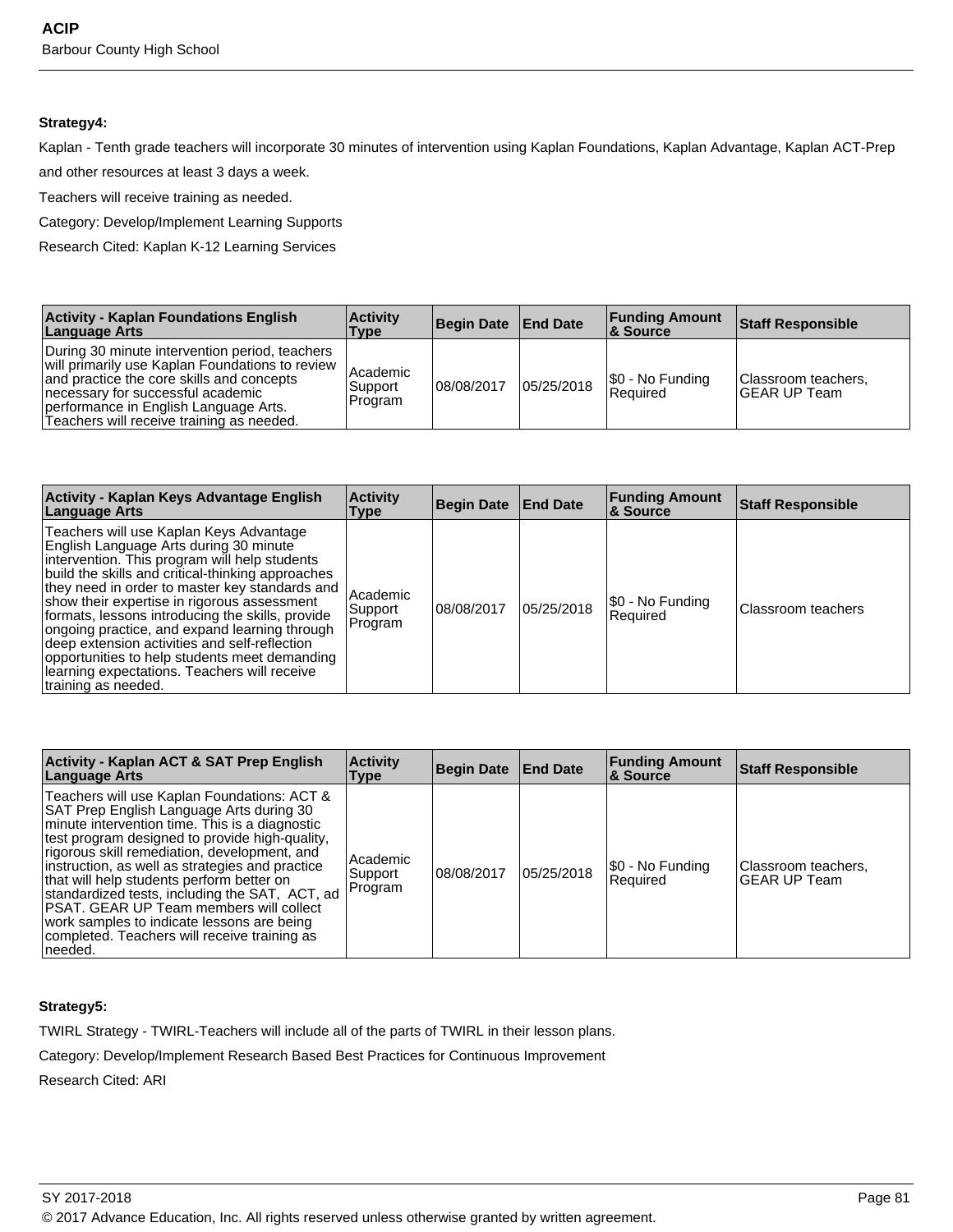**Strategy4:**

Kaplan - Tenth grade teachers will incorporate 30 minutes of intervention using Kaplan Foundations, Kaplan Advantage, Kaplan ACT-Prep and other resources at least 3 days a week.

Teachers will receive training as needed.

Category: Develop/Implement Learning Supports

Research Cited: Kaplan K-12 Learning Services

| Activity - Kaplan Foundations English Language Arts | Activity Type | Begin Date | End Date | Funding Amount & Source | Staff Responsible |
|---|---|---|---|---|---|
| During 30 minute intervention period, teachers will primarily use Kaplan Foundations to review and practice the core skills and concepts necessary for successful academic performance in English Language Arts. Teachers will receive training as needed. | Academic Support Program | 08/08/2017 | 05/25/2018 | $0 - No Funding Required | Classroom teachers, GEAR UP Team |

| Activity - Kaplan Keys Advantage English Language Arts | Activity Type | Begin Date | End Date | Funding Amount & Source | Staff Responsible |
|---|---|---|---|---|---|
| Teachers will use Kaplan Keys Advantage English Language Arts during 30 minute intervention. This program will help students build the skills and critical-thinking approaches they need in order to master key standards and show their expertise in rigorous assessment formats, lessons introducing the skills, provide ongoing practice, and expand learning through deep extension activities and self-reflection opportunities to help students meet demanding learning expectations. Teachers will receive training as needed. | Academic Support Program | 08/08/2017 | 05/25/2018 | $0 - No Funding Required | Classroom teachers |

| Activity - Kaplan ACT & SAT Prep English Language Arts | Activity Type | Begin Date | End Date | Funding Amount & Source | Staff Responsible |
|---|---|---|---|---|---|
| Teachers will use Kaplan Foundations: ACT & SAT Prep English Language Arts during 30 minute intervention time. This is a diagnostic test program designed to provide high-quality, rigorous skill remediation, development, and instruction, as well as strategies and practice that will help students perform better on standardized tests, including the SAT, ACT, ad PSAT. GEAR UP Team members will collect work samples to indicate lessons are being completed. Teachers will receive training as needed. | Academic Support Program | 08/08/2017 | 05/25/2018 | $0 - No Funding Required | Classroom teachers, GEAR UP Team |

**Strategy5:**

TWIRL Strategy - TWIRL-Teachers will include all of the parts of TWIRL in their lesson plans.

Category: Develop/Implement Research Based Best Practices for Continuous Improvement

Research Cited: ARI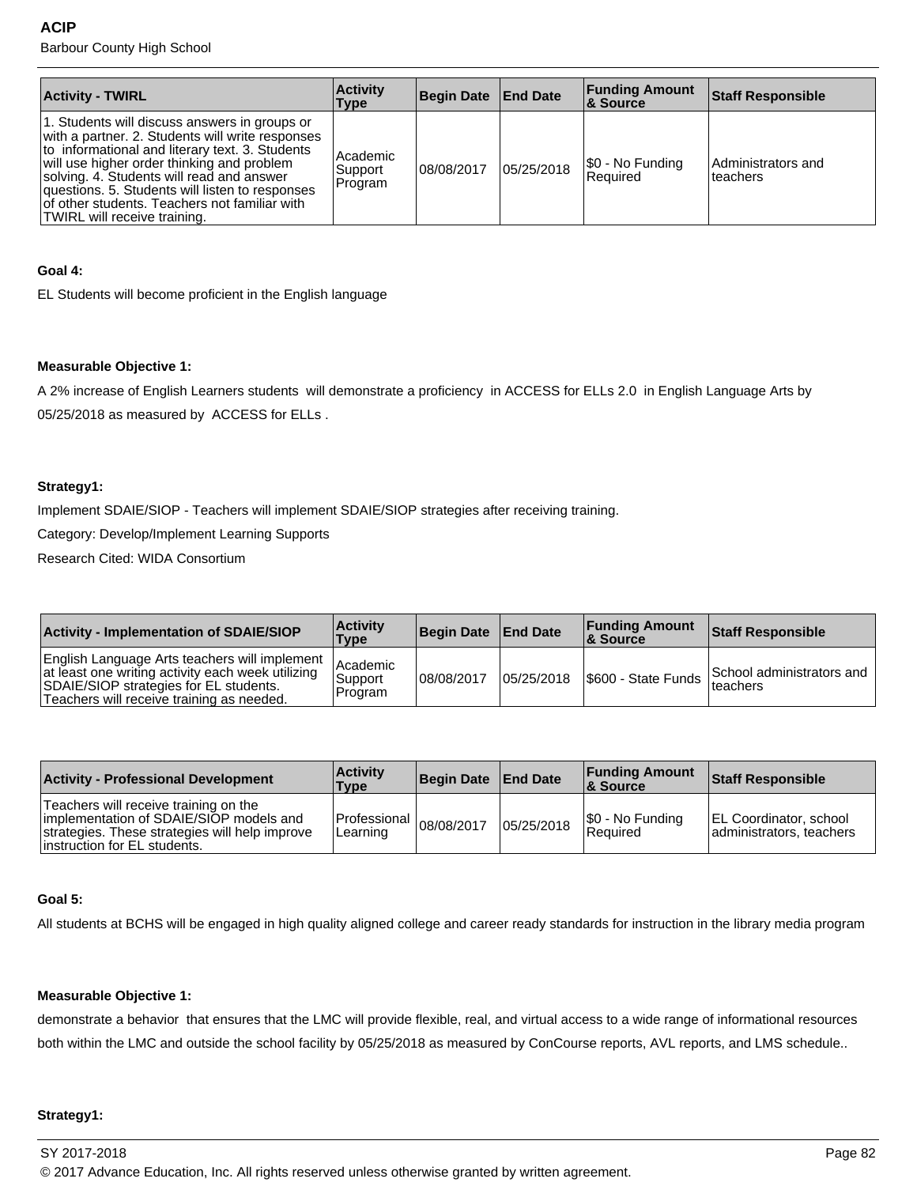| Activity - TWIRL | Activity Type | Begin Date | End Date | Funding Amount & Source | Staff Responsible |
|---|---|---|---|---|---|
| 1. Students will discuss answers in groups or with a partner. 2. Students will write responses to informational and literary text. 3. Students will use higher order thinking and problem solving. 4. Students will read and answer questions. 5. Students will listen to responses of other students. Teachers not familiar with TWIRL will receive training. | Academic Support Program | 08/08/2017 | 05/25/2018 | $0 - No Funding Required | Administrators and teachers |

**Goal 4:**

EL Students will become proficient in the English language

**Measurable Objective 1:**

A 2% increase of English Learners students will demonstrate a proficiency in ACCESS for ELLs 2.0 in English Language Arts by 05/25/2018 as measured by ACCESS for ELLs .

**Strategy1:**

Implement SDAIE/SIOP - Teachers will implement SDAIE/SIOP strategies after receiving training.

Category: Develop/Implement Learning Supports

Research Cited: WIDA Consortium

| Activity - Implementation of SDAIE/SIOP | Activity Type | Begin Date | End Date | Funding Amount & Source | Staff Responsible |
|---|---|---|---|---|---|
| English Language Arts teachers will implement at least one writing activity each week utilizing SDAIE/SIOP strategies for EL students. Teachers will receive training as needed. | Academic Support Program | 08/08/2017 | 05/25/2018 | $600 - State Funds | School administrators and teachers |

| Activity - Professional Development | Activity Type | Begin Date | End Date | Funding Amount & Source | Staff Responsible |
|---|---|---|---|---|---|
| Teachers will receive training on the implementation of SDAIE/SIOP models and strategies. These strategies will help improve instruction for EL students. | Professional Learning | 08/08/2017 | 05/25/2018 | $0 - No Funding Required | EL Coordinator, school administrators, teachers |

**Goal 5:**

All students at BCHS will be engaged in high quality aligned college and career ready standards for instruction in the library media program

**Measurable Objective 1:**

demonstrate a behavior that ensures that the LMC will provide flexible, real, and virtual access to a wide range of informational resources both within the LMC and outside the school facility by 05/25/2018 as measured by ConCourse reports, AVL reports, and LMS schedule..

**Strategy1:**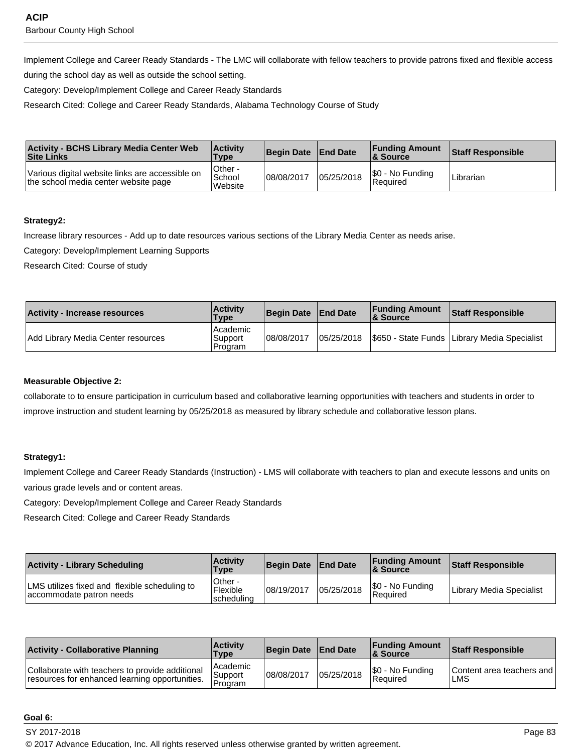Implement College and Career Ready Standards - The LMC will collaborate with fellow teachers to provide patrons fixed and flexible access during the school day as well as outside the school setting.

Category: Develop/Implement College and Career Ready Standards

Research Cited: College and Career Ready Standards, Alabama Technology Course of Study

| Activity - BCHS Library Media Center Web Site Links | Activity Type | Begin Date | End Date | Funding Amount & Source | Staff Responsible |
|---|---|---|---|---|---|
| Various digital website links are accessible on the school media center website page | Other - School Website | 08/08/2017 | 05/25/2018 | $0 - No Funding Required | Librarian |

**Strategy2:**

Increase library resources - Add up to date resources various sections of the Library Media Center as needs arise.

Category: Develop/Implement Learning Supports

Research Cited: Course of study

| Activity - Increase resources | Activity Type | Begin Date | End Date | Funding Amount & Source | Staff Responsible |
|---|---|---|---|---|---|
| Add Library Media Center resources | Academic Support Program | 08/08/2017 | 05/25/2018 | $650 - State Funds | Library Media Specialist |

**Measurable Objective 2:**

collaborate to to ensure participation in curriculum based and collaborative learning opportunities with teachers and students in order to improve instruction and student learning by 05/25/2018 as measured by library schedule and collaborative lesson plans.

**Strategy1:**

Implement College and Career Ready Standards (Instruction) - LMS will collaborate with teachers to plan and execute lessons and units on various grade levels and or content areas.

Category: Develop/Implement College and Career Ready Standards

Research Cited: College and Career Ready Standards

| Activity - Library Scheduling | Activity Type | Begin Date | End Date | Funding Amount & Source | Staff Responsible |
|---|---|---|---|---|---|
| LMS utilizes fixed and flexible scheduling to accommodate patron needs | Other - Flexible scheduling | 08/19/2017 | 05/25/2018 | $0 - No Funding Required | Library Media Specialist |

| Activity - Collaborative Planning | Activity Type | Begin Date | End Date | Funding Amount & Source | Staff Responsible |
|---|---|---|---|---|---|
| Collaborate with teachers to provide additional resources for enhanced learning opportunities. | Academic Support Program | 08/08/2017 | 05/25/2018 | $0 - No Funding Required | Content area teachers and LMS |

**Goal 6:**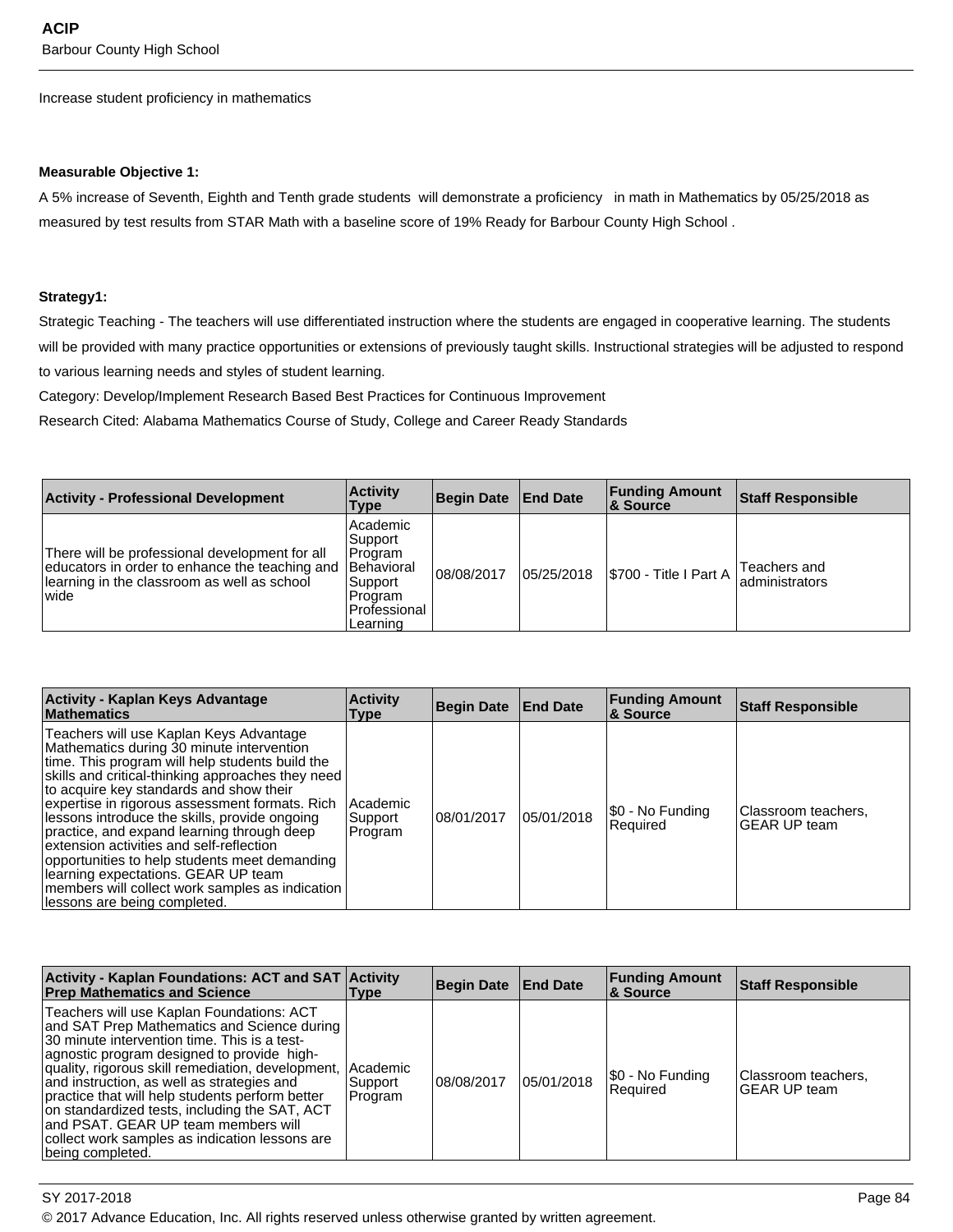Increase student proficiency in mathematics

**Measurable Objective 1:**

A 5% increase of Seventh, Eighth and Tenth grade students will demonstrate a proficiency in math in Mathematics by 05/25/2018 as measured by test results from STAR Math with a baseline score of 19% Ready for Barbour County High School .

**Strategy1:**

Strategic Teaching - The teachers will use differentiated instruction where the students are engaged in cooperative learning. The students will be provided with many practice opportunities or extensions of previously taught skills. Instructional strategies will be adjusted to respond to various learning needs and styles of student learning.

Category: Develop/Implement Research Based Best Practices for Continuous Improvement

Research Cited: Alabama Mathematics Course of Study, College and Career Ready Standards

| Activity - Professional Development | Activity Type | Begin Date | End Date | Funding Amount & Source | Staff Responsible |
|---|---|---|---|---|---|
| There will be professional development for all educators in order to enhance the teaching and learning in the classroom as well as school wide | Academic Support Program Behavioral Support Program Professional Learning | 08/08/2017 | 05/25/2018 | $700 - Title I Part A | Teachers and administrators |

| Activity - Kaplan Keys Advantage Mathematics | Activity Type | Begin Date | End Date | Funding Amount & Source | Staff Responsible |
|---|---|---|---|---|---|
| Teachers will use Kaplan Keys Advantage Mathematics during 30 minute intervention time. This program will help students build the skills and critical-thinking approaches they need to acquire key standards and show their expertise in rigorous assessment formats. Rich lessons introduce the skills, provide ongoing practice, and expand learning through deep extension activities and self-reflection opportunities to help students meet demanding learning expectations. GEAR UP team members will collect work samples as indication lessons are being completed. | Academic Support Program | 08/01/2017 | 05/01/2018 | $0 - No Funding Required | Classroom teachers, GEAR UP team |

| Activity - Kaplan Foundations: ACT and SAT Prep Mathematics and Science | Activity Type | Begin Date | End Date | Funding Amount & Source | Staff Responsible |
|---|---|---|---|---|---|
| Teachers will use Kaplan Foundations: ACT and SAT Prep Mathematics and Science during 30 minute intervention time. This is a test-agnostic program designed to provide high-quality, rigorous skill remediation, development, and instruction, as well as strategies and practice that will help students perform better on standardized tests, including the SAT, ACT and PSAT. GEAR UP team members will collect work samples as indication lessons are being completed. | Academic Support Program | 08/08/2017 | 05/01/2018 | $0 - No Funding Required | Classroom teachers, GEAR UP team |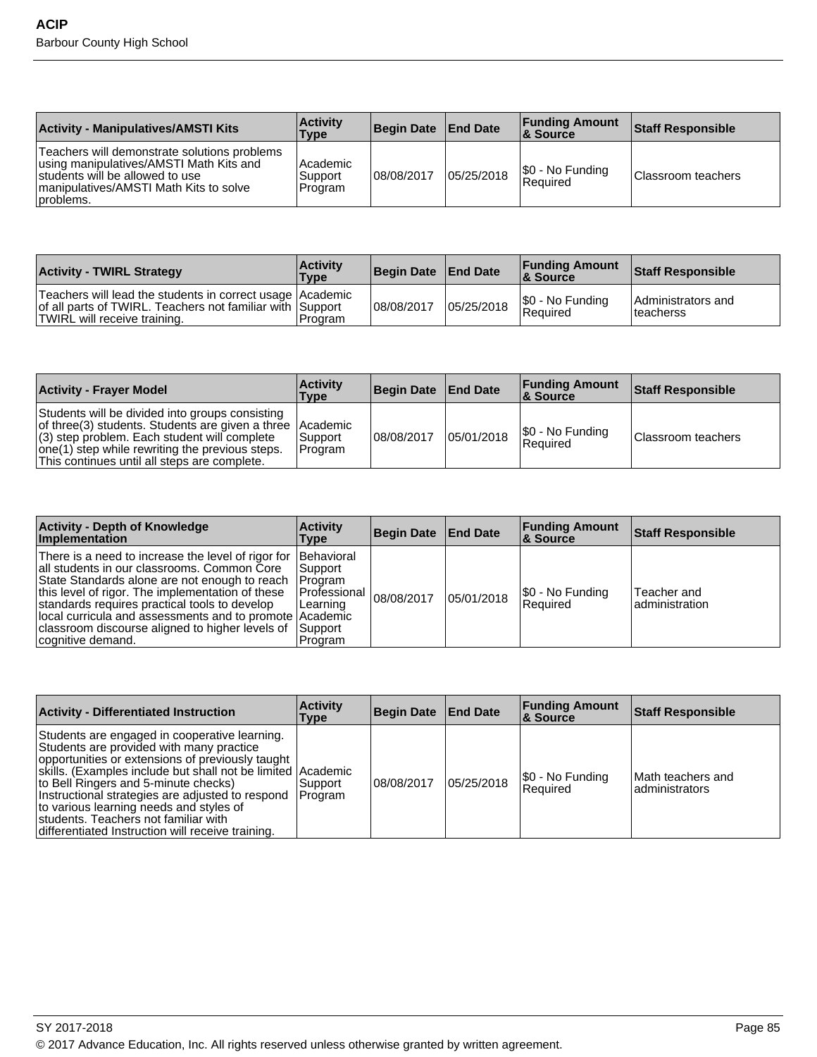| Activity - Manipulatives/AMSTI Kits | Activity Type | Begin Date | End Date | Funding Amount & Source | Staff Responsible |
|---|---|---|---|---|---|
| Teachers will demonstrate solutions problems using manipulatives/AMSTI Math Kits and students will be allowed to use manipulatives/AMSTI Math Kits to solve problems. | Academic Support Program | 08/08/2017 | 05/25/2018 | $0 - No Funding Required | Classroom teachers |

| Activity - TWIRL Strategy | Activity Type | Begin Date | End Date | Funding Amount & Source | Staff Responsible |
|---|---|---|---|---|---|
| Teachers will lead the students in correct usage of all parts of TWIRL. Teachers not familiar with TWIRL will receive training. | Academic Support Program | 08/08/2017 | 05/25/2018 | $0 - No Funding Required | Administrators and teacherss |

| Activity - Frayer Model | Activity Type | Begin Date | End Date | Funding Amount & Source | Staff Responsible |
|---|---|---|---|---|---|
| Students will be divided into groups consisting of three(3) students. Students are given a three (3) step problem. Each student will complete one(1) step while rewriting the previous steps. This continues until all steps are complete. | Academic Support Program | 08/08/2017 | 05/01/2018 | $0 - No Funding Required | Classroom teachers |

| Activity - Depth of Knowledge Implementation | Activity Type | Begin Date | End Date | Funding Amount & Source | Staff Responsible |
|---|---|---|---|---|---|
| There is a need to increase the level of rigor for all students in our classrooms. Common Core State Standards alone are not enough to reach this level of rigor. The implementation of these standards requires practical tools to develop local curricula and assessments and to promote classroom discourse aligned to higher levels of cognitive demand. | Behavioral Support Program Professional Learning Academic Support Program | 08/08/2017 | 05/01/2018 | $0 - No Funding Required | Teacher and administration |

| Activity - Differentiated Instruction | Activity Type | Begin Date | End Date | Funding Amount & Source | Staff Responsible |
|---|---|---|---|---|---|
| Students are engaged in cooperative learning. Students are provided with many practice opportunities or extensions of previously taught skills. (Examples include but shall not be limited to Bell Ringers and 5-minute checks) Instructional strategies are adjusted to respond to various learning needs and styles of students. Teachers not familiar with differentiated Instruction will receive training. | Academic Support Program | 08/08/2017 | 05/25/2018 | $0 - No Funding Required | Math teachers and administrators |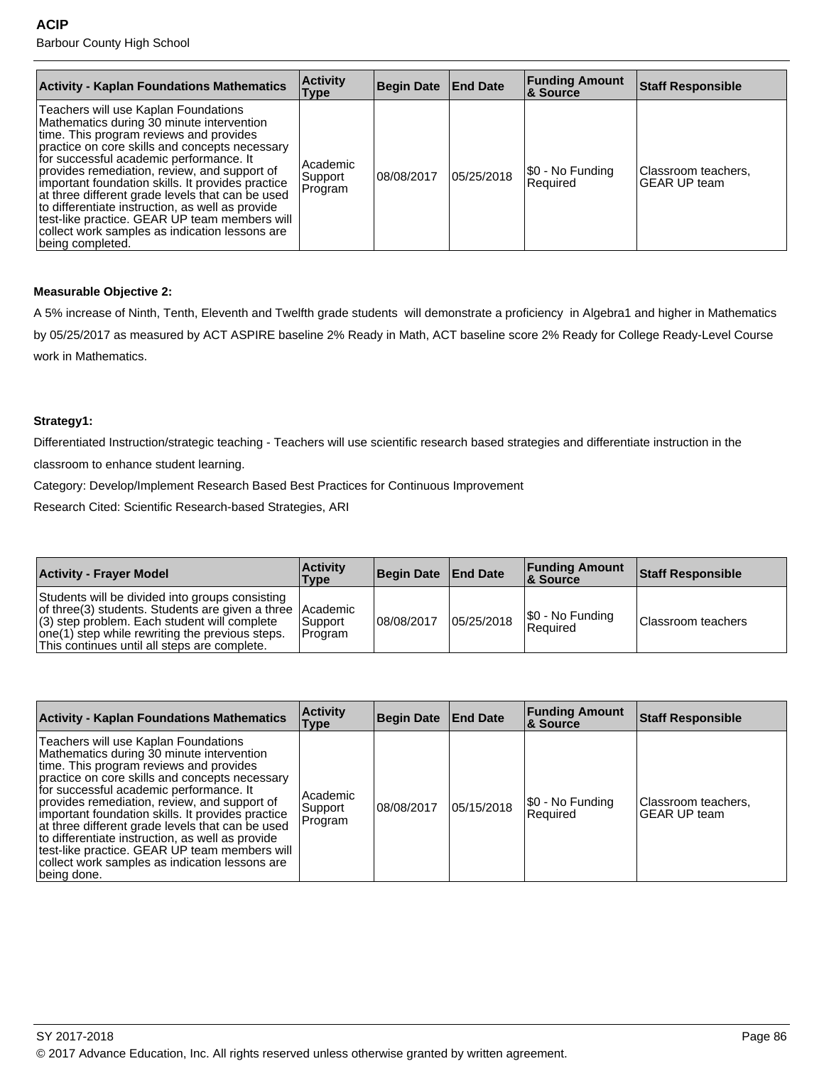| Activity - Kaplan Foundations Mathematics | Activity Type | Begin Date | End Date | Funding Amount & Source | Staff Responsible |
|---|---|---|---|---|---|
| Teachers will use Kaplan Foundations Mathematics during 30 minute intervention time. This program reviews and provides practice on core skills and concepts necessary for successful academic performance. It provides remediation, review, and support of important foundation skills. It provides practice at three different grade levels that can be used to differentiate instruction, as well as provide test-like practice. GEAR UP team members will collect work samples as indication lessons are being completed. | Academic Support Program | 08/08/2017 | 05/25/2018 | $0 - No Funding Required | Classroom teachers, GEAR UP team |

**Measurable Objective 2:**

A 5% increase of Ninth, Tenth, Eleventh and Twelfth grade students  will demonstrate a proficiency  in Algebra1 and higher in Mathematics by 05/25/2017 as measured by ACT ASPIRE baseline 2% Ready in Math, ACT baseline score 2% Ready for College Ready-Level Course work in Mathematics.

**Strategy1:**

Differentiated Instruction/strategic teaching - Teachers will use scientific research based strategies and differentiate instruction in the classroom to enhance student learning.

Category: Develop/Implement Research Based Best Practices for Continuous Improvement

Research Cited: Scientific Research-based Strategies, ARI

| Activity - Frayer Model | Activity Type | Begin Date | End Date | Funding Amount & Source | Staff Responsible |
|---|---|---|---|---|---|
| Students will be divided into groups consisting of three(3) students. Students are given a three (3) step problem. Each student will complete one(1) step while rewriting the previous steps. This continues until all steps are complete. | Academic Support Program | 08/08/2017 | 05/25/2018 | $0 - No Funding Required | Classroom teachers |

| Activity - Kaplan Foundations Mathematics | Activity Type | Begin Date | End Date | Funding Amount & Source | Staff Responsible |
|---|---|---|---|---|---|
| Teachers will use Kaplan Foundations Mathematics during 30 minute intervention time. This program reviews and provides practice on core skills and concepts necessary for successful academic performance. It provides remediation, review, and support of important foundation skills. It provides practice at three different grade levels that can be used to differentiate instruction, as well as provide test-like practice. GEAR UP team members will collect work samples as indication lessons are being done. | Academic Support Program | 08/08/2017 | 05/15/2018 | $0 - No Funding Required | Classroom teachers, GEAR UP team |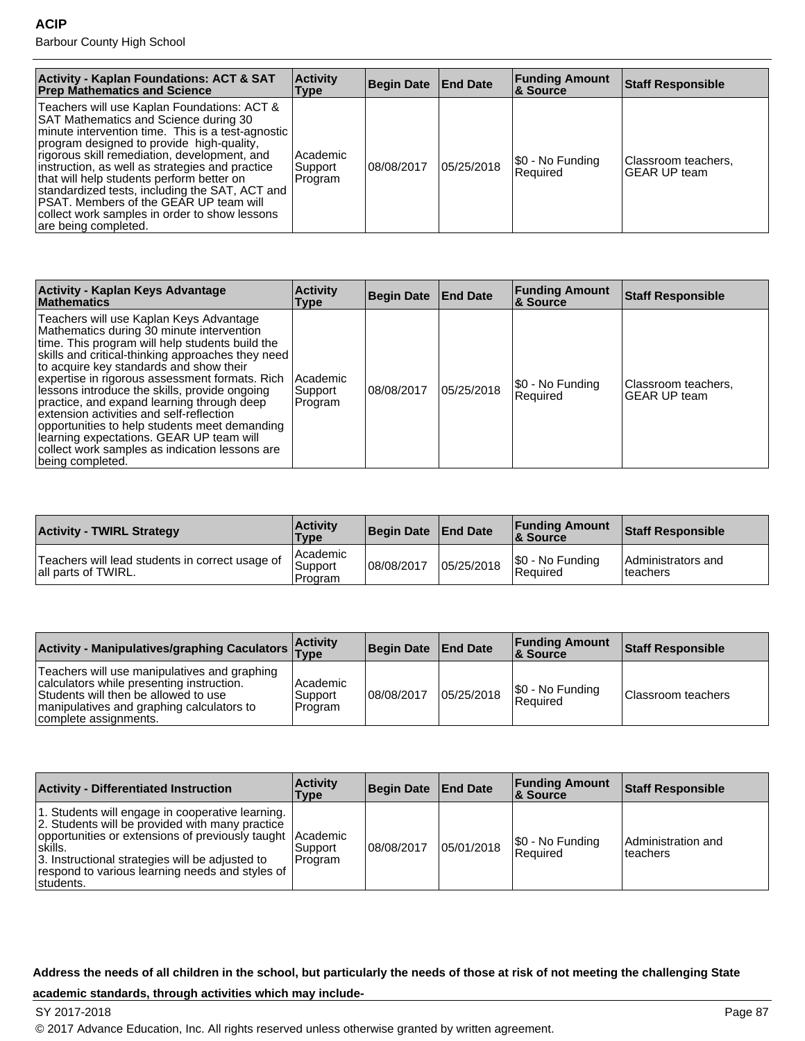| Activity - Kaplan Foundations: ACT & SAT Prep Mathematics and Science | Activity Type | Begin Date | End Date | Funding Amount & Source | Staff Responsible |
|---|---|---|---|---|---|
| Teachers will use Kaplan Foundations: ACT & SAT Mathematics and Science during 30 minute intervention time. This is a test-agnostic program designed to provide high-quality, rigorous skill remediation, development, and instruction, as well as strategies and practice that will help students perform better on standardized tests, including the SAT, ACT and PSAT. Members of the GEAR UP team will collect work samples in order to show lessons are being completed. | Academic Support Program | 08/08/2017 | 05/25/2018 | $0 - No Funding Required | Classroom teachers, GEAR UP team |

| Activity - Kaplan Keys Advantage Mathematics | Activity Type | Begin Date | End Date | Funding Amount & Source | Staff Responsible |
|---|---|---|---|---|---|
| Teachers will use Kaplan Keys Advantage Mathematics during 30 minute intervention time. This program will help students build the skills and critical-thinking approaches they need to acquire key standards and show their expertise in rigorous assessment formats. Rich lessons introduce the skills, provide ongoing practice, and expand learning through deep extension activities and self-reflection opportunities to help students meet demanding learning expectations. GEAR UP team will collect work samples as indication lessons are being completed. | Academic Support Program | 08/08/2017 | 05/25/2018 | $0 - No Funding Required | Classroom teachers, GEAR UP team |

| Activity - TWIRL Strategy | Activity Type | Begin Date | End Date | Funding Amount & Source | Staff Responsible |
|---|---|---|---|---|---|
| Teachers will lead students in correct usage of all parts of TWIRL. | Academic Support Program | 08/08/2017 | 05/25/2018 | $0 - No Funding Required | Administrators and teachers |

| Activity - Manipulatives/graphing Caculators | Activity Type | Begin Date | End Date | Funding Amount & Source | Staff Responsible |
|---|---|---|---|---|---|
| Teachers will use manipulatives and graphing calculators while presenting instruction. Students will then be allowed to use manipulatives and graphing calculators to complete assignments. | Academic Support Program | 08/08/2017 | 05/25/2018 | $0 - No Funding Required | Classroom teachers |

| Activity - Differentiated Instruction | Activity Type | Begin Date | End Date | Funding Amount & Source | Staff Responsible |
|---|---|---|---|---|---|
| 1. Students will engage in cooperative learning. 2. Students will be provided with many practice opportunities or extensions of previously taught skills. 3. Instructional strategies will be adjusted to respond to various learning needs and styles of students. | Academic Support Program | 08/08/2017 | 05/01/2018 | $0 - No Funding Required | Administration and teachers |

**Address the needs of all children in the school, but particularly the needs of those at risk of not meeting the challenging State academic standards, through activities which may include-**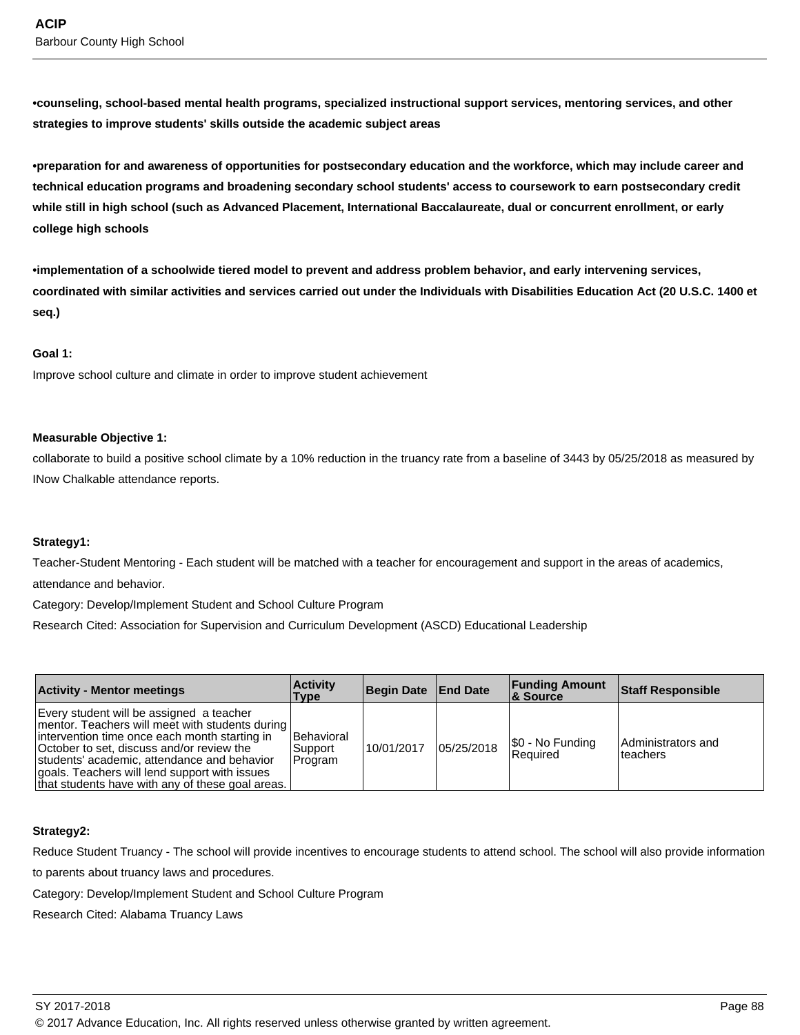**•counseling, school-based mental health programs, specialized instructional support services, mentoring services, and other strategies to improve students' skills outside the academic subject areas**

**•preparation for and awareness of opportunities for postsecondary education and the workforce, which may include career and technical education programs and broadening secondary school students' access to coursework to earn postsecondary credit while still in high school (such as Advanced Placement, International Baccalaureate, dual or concurrent enrollment, or early college high schools**

**•implementation of a schoolwide tiered model to prevent and address problem behavior, and early intervening services, coordinated with similar activities and services carried out under the Individuals with Disabilities Education Act (20 U.S.C. 1400 et seq.)**

**Goal 1:**

Improve school culture and climate in order to improve student achievement

**Measurable Objective 1:**

collaborate to build a positive school climate by a 10% reduction in the truancy rate from a baseline of 3443 by 05/25/2018 as measured by INow Chalkable attendance reports.

**Strategy1:**

Teacher-Student Mentoring - Each student will be matched with a teacher for encouragement and support in the areas of academics, attendance and behavior.

Category: Develop/Implement Student and School Culture Program

Research Cited: Association for Supervision and Curriculum Development (ASCD) Educational Leadership

| Activity - Mentor meetings | Activity Type | Begin Date | End Date | Funding Amount & Source | Staff Responsible |
|---|---|---|---|---|---|
| Every student will be assigned a teacher mentor. Teachers will meet with students during intervention time once each month starting in October to set, discuss and/or review the students' academic, attendance and behavior goals. Teachers will lend support with issues that students have with any of these goal areas. | Behavioral Support Program | 10/01/2017 | 05/25/2018 | $0 - No Funding Required | Administrators and teachers |

**Strategy2:**

Reduce Student Truancy - The school will provide incentives to encourage students to attend school. The school will also provide information to parents about truancy laws and procedures.

Category: Develop/Implement Student and School Culture Program

Research Cited: Alabama Truancy Laws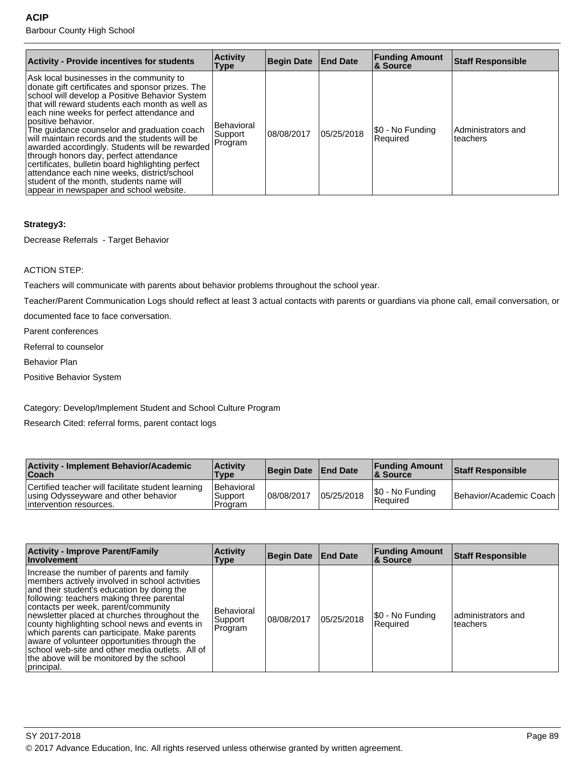| Activity - Provide incentives for students | Activity Type | Begin Date | End Date | Funding Amount & Source | Staff Responsible |
|---|---|---|---|---|---|
| Ask local businesses in the community to donate gift certificates and sponsor prizes. The school will develop a Positive Behavior System that will reward students each month as well as each nine weeks for perfect attendance and positive behavior. The guidance counselor and graduation coach will maintain records and the students will be awarded accordingly. Students will be rewarded through honors day, perfect attendance certificates, bulletin board highlighting perfect attendance each nine weeks, district/school student of the month, students name will appear in newspaper and school website. | Behavioral Support Program | 08/08/2017 | 05/25/2018 | $0 - No Funding Required | Administrators and teachers |

**Strategy3:**

Decrease Referrals - Target Behavior

ACTION STEP:

Teachers will communicate with parents about behavior problems throughout the school year.

Teacher/Parent Communication Logs should reflect at least 3 actual contacts with parents or guardians via phone call, email conversation, or documented face to face conversation.

Parent conferences

Referral to counselor

Behavior Plan

Positive Behavior System

Category: Develop/Implement Student and School Culture Program

Research Cited: referral forms, parent contact logs

| Activity - Implement Behavior/Academic Coach | Activity Type | Begin Date | End Date | Funding Amount & Source | Staff Responsible |
|---|---|---|---|---|---|
| Certified teacher will facilitate student learning using Odysseyware and other behavior intervention resources. | Behavioral Support Program | 08/08/2017 | 05/25/2018 | $0 - No Funding Required | Behavior/Academic Coach |

| Activity - Improve Parent/Family Involvement | Activity Type | Begin Date | End Date | Funding Amount & Source | Staff Responsible |
|---|---|---|---|---|---|
| Increase the number of parents and family members actively involved in school activities and their student's education by doing the following: teachers making three parental contacts per week, parent/community newsletter placed at churches throughout the county highlighting school news and events in which parents can participate. Make parents aware of volunteer opportunities through the school web-site and other media outlets. All of the above will be monitored by the school principal. | Behavioral Support Program | 08/08/2017 | 05/25/2018 | $0 - No Funding Required | administrators and teachers |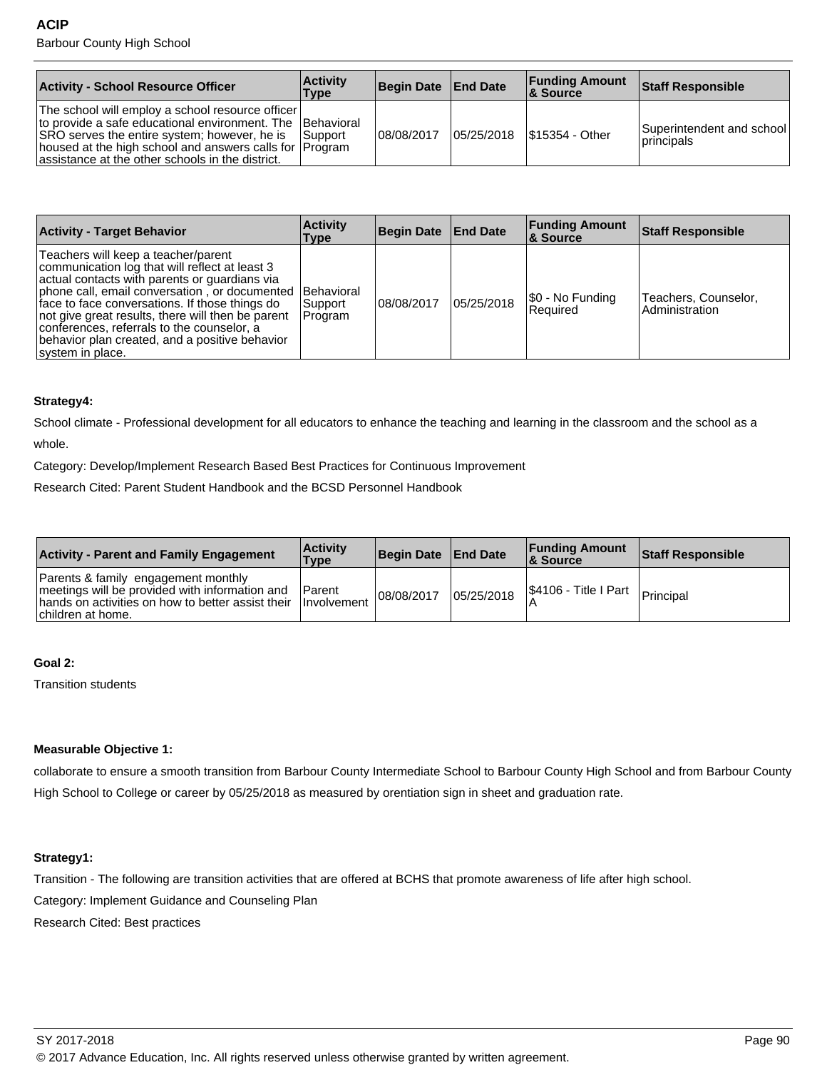| Activity - School Resource Officer | Activity Type | Begin Date | End Date | Funding Amount & Source | Staff Responsible |
|---|---|---|---|---|---|
| The school will employ a school resource officer to provide a safe educational environment. The SRO serves the entire system; however, he is housed at the high school and answers calls for assistance at the other schools in the district. | Behavioral Support Program | 08/08/2017 | 05/25/2018 | $15354 - Other | Superintendent and school principals |

| Activity - Target Behavior | Activity Type | Begin Date | End Date | Funding Amount & Source | Staff Responsible |
|---|---|---|---|---|---|
| Teachers will keep a teacher/parent communication log that will reflect at least 3 actual contacts with parents or guardians via phone call, email conversation , or documented face to face conversations. If those things do not give great results, there will then be parent conferences, referrals to the counselor, a behavior plan created, and a positive behavior system in place. | Behavioral Support Program | 08/08/2017 | 05/25/2018 | $0 - No Funding Required | Teachers, Counselor, Administration |

**Strategy4:**

School climate - Professional development for all educators to enhance the teaching and learning in the classroom and the school as a whole.

Category: Develop/Implement Research Based Best Practices for Continuous Improvement

Research Cited: Parent Student Handbook and the BCSD Personnel Handbook

| Activity - Parent and Family Engagement | Activity Type | Begin Date | End Date | Funding Amount & Source | Staff Responsible |
|---|---|---|---|---|---|
| Parents & family engagement monthly meetings will be provided with information and hands on activities on how to better assist their children at home. | Parent Involvement | 08/08/2017 | 05/25/2018 | $4106 - Title I Part A | Principal |

**Goal 2:**

Transition students

**Measurable Objective 1:**

collaborate to ensure a smooth transition from Barbour County Intermediate School to Barbour County High School and from Barbour County High School to College or career by 05/25/2018 as measured by orentiation sign in sheet and graduation rate.

**Strategy1:**

Transition - The following are transition activities that are offered at BCHS that promote awareness of life after high school.

Category: Implement Guidance and Counseling Plan

Research Cited: Best practices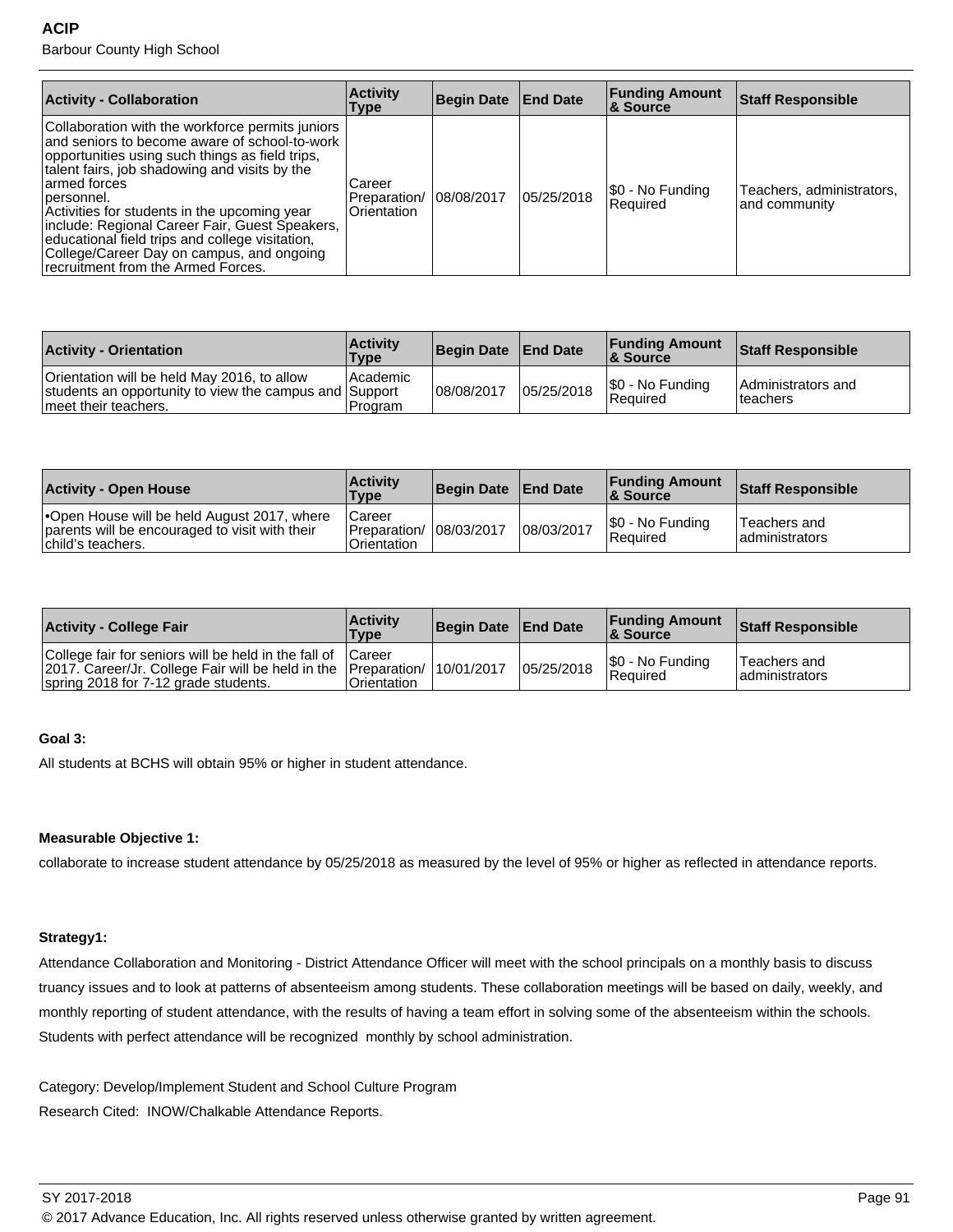| Activity - Collaboration | Activity Type | Begin Date | End Date | Funding Amount & Source | Staff Responsible |
|---|---|---|---|---|---|
| Collaboration with the workforce permits juniors and seniors to become aware of school-to-work opportunities using such things as field trips, talent fairs, job shadowing and visits by the armed forces personnel. Activities for students in the upcoming year include: Regional Career Fair, Guest Speakers, educational field trips and college visitation, College/Career Day on campus, and ongoing recruitment from the Armed Forces. | Career Preparation/ Orientation | 08/08/2017 | 05/25/2018 | $0 - No Funding Required | Teachers, administrators, and community |

| Activity - Orientation | Activity Type | Begin Date | End Date | Funding Amount & Source | Staff Responsible |
|---|---|---|---|---|---|
| Orientation will be held May 2016, to allow students an opportunity to view the campus and meet their teachers. | Academic Support Program | 08/08/2017 | 05/25/2018 | $0 - No Funding Required | Administrators and teachers |

| Activity - Open House | Activity Type | Begin Date | End Date | Funding Amount & Source | Staff Responsible |
|---|---|---|---|---|---|
| •Open House will be held August 2017, where parents will be encouraged to visit with their child's teachers. | Career Preparation/ Orientation | 08/03/2017 | 08/03/2017 | $0 - No Funding Required | Teachers and administrators |

| Activity - College Fair | Activity Type | Begin Date | End Date | Funding Amount & Source | Staff Responsible |
|---|---|---|---|---|---|
| College fair for seniors will be held in the fall of 2017. Career/Jr. College Fair will be held in the spring 2018 for 7-12 grade students. | Career Preparation/ Orientation | 10/01/2017 | 05/25/2018 | $0 - No Funding Required | Teachers and administrators |

**Goal 3:**

All students at BCHS will obtain 95% or higher in student attendance.

**Measurable Objective 1:**

collaborate to increase student attendance by 05/25/2018 as measured by the level of 95% or higher as reflected in attendance reports.

**Strategy1:**

Attendance Collaboration and Monitoring - District Attendance Officer will meet with the school principals on a monthly basis to discuss truancy issues and to look at patterns of absenteeism among students. These collaboration meetings will be based on daily, weekly, and monthly reporting of student attendance, with the results of having a team effort in solving some of the absenteeism within the schools. Students with perfect attendance will be recognized monthly by school administration.

Category: Develop/Implement Student and School Culture Program
Research Cited: INOW/Chalkable Attendance Reports.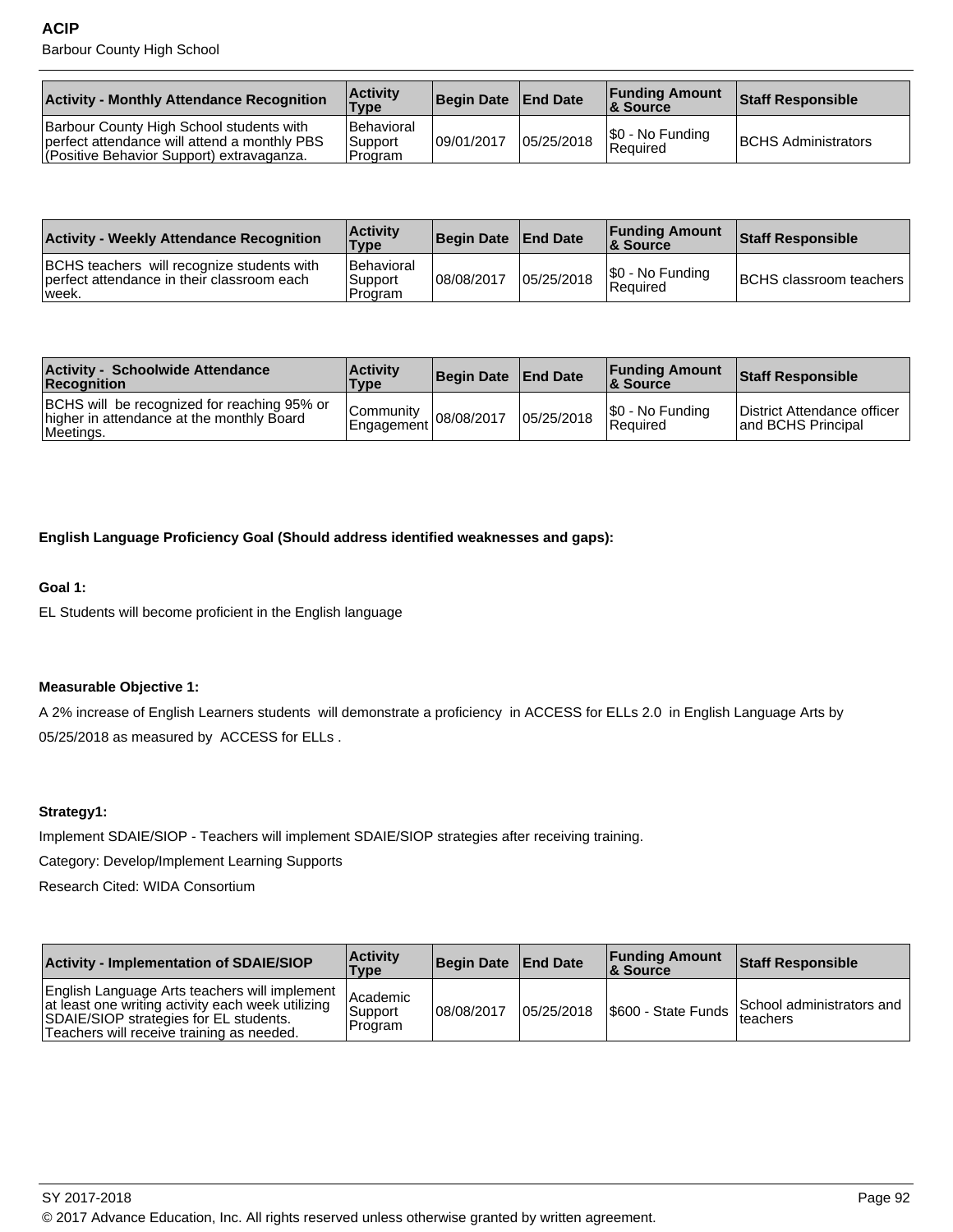| Activity - Monthly Attendance Recognition | Activity Type | Begin Date | End Date | Funding Amount & Source | Staff Responsible |
|---|---|---|---|---|---|
| Barbour County High School students with perfect attendance will attend a monthly PBS (Positive Behavior Support) extravaganza. | Behavioral Support Program | 09/01/2017 | 05/25/2018 | $0 - No Funding Required | BCHS Administrators |

| Activity - Weekly Attendance Recognition | Activity Type | Begin Date | End Date | Funding Amount & Source | Staff Responsible |
|---|---|---|---|---|---|
| BCHS teachers will recognize students with perfect attendance in their classroom each week. | Behavioral Support Program | 08/08/2017 | 05/25/2018 | $0 - No Funding Required | BCHS classroom teachers |

| Activity - Schoolwide Attendance Recognition | Activity Type | Begin Date | End Date | Funding Amount & Source | Staff Responsible |
|---|---|---|---|---|---|
| BCHS will be recognized for reaching 95% or higher in attendance at the monthly Board Meetings. | Community Engagement | 08/08/2017 | 05/25/2018 | $0 - No Funding Required | District Attendance officer and BCHS Principal |

**English Language Proficiency Goal (Should address identified weaknesses and gaps):**

**Goal 1:**

EL Students will become proficient in the English language

**Measurable Objective 1:**

A 2% increase of English Learners students will demonstrate a proficiency in ACCESS for ELLs 2.0 in English Language Arts by 05/25/2018 as measured by ACCESS for ELLs .

**Strategy1:**

Implement SDAIE/SIOP - Teachers will implement SDAIE/SIOP strategies after receiving training.

Category: Develop/Implement Learning Supports

Research Cited: WIDA Consortium

| Activity - Implementation of SDAIE/SIOP | Activity Type | Begin Date | End Date | Funding Amount & Source | Staff Responsible |
|---|---|---|---|---|---|
| English Language Arts teachers will implement at least one writing activity each week utilizing SDAIE/SIOP strategies for EL students. Teachers will receive training as needed. | Academic Support Program | 08/08/2017 | 05/25/2018 | $600 - State Funds | School administrators and teachers |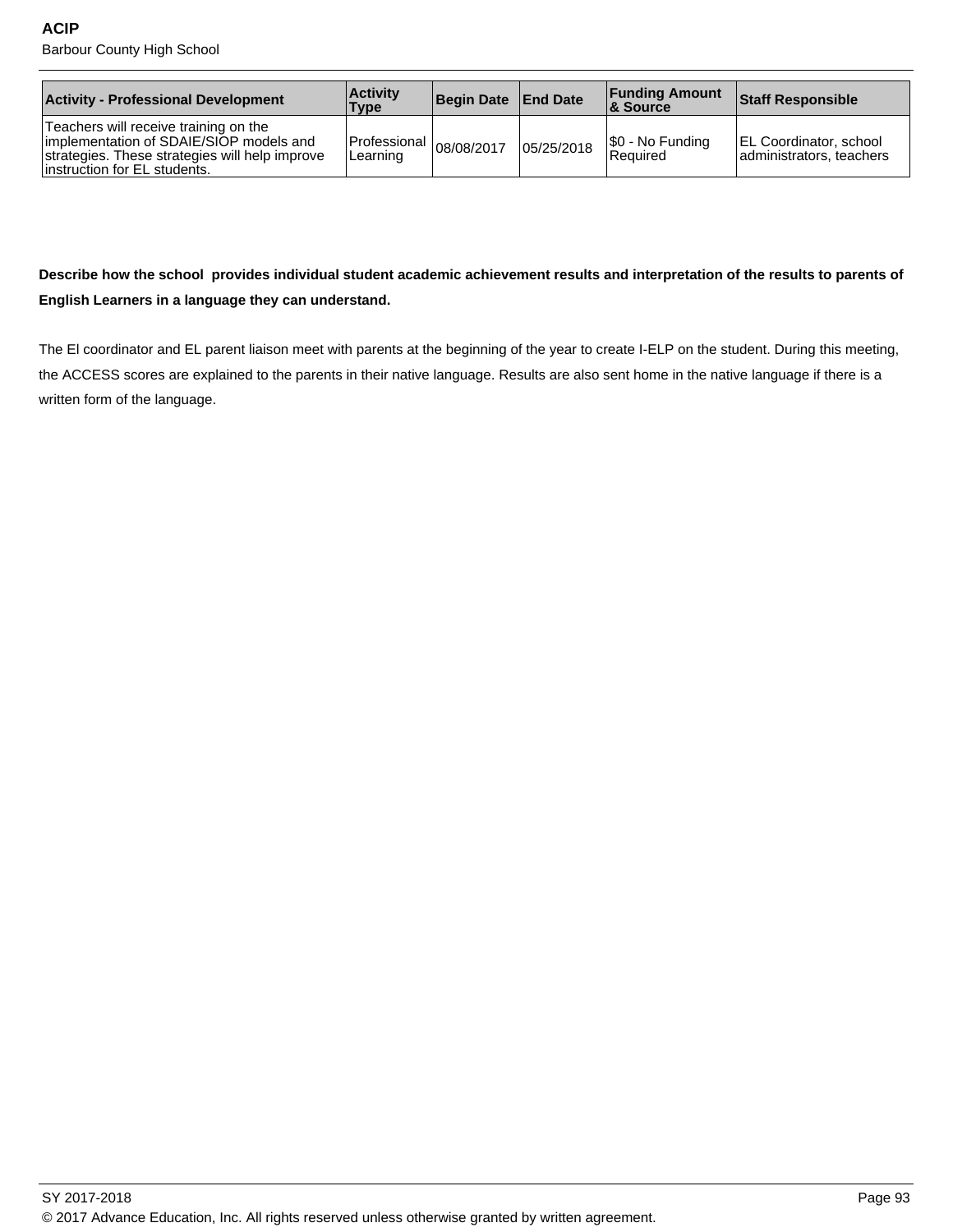| Activity - Professional Development | Activity Type | Begin Date | End Date | Funding Amount & Source | Staff Responsible |
|---|---|---|---|---|---|
| Teachers will receive training on the implementation of SDAIE/SIOP models and strategies. These strategies will help improve instruction for EL students. | Professional Learning | 08/08/2017 | 05/25/2018 | $0 - No Funding Required | EL Coordinator, school administrators, teachers |

**Describe how the school provides individual student academic achievement results and interpretation of the results to parents of English Learners in a language they can understand.**

The El coordinator and EL parent liaison meet with parents at the beginning of the year to create I-ELP on the student. During this meeting, the ACCESS scores are explained to the parents in their native language. Results are also sent home in the native language if there is a written form of the language.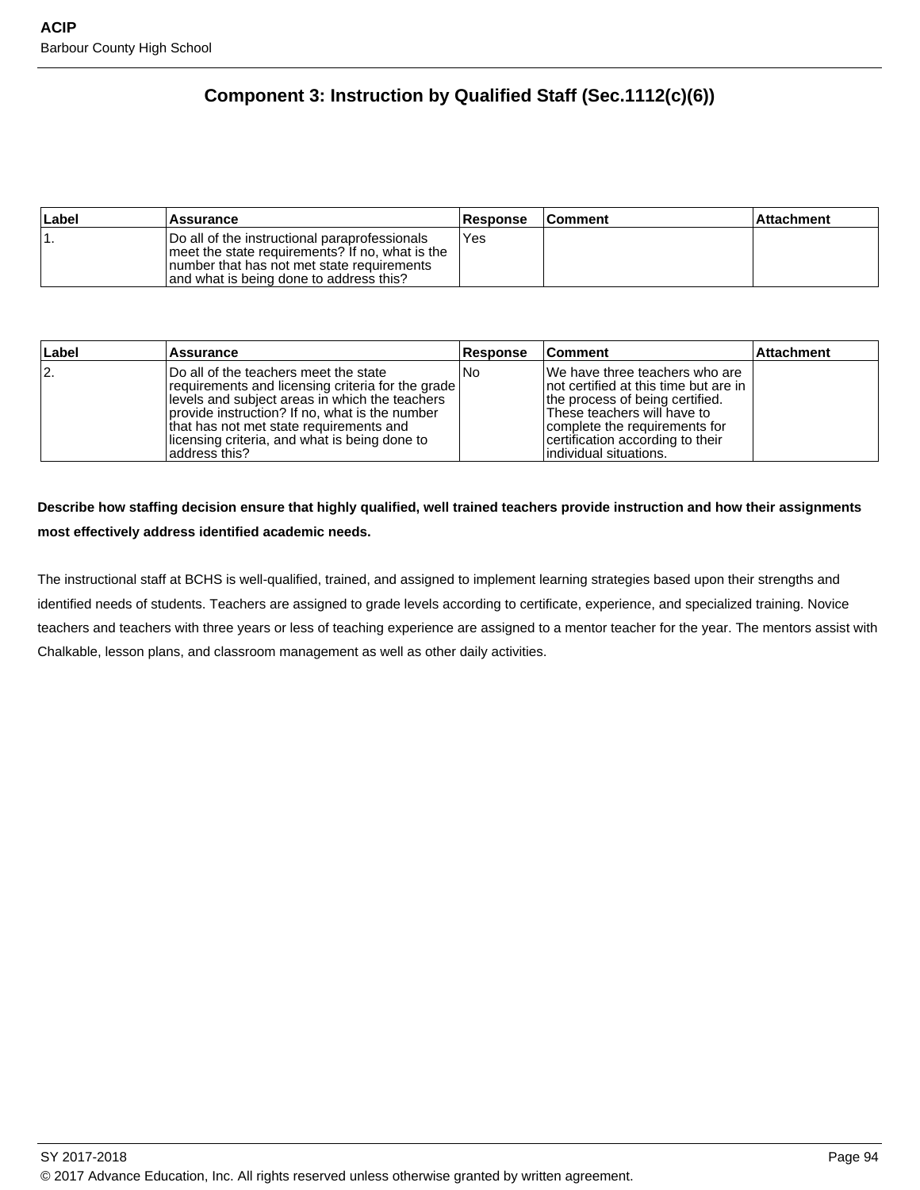## Component 3: Instruction by Qualified Staff (Sec.1112(c)(6))

| Label | Assurance | Response | Comment | Attachment |
|---|---|---|---|---|
| 1. | Do all of the instructional paraprofessionals meet the state requirements? If no, what is the number that has not met state requirements and what is being done to address this? | Yes | | |

| Label | Assurance | Response | Comment | Attachment |
|---|---|---|---|---|
| 2. | Do all of the teachers meet the state requirements and licensing criteria for the grade levels and subject areas in which the teachers provide instruction? If no, what is the number that has not met state requirements and licensing criteria, and what is being done to address this? | No | We have three teachers who are not certified at this time but are in the process of being certified. These teachers will have to complete the requirements for certification according to their individual situations. | |

**Describe how staffing decision ensure that highly qualified, well trained teachers provide instruction and how their assignments most effectively address identified academic needs.**

The instructional staff at BCHS is well-qualified, trained, and assigned to implement learning strategies based upon their strengths and identified needs of students. Teachers are assigned to grade levels according to certificate, experience, and specialized training. Novice teachers and teachers with three years or less of teaching experience are assigned to a mentor teacher for the year. The mentors assist with Chalkable, lesson plans, and classroom management as well as other daily activities.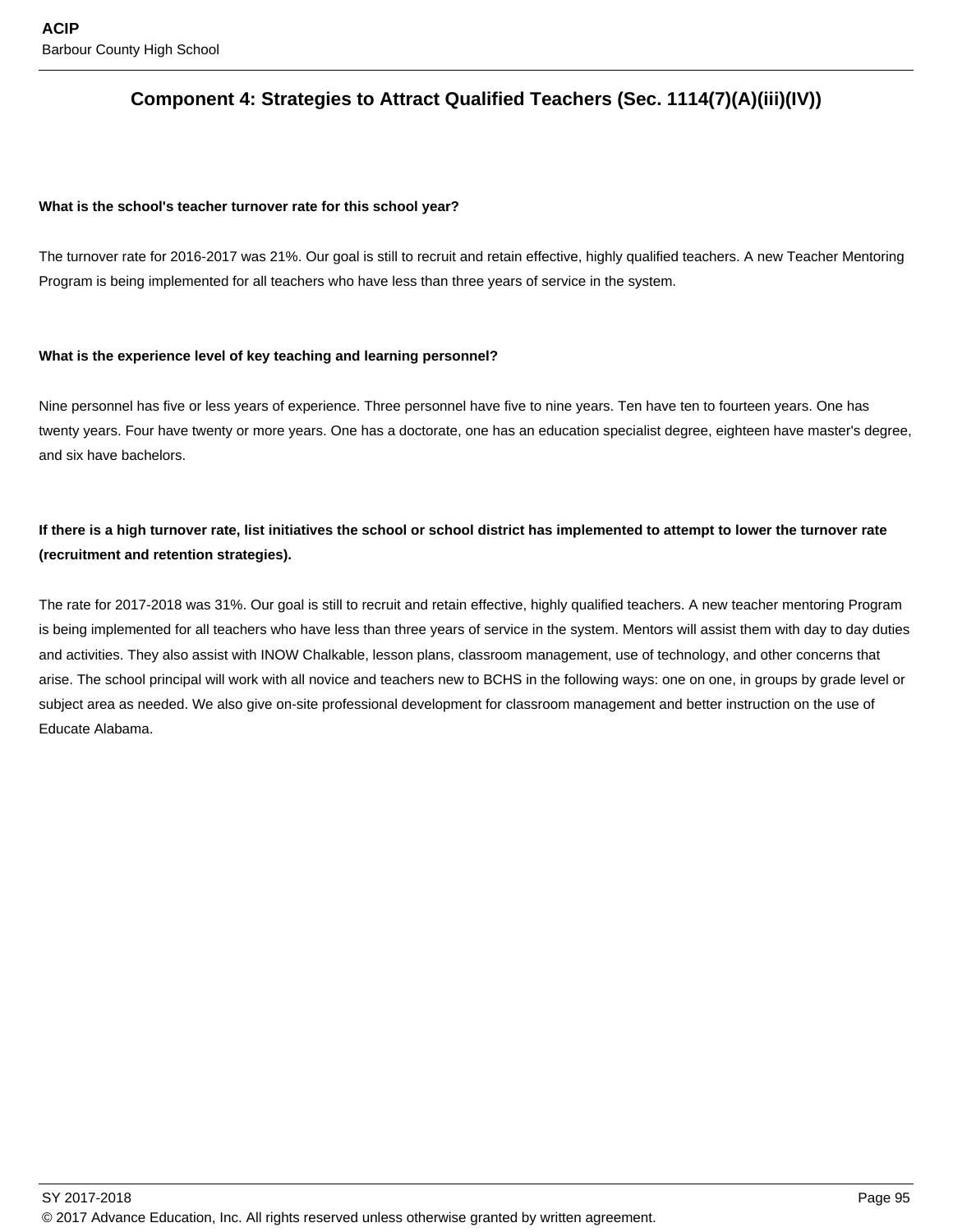## Component 4: Strategies to Attract Qualified Teachers (Sec. 1114(7)(A)(iii)(IV))

**What is the school's teacher turnover rate for this school year?**

The turnover rate for 2016-2017 was 21%. Our goal is still to recruit and retain effective, highly qualified teachers. A new Teacher Mentoring Program is being implemented for all teachers who have less than three years of service in the system.

**What is the experience level of key teaching and learning personnel?**

Nine personnel has five or less years of experience. Three personnel have five to nine years. Ten have ten to fourteen years. One has twenty years. Four have twenty or more years. One has a doctorate, one has an education specialist degree, eighteen have master's degree, and six have bachelors.

**If there is a high turnover rate, list initiatives the school or school district has implemented to attempt to lower the turnover rate (recruitment and retention strategies).**

The rate for 2017-2018 was 31%. Our goal is still to recruit and retain effective, highly qualified teachers. A new teacher mentoring Program is being implemented for all teachers who have less than three years of service in the system. Mentors will assist them with day to day duties and activities. They also assist with INOW Chalkable, lesson plans, classroom management, use of technology, and other concerns that arise. The school principal will work with all novice and teachers new to BCHS in the following ways: one on one, in groups by grade level or subject area as needed. We also give on-site professional development for classroom management and better instruction on the use of Educate Alabama.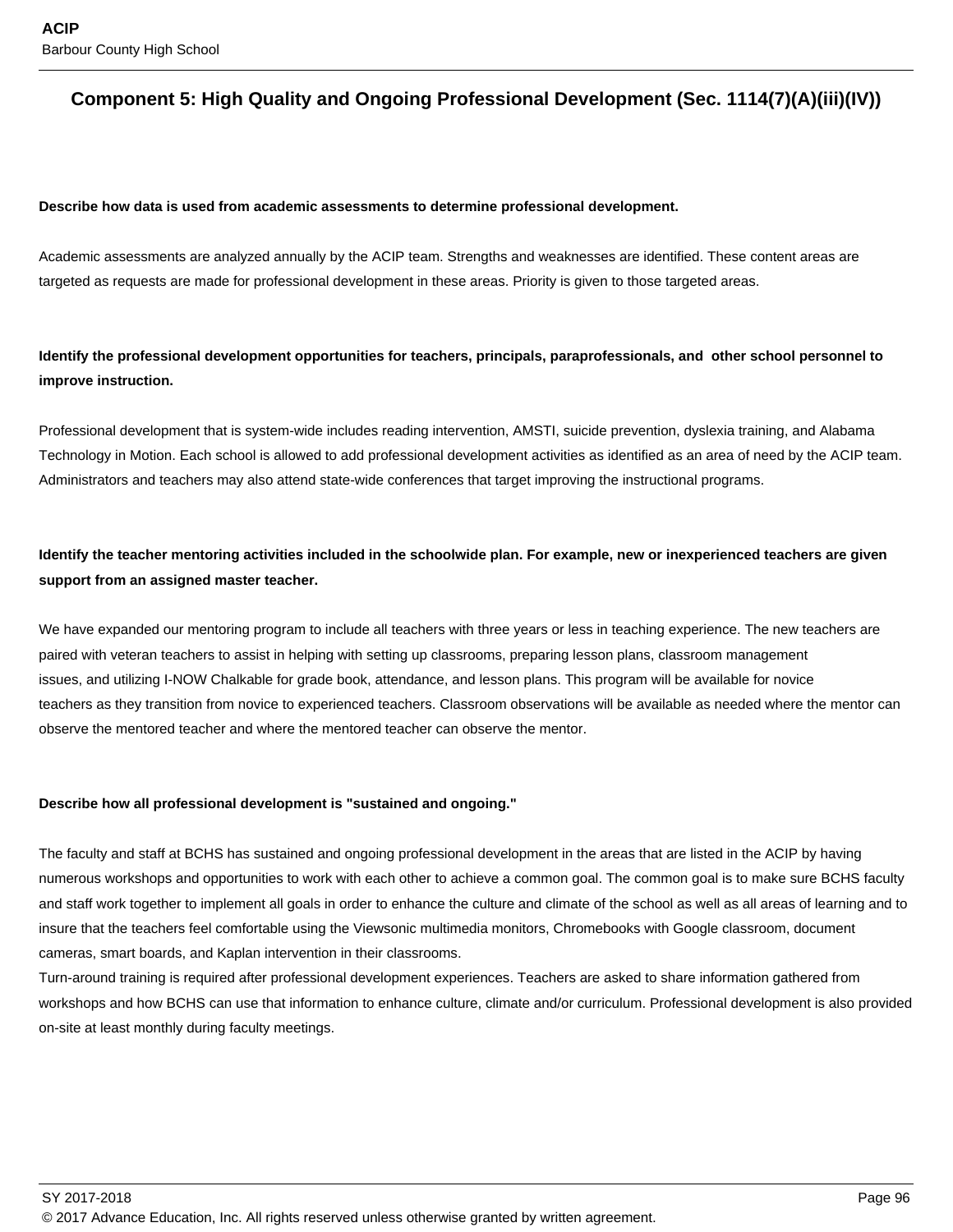## Component 5: High Quality and Ongoing Professional Development (Sec. 1114(7)(A)(iii)(IV))

**Describe how data is used from academic assessments to determine professional development.**

Academic assessments are analyzed annually by the ACIP team. Strengths and weaknesses are identified. These content areas are targeted as requests are made for professional development in these areas. Priority is given to those targeted areas.

**Identify the professional development opportunities for teachers, principals, paraprofessionals, and other school personnel to improve instruction.**

Professional development that is system-wide includes reading intervention, AMSTI, suicide prevention, dyslexia training, and Alabama Technology in Motion. Each school is allowed to add professional development activities as identified as an area of need by the ACIP team. Administrators and teachers may also attend state-wide conferences that target improving the instructional programs.

**Identify the teacher mentoring activities included in the schoolwide plan. For example, new or inexperienced teachers are given support from an assigned master teacher.**

We have expanded our mentoring program to include all teachers with three years or less in teaching experience. The new teachers are paired with veteran teachers to assist in helping with setting up classrooms, preparing lesson plans, classroom management issues, and utilizing I-NOW Chalkable for grade book, attendance, and lesson plans. This program will be available for novice teachers as they transition from novice to experienced teachers. Classroom observations will be available as needed where the mentor can observe the mentored teacher and where the mentored teacher can observe the mentor.

**Describe how all professional development is "sustained and ongoing."**

The faculty and staff at BCHS has sustained and ongoing professional development in the areas that are listed in the ACIP by having numerous workshops and opportunities to work with each other to achieve a common goal. The common goal is to make sure BCHS faculty and staff work together to implement all goals in order to enhance the culture and climate of the school as well as all areas of learning and to insure that the teachers feel comfortable using the Viewsonic multimedia monitors, Chromebooks with Google classroom, document cameras, smart boards, and Kaplan intervention in their classrooms.
Turn-around training is required after professional development experiences. Teachers are asked to share information gathered from workshops and how BCHS can use that information to enhance culture, climate and/or curriculum. Professional development is also provided on-site at least monthly during faculty meetings.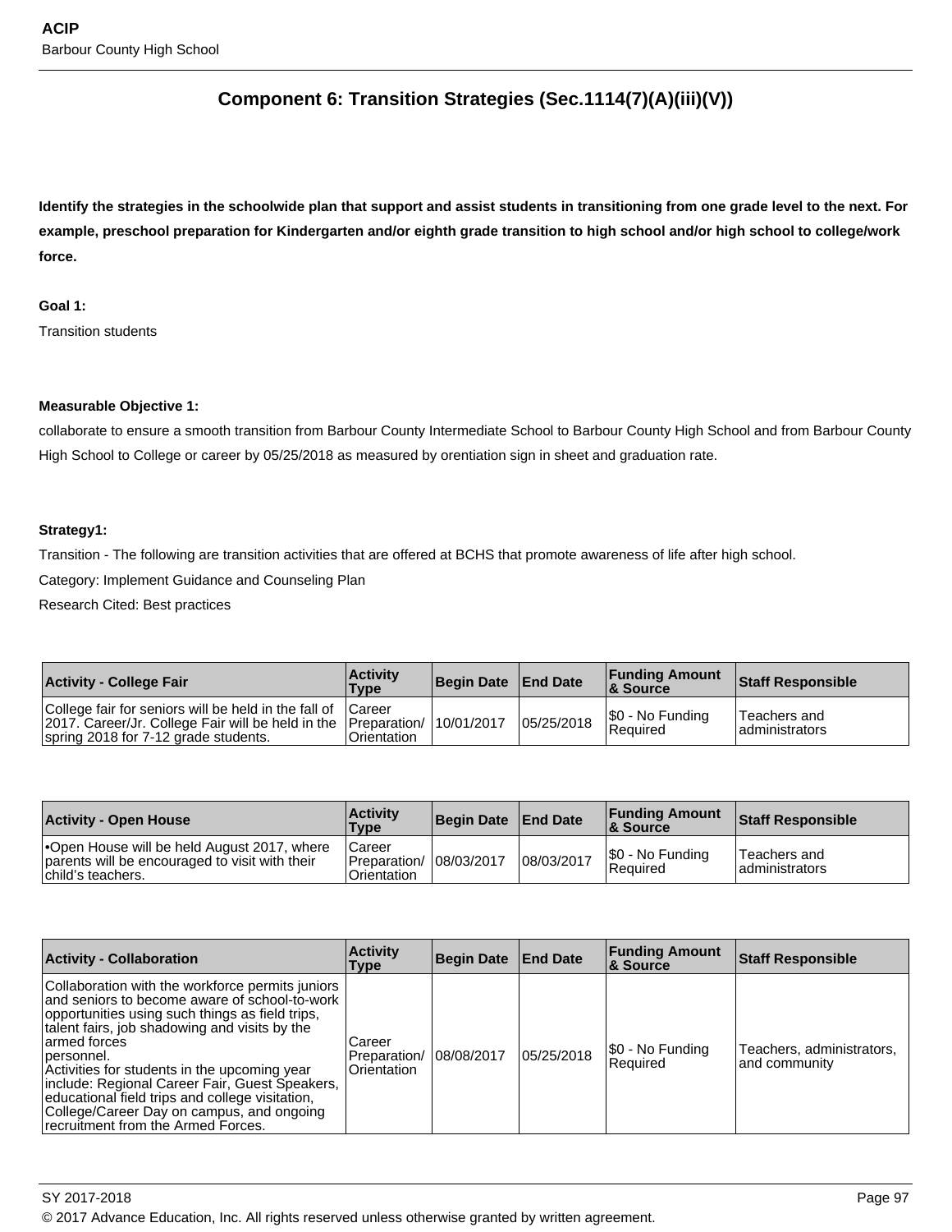## Component 6: Transition Strategies (Sec.1114(7)(A)(iii)(V))

**Identify the strategies in the schoolwide plan that support and assist students in transitioning from one grade level to the next. For example, preschool preparation for Kindergarten and/or eighth grade transition to high school and/or high school to college/work force.**

**Goal 1:**

Transition students

**Measurable Objective 1:**

collaborate to ensure a smooth transition from Barbour County Intermediate School to Barbour County High School and from Barbour County High School to College or career by 05/25/2018 as measured by orentiation sign in sheet and graduation rate.

**Strategy1:**

Transition - The following are transition activities that are offered at BCHS that promote awareness of life after high school.

Category: Implement Guidance and Counseling Plan

Research Cited: Best practices

| Activity - College Fair | Activity Type | Begin Date | End Date | Funding Amount & Source | Staff Responsible |
|---|---|---|---|---|---|
| College fair for seniors will be held in the fall of 2017. Career/Jr. College Fair will be held in the spring 2018 for 7-12 grade students. | Career Preparation/ Orientation | 10/01/2017 | 05/25/2018 | $0 - No Funding Required | Teachers and administrators |

| Activity - Open House | Activity Type | Begin Date | End Date | Funding Amount & Source | Staff Responsible |
|---|---|---|---|---|---|
| •Open House will be held August 2017, where parents will be encouraged to visit with their child's teachers. | Career Preparation/ Orientation | 08/03/2017 | 08/03/2017 | $0 - No Funding Required | Teachers and administrators |

| Activity - Collaboration | Activity Type | Begin Date | End Date | Funding Amount & Source | Staff Responsible |
|---|---|---|---|---|---|
| Collaboration with the workforce permits juniors and seniors to become aware of school-to-work opportunities using such things as field trips, talent fairs, job shadowing and visits by the armed forces personnel. Activities for students in the upcoming year include: Regional Career Fair, Guest Speakers, educational field trips and college visitation, College/Career Day on campus, and ongoing recruitment from the Armed Forces. | Career Preparation/ Orientation | 08/08/2017 | 05/25/2018 | $0 - No Funding Required | Teachers, administrators, and community |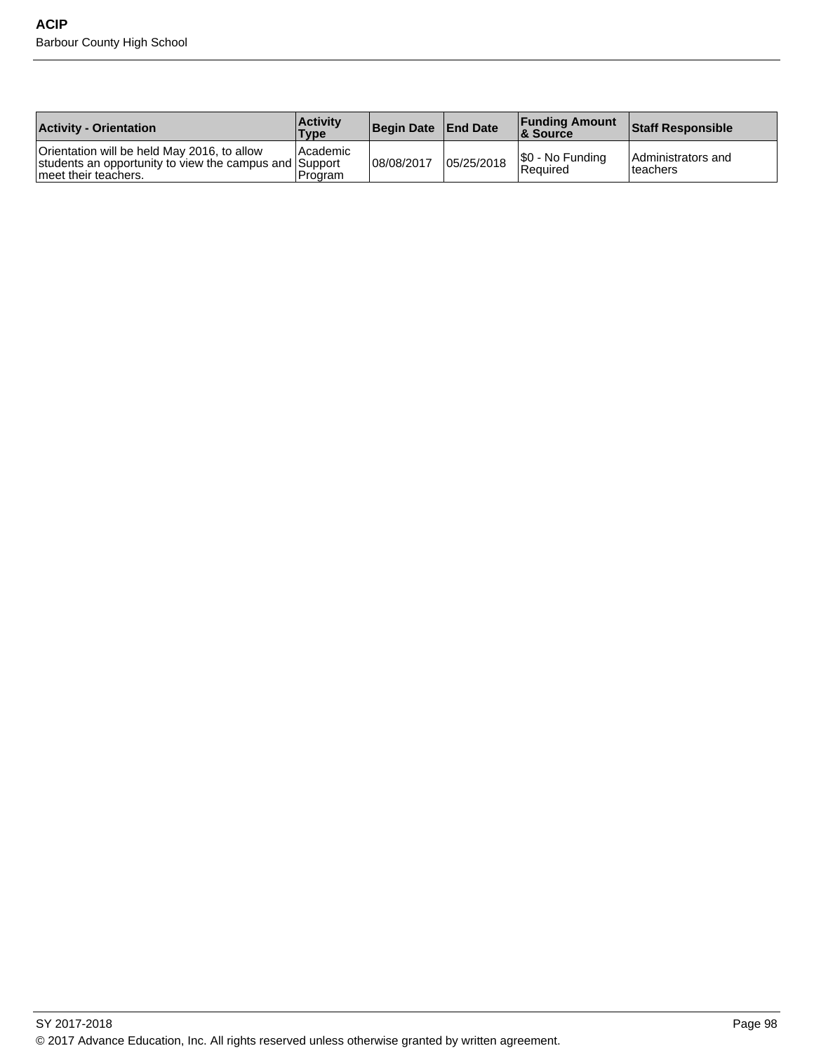| Activity - Orientation | Activity Type | Begin Date | End Date | Funding Amount & Source | Staff Responsible |
|---|---|---|---|---|---|
| Orientation will be held May 2016, to allow students an opportunity to view the campus and meet their teachers. | Academic Support Program | 08/08/2017 | 05/25/2018 | $0 - No Funding Required | Administrators and teachers |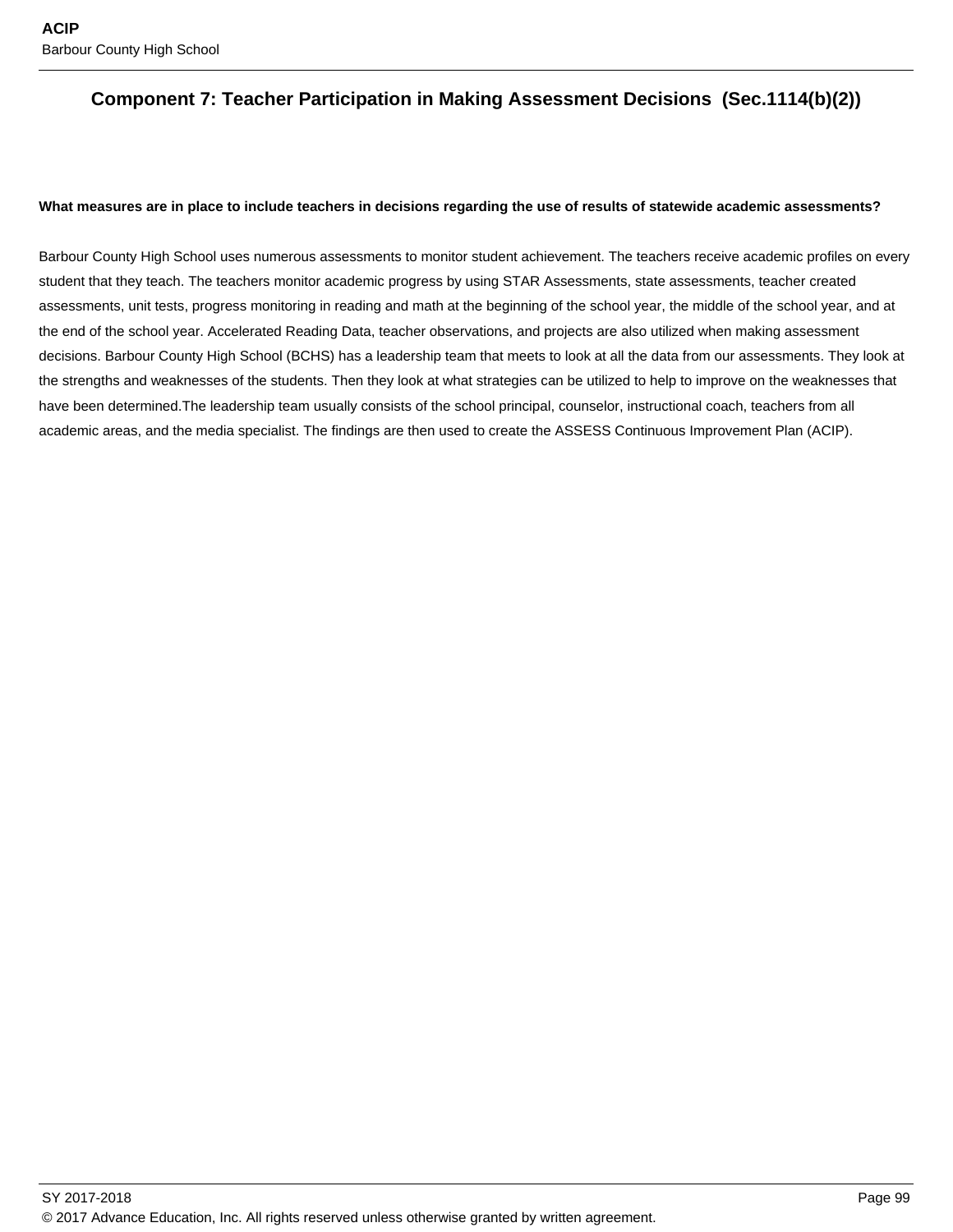## Component 7: Teacher Participation in Making Assessment Decisions (Sec.1114(b)(2))

**What measures are in place to include teachers in decisions regarding the use of results of statewide academic assessments?**

Barbour County High School uses numerous assessments to monitor student achievement. The teachers receive academic profiles on every student that they teach. The teachers monitor academic progress by using STAR Assessments, state assessments, teacher created assessments, unit tests, progress monitoring in reading and math at the beginning of the school year, the middle of the school year, and at the end of the school year. Accelerated Reading Data, teacher observations, and projects are also utilized when making assessment decisions. Barbour County High School (BCHS) has a leadership team that meets to look at all the data from our assessments. They look at the strengths and weaknesses of the students. Then they look at what strategies can be utilized to help to improve on the weaknesses that have been determined.The leadership team usually consists of the school principal, counselor, instructional coach, teachers from all academic areas, and the media specialist. The findings are then used to create the ASSESS Continuous Improvement Plan (ACIP).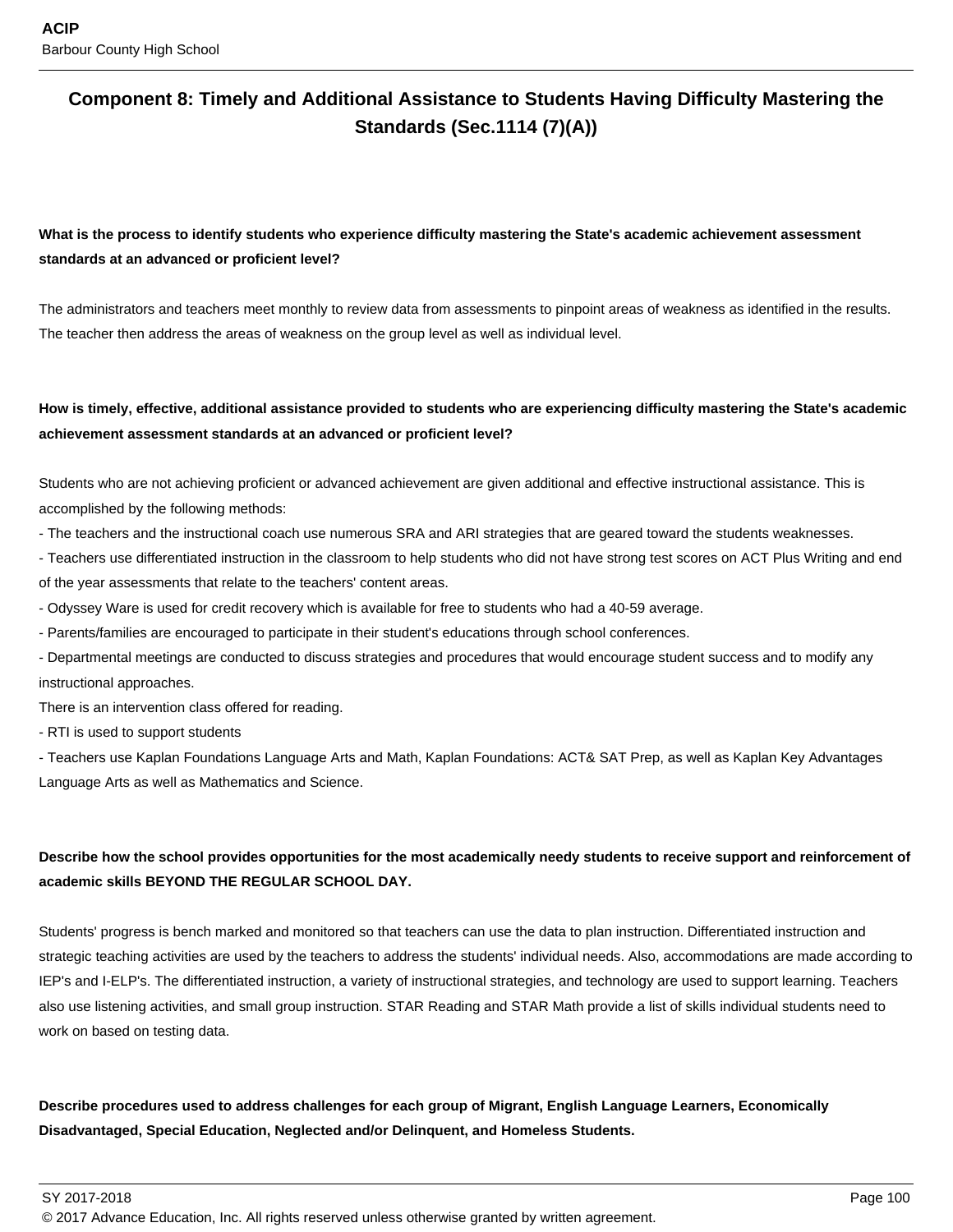## Component 8: Timely and Additional Assistance to Students Having Difficulty Mastering the Standards (Sec.1114 (7)(A))

**What is the process to identify students who experience difficulty mastering the State's academic achievement assessment standards at an advanced or proficient level?**

The administrators and teachers meet monthly to review data from assessments to pinpoint areas of weakness as identified in the results. The teacher then address the areas of weakness on the group level as well as individual level.

**How is timely, effective, additional assistance provided to students who are experiencing difficulty mastering the State's academic achievement assessment standards at an advanced or proficient level?**

Students who are not achieving proficient or advanced achievement are given additional and effective instructional assistance. This is accomplished by the following methods:
- The teachers and the instructional coach use numerous SRA and ARI strategies that are geared toward the students weaknesses.
- Teachers use differentiated instruction in the classroom to help students who did not have strong test scores on ACT Plus Writing and end of the year assessments that relate to the teachers' content areas.
- Odyssey Ware is used for credit recovery which is available for free to students who had a 40-59 average.
- Parents/families are encouraged to participate in their student's educations through school conferences.
- Departmental meetings are conducted to discuss strategies and procedures that would encourage student success and to modify any instructional approaches.

There is an intervention class offered for reading.
- RTI is used to support students
- Teachers use Kaplan Foundations Language Arts and Math, Kaplan Foundations: ACT& SAT Prep, as well as Kaplan Key Advantages Language Arts as well as Mathematics and Science.

**Describe how the school provides opportunities for the most academically needy students to receive support and reinforcement of academic skills BEYOND THE REGULAR SCHOOL DAY.**

Students' progress is bench marked and monitored so that teachers can use the data to plan instruction. Differentiated instruction and strategic teaching activities are used by the teachers to address the students' individual needs. Also, accommodations are made according to IEP's and I-ELP's. The differentiated instruction, a variety of instructional strategies, and technology are used to support learning. Teachers also use listening activities, and small group instruction. STAR Reading and STAR Math provide a list of skills individual students need to work on based on testing data.

**Describe procedures used to address challenges for each group of Migrant, English Language Learners, Economically Disadvantaged, Special Education, Neglected and/or Delinquent, and Homeless Students.**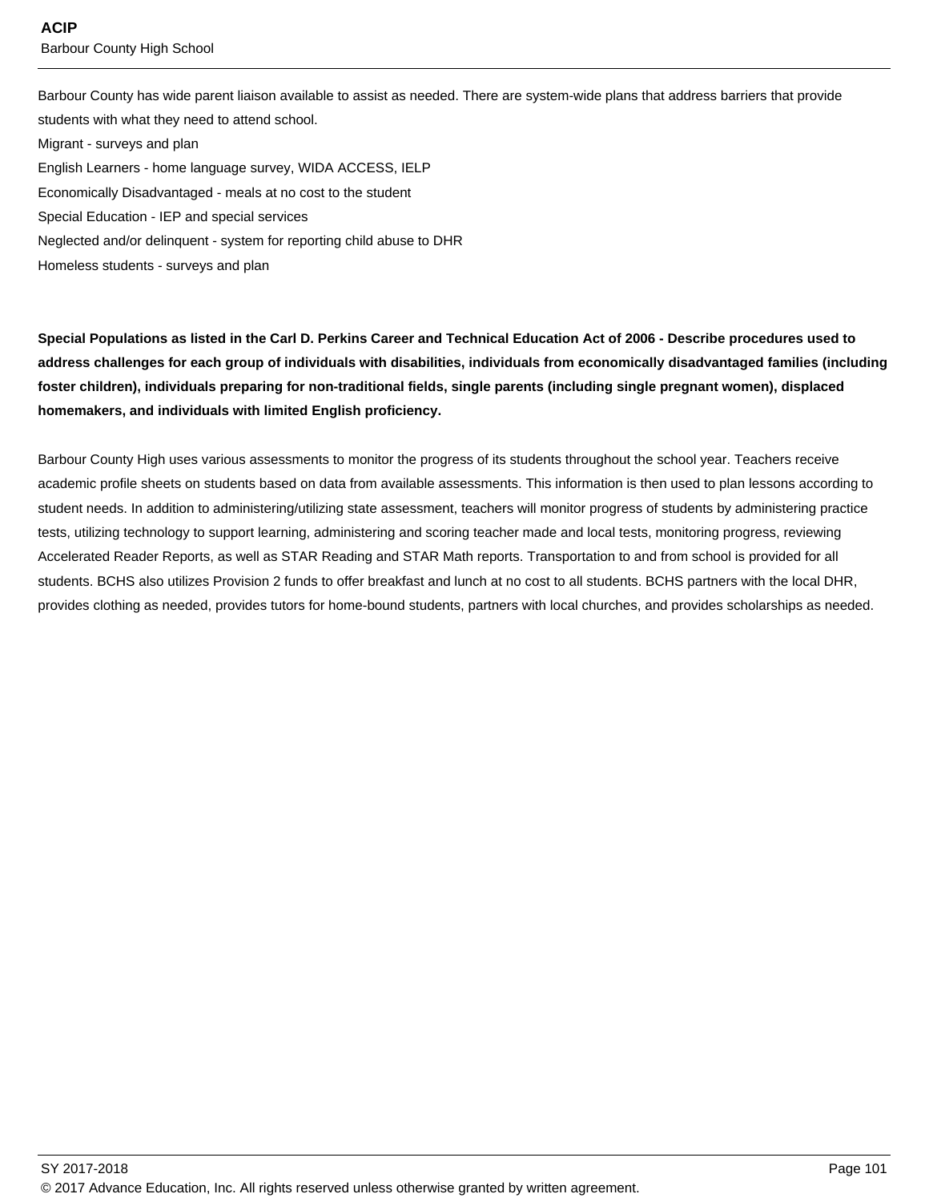Barbour County has wide parent liaison available to assist as needed. There are system-wide plans that address barriers that provide students with what they need to attend school.
Migrant - surveys and plan
English Learners - home language survey, WIDA ACCESS, IELP
Economically Disadvantaged - meals at no cost to the student
Special Education - IEP and special services
Neglected and/or delinquent - system for reporting child abuse to DHR
Homeless students - surveys and plan

**Special Populations as listed in the Carl D. Perkins Career and Technical Education Act of 2006 - Describe procedures used to address challenges for each group of individuals with disabilities, individuals from economically disadvantaged families (including foster children), individuals preparing for non-traditional fields, single parents (including single pregnant women), displaced homemakers, and individuals with limited English proficiency.**

Barbour County High uses various assessments to monitor the progress of its students throughout the school year. Teachers receive academic profile sheets on students based on data from available assessments. This information is then used to plan lessons according to student needs. In addition to administering/utilizing state assessment, teachers will monitor progress of students by administering practice tests, utilizing technology to support learning, administering and scoring teacher made and local tests, monitoring progress, reviewing Accelerated Reader Reports, as well as STAR Reading and STAR Math reports. Transportation to and from school is provided for all students. BCHS also utilizes Provision 2 funds to offer breakfast and lunch at no cost to all students. BCHS partners with the local DHR, provides clothing as needed, provides tutors for home-bound students, partners with local churches, and provides scholarships as needed.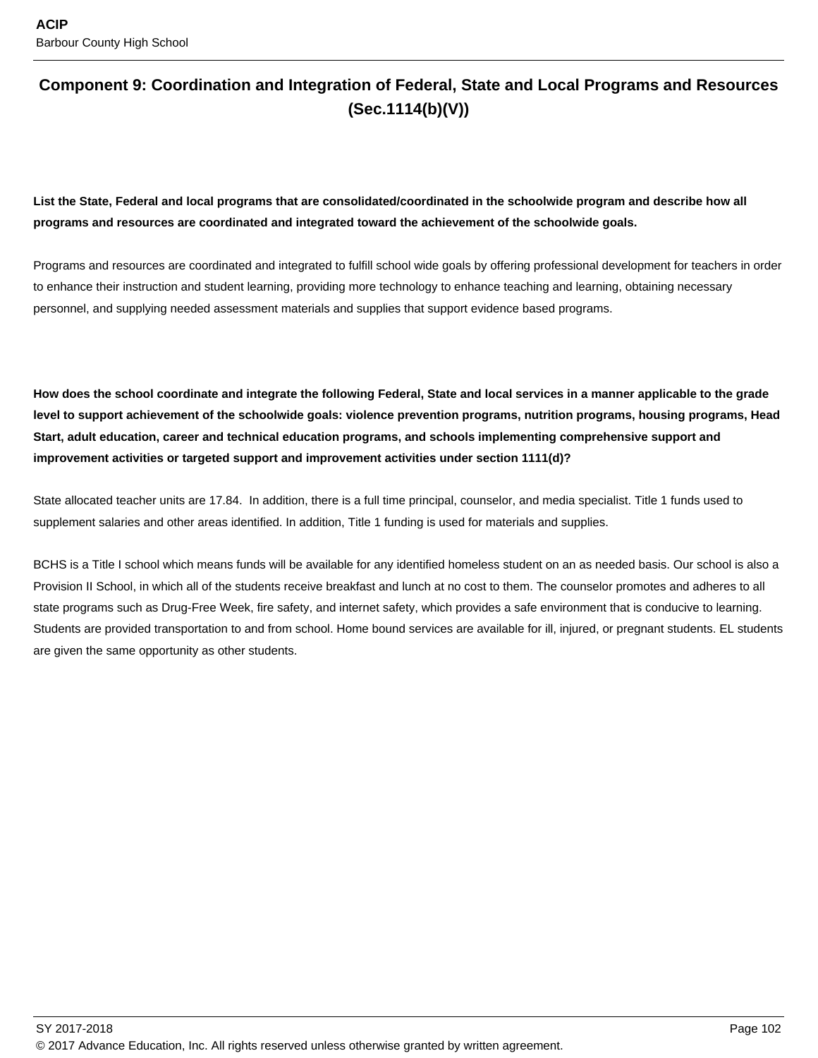## Component 9: Coordination and Integration of Federal, State and Local Programs and Resources (Sec.1114(b)(V))

**List the State, Federal and local programs that are consolidated/coordinated in the schoolwide program and describe how all programs and resources are coordinated and integrated toward the achievement of the schoolwide goals.**

Programs and resources are coordinated and integrated to fulfill school wide goals by offering professional development for teachers in order to enhance their instruction and student learning, providing more technology to enhance teaching and learning, obtaining necessary personnel, and supplying needed assessment materials and supplies that support evidence based programs.

**How does the school coordinate and integrate the following Federal, State and local services in a manner applicable to the grade level to support achievement of the schoolwide goals: violence prevention programs, nutrition programs, housing programs, Head Start, adult education, career and technical education programs, and schools implementing comprehensive support and improvement activities or targeted support and improvement activities under section 1111(d)?**

State allocated teacher units are 17.84. In addition, there is a full time principal, counselor, and media specialist. Title 1 funds used to supplement salaries and other areas identified. In addition, Title 1 funding is used for materials and supplies.

BCHS is a Title I school which means funds will be available for any identified homeless student on an as needed basis. Our school is also a Provision II School, in which all of the students receive breakfast and lunch at no cost to them. The counselor promotes and adheres to all state programs such as Drug-Free Week, fire safety, and internet safety, which provides a safe environment that is conducive to learning. Students are provided transportation to and from school. Home bound services are available for ill, injured, or pregnant students. EL students are given the same opportunity as other students.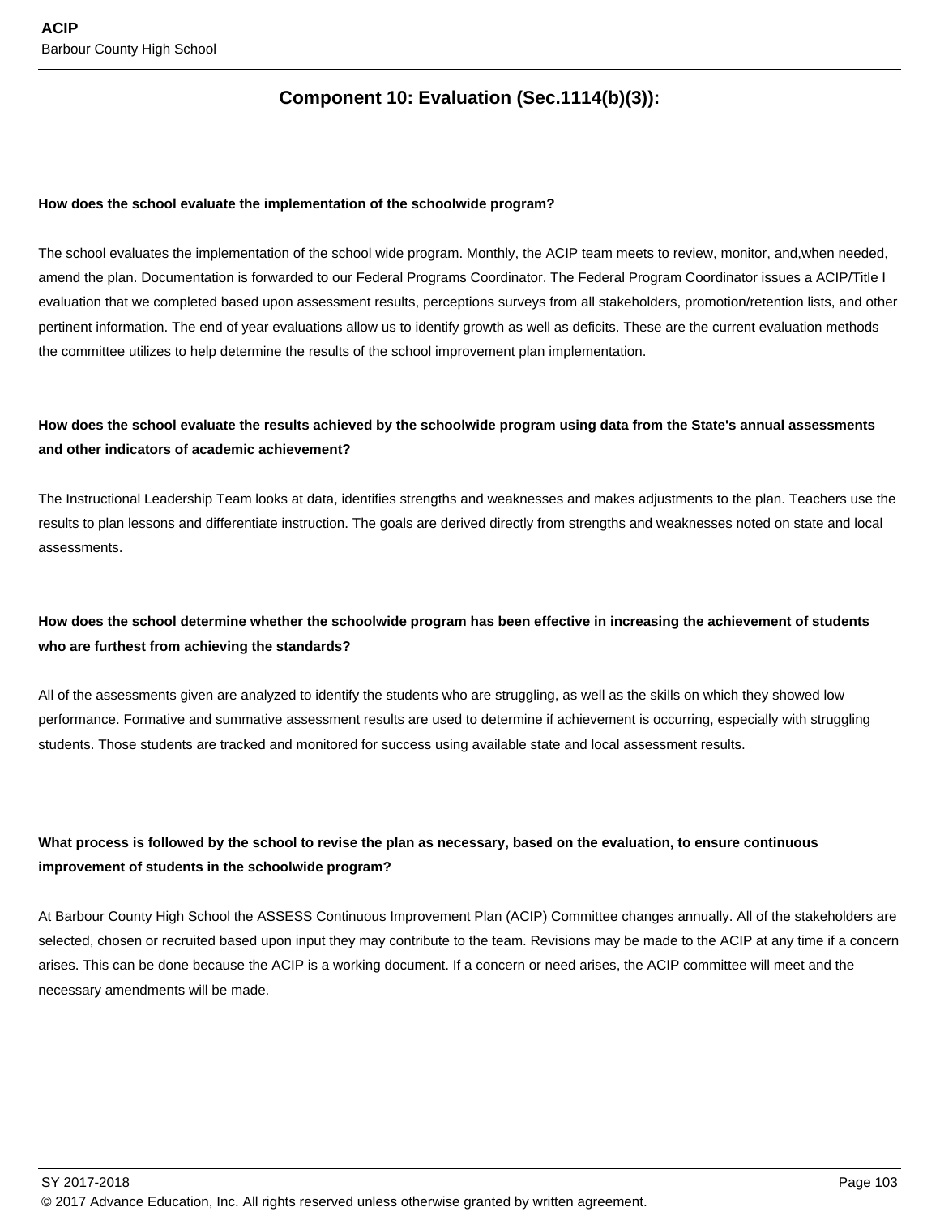## Component 10: Evaluation (Sec.1114(b)(3)):

**How does the school evaluate the implementation of the schoolwide program?**

The school evaluates the implementation of the school wide program. Monthly, the ACIP team meets to review, monitor, and,when needed, amend the plan. Documentation is forwarded to our Federal Programs Coordinator. The Federal Program Coordinator issues a ACIP/Title I evaluation that we completed based upon assessment results, perceptions surveys from all stakeholders, promotion/retention lists, and other pertinent information. The end of year evaluations allow us to identify growth as well as deficits. These are the current evaluation methods the committee utilizes to help determine the results of the school improvement plan implementation.

**How does the school evaluate the results achieved by the schoolwide program using data from the State's annual assessments and other indicators of academic achievement?**

The Instructional Leadership Team looks at data, identifies strengths and weaknesses and makes adjustments to the plan. Teachers use the results to plan lessons and differentiate instruction. The goals are derived directly from strengths and weaknesses noted on state and local assessments.

**How does the school determine whether the schoolwide program has been effective in increasing the achievement of students who are furthest from achieving the standards?**

All of the assessments given are analyzed to identify the students who are struggling, as well as the skills on which they showed low performance. Formative and summative assessment results are used to determine if achievement is occurring, especially with struggling students. Those students are tracked and monitored for success using available state and local assessment results.

**What process is followed by the school to revise the plan as necessary, based on the evaluation, to ensure continuous improvement of students in the schoolwide program?**

At Barbour County High School the ASSESS Continuous Improvement Plan (ACIP) Committee changes annually. All of the stakeholders are selected, chosen or recruited based upon input they may contribute to the team. Revisions may be made to the ACIP at any time if a concern arises. This can be done because the ACIP is a working document. If a concern or need arises, the ACIP committee will meet and the necessary amendments will be made.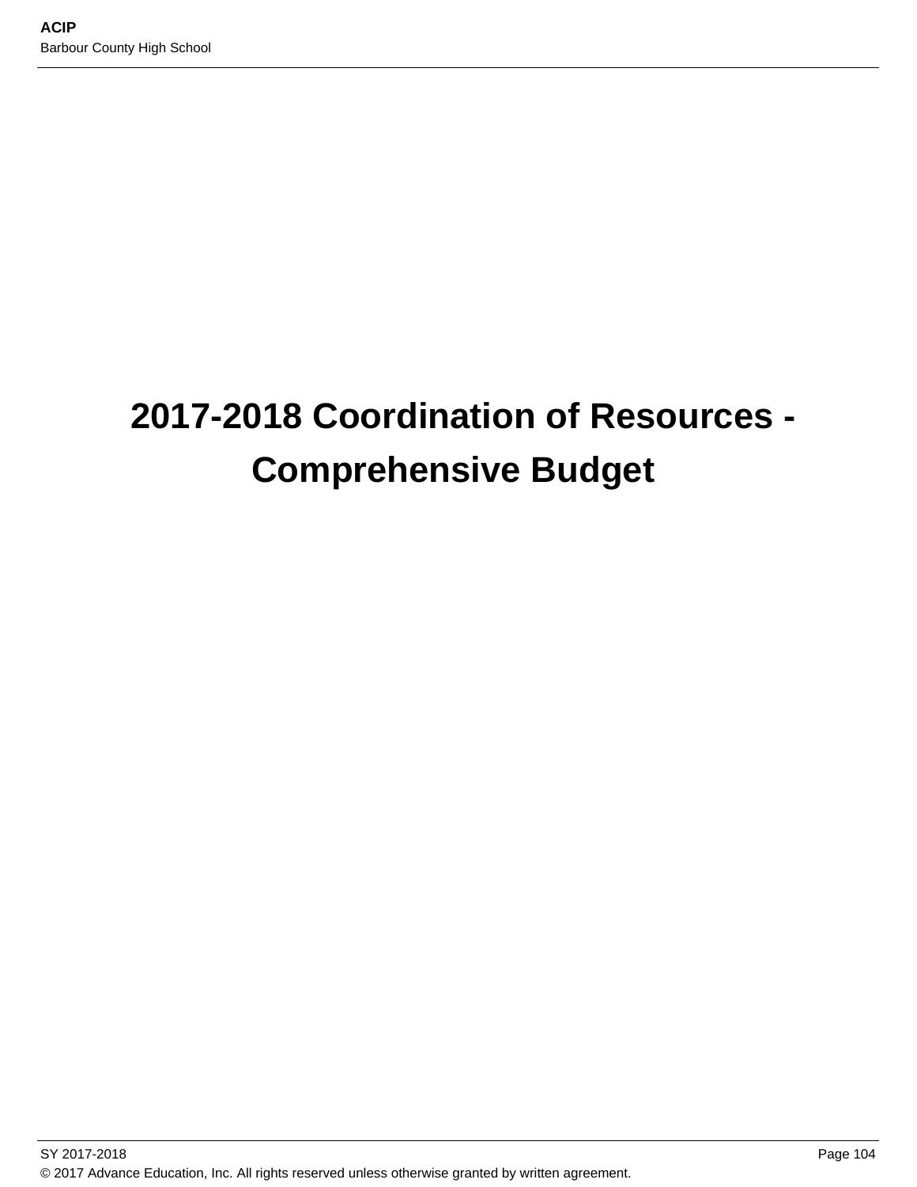# 2017-2018 Coordination of Resources - Comprehensive Budget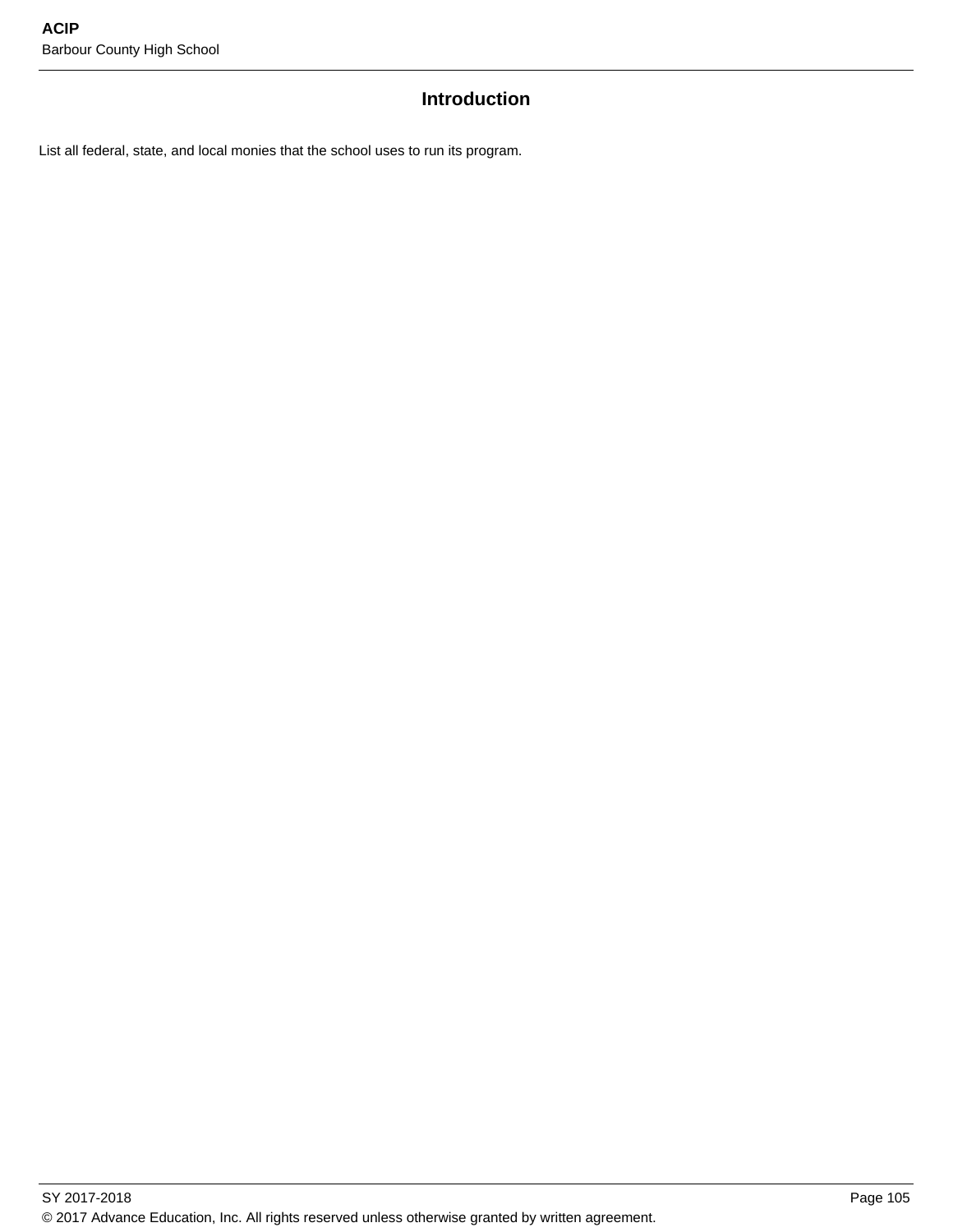## Introduction

List all federal, state, and local monies that the school uses to run its program.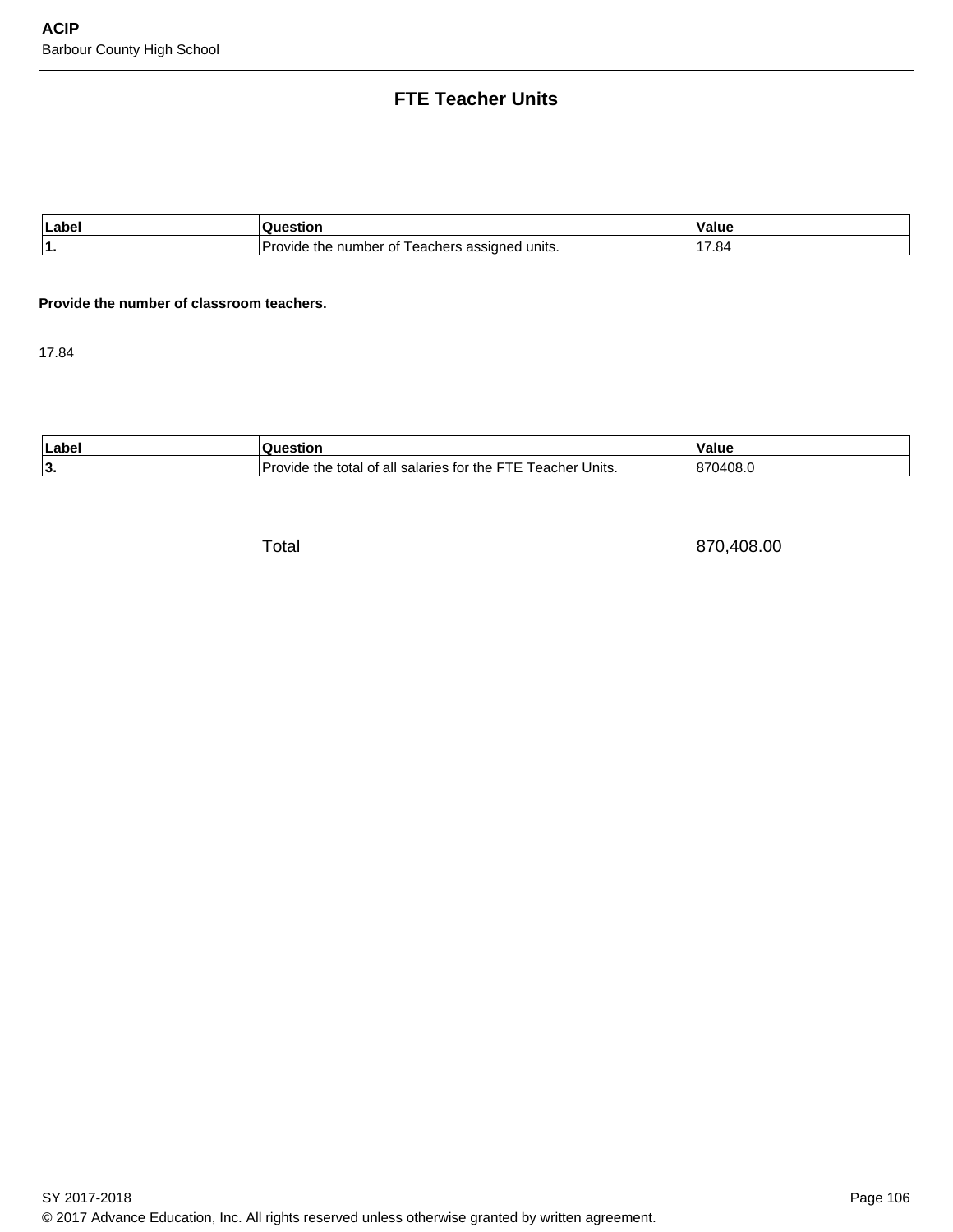# FTE Teacher Units

| Label | Question | Value |
|---|---|---|
| 1. | Provide the number of Teachers assigned units. | 17.84 |

**Provide the number of classroom teachers.**

17.84

| Label | Question | Value |
|---|---|---|
| 3. | Provide the total of all salaries for the FTE Teacher Units. | 870408.0 |

| | Total | 870,408.00 |
|---|---|---|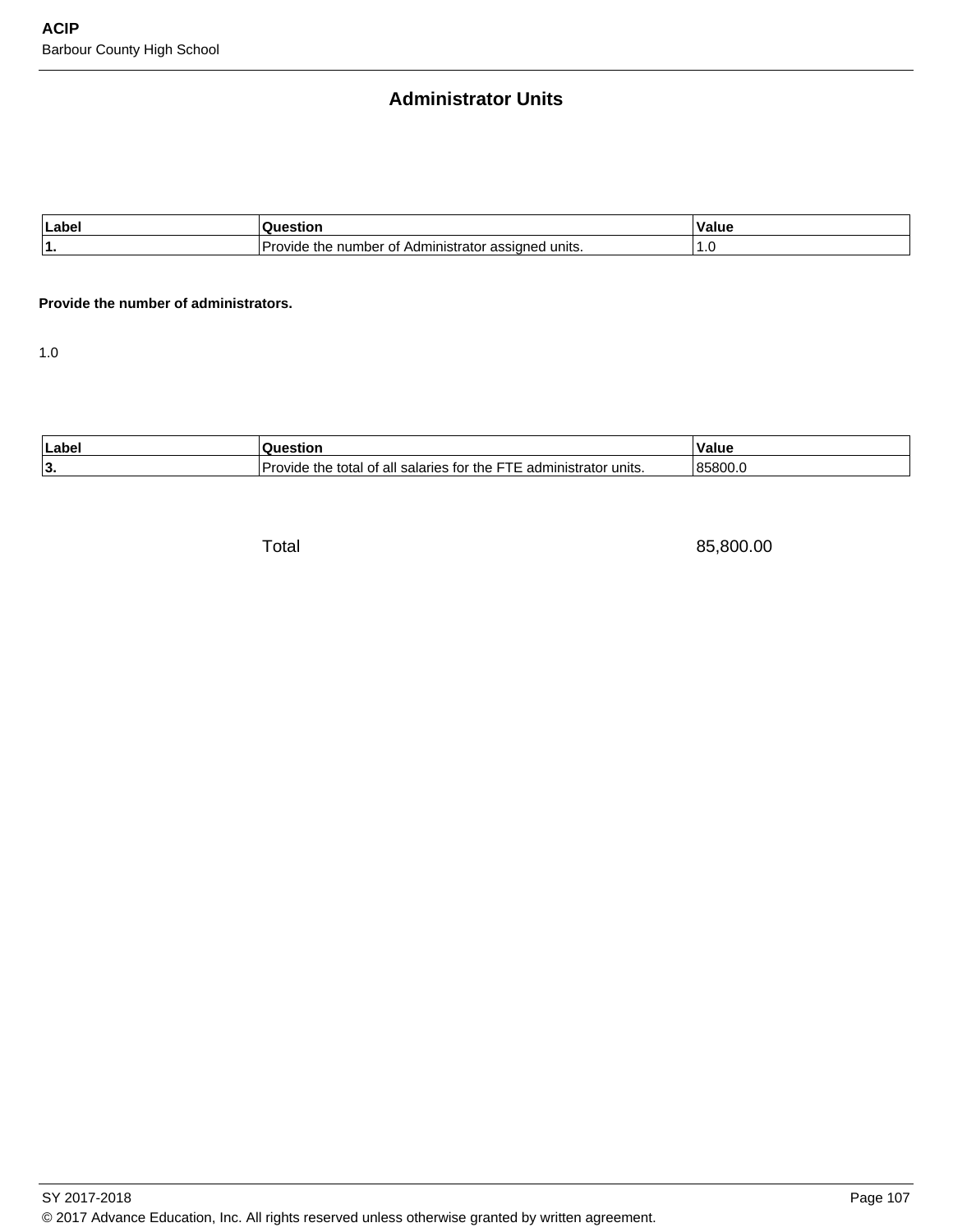## Administrator Units

| Label | Question | Value |
|---|---|---|
| 1. | Provide the number of Administrator assigned units. | 1.0 |

**Provide the number of administrators.**

1.0

| Label | Question | Value |
|---|---|---|
| 3. | Provide the total of all salaries for the FTE administrator units. | 85800.0 |

| | Total | 85,800.00 |
|---|---|---|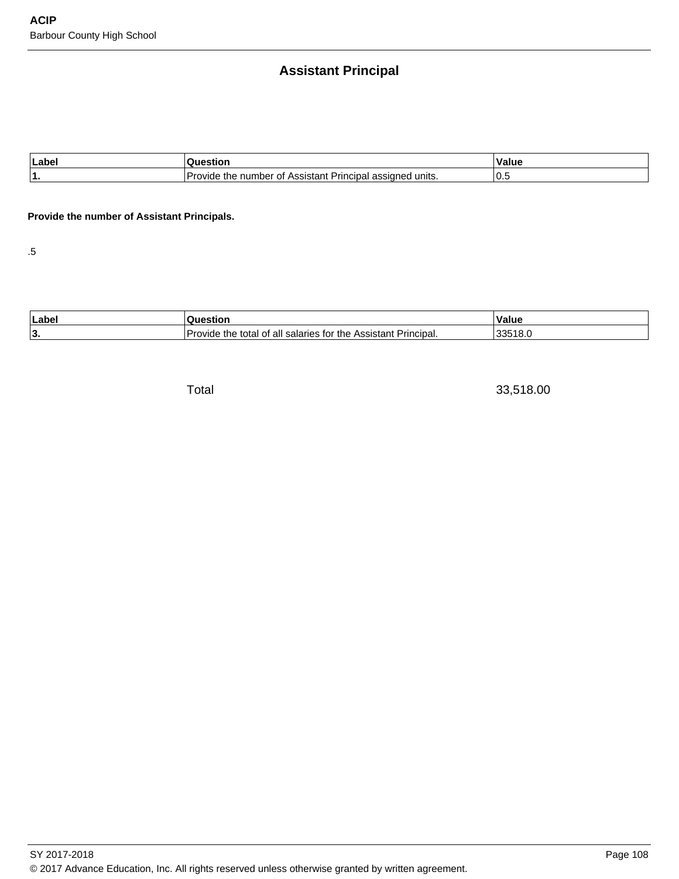## Assistant Principal

| Label | Question | Value |
|---|---|---|
| 1. | Provide the number of Assistant Principal assigned units. | 0.5 |

**Provide the number of Assistant Principals.**

.5

| Label | Question | Value |
|---|---|---|
| 3. | Provide the total of all salaries for the Assistant Principal. | 33518.0 |

| | Total | 33,518.00 |
|---|---|---|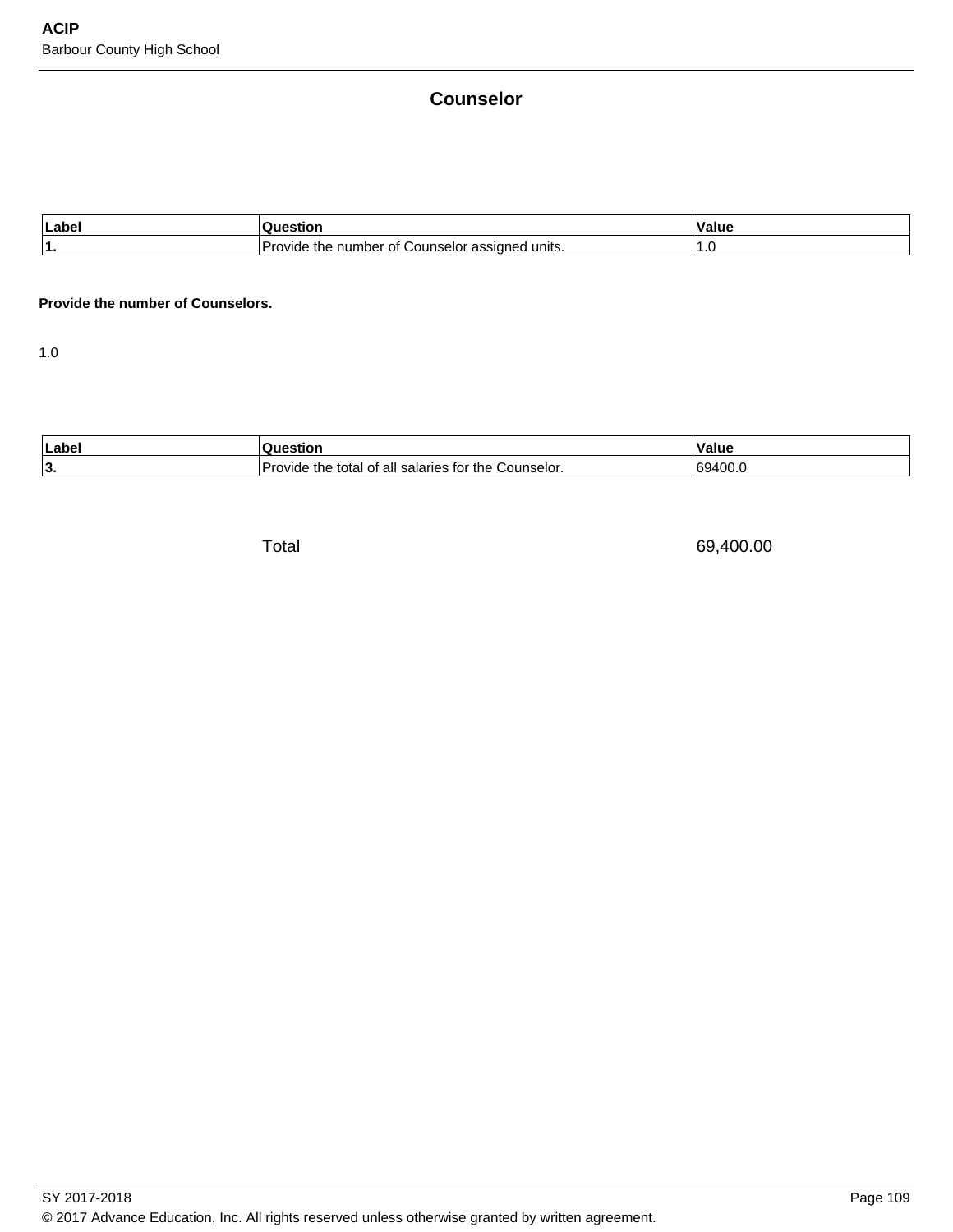# Counselor

| Label | Question | Value |
|---|---|---|
| 1. | Provide the number of Counselor assigned units. | 1.0 |

**Provide the number of Counselors.**

1.0

| Label | Question | Value |
|---|---|---|
| 3. | Provide the total of all salaries for the Counselor. | 69400.0 |

| | Total | 69,400.00 |
|---|---|---|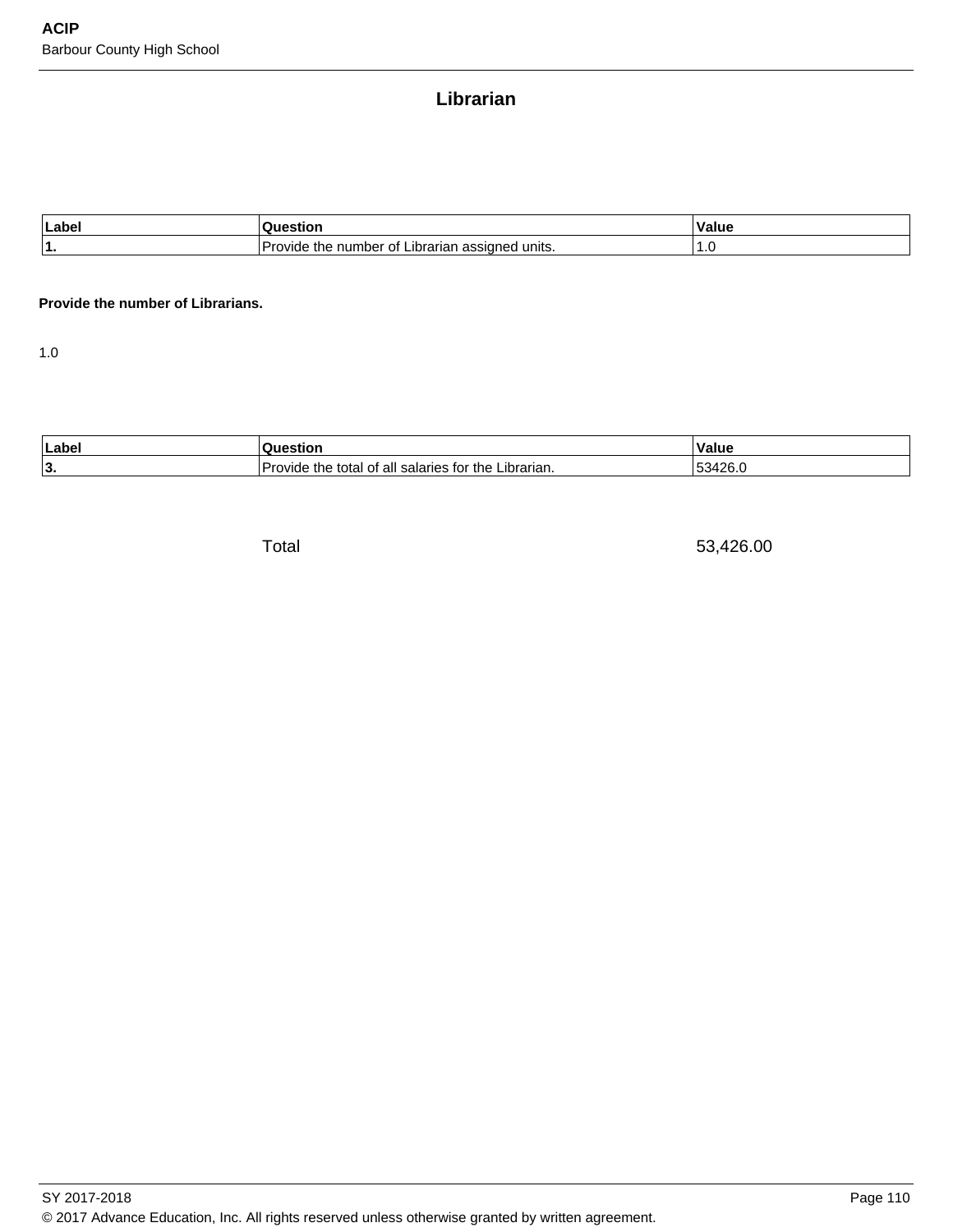# Librarian

| Label | Question | Value |
|---|---|---|
| 1. | Provide the number of Librarian assigned units. | 1.0 |

**Provide the number of Librarians.**

1.0

| Label | Question | Value |
|---|---|---|
| 3. | Provide the total of all salaries for the Librarian. | 53426.0 |

| | Total | 53,426.00 |
|---|---|---|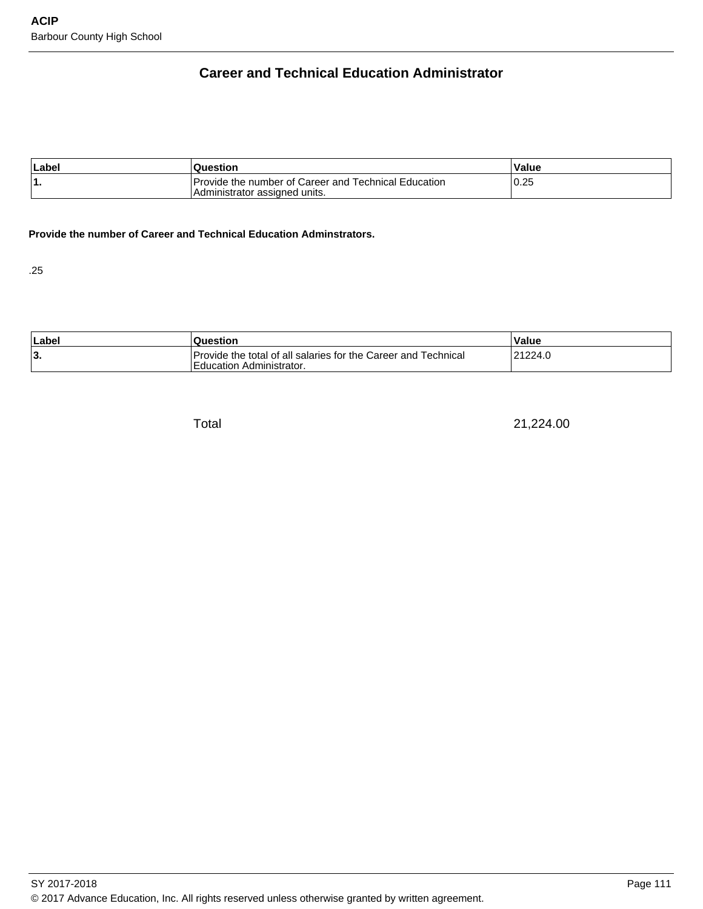## Career and Technical Education Administrator

| Label | Question | Value |
| --- | --- | --- |
| 1. | Provide the number of Career and Technical Education Administrator assigned units. | 0.25 |

**Provide the number of Career and Technical Education Adminstrators.**

.25

| Label | Question | Value |
| --- | --- | --- |
| 3. | Provide the total of all salaries for the Career and Technical Education Administrator. | 21224.0 |
| | Total | 21,224.00 |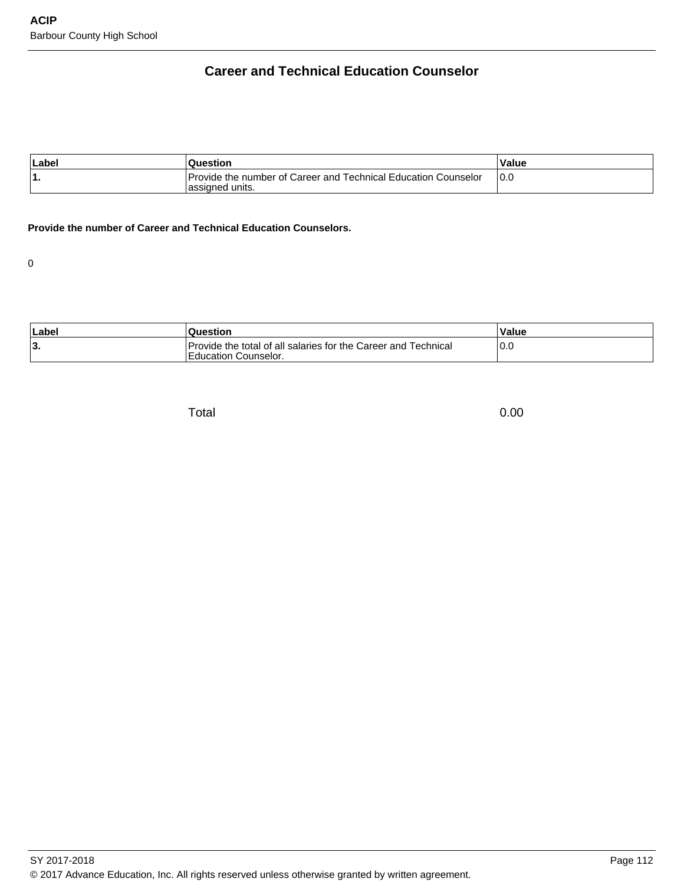## Career and Technical Education Counselor

| Label | Question | Value |
|---|---|---|
| 1. | Provide the number of Career and Technical Education Counselor assigned units. | 0.0 |

**Provide the number of Career and Technical Education Counselors.**

0

| Label | Question | Value |
|---|---|---|
| 3. | Provide the total of all salaries for the Career and Technical Education Counselor. | 0.0 |
| | Total | 0.00 |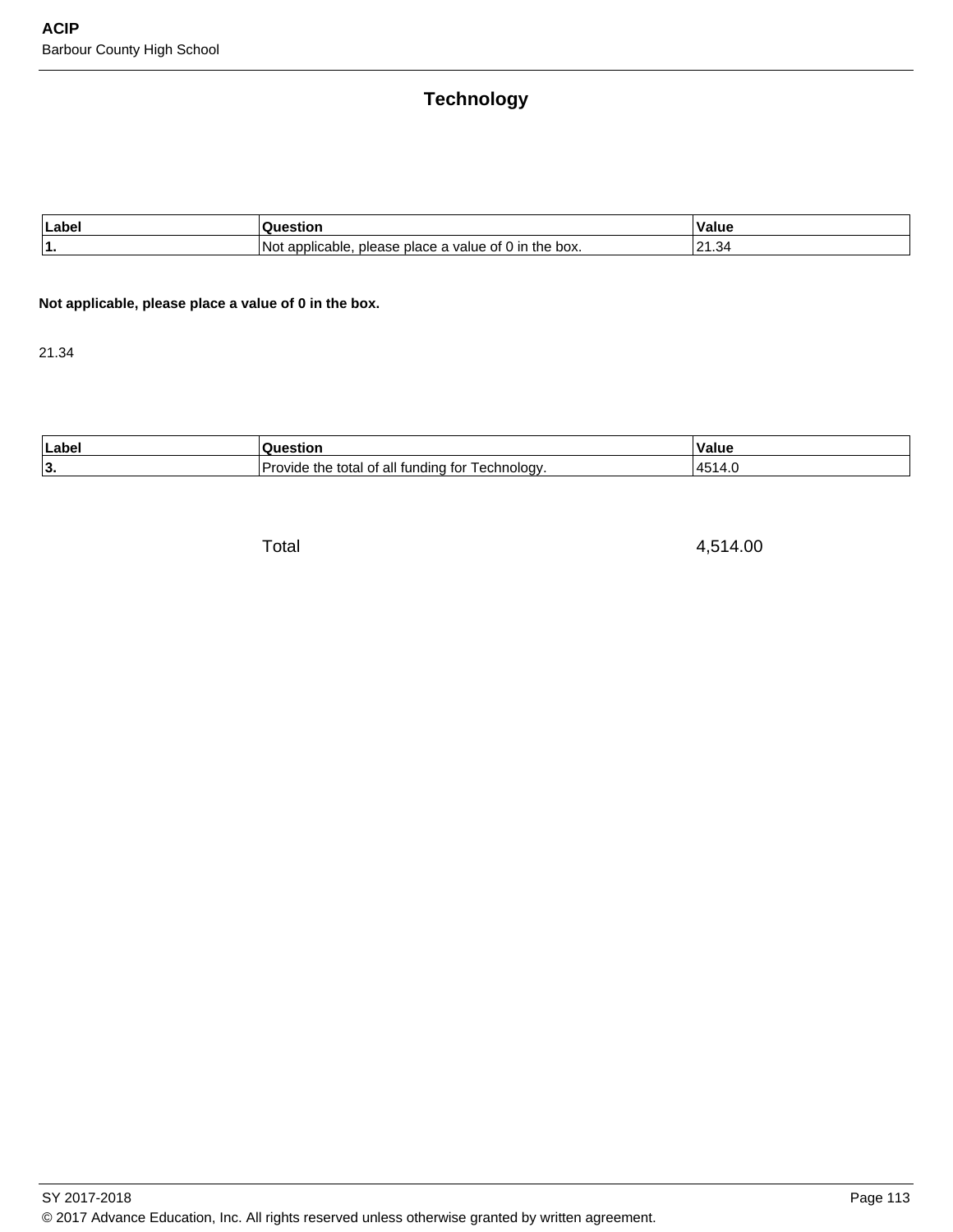## Technology

| Label | Question | Value |
|---|---|---|
| 1. | Not applicable, please place a value of 0 in the box. | 21.34 |

**Not applicable, please place a value of 0 in the box.**

21.34

| Label | Question | Value |
|---|---|---|
| 3. | Provide the total of all funding for Technology. | 4514.0 |

| | Total | 4,514.00 |
|---|---|---|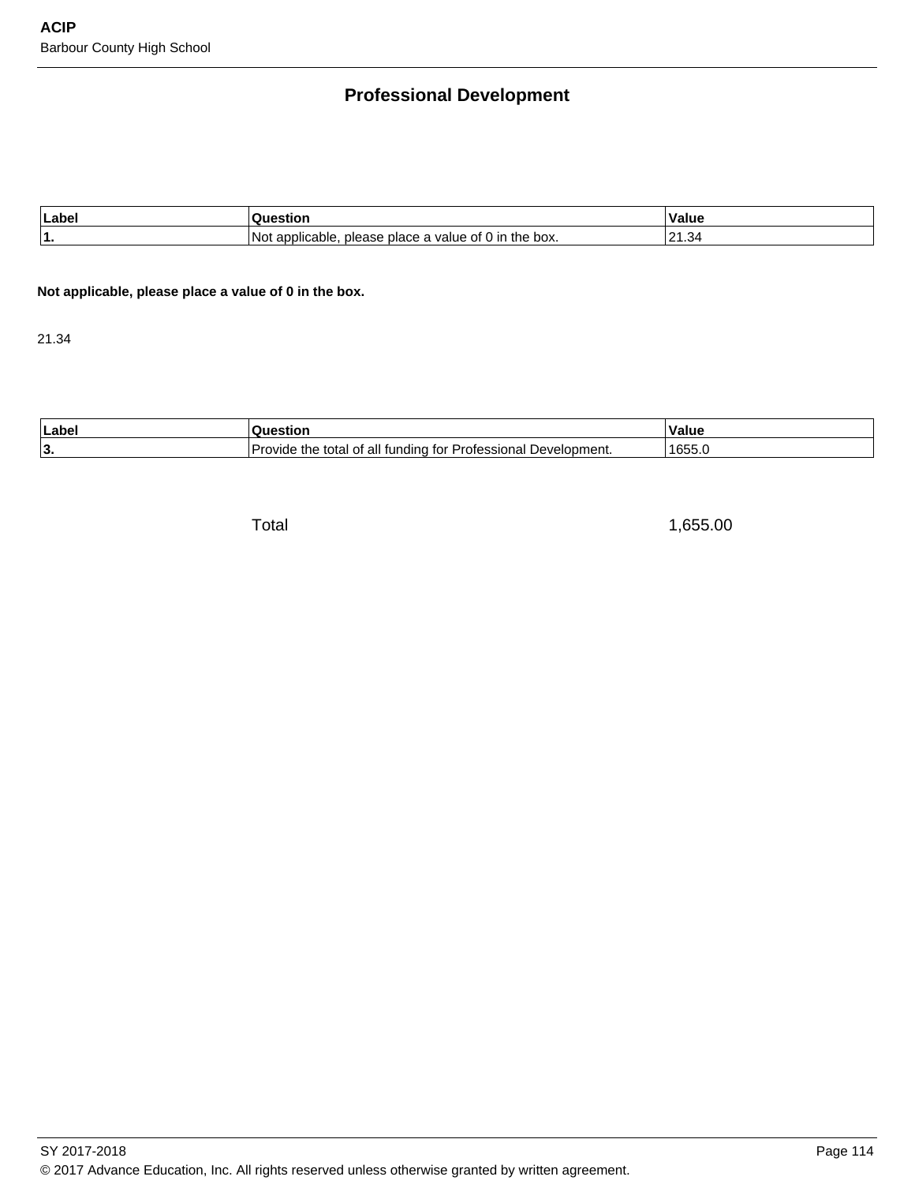## Professional Development

| Label | Question | Value |
| --- | --- | --- |
| 1. | Not applicable, please place a value of 0 in the box. | 21.34 |

**Not applicable, please place a value of 0 in the box.**

21.34

| Label | Question | Value |
| --- | --- | --- |
| 3. | Provide the total of all funding for Professional Development. | 1655.0 |
| | Total | 1,655.00 |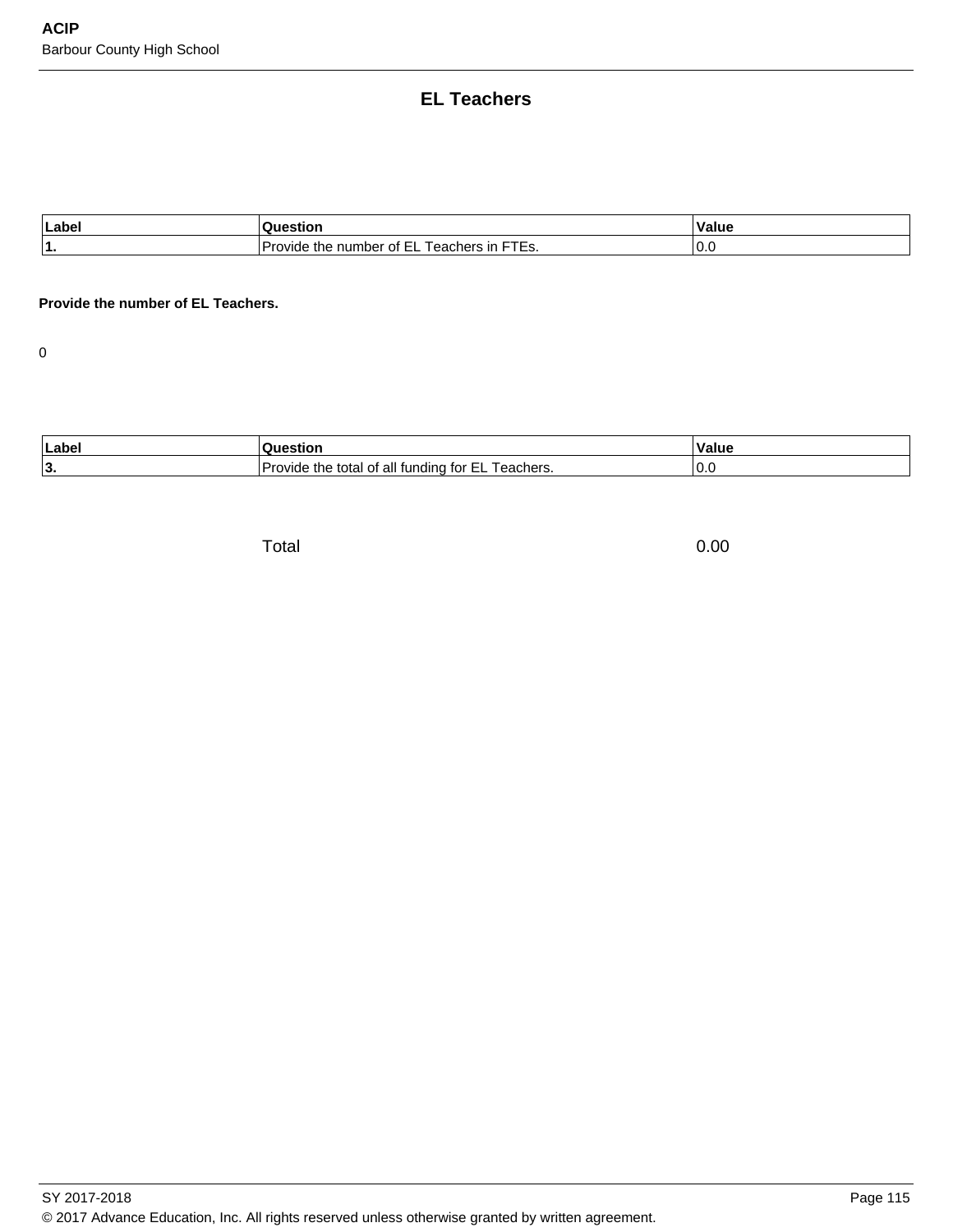## EL Teachers

| Label | Question | Value |
|---|---|---|
| 1. | Provide the number of EL Teachers in FTEs. | 0.0 |

**Provide the number of EL Teachers.**

0

| Label | Question | Value |
|---|---|---|
| 3. | Provide the total of all funding for EL Teachers. | 0.0 |
| | Total | 0.00 |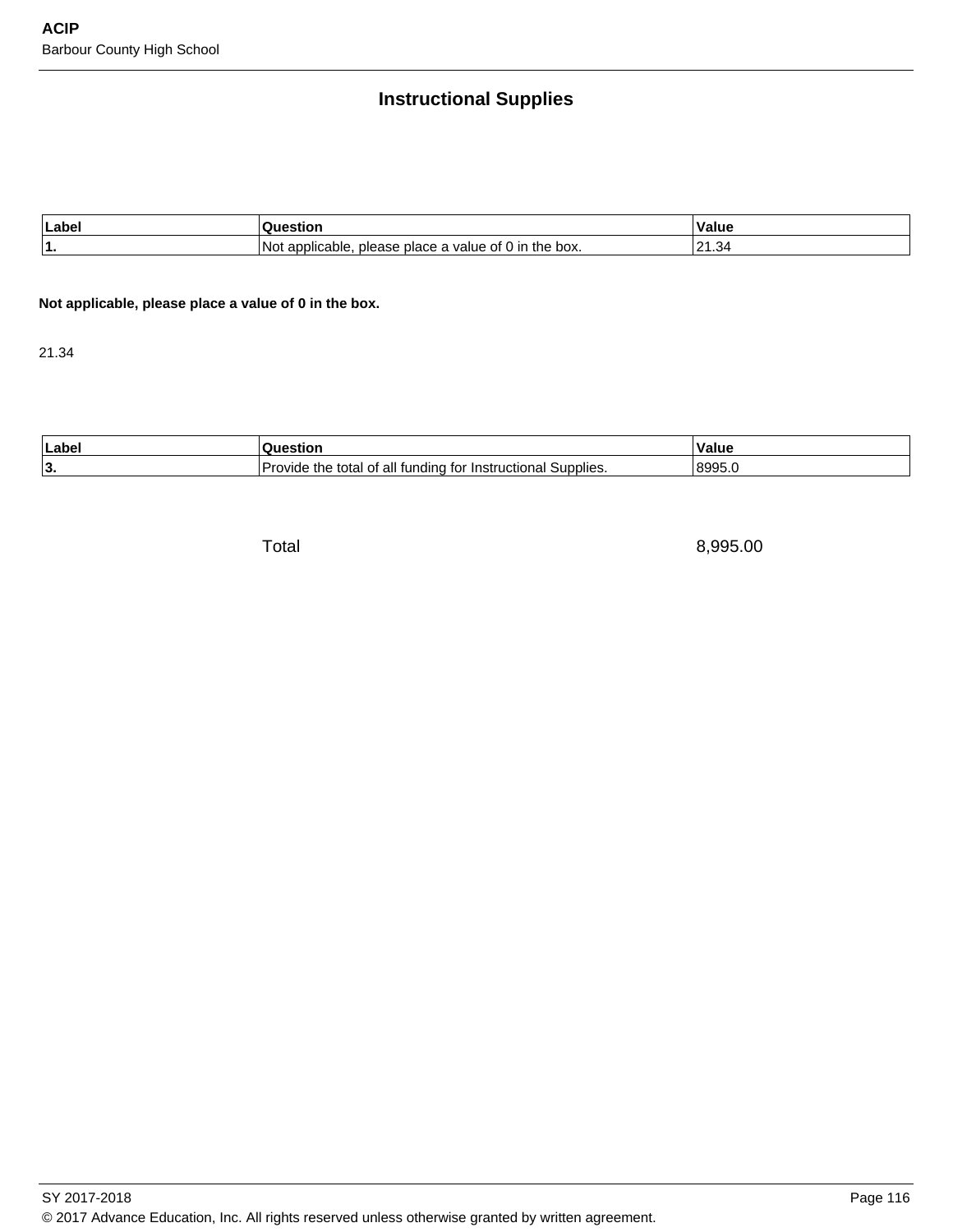## Instructional Supplies

| Label | Question | Value |
|---|---|---|
| 1. | Not applicable, please place a value of 0 in the box. | 21.34 |

**Not applicable, please place a value of 0 in the box.**

21.34

| Label | Question | Value |
|---|---|---|
| 3. | Provide the total of all funding for Instructional Supplies. | 8995.0 |
| | Total | 8,995.00 |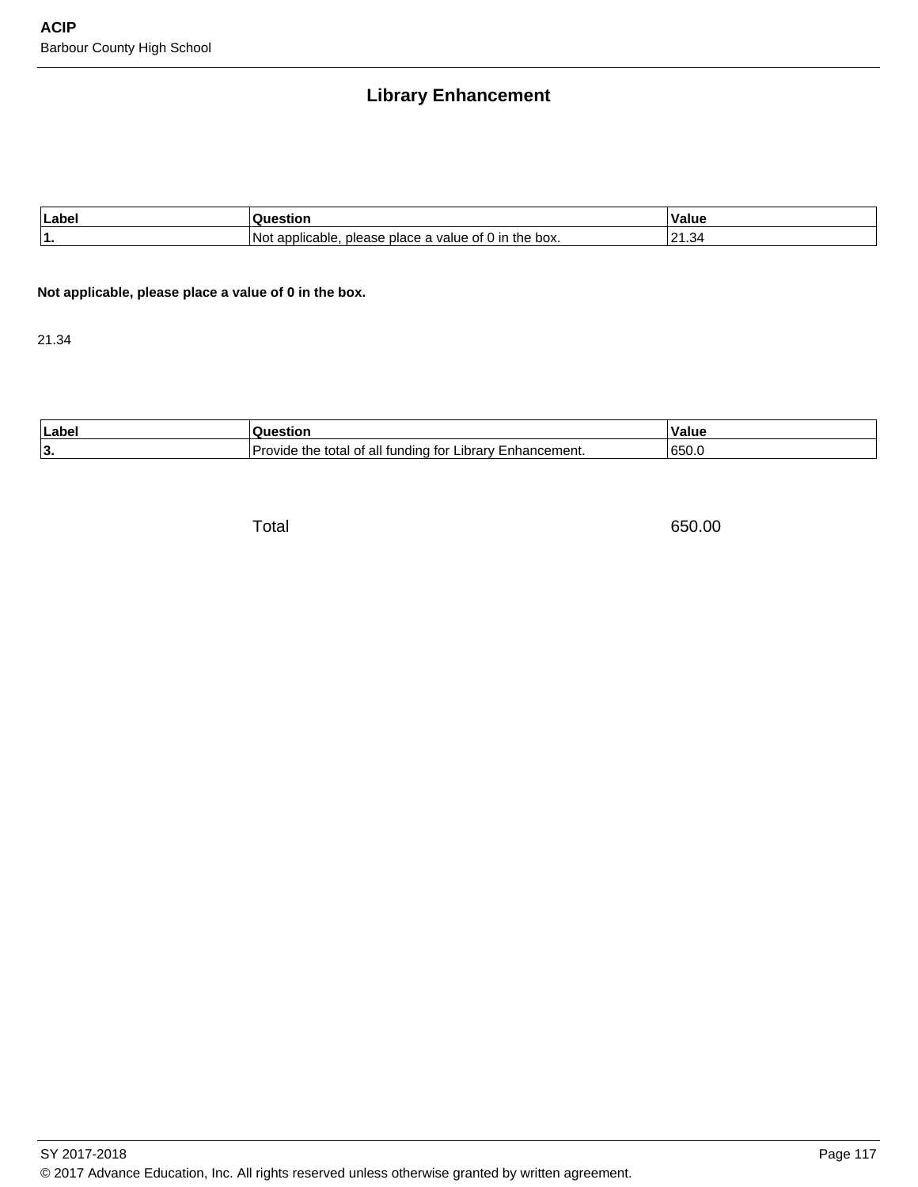## Library Enhancement

| Label | Question | Value |
|---|---|---|
| 1. | Not applicable, please place a value of 0 in the box. | 21.34 |

**Not applicable, please place a value of 0 in the box.**

21.34

| Label | Question | Value |
|---|---|---|
| 3. | Provide the total of all funding for Library Enhancement. | 650.0 |
| | Total | 650.00 |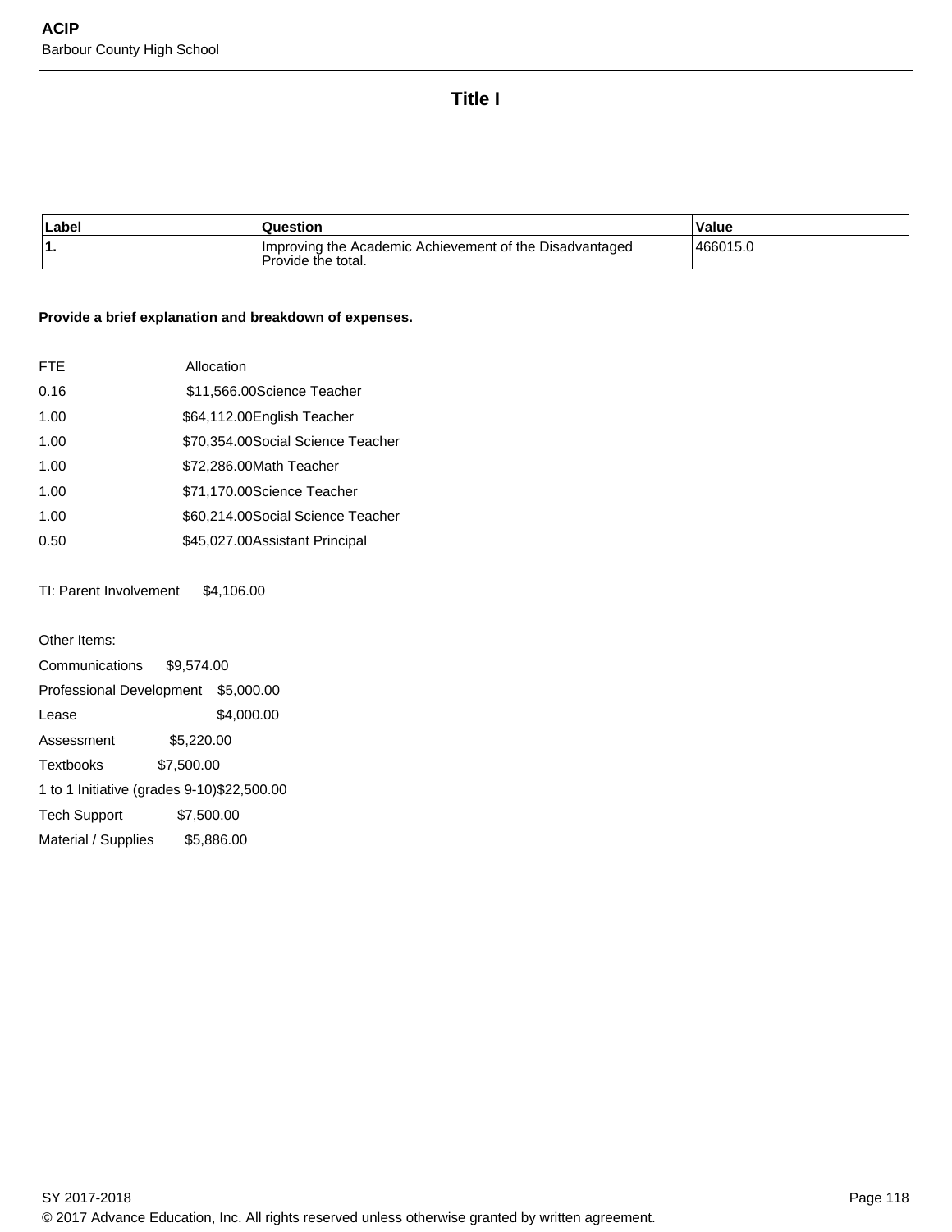## Title I

| Label | Question | Value |
|---|---|---|
| 1. | Improving the Academic Achievement of the Disadvantaged Provide the total. | 466015.0 |

**Provide a brief explanation and breakdown of expenses.**

FTE Allocation

0.16 $11,566.00 Science Teacher

1.00 $64,112.00 English Teacher

1.00 $70,354.00 Social Science Teacher

1.00 $72,286.00 Math Teacher

1.00 $71,170.00 Science Teacher

1.00 $60,214.00 Social Science Teacher

0.50 $45,027.00 Assistant Principal

TI: Parent Involvement $4,106.00

Other Items:

Communications $9,574.00

Professional Development $5,000.00

Lease $4,000.00

Assessment $5,220.00

Textbooks $7,500.00

1 to 1 Initiative (grades 9-10) $22,500.00

Tech Support $7,500.00

Material / Supplies $5,886.00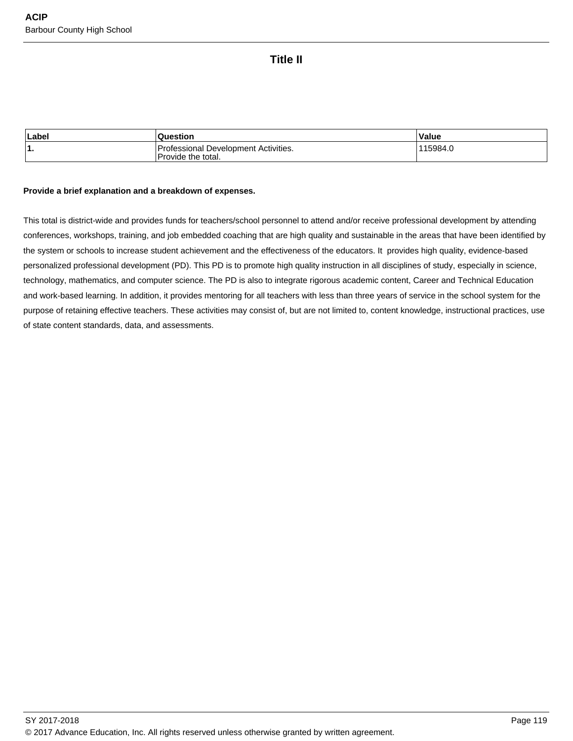# Title II

| Label | Question | Value |
|---|---|---|
| **1.** | Professional Development Activities.<br>Provide the total. | 115984.0 |

**Provide a brief explanation and a breakdown of expenses.**

This total is district-wide and provides funds for teachers/school personnel to attend and/or receive professional development by attending conferences, workshops, training, and job embedded coaching that are high quality and sustainable in the areas that have been identified by the system or schools to increase student achievement and the effectiveness of the educators. It provides high quality, evidence-based personalized professional development (PD). This PD is to promote high quality instruction in all disciplines of study, especially in science, technology, mathematics, and computer science. The PD is also to integrate rigorous academic content, Career and Technical Education and work-based learning. In addition, it provides mentoring for all teachers with less than three years of service in the school system for the purpose of retaining effective teachers. These activities may consist of, but are not limited to, content knowledge, instructional practices, use of state content standards, data, and assessments.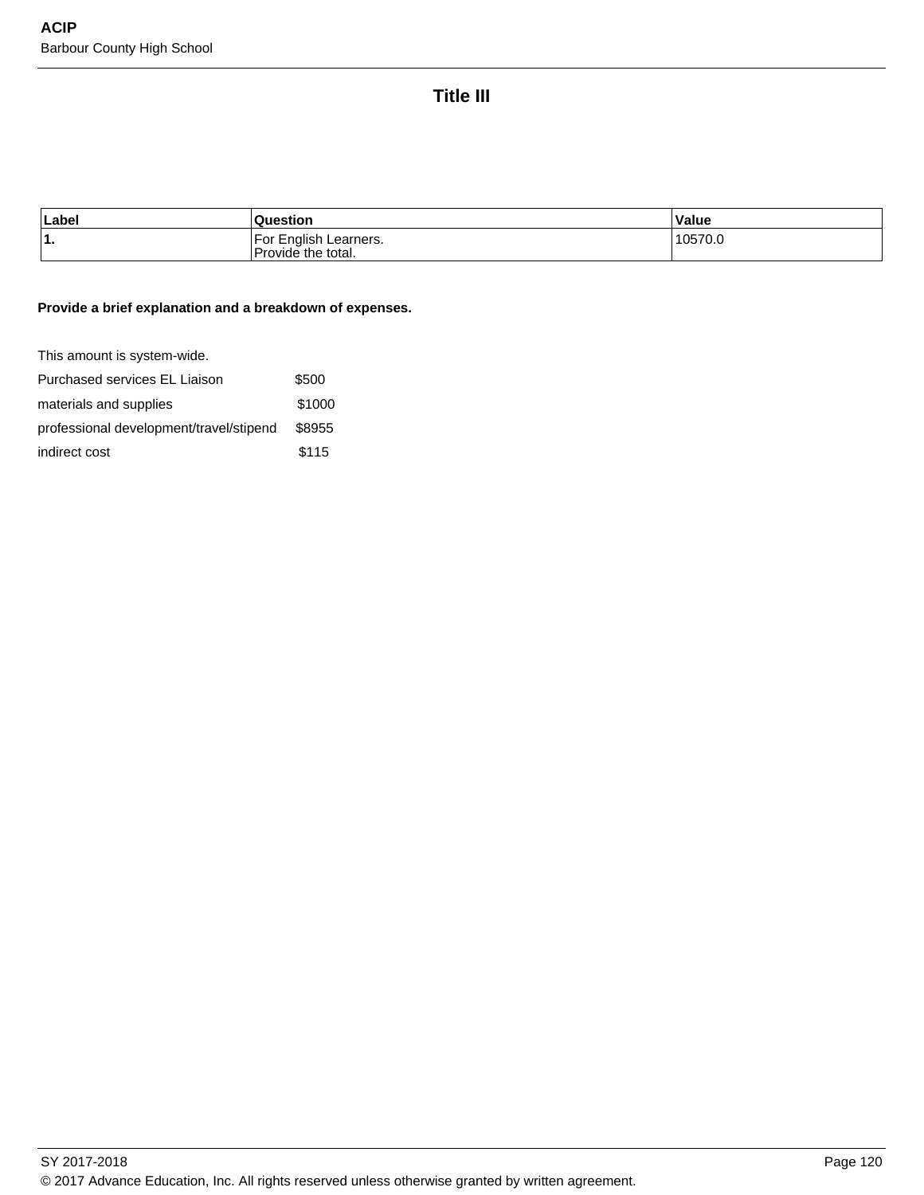## Title III

| Label | Question | Value |
|---|---|---|
| 1. | For English Learners.<br>Provide the total. | 10570.0 |

**Provide a brief explanation and a breakdown of expenses.**

This amount is system-wide.

Purchased services EL Liaison $500

materials and supplies $1000

professional development/travel/stipend $8955

indirect cost $115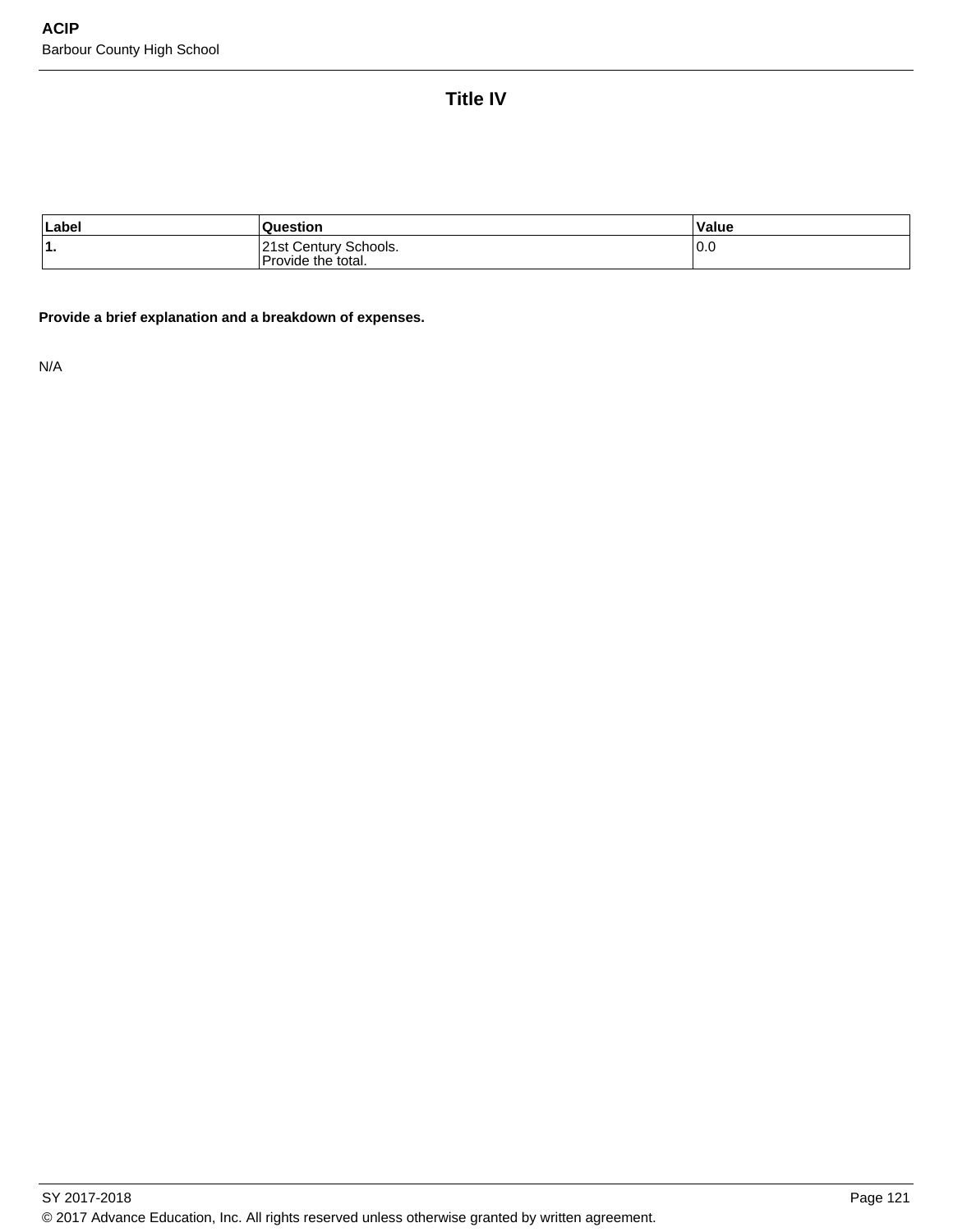# Title IV

| Label | Question | Value |
|---|---|---|
| **1.** | 21st Century Schools.<br>Provide the total. | 0.0 |

**Provide a brief explanation and a breakdown of expenses.**

N/A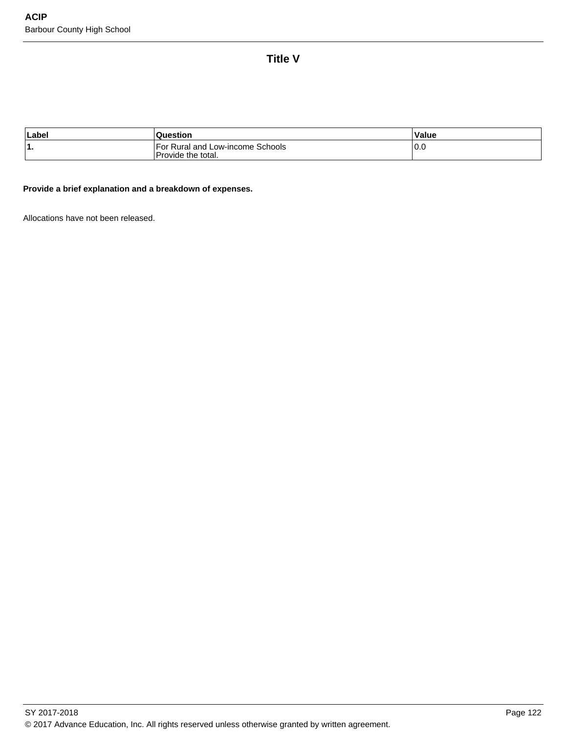## Title V

| Label | Question | Value |
|---|---|---|
| 1. | For Rural and Low-income Schools<br>Provide the total. | 0.0 |

**Provide a brief explanation and a breakdown of expenses.**

Allocations have not been released.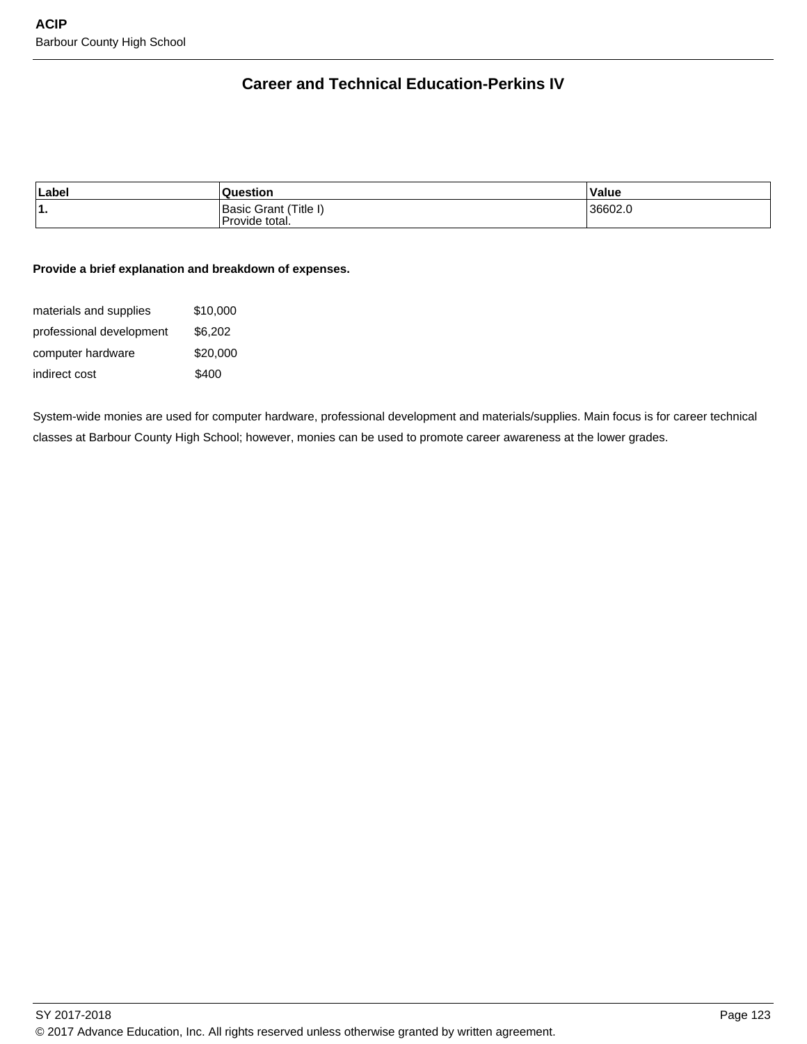## Career and Technical Education-Perkins IV

| Label | Question | Value |
|---|---|---|
| 1. | Basic Grant (Title I)<br>Provide total. | 36602.0 |

**Provide a brief explanation and breakdown of expenses.**

| | |
|---|---|
| materials and supplies | $10,000 |
| professional development | $6,202 |
| computer hardware | $20,000 |
| indirect cost | $400 |

System-wide monies are used for computer hardware, professional development and materials/supplies. Main focus is for career technical classes at Barbour County High School; however, monies can be used to promote career awareness at the lower grades.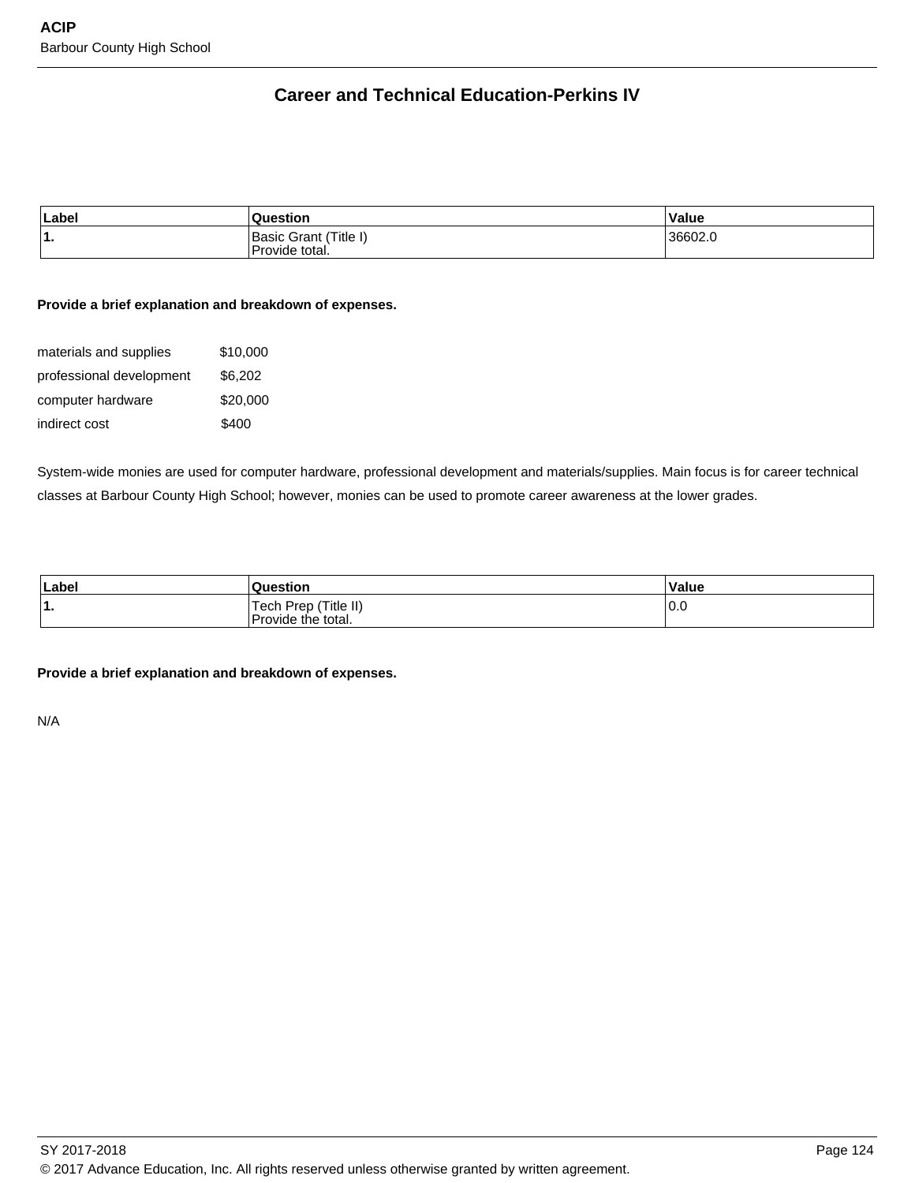## Career and Technical Education-Perkins IV

| Label | Question | Value |
|---|---|---|
| 1. | Basic Grant (Title I)<br>Provide total. | 36602.0 |

**Provide a brief explanation and breakdown of expenses.**

materials and supplies $10,000

professional development $6,202

computer hardware $20,000

indirect cost $400

System-wide monies are used for computer hardware, professional development and materials/supplies. Main focus is for career technical classes at Barbour County High School; however, monies can be used to promote career awareness at the lower grades.

| Label | Question | Value |
|---|---|---|
| 1. | Tech Prep (Title II)<br>Provide the total. | 0.0 |

**Provide a brief explanation and breakdown of expenses.**

N/A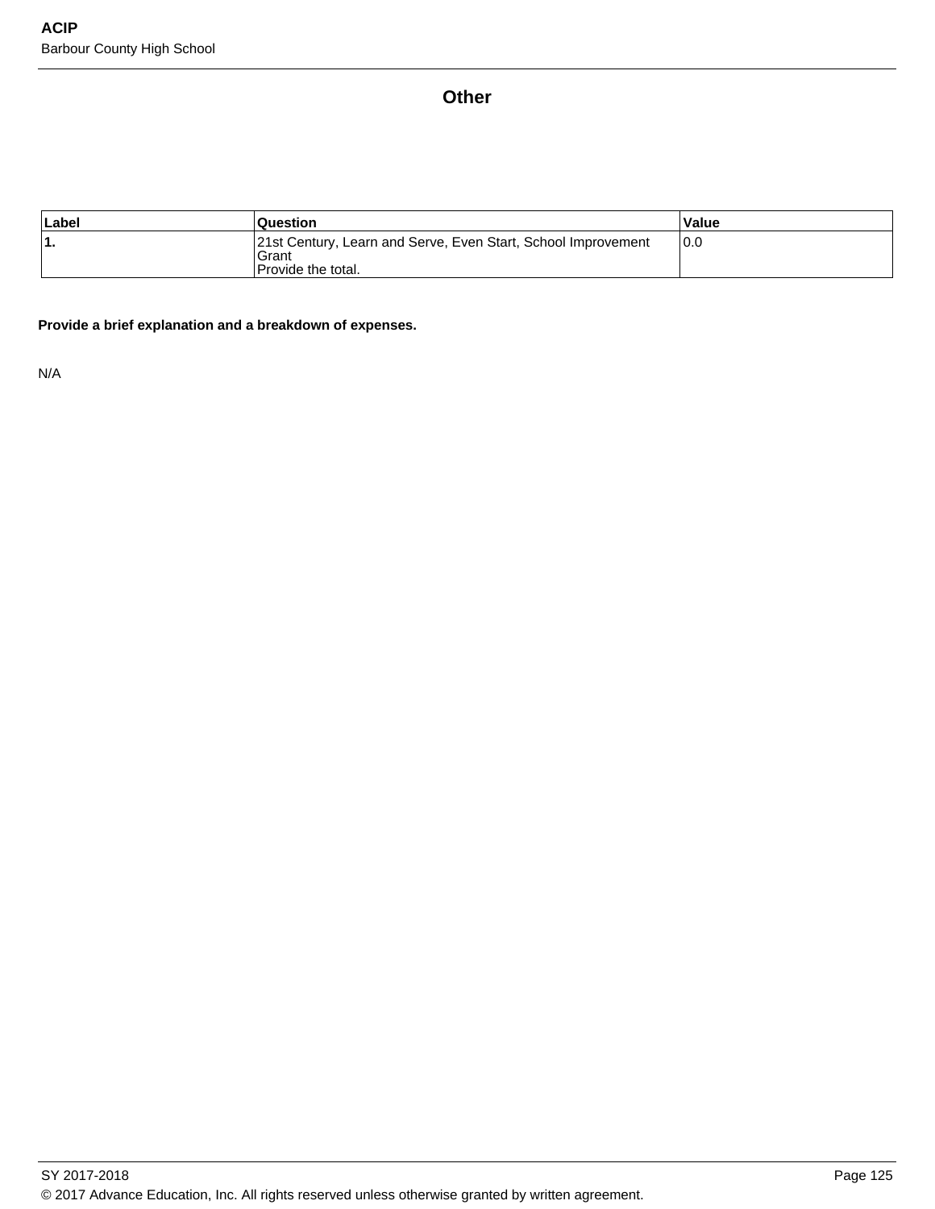## Other

| Label | Question | Value |
|---|---|---|
| 1. | 21st Century, Learn and Serve, Even Start, School Improvement Grant<br>Provide the total. | 0.0 |

**Provide a brief explanation and a breakdown of expenses.**

N/A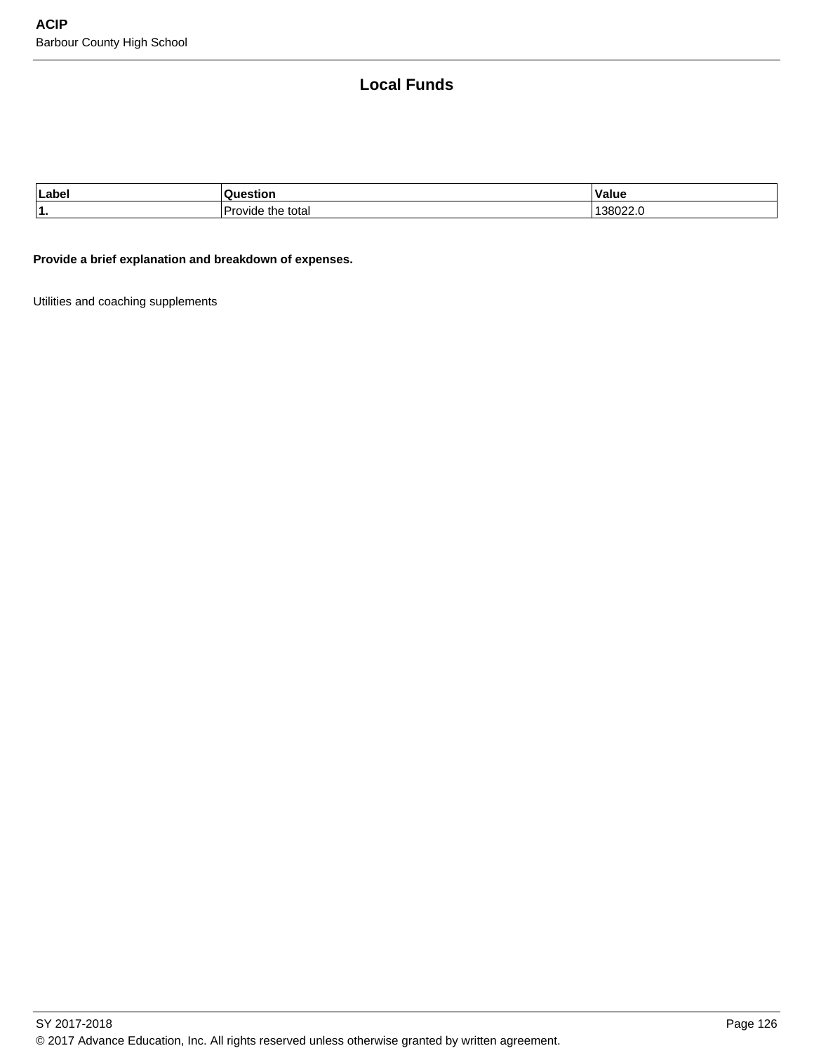## Local Funds

| Label | Question | Value |
|---|---|---|
| 1. | Provide the total | 138022.0 |

**Provide a brief explanation and breakdown of expenses.**

Utilities and coaching supplements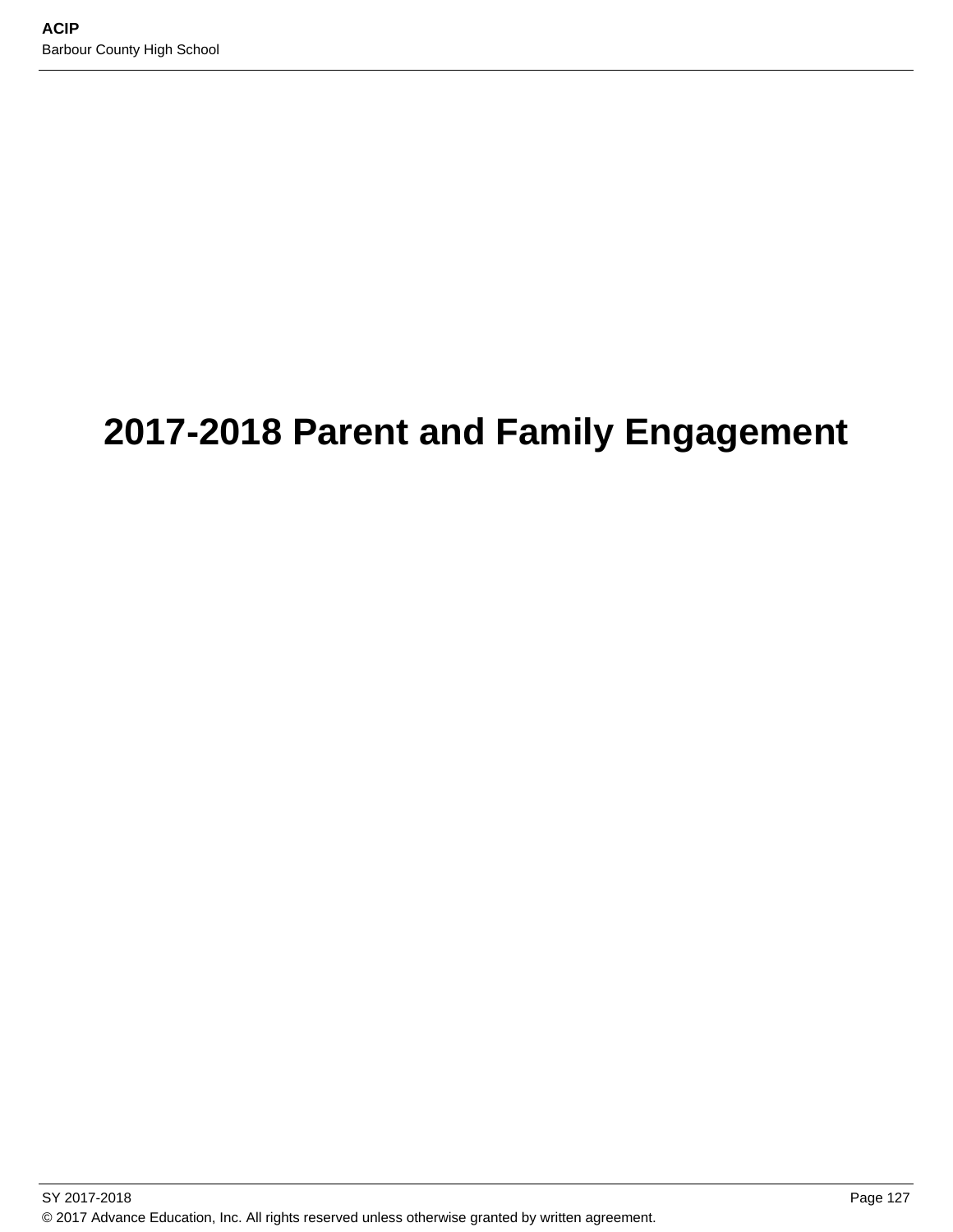# 2017-2018 Parent and Family Engagement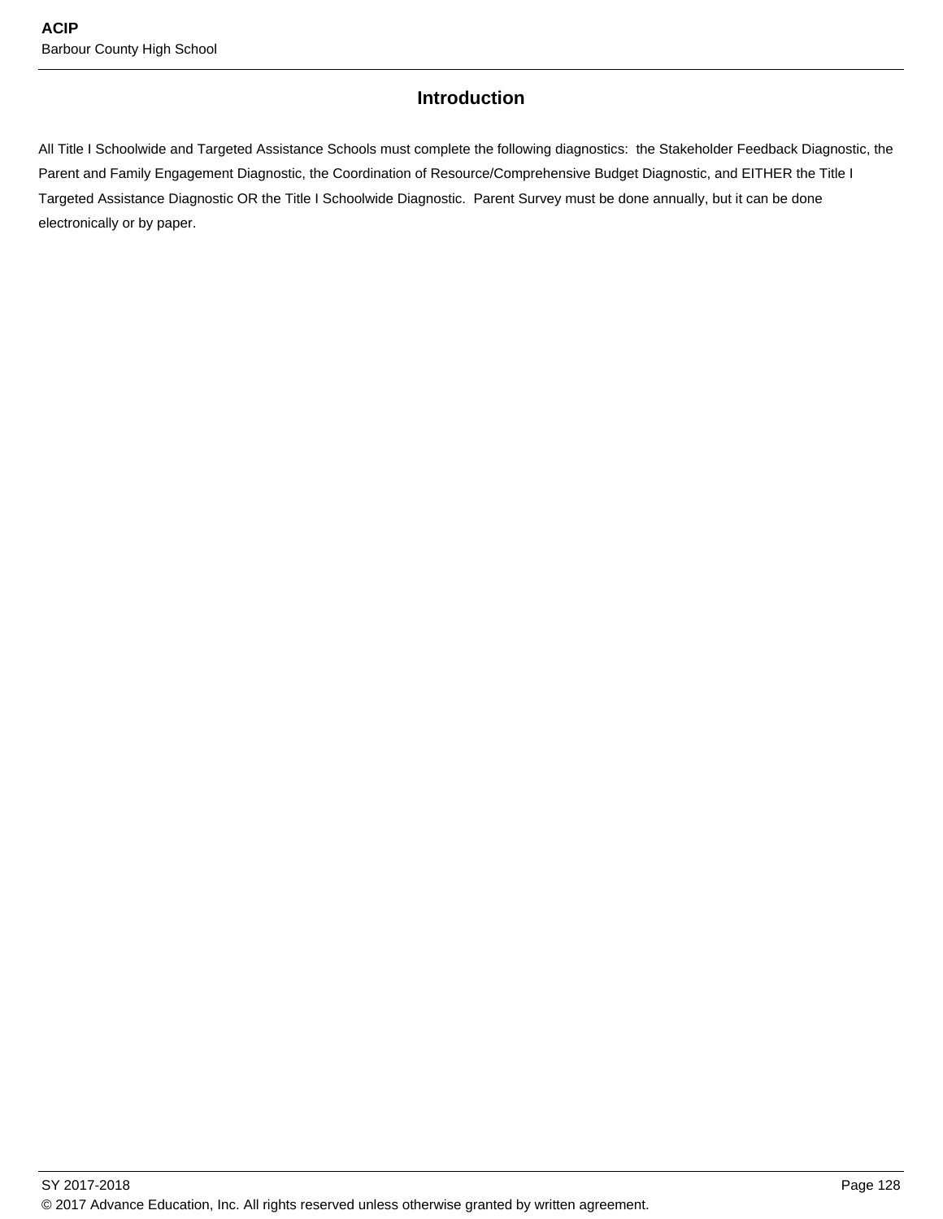# Introduction

All Title I Schoolwide and Targeted Assistance Schools must complete the following diagnostics:  the Stakeholder Feedback Diagnostic, the Parent and Family Engagement Diagnostic, the Coordination of Resource/Comprehensive Budget Diagnostic, and EITHER the Title I Targeted Assistance Diagnostic OR the Title I Schoolwide Diagnostic.  Parent Survey must be done annually, but it can be done electronically or by paper.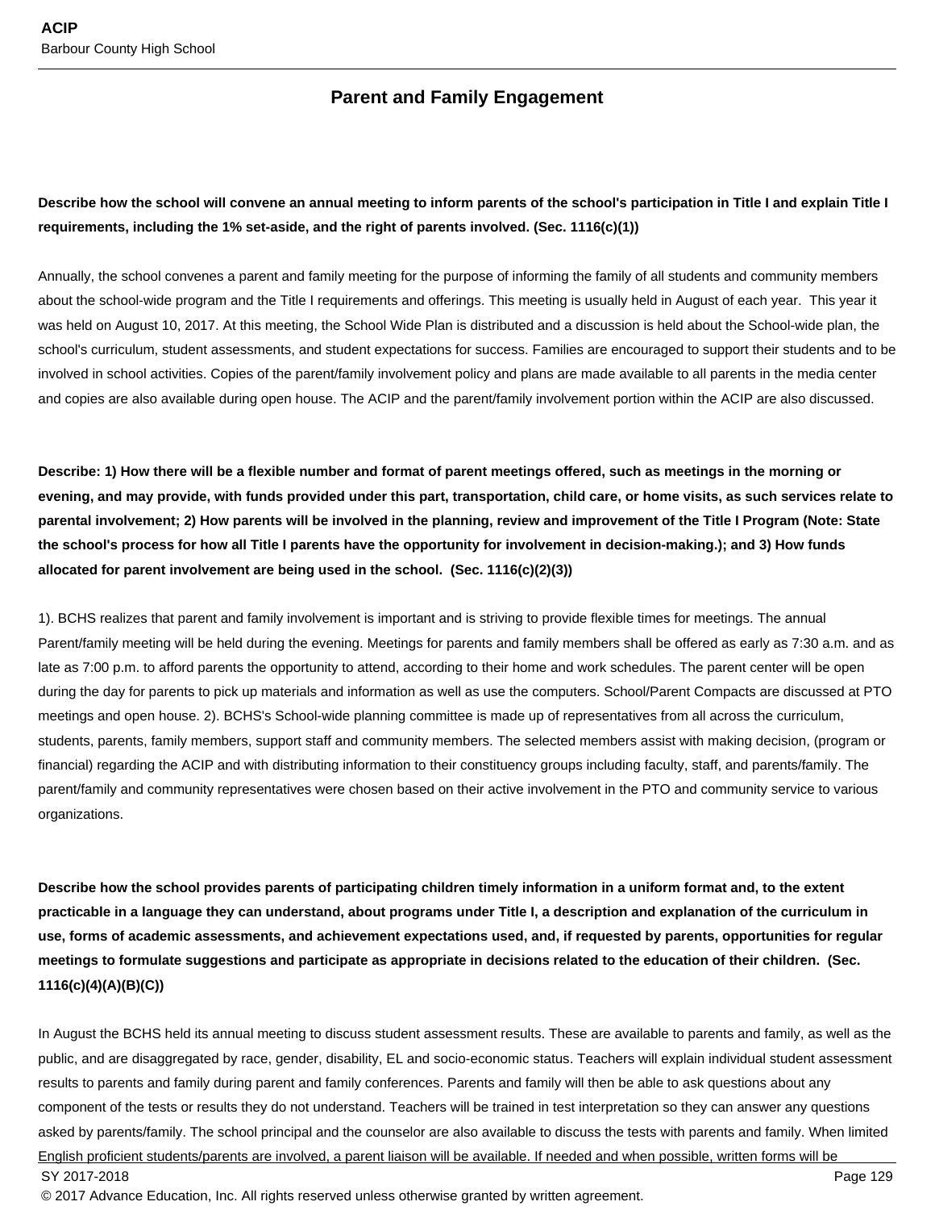## Parent and Family Engagement

**Describe how the school will convene an annual meeting to inform parents of the school's participation in Title I and explain Title I requirements, including the 1% set-aside, and the right of parents involved. (Sec. 1116(c)(1))**

Annually, the school convenes a parent and family meeting for the purpose of informing the family of all students and community members about the school-wide program and the Title I requirements and offerings. This meeting is usually held in August of each year. This year it was held on August 10, 2017. At this meeting, the School Wide Plan is distributed and a discussion is held about the School-wide plan, the school's curriculum, student assessments, and student expectations for success. Families are encouraged to support their students and to be involved in school activities. Copies of the parent/family involvement policy and plans are made available to all parents in the media center and copies are also available during open house. The ACIP and the parent/family involvement portion within the ACIP are also discussed.

**Describe: 1) How there will be a flexible number and format of parent meetings offered, such as meetings in the morning or evening, and may provide, with funds provided under this part, transportation, child care, or home visits, as such services relate to parental involvement; 2) How parents will be involved in the planning, review and improvement of the Title I Program (Note: State the school's process for how all Title I parents have the opportunity for involvement in decision-making.); and 3) How funds allocated for parent involvement are being used in the school. (Sec. 1116(c)(2)(3))**

1). BCHS realizes that parent and family involvement is important and is striving to provide flexible times for meetings. The annual Parent/family meeting will be held during the evening. Meetings for parents and family members shall be offered as early as 7:30 a.m. and as late as 7:00 p.m. to afford parents the opportunity to attend, according to their home and work schedules. The parent center will be open during the day for parents to pick up materials and information as well as use the computers. School/Parent Compacts are discussed at PTO meetings and open house. 2). BCHS's School-wide planning committee is made up of representatives from all across the curriculum, students, parents, family members, support staff and community members. The selected members assist with making decision, (program or financial) regarding the ACIP and with distributing information to their constituency groups including faculty, staff, and parents/family. The parent/family and community representatives were chosen based on their active involvement in the PTO and community service to various organizations.

**Describe how the school provides parents of participating children timely information in a uniform format and, to the extent practicable in a language they can understand, about programs under Title I, a description and explanation of the curriculum in use, forms of academic assessments, and achievement expectations used, and, if requested by parents, opportunities for regular meetings to formulate suggestions and participate as appropriate in decisions related to the education of their children. (Sec. 1116(c)(4)(A)(B)(C))**

In August the BCHS held its annual meeting to discuss student assessment results. These are available to parents and family, as well as the public, and are disaggregated by race, gender, disability, EL and socio-economic status. Teachers will explain individual student assessment results to parents and family during parent and family conferences. Parents and family will then be able to ask questions about any component of the tests or results they do not understand. Teachers will be trained in test interpretation so they can answer any questions asked by parents/family. The school principal and the counselor are also available to discuss the tests with parents and family. When limited English proficient students/parents are involved, a parent liaison will be available. If needed and when possible, written forms will be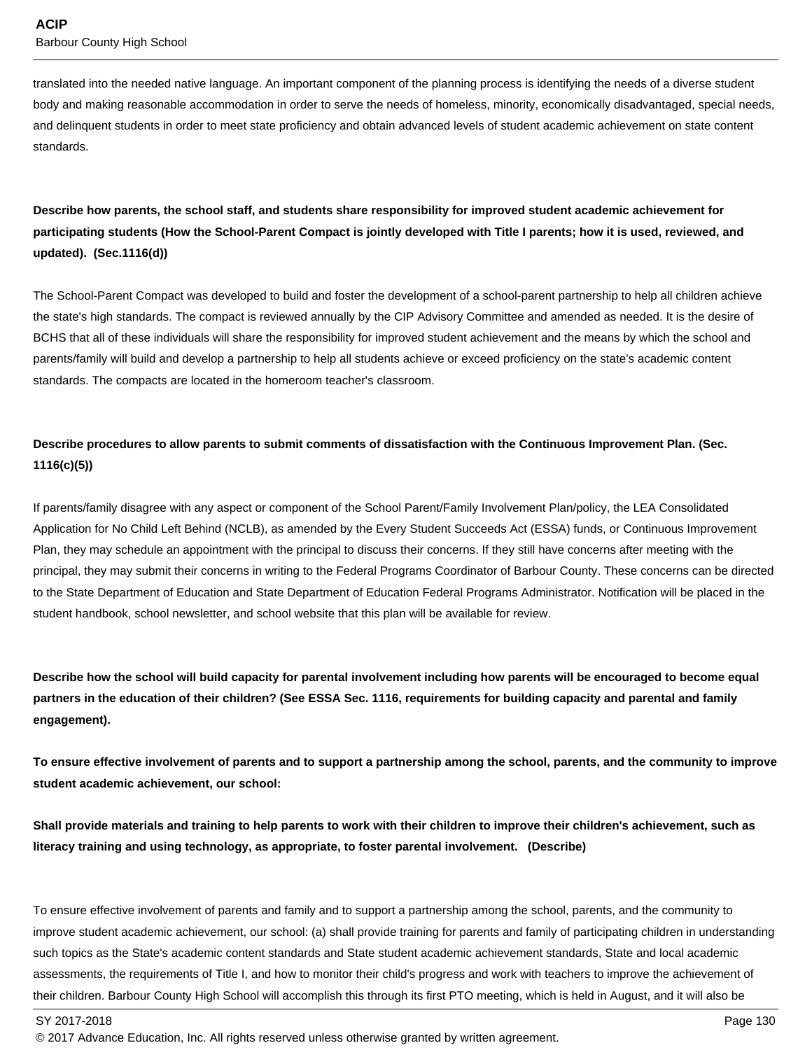translated into the needed native language. An important component of the planning process is identifying the needs of a diverse student body and making reasonable accommodation in order to serve the needs of homeless, minority, economically disadvantaged, special needs, and delinquent students in order to meet state proficiency and obtain advanced levels of student academic achievement on state content standards.

**Describe how parents, the school staff, and students share responsibility for improved student academic achievement for participating students (How the School-Parent Compact is jointly developed with Title I parents; how it is used, reviewed, and updated). (Sec.1116(d))**

The School-Parent Compact was developed to build and foster the development of a school-parent partnership to help all children achieve the state's high standards. The compact is reviewed annually by the CIP Advisory Committee and amended as needed. It is the desire of BCHS that all of these individuals will share the responsibility for improved student achievement and the means by which the school and parents/family will build and develop a partnership to help all students achieve or exceed proficiency on the state's academic content standards. The compacts are located in the homeroom teacher's classroom.

**Describe procedures to allow parents to submit comments of dissatisfaction with the Continuous Improvement Plan. (Sec. 1116(c)(5))**

If parents/family disagree with any aspect or component of the School Parent/Family Involvement Plan/policy, the LEA Consolidated Application for No Child Left Behind (NCLB), as amended by the Every Student Succeeds Act (ESSA) funds, or Continuous Improvement Plan, they may schedule an appointment with the principal to discuss their concerns. If they still have concerns after meeting with the principal, they may submit their concerns in writing to the Federal Programs Coordinator of Barbour County. These concerns can be directed to the State Department of Education and State Department of Education Federal Programs Administrator. Notification will be placed in the student handbook, school newsletter, and school website that this plan will be available for review.

**Describe how the school will build capacity for parental involvement including how parents will be encouraged to become equal partners in the education of their children? (See ESSA Sec. 1116, requirements for building capacity and parental and family engagement).**

**To ensure effective involvement of parents and to support a partnership among the school, parents, and the community to improve student academic achievement, our school:**

**Shall provide materials and training to help parents to work with their children to improve their children's achievement, such as literacy training and using technology, as appropriate, to foster parental involvement. (Describe)**

To ensure effective involvement of parents and family and to support a partnership among the school, parents, and the community to improve student academic achievement, our school: (a) shall provide training for parents and family of participating children in understanding such topics as the State's academic content standards and State student academic achievement standards, State and local academic assessments, the requirements of Title I, and how to monitor their child's progress and work with teachers to improve the achievement of their children. Barbour County High School will accomplish this through its first PTO meeting, which is held in August, and it will also be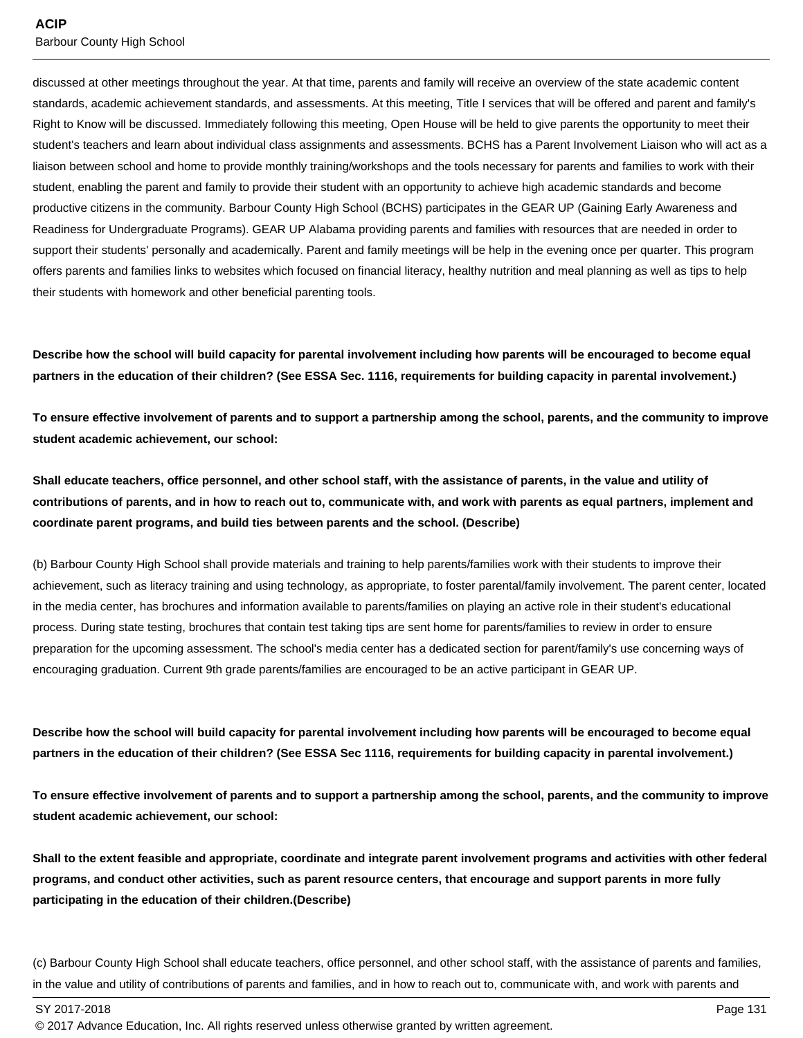discussed at other meetings throughout the year. At that time, parents and family will receive an overview of the state academic content standards, academic achievement standards, and assessments. At this meeting, Title I services that will be offered and parent and family's Right to Know will be discussed. Immediately following this meeting, Open House will be held to give parents the opportunity to meet their student's teachers and learn about individual class assignments and assessments. BCHS has a Parent Involvement Liaison who will act as a liaison between school and home to provide monthly training/workshops and the tools necessary for parents and families to work with their student, enabling the parent and family to provide their student with an opportunity to achieve high academic standards and become productive citizens in the community. Barbour County High School (BCHS) participates in the GEAR UP (Gaining Early Awareness and Readiness for Undergraduate Programs). GEAR UP Alabama providing parents and families with resources that are needed in order to support their students' personally and academically. Parent and family meetings will be help in the evening once per quarter. This program offers parents and families links to websites which focused on financial literacy, healthy nutrition and meal planning as well as tips to help their students with homework and other beneficial parenting tools.

**Describe how the school will build capacity for parental involvement including how parents will be encouraged to become equal partners in the education of their children? (See ESSA Sec. 1116, requirements for building capacity in parental involvement.)**

**To ensure effective involvement of parents and to support a partnership among the school, parents, and the community to improve student academic achievement, our school:**

**Shall educate teachers, office personnel, and other school staff, with the assistance of parents, in the value and utility of contributions of parents, and in how to reach out to, communicate with, and work with parents as equal partners, implement and coordinate parent programs, and build ties between parents and the school. (Describe)**

(b) Barbour County High School shall provide materials and training to help parents/families work with their students to improve their achievement, such as literacy training and using technology, as appropriate, to foster parental/family involvement. The parent center, located in the media center, has brochures and information available to parents/families on playing an active role in their student's educational process. During state testing, brochures that contain test taking tips are sent home for parents/families to review in order to ensure preparation for the upcoming assessment. The school's media center has a dedicated section for parent/family's use concerning ways of encouraging graduation. Current 9th grade parents/families are encouraged to be an active participant in GEAR UP.

**Describe how the school will build capacity for parental involvement including how parents will be encouraged to become equal partners in the education of their children? (See ESSA Sec 1116, requirements for building capacity in parental involvement.)**

**To ensure effective involvement of parents and to support a partnership among the school, parents, and the community to improve student academic achievement, our school:**

**Shall to the extent feasible and appropriate, coordinate and integrate parent involvement programs and activities with other federal programs, and conduct other activities, such as parent resource centers, that encourage and support parents in more fully participating in the education of their children.(Describe)**

(c) Barbour County High School shall educate teachers, office personnel, and other school staff, with the assistance of parents and families, in the value and utility of contributions of parents and families, and in how to reach out to, communicate with, and work with parents and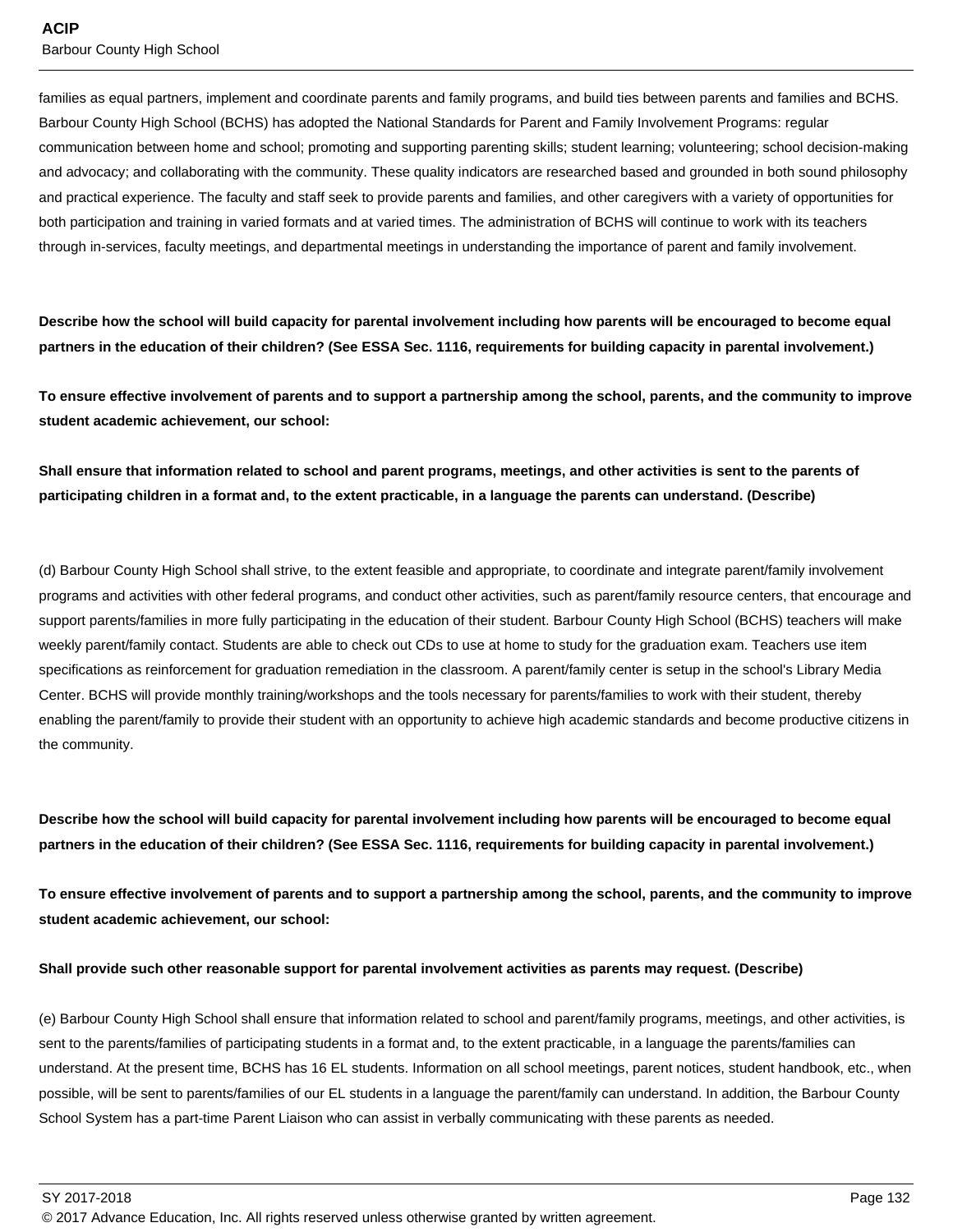families as equal partners, implement and coordinate parents and family programs, and build ties between parents and families and BCHS. Barbour County High School (BCHS) has adopted the National Standards for Parent and Family Involvement Programs: regular communication between home and school; promoting and supporting parenting skills; student learning; volunteering; school decision-making and advocacy; and collaborating with the community. These quality indicators are researched based and grounded in both sound philosophy and practical experience. The faculty and staff seek to provide parents and families, and other caregivers with a variety of opportunities for both participation and training in varied formats and at varied times. The administration of BCHS will continue to work with its teachers through in-services, faculty meetings, and departmental meetings in understanding the importance of parent and family involvement.

**Describe how the school will build capacity for parental involvement including how parents will be encouraged to become equal partners in the education of their children? (See ESSA Sec. 1116, requirements for building capacity in parental involvement.)**

**To ensure effective involvement of parents and to support a partnership among the school, parents, and the community to improve student academic achievement, our school:**

**Shall ensure that information related to school and parent programs, meetings, and other activities is sent to the parents of participating children in a format and, to the extent practicable, in a language the parents can understand. (Describe)**

(d) Barbour County High School shall strive, to the extent feasible and appropriate, to coordinate and integrate parent/family involvement programs and activities with other federal programs, and conduct other activities, such as parent/family resource centers, that encourage and support parents/families in more fully participating in the education of their student. Barbour County High School (BCHS) teachers will make weekly parent/family contact. Students are able to check out CDs to use at home to study for the graduation exam. Teachers use item specifications as reinforcement for graduation remediation in the classroom. A parent/family center is setup in the school's Library Media Center. BCHS will provide monthly training/workshops and the tools necessary for parents/families to work with their student, thereby enabling the parent/family to provide their student with an opportunity to achieve high academic standards and become productive citizens in the community.

**Describe how the school will build capacity for parental involvement including how parents will be encouraged to become equal partners in the education of their children? (See ESSA Sec. 1116, requirements for building capacity in parental involvement.)**

**To ensure effective involvement of parents and to support a partnership among the school, parents, and the community to improve student academic achievement, our school:**

**Shall provide such other reasonable support for parental involvement activities as parents may request. (Describe)**

(e) Barbour County High School shall ensure that information related to school and parent/family programs, meetings, and other activities, is sent to the parents/families of participating students in a format and, to the extent practicable, in a language the parents/families can understand. At the present time, BCHS has 16 EL students. Information on all school meetings, parent notices, student handbook, etc., when possible, will be sent to parents/families of our EL students in a language the parent/family can understand. In addition, the Barbour County School System has a part-time Parent Liaison who can assist in verbally communicating with these parents as needed.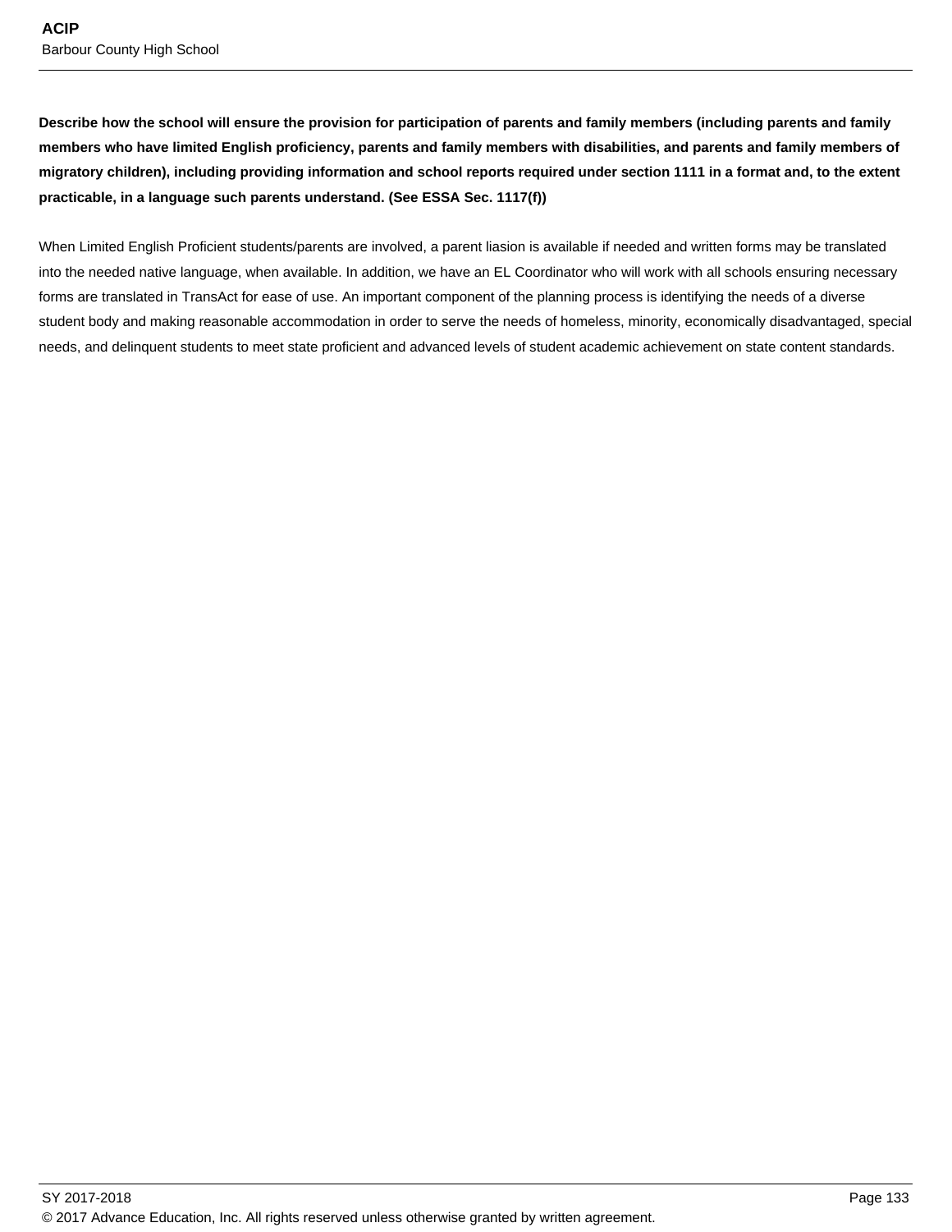**Describe how the school will ensure the provision for participation of parents and family members (including parents and family members who have limited English proficiency, parents and family members with disabilities, and parents and family members of migratory children), including providing information and school reports required under section 1111 in a format and, to the extent practicable, in a language such parents understand. (See ESSA Sec. 1117(f))**

When Limited English Proficient students/parents are involved, a parent liasion is available if needed and written forms may be translated into the needed native language, when available. In addition, we have an EL Coordinator who will work with all schools ensuring necessary forms are translated in TransAct for ease of use. An important component of the planning process is identifying the needs of a diverse student body and making reasonable accommodation in order to serve the needs of homeless, minority, economically disadvantaged, special needs, and delinquent students to meet state proficient and advanced levels of student academic achievement on state content standards.